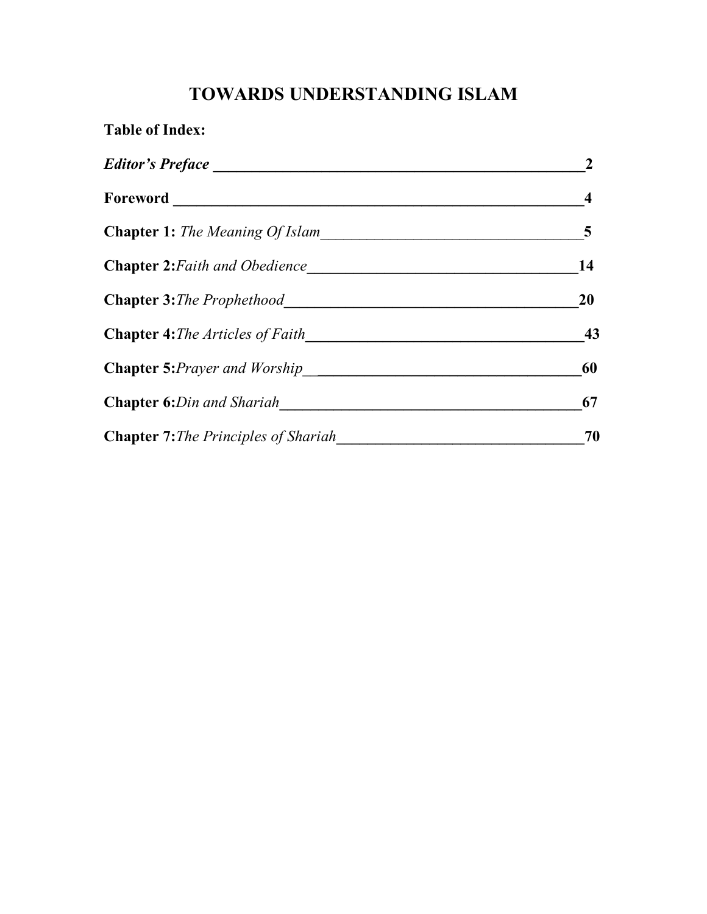# TOWARDS UNDERSTANDING ISLAM

**Table of Index:**

***Editor's Preface*** ____________________________________________ **2**

**Foreword** ____________________________________________ **4**

**Chapter 1:** *The Meaning Of Islam*____________________________________________ **5**

**Chapter 2:***Faith and Obedience*____________________________________________ **14**

**Chapter 3:***The Prophethood*____________________________________________ **20**

**Chapter 4:***The Articles of Faith*____________________________________________ **43**

**Chapter 5:***Prayer and Worship*____________________________________________ **60**

**Chapter 6:***Din and Shariah*____________________________________________ **67**

**Chapter 7:***The Principles of Shariah*____________________________________________ **70**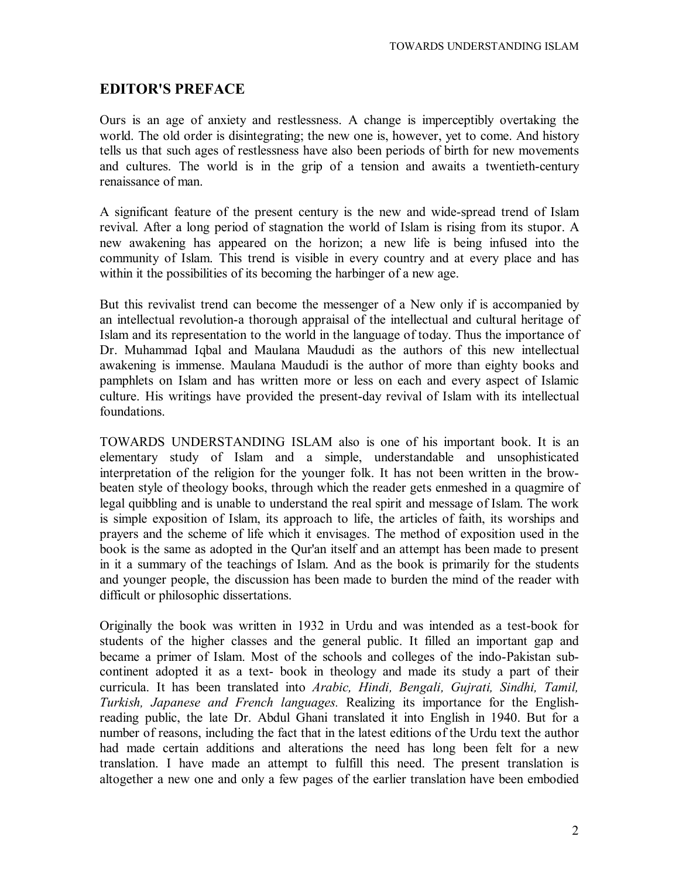## EDITOR'S PREFACE

Ours is an age of anxiety and restlessness. A change is imperceptibly overtaking the world. The old order is disintegrating; the new one is, however, yet to come. And history tells us that such ages of restlessness have also been periods of birth for new movements and cultures. The world is in the grip of a tension and awaits a twentieth-century renaissance of man.

A significant feature of the present century is the new and wide-spread trend of Islam revival. After a long period of stagnation the world of Islam is rising from its stupor. A new awakening has appeared on the horizon; a new life is being infused into the community of Islam. This trend is visible in every country and at every place and has within it the possibilities of its becoming the harbinger of a new age.

But this revivalist trend can become the messenger of a New only if is accompanied by an intellectual revolution-a thorough appraisal of the intellectual and cultural heritage of Islam and its representation to the world in the language of today. Thus the importance of Dr. Muhammad Iqbal and Maulana Maududi as the authors of this new intellectual awakening is immense. Maulana Maududi is the author of more than eighty books and pamphlets on Islam and has written more or less on each and every aspect of Islamic culture. His writings have provided the present-day revival of Islam with its intellectual foundations.

TOWARDS UNDERSTANDING ISLAM also is one of his important book. It is an elementary study of Islam and a simple, understandable and unsophisticated interpretation of the religion for the younger folk. It has not been written in the brow-beaten style of theology books, through which the reader gets enmeshed in a quagmire of legal quibbling and is unable to understand the real spirit and message of Islam. The work is simple exposition of Islam, its approach to life, the articles of faith, its worships and prayers and the scheme of life which it envisages. The method of exposition used in the book is the same as adopted in the Qur'an itself and an attempt has been made to present in it a summary of the teachings of Islam. And as the book is primarily for the students and younger people, the discussion has been made to burden the mind of the reader with difficult or philosophic dissertations.

Originally the book was written in 1932 in Urdu and was intended as a test-book for students of the higher classes and the general public. It filled an important gap and became a primer of Islam. Most of the schools and colleges of the indo-Pakistan sub-continent adopted it as a text- book in theology and made its study a part of their curricula. It has been translated into *Arabic, Hindi, Bengali, Gujrati, Sindhi, Tamil, Turkish, Japanese and French languages.* Realizing its importance for the English-reading public, the late Dr. Abdul Ghani translated it into English in 1940. But for a number of reasons, including the fact that in the latest editions of the Urdu text the author had made certain additions and alterations the need has long been felt for a new translation. I have made an attempt to fulfill this need. The present translation is altogether a new one and only a few pages of the earlier translation have been embodied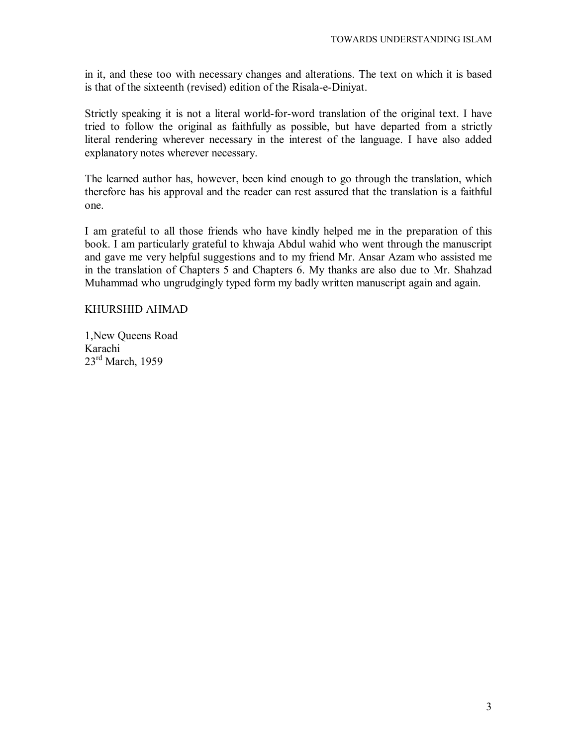in it, and these too with necessary changes and alterations. The text on which it is based is that of the sixteenth (revised) edition of the Risala-e-Diniyat.

Strictly speaking it is not a literal world-for-word translation of the original text. I have tried to follow the original as faithfully as possible, but have departed from a strictly literal rendering wherever necessary in the interest of the language. I have also added explanatory notes wherever necessary.

The learned author has, however, been kind enough to go through the translation, which therefore has his approval and the reader can rest assured that the translation is a faithful one.

I am grateful to all those friends who have kindly helped me in the preparation of this book. I am particularly grateful to khwaja Abdul wahid who went through the manuscript and gave me very helpful suggestions and to my friend Mr. Ansar Azam who assisted me in the translation of Chapters 5 and Chapters 6. My thanks are also due to Mr. Shahzad Muhammad who ungrudgingly typed form my badly written manuscript again and again.

KHURSHID AHMAD

1,New Queens Road
Karachi
23rd March, 1959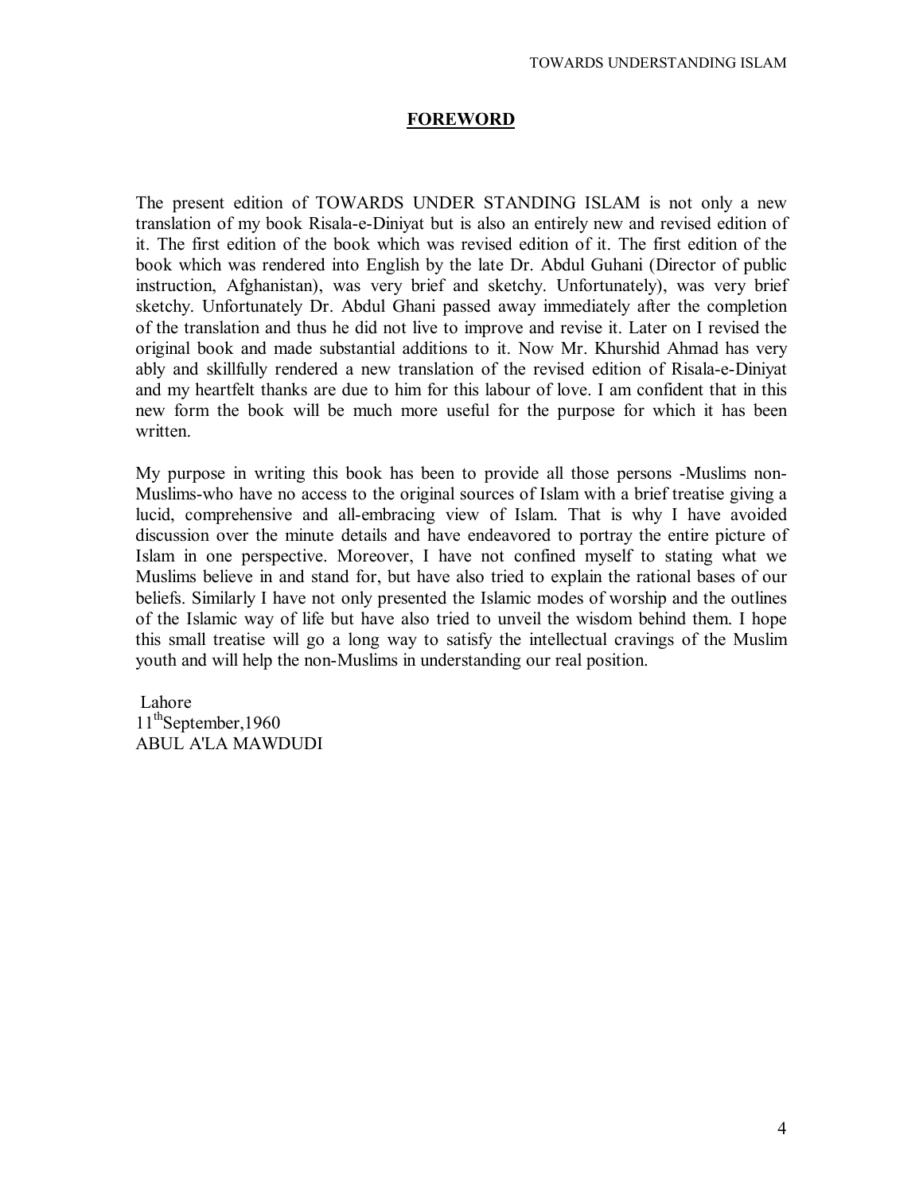## FOREWORD

The present edition of TOWARDS UNDER STANDING ISLAM is not only a new translation of my book Risala-e-Diniyat but is also an entirely new and revised edition of it. The first edition of the book which was revised edition of it. The first edition of the book which was rendered into English by the late Dr. Abdul Guhani (Director of public instruction, Afghanistan), was very brief and sketchy. Unfortunately), was very brief sketchy. Unfortunately Dr. Abdul Ghani passed away immediately after the completion of the translation and thus he did not live to improve and revise it. Later on I revised the original book and made substantial additions to it. Now Mr. Khurshid Ahmad has very ably and skillfully rendered a new translation of the revised edition of Risala-e-Diniyat and my heartfelt thanks are due to him for this labour of love. I am confident that in this new form the book will be much more useful for the purpose for which it has been written.

My purpose in writing this book has been to provide all those persons -Muslims non-Muslims-who have no access to the original sources of Islam with a brief treatise giving a lucid, comprehensive and all-embracing view of Islam. That is why I have avoided discussion over the minute details and have endeavored to portray the entire picture of Islam in one perspective. Moreover, I have not confined myself to stating what we Muslims believe in and stand for, but have also tried to explain the rational bases of our beliefs. Similarly I have not only presented the Islamic modes of worship and the outlines of the Islamic way of life but have also tried to unveil the wisdom behind them. I hope this small treatise will go a long way to satisfy the intellectual cravings of the Muslim youth and will help the non-Muslims in understanding our real position.

Lahore
11th September,1960
ABUL A'LA MAWDUDI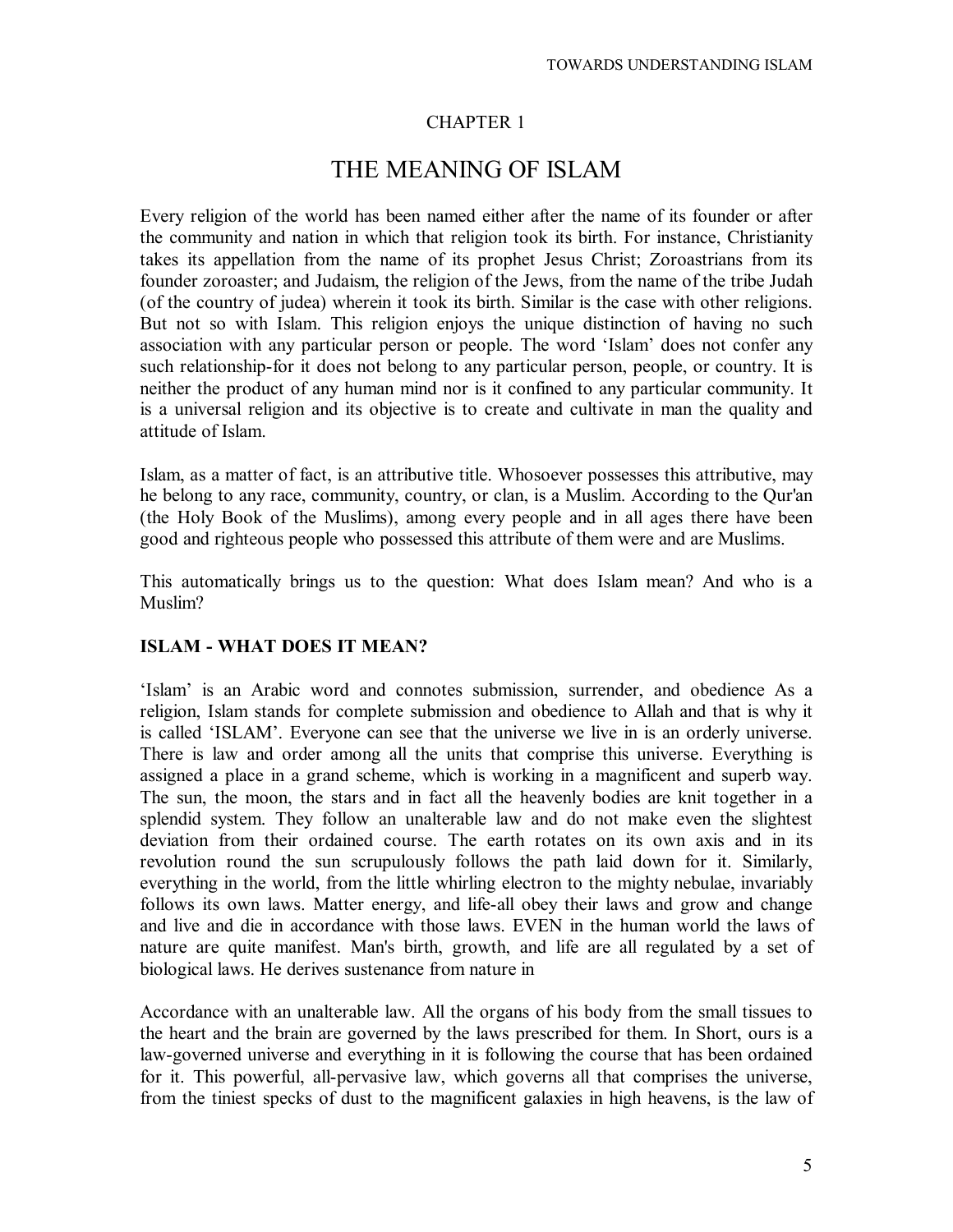## CHAPTER 1

# THE MEANING OF ISLAM

Every religion of the world has been named either after the name of its founder or after the community and nation in which that religion took its birth. For instance, Christianity takes its appellation from the name of its prophet Jesus Christ; Zoroastrians from its founder zoroaster; and Judaism, the religion of the Jews, from the name of the tribe Judah (of the country of judea) wherein it took its birth. Similar is the case with other religions. But not so with Islam. This religion enjoys the unique distinction of having no such association with any particular person or people. The word 'Islam' does not confer any such relationship-for it does not belong to any particular person, people, or country. It is neither the product of any human mind nor is it confined to any particular community. It is a universal religion and its objective is to create and cultivate in man the quality and attitude of Islam.

Islam, as a matter of fact, is an attributive title. Whosoever possesses this attributive, may he belong to any race, community, country, or clan, is a Muslim. According to the Qur'an (the Holy Book of the Muslims), among every people and in all ages there have been good and righteous people who possessed this attribute of them were and are Muslims.

This automatically brings us to the question: What does Islam mean? And who is a Muslim?

### ISLAM - WHAT DOES IT MEAN?

'Islam' is an Arabic word and connotes submission, surrender, and obedience As a religion, Islam stands for complete submission and obedience to Allah and that is why it is called 'ISLAM'. Everyone can see that the universe we live in is an orderly universe. There is law and order among all the units that comprise this universe. Everything is assigned a place in a grand scheme, which is working in a magnificent and superb way. The sun, the moon, the stars and in fact all the heavenly bodies are knit together in a splendid system. They follow an unalterable law and do not make even the slightest deviation from their ordained course. The earth rotates on its own axis and in its revolution round the sun scrupulously follows the path laid down for it. Similarly, everything in the world, from the little whirling electron to the mighty nebulae, invariably follows its own laws. Matter energy, and life-all obey their laws and grow and change and live and die in accordance with those laws. EVEN in the human world the laws of nature are quite manifest. Man's birth, growth, and life are all regulated by a set of biological laws. He derives sustenance from nature in

Accordance with an unalterable law. All the organs of his body from the small tissues to the heart and the brain are governed by the laws prescribed for them. In Short, ours is a law-governed universe and everything in it is following the course that has been ordained for it. This powerful, all-pervasive law, which governs all that comprises the universe, from the tiniest specks of dust to the magnificent galaxies in high heavens, is the law of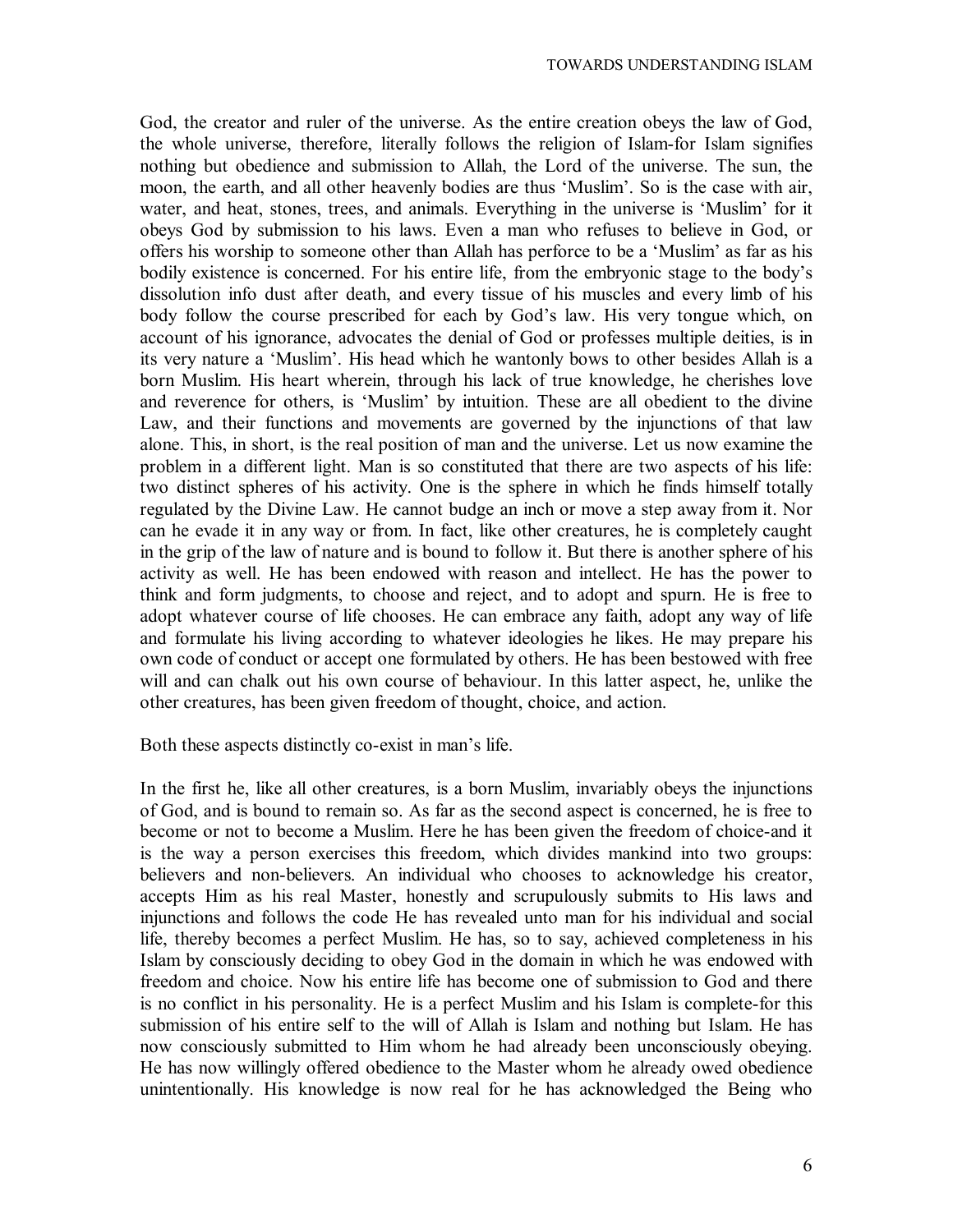God, the creator and ruler of the universe. As the entire creation obeys the law of God, the whole universe, therefore, literally follows the religion of Islam-for Islam signifies nothing but obedience and submission to Allah, the Lord of the universe. The sun, the moon, the earth, and all other heavenly bodies are thus 'Muslim'. So is the case with air, water, and heat, stones, trees, and animals. Everything in the universe is 'Muslim' for it obeys God by submission to his laws. Even a man who refuses to believe in God, or offers his worship to someone other than Allah has perforce to be a 'Muslim' as far as his bodily existence is concerned. For his entire life, from the embryonic stage to the body's dissolution info dust after death, and every tissue of his muscles and every limb of his body follow the course prescribed for each by God's law. His very tongue which, on account of his ignorance, advocates the denial of God or professes multiple deities, is in its very nature a 'Muslim'. His head which he wantonly bows to other besides Allah is a born Muslim. His heart wherein, through his lack of true knowledge, he cherishes love and reverence for others, is 'Muslim' by intuition. These are all obedient to the divine Law, and their functions and movements are governed by the injunctions of that law alone. This, in short, is the real position of man and the universe. Let us now examine the problem in a different light. Man is so constituted that there are two aspects of his life: two distinct spheres of his activity. One is the sphere in which he finds himself totally regulated by the Divine Law. He cannot budge an inch or move a step away from it. Nor can he evade it in any way or from. In fact, like other creatures, he is completely caught in the grip of the law of nature and is bound to follow it. But there is another sphere of his activity as well. He has been endowed with reason and intellect. He has the power to think and form judgments, to choose and reject, and to adopt and spurn. He is free to adopt whatever course of life chooses. He can embrace any faith, adopt any way of life and formulate his living according to whatever ideologies he likes. He may prepare his own code of conduct or accept one formulated by others. He has been bestowed with free will and can chalk out his own course of behaviour. In this latter aspect, he, unlike the other creatures, has been given freedom of thought, choice, and action.

Both these aspects distinctly co-exist in man's life.

In the first he, like all other creatures, is a born Muslim, invariably obeys the injunctions of God, and is bound to remain so. As far as the second aspect is concerned, he is free to become or not to become a Muslim. Here he has been given the freedom of choice-and it is the way a person exercises this freedom, which divides mankind into two groups: believers and non-believers. An individual who chooses to acknowledge his creator, accepts Him as his real Master, honestly and scrupulously submits to His laws and injunctions and follows the code He has revealed unto man for his individual and social life, thereby becomes a perfect Muslim. He has, so to say, achieved completeness in his Islam by consciously deciding to obey God in the domain in which he was endowed with freedom and choice. Now his entire life has become one of submission to God and there is no conflict in his personality. He is a perfect Muslim and his Islam is complete-for this submission of his entire self to the will of Allah is Islam and nothing but Islam. He has now consciously submitted to Him whom he had already been unconsciously obeying. He has now willingly offered obedience to the Master whom he already owed obedience unintentionally. His knowledge is now real for he has acknowledged the Being who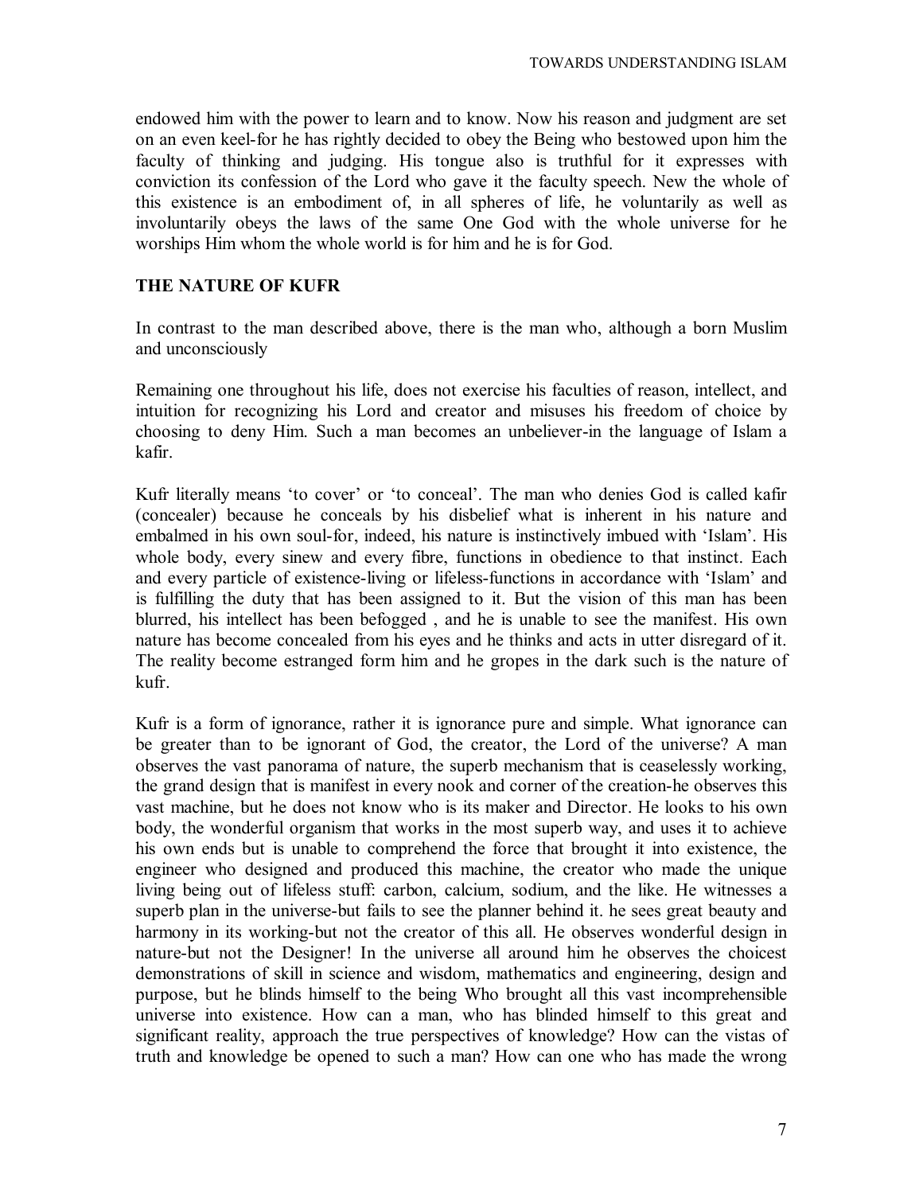endowed him with the power to learn and to know. Now his reason and judgment are set on an even keel-for he has rightly decided to obey the Being who bestowed upon him the faculty of thinking and judging. His tongue also is truthful for it expresses with conviction its confession of the Lord who gave it the faculty speech. New the whole of this existence is an embodiment of, in all spheres of life, he voluntarily as well as involuntarily obeys the laws of the same One God with the whole universe for he worships Him whom the whole world is for him and he is for God.

## THE NATURE OF KUFR

In contrast to the man described above, there is the man who, although a born Muslim and unconsciously

Remaining one throughout his life, does not exercise his faculties of reason, intellect, and intuition for recognizing his Lord and creator and misuses his freedom of choice by choosing to deny Him. Such a man becomes an unbeliever-in the language of Islam a kafir.

Kufr literally means 'to cover' or 'to conceal'. The man who denies God is called kafir (concealer) because he conceals by his disbelief what is inherent in his nature and embalmed in his own soul-for, indeed, his nature is instinctively imbued with 'Islam'. His whole body, every sinew and every fibre, functions in obedience to that instinct. Each and every particle of existence-living or lifeless-functions in accordance with 'Islam' and is fulfilling the duty that has been assigned to it. But the vision of this man has been blurred, his intellect has been befogged , and he is unable to see the manifest. His own nature has become concealed from his eyes and he thinks and acts in utter disregard of it. The reality become estranged form him and he gropes in the dark such is the nature of kufr.

Kufr is a form of ignorance, rather it is ignorance pure and simple. What ignorance can be greater than to be ignorant of God, the creator, the Lord of the universe? A man observes the vast panorama of nature, the superb mechanism that is ceaselessly working, the grand design that is manifest in every nook and corner of the creation-he observes this vast machine, but he does not know who is its maker and Director. He looks to his own body, the wonderful organism that works in the most superb way, and uses it to achieve his own ends but is unable to comprehend the force that brought it into existence, the engineer who designed and produced this machine, the creator who made the unique living being out of lifeless stuff: carbon, calcium, sodium, and the like. He witnesses a superb plan in the universe-but fails to see the planner behind it. he sees great beauty and harmony in its working-but not the creator of this all. He observes wonderful design in nature-but not the Designer! In the universe all around him he observes the choicest demonstrations of skill in science and wisdom, mathematics and engineering, design and purpose, but he blinds himself to the being Who brought all this vast incomprehensible universe into existence. How can a man, who has blinded himself to this great and significant reality, approach the true perspectives of knowledge? How can the vistas of truth and knowledge be opened to such a man? How can one who has made the wrong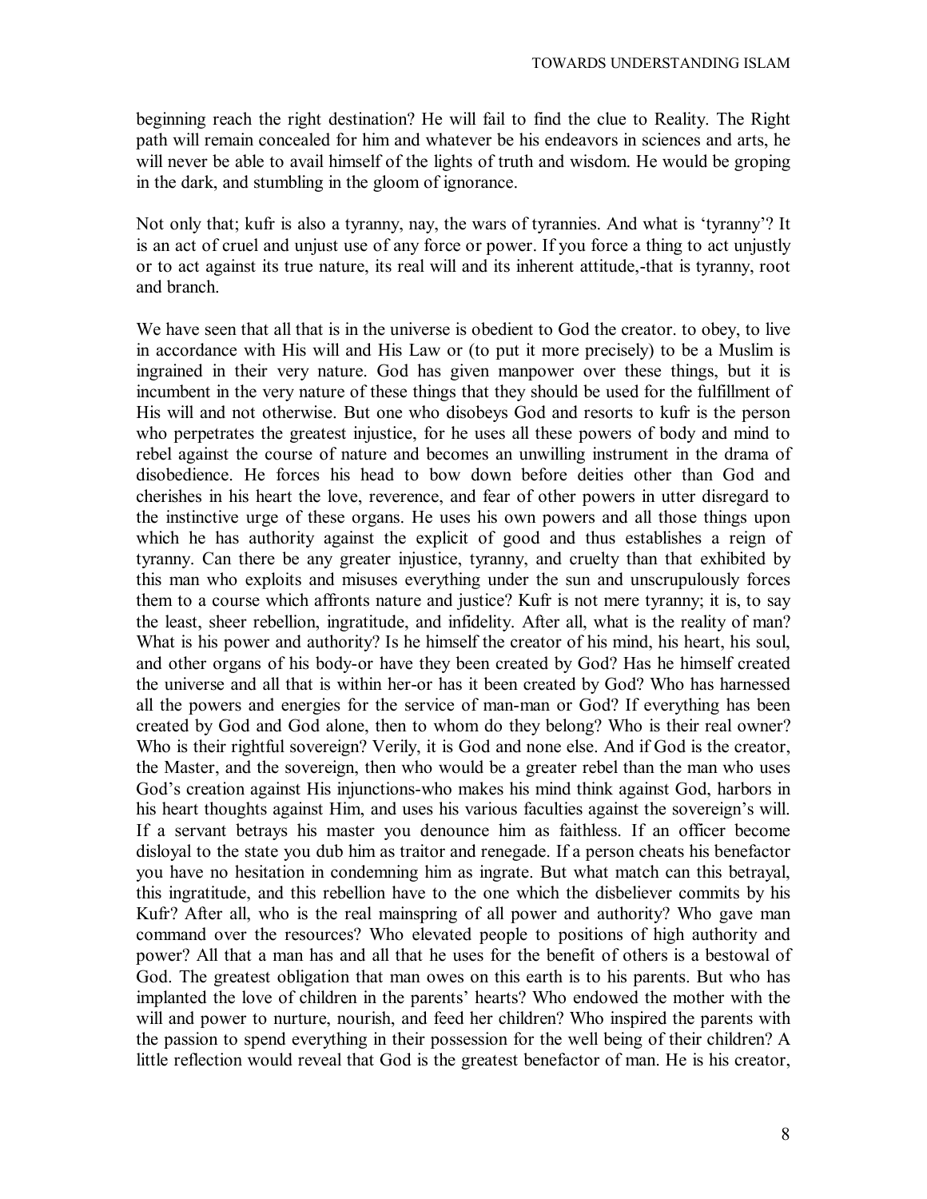beginning reach the right destination? He will fail to find the clue to Reality. The Right path will remain concealed for him and whatever be his endeavors in sciences and arts, he will never be able to avail himself of the lights of truth and wisdom. He would be groping in the dark, and stumbling in the gloom of ignorance.

Not only that; kufr is also a tyranny, nay, the wars of tyrannies. And what is 'tyranny'? It is an act of cruel and unjust use of any force or power. If you force a thing to act unjustly or to act against its true nature, its real will and its inherent attitude,-that is tyranny, root and branch.

We have seen that all that is in the universe is obedient to God the creator. to obey, to live in accordance with His will and His Law or (to put it more precisely) to be a Muslim is ingrained in their very nature. God has given manpower over these things, but it is incumbent in the very nature of these things that they should be used for the fulfillment of His will and not otherwise. But one who disobeys God and resorts to kufr is the person who perpetrates the greatest injustice, for he uses all these powers of body and mind to rebel against the course of nature and becomes an unwilling instrument in the drama of disobedience. He forces his head to bow down before deities other than God and cherishes in his heart the love, reverence, and fear of other powers in utter disregard to the instinctive urge of these organs. He uses his own powers and all those things upon which he has authority against the explicit of good and thus establishes a reign of tyranny. Can there be any greater injustice, tyranny, and cruelty than that exhibited by this man who exploits and misuses everything under the sun and unscrupulously forces them to a course which affronts nature and justice? Kufr is not mere tyranny; it is, to say the least, sheer rebellion, ingratitude, and infidelity. After all, what is the reality of man? What is his power and authority? Is he himself the creator of his mind, his heart, his soul, and other organs of his body-or have they been created by God? Has he himself created the universe and all that is within her-or has it been created by God? Who has harnessed all the powers and energies for the service of man-man or God? If everything has been created by God and God alone, then to whom do they belong? Who is their real owner? Who is their rightful sovereign? Verily, it is God and none else. And if God is the creator, the Master, and the sovereign, then who would be a greater rebel than the man who uses God's creation against His injunctions-who makes his mind think against God, harbors in his heart thoughts against Him, and uses his various faculties against the sovereign's will. If a servant betrays his master you denounce him as faithless. If an officer become disloyal to the state you dub him as traitor and renegade. If a person cheats his benefactor you have no hesitation in condemning him as ingrate. But what match can this betrayal, this ingratitude, and this rebellion have to the one which the disbeliever commits by his Kufr? After all, who is the real mainspring of all power and authority? Who gave man command over the resources? Who elevated people to positions of high authority and power? All that a man has and all that he uses for the benefit of others is a bestowal of God. The greatest obligation that man owes on this earth is to his parents. But who has implanted the love of children in the parents' hearts? Who endowed the mother with the will and power to nurture, nourish, and feed her children? Who inspired the parents with the passion to spend everything in their possession for the well being of their children? A little reflection would reveal that God is the greatest benefactor of man. He is his creator,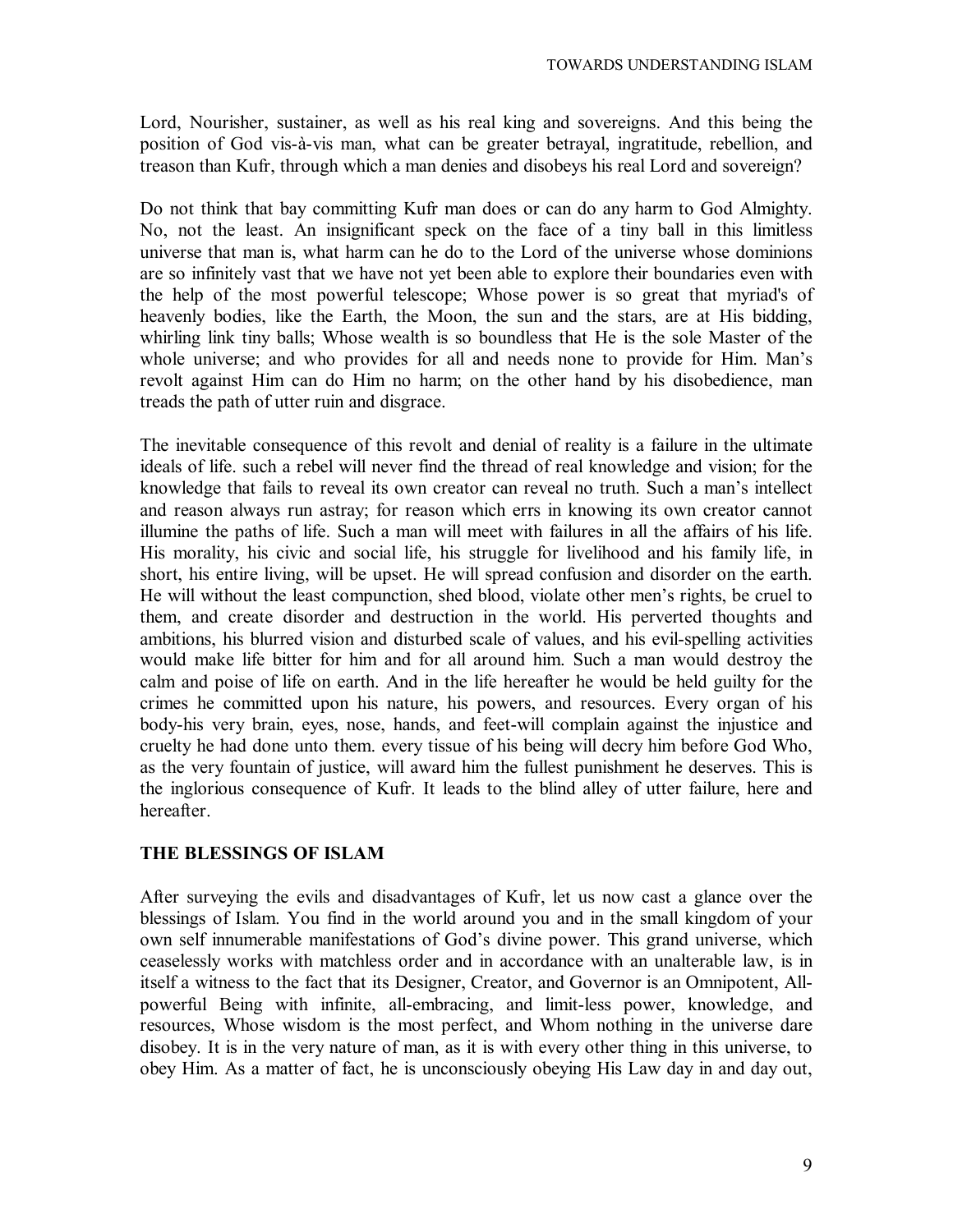Lord, Nourisher, sustainer, as well as his real king and sovereigns. And this being the position of God vis-à-vis man, what can be greater betrayal, ingratitude, rebellion, and treason than Kufr, through which a man denies and disobeys his real Lord and sovereign?

Do not think that bay committing Kufr man does or can do any harm to God Almighty. No, not the least. An insignificant speck on the face of a tiny ball in this limitless universe that man is, what harm can he do to the Lord of the universe whose dominions are so infinitely vast that we have not yet been able to explore their boundaries even with the help of the most powerful telescope; Whose power is so great that myriad's of heavenly bodies, like the Earth, the Moon, the sun and the stars, are at His bidding, whirling link tiny balls; Whose wealth is so boundless that He is the sole Master of the whole universe; and who provides for all and needs none to provide for Him. Man's revolt against Him can do Him no harm; on the other hand by his disobedience, man treads the path of utter ruin and disgrace.

The inevitable consequence of this revolt and denial of reality is a failure in the ultimate ideals of life. such a rebel will never find the thread of real knowledge and vision; for the knowledge that fails to reveal its own creator can reveal no truth. Such a man's intellect and reason always run astray; for reason which errs in knowing its own creator cannot illumine the paths of life. Such a man will meet with failures in all the affairs of his life. His morality, his civic and social life, his struggle for livelihood and his family life, in short, his entire living, will be upset. He will spread confusion and disorder on the earth. He will without the least compunction, shed blood, violate other men's rights, be cruel to them, and create disorder and destruction in the world. His perverted thoughts and ambitions, his blurred vision and disturbed scale of values, and his evil-spelling activities would make life bitter for him and for all around him. Such a man would destroy the calm and poise of life on earth. And in the life hereafter he would be held guilty for the crimes he committed upon his nature, his powers, and resources. Every organ of his body-his very brain, eyes, nose, hands, and feet-will complain against the injustice and cruelty he had done unto them. every tissue of his being will decry him before God Who, as the very fountain of justice, will award him the fullest punishment he deserves. This is the inglorious consequence of Kufr. It leads to the blind alley of utter failure, here and hereafter.

## THE BLESSINGS OF ISLAM

After surveying the evils and disadvantages of Kufr, let us now cast a glance over the blessings of Islam. You find in the world around you and in the small kingdom of your own self innumerable manifestations of God's divine power. This grand universe, which ceaselessly works with matchless order and in accordance with an unalterable law, is in itself a witness to the fact that its Designer, Creator, and Governor is an Omnipotent, All-powerful Being with infinite, all-embracing, and limit-less power, knowledge, and resources, Whose wisdom is the most perfect, and Whom nothing in the universe dare disobey. It is in the very nature of man, as it is with every other thing in this universe, to obey Him. As a matter of fact, he is unconsciously obeying His Law day in and day out,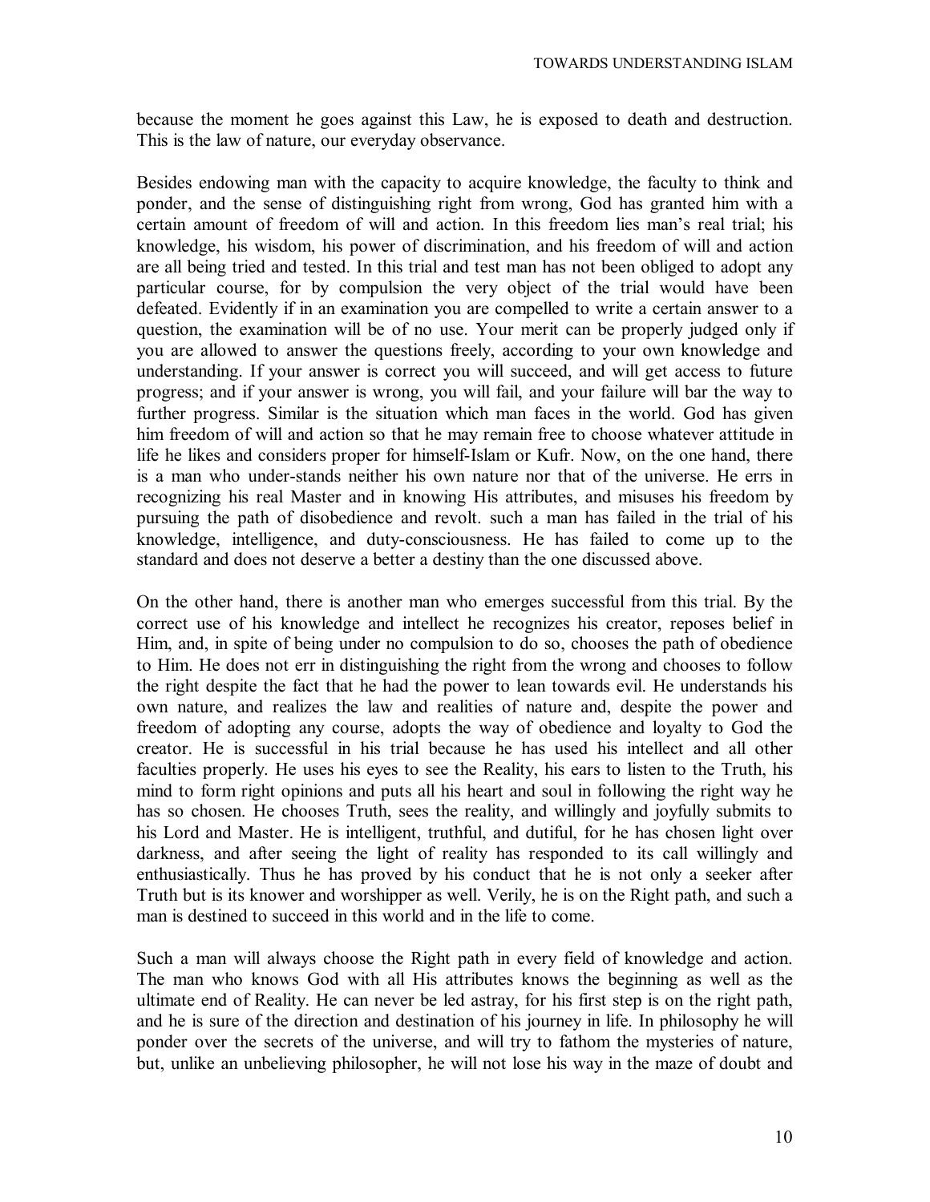because the moment he goes against this Law, he is exposed to death and destruction. This is the law of nature, our everyday observance.

Besides endowing man with the capacity to acquire knowledge, the faculty to think and ponder, and the sense of distinguishing right from wrong, God has granted him with a certain amount of freedom of will and action. In this freedom lies man's real trial; his knowledge, his wisdom, his power of discrimination, and his freedom of will and action are all being tried and tested. In this trial and test man has not been obliged to adopt any particular course, for by compulsion the very object of the trial would have been defeated. Evidently if in an examination you are compelled to write a certain answer to a question, the examination will be of no use. Your merit can be properly judged only if you are allowed to answer the questions freely, according to your own knowledge and understanding. If your answer is correct you will succeed, and will get access to future progress; and if your answer is wrong, you will fail, and your failure will bar the way to further progress. Similar is the situation which man faces in the world. God has given him freedom of will and action so that he may remain free to choose whatever attitude in life he likes and considers proper for himself-Islam or Kufr. Now, on the one hand, there is a man who under-stands neither his own nature nor that of the universe. He errs in recognizing his real Master and in knowing His attributes, and misuses his freedom by pursuing the path of disobedience and revolt. such a man has failed in the trial of his knowledge, intelligence, and duty-consciousness. He has failed to come up to the standard and does not deserve a better a destiny than the one discussed above.

On the other hand, there is another man who emerges successful from this trial. By the correct use of his knowledge and intellect he recognizes his creator, reposes belief in Him, and, in spite of being under no compulsion to do so, chooses the path of obedience to Him. He does not err in distinguishing the right from the wrong and chooses to follow the right despite the fact that he had the power to lean towards evil. He understands his own nature, and realizes the law and realities of nature and, despite the power and freedom of adopting any course, adopts the way of obedience and loyalty to God the creator. He is successful in his trial because he has used his intellect and all other faculties properly. He uses his eyes to see the Reality, his ears to listen to the Truth, his mind to form right opinions and puts all his heart and soul in following the right way he has so chosen. He chooses Truth, sees the reality, and willingly and joyfully submits to his Lord and Master. He is intelligent, truthful, and dutiful, for he has chosen light over darkness, and after seeing the light of reality has responded to its call willingly and enthusiastically. Thus he has proved by his conduct that he is not only a seeker after Truth but is its knower and worshipper as well. Verily, he is on the Right path, and such a man is destined to succeed in this world and in the life to come.

Such a man will always choose the Right path in every field of knowledge and action. The man who knows God with all His attributes knows the beginning as well as the ultimate end of Reality. He can never be led astray, for his first step is on the right path, and he is sure of the direction and destination of his journey in life. In philosophy he will ponder over the secrets of the universe, and will try to fathom the mysteries of nature, but, unlike an unbelieving philosopher, he will not lose his way in the maze of doubt and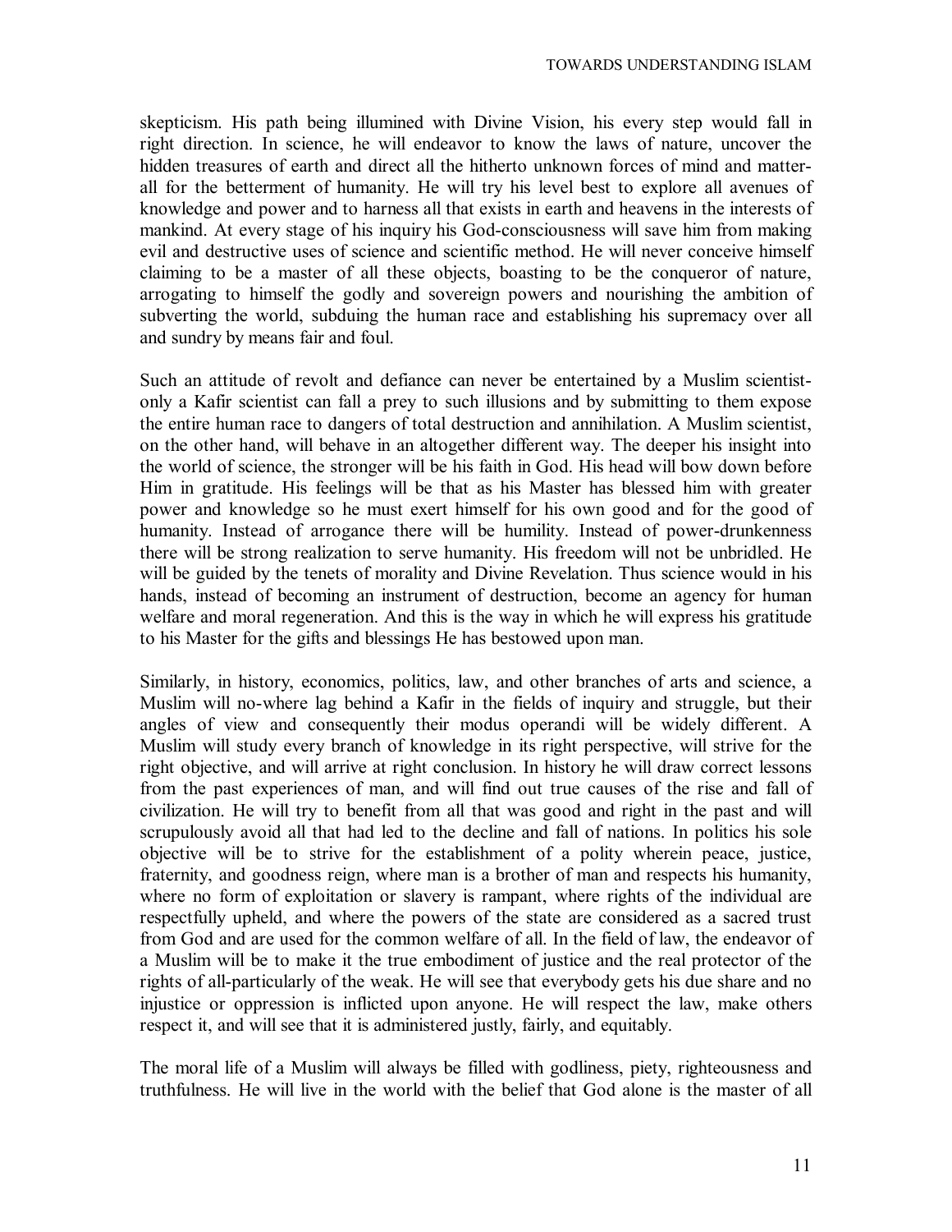skepticism. His path being illumined with Divine Vision, his every step would fall in right direction. In science, he will endeavor to know the laws of nature, uncover the hidden treasures of earth and direct all the hitherto unknown forces of mind and matter-all for the betterment of humanity. He will try his level best to explore all avenues of knowledge and power and to harness all that exists in earth and heavens in the interests of mankind. At every stage of his inquiry his God-consciousness will save him from making evil and destructive uses of science and scientific method. He will never conceive himself claiming to be a master of all these objects, boasting to be the conqueror of nature, arrogating to himself the godly and sovereign powers and nourishing the ambition of subverting the world, subduing the human race and establishing his supremacy over all and sundry by means fair and foul.

Such an attitude of revolt and defiance can never be entertained by a Muslim scientist-only a Kafir scientist can fall a prey to such illusions and by submitting to them expose the entire human race to dangers of total destruction and annihilation. A Muslim scientist, on the other hand, will behave in an altogether different way. The deeper his insight into the world of science, the stronger will be his faith in God. His head will bow down before Him in gratitude. His feelings will be that as his Master has blessed him with greater power and knowledge so he must exert himself for his own good and for the good of humanity. Instead of arrogance there will be humility. Instead of power-drunkenness there will be strong realization to serve humanity. His freedom will not be unbridled. He will be guided by the tenets of morality and Divine Revelation. Thus science would in his hands, instead of becoming an instrument of destruction, become an agency for human welfare and moral regeneration. And this is the way in which he will express his gratitude to his Master for the gifts and blessings He has bestowed upon man.

Similarly, in history, economics, politics, law, and other branches of arts and science, a Muslim will no-where lag behind a Kafir in the fields of inquiry and struggle, but their angles of view and consequently their modus operandi will be widely different. A Muslim will study every branch of knowledge in its right perspective, will strive for the right objective, and will arrive at right conclusion. In history he will draw correct lessons from the past experiences of man, and will find out true causes of the rise and fall of civilization. He will try to benefit from all that was good and right in the past and will scrupulously avoid all that had led to the decline and fall of nations. In politics his sole objective will be to strive for the establishment of a polity wherein peace, justice, fraternity, and goodness reign, where man is a brother of man and respects his humanity, where no form of exploitation or slavery is rampant, where rights of the individual are respectfully upheld, and where the powers of the state are considered as a sacred trust from God and are used for the common welfare of all. In the field of law, the endeavor of a Muslim will be to make it the true embodiment of justice and the real protector of the rights of all-particularly of the weak. He will see that everybody gets his due share and no injustice or oppression is inflicted upon anyone. He will respect the law, make others respect it, and will see that it is administered justly, fairly, and equitably.

The moral life of a Muslim will always be filled with godliness, piety, righteousness and truthfulness. He will live in the world with the belief that God alone is the master of all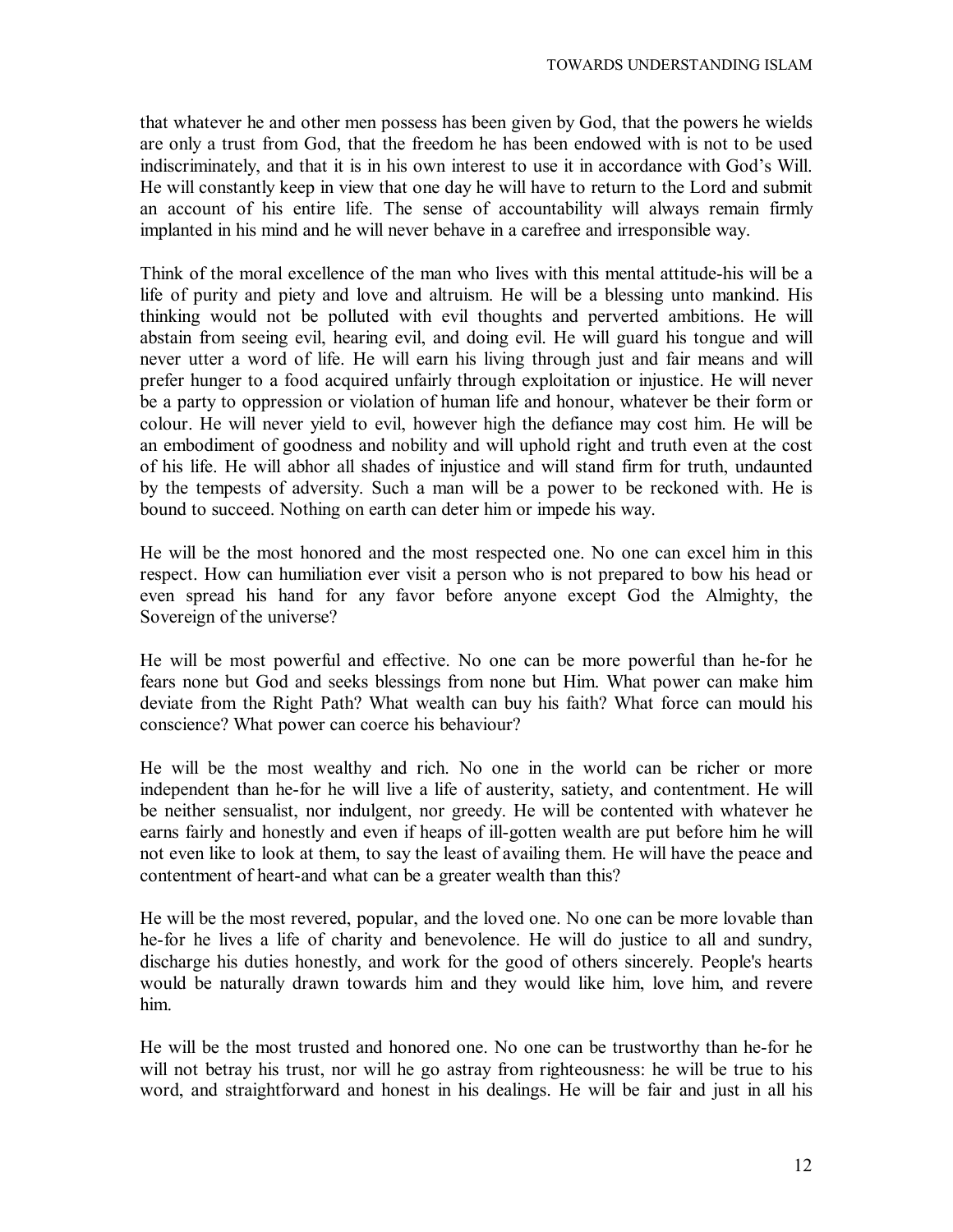that whatever he and other men possess has been given by God, that the powers he wields are only a trust from God, that the freedom he has been endowed with is not to be used indiscriminately, and that it is in his own interest to use it in accordance with God's Will. He will constantly keep in view that one day he will have to return to the Lord and submit an account of his entire life. The sense of accountability will always remain firmly implanted in his mind and he will never behave in a carefree and irresponsible way.

Think of the moral excellence of the man who lives with this mental attitude-his will be a life of purity and piety and love and altruism. He will be a blessing unto mankind. His thinking would not be polluted with evil thoughts and perverted ambitions. He will abstain from seeing evil, hearing evil, and doing evil. He will guard his tongue and will never utter a word of life. He will earn his living through just and fair means and will prefer hunger to a food acquired unfairly through exploitation or injustice. He will never be a party to oppression or violation of human life and honour, whatever be their form or colour. He will never yield to evil, however high the defiance may cost him. He will be an embodiment of goodness and nobility and will uphold right and truth even at the cost of his life. He will abhor all shades of injustice and will stand firm for truth, undaunted by the tempests of adversity. Such a man will be a power to be reckoned with. He is bound to succeed. Nothing on earth can deter him or impede his way.

He will be the most honored and the most respected one. No one can excel him in this respect. How can humiliation ever visit a person who is not prepared to bow his head or even spread his hand for any favor before anyone except God the Almighty, the Sovereign of the universe?

He will be most powerful and effective. No one can be more powerful than he-for he fears none but God and seeks blessings from none but Him. What power can make him deviate from the Right Path? What wealth can buy his faith? What force can mould his conscience? What power can coerce his behaviour?

He will be the most wealthy and rich. No one in the world can be richer or more independent than he-for he will live a life of austerity, satiety, and contentment. He will be neither sensualist, nor indulgent, nor greedy. He will be contented with whatever he earns fairly and honestly and even if heaps of ill-gotten wealth are put before him he will not even like to look at them, to say the least of availing them. He will have the peace and contentment of heart-and what can be a greater wealth than this?

He will be the most revered, popular, and the loved one. No one can be more lovable than he-for he lives a life of charity and benevolence. He will do justice to all and sundry, discharge his duties honestly, and work for the good of others sincerely. People's hearts would be naturally drawn towards him and they would like him, love him, and revere him.

He will be the most trusted and honored one. No one can be trustworthy than he-for he will not betray his trust, nor will he go astray from righteousness: he will be true to his word, and straightforward and honest in his dealings. He will be fair and just in all his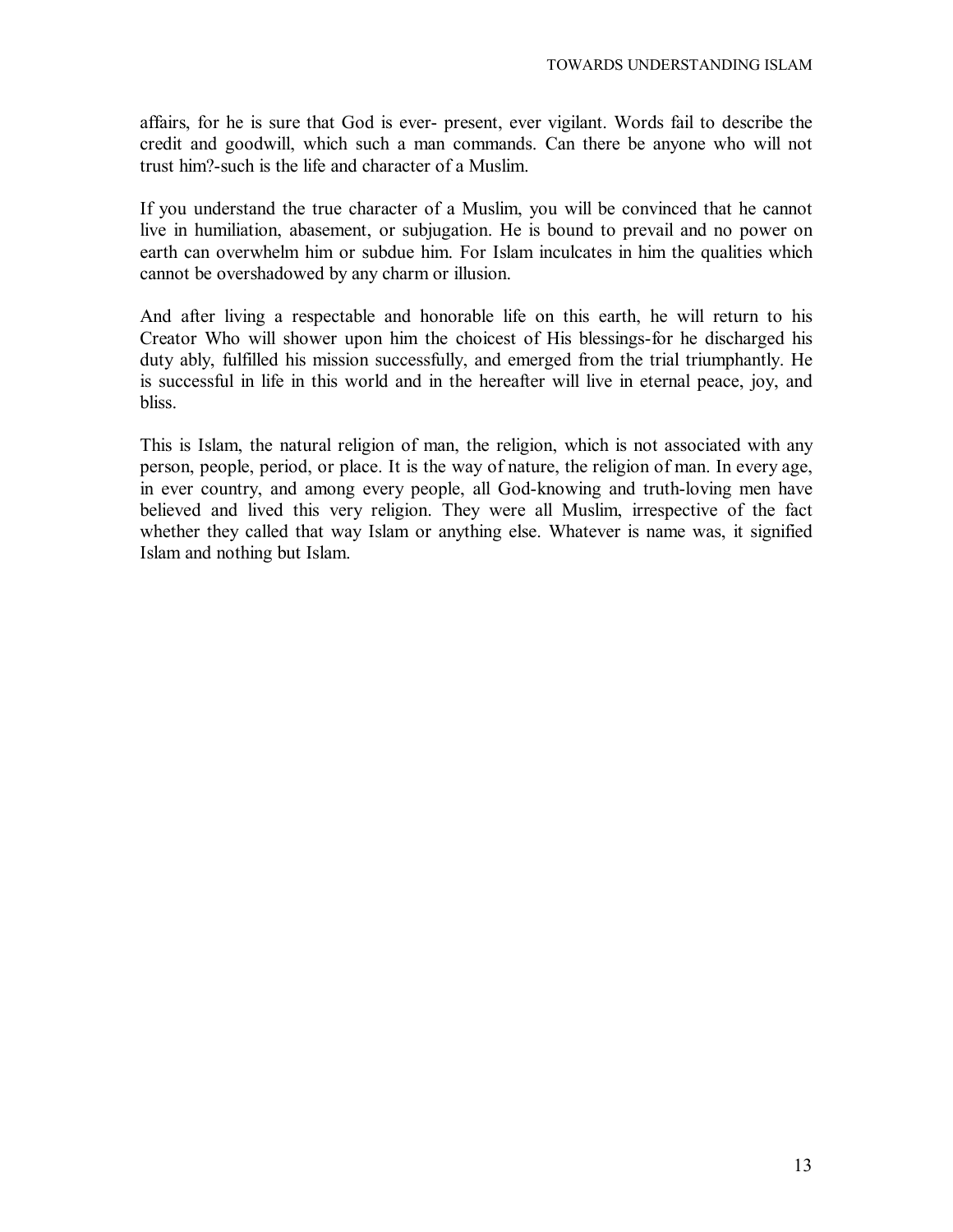affairs, for he is sure that God is ever- present, ever vigilant. Words fail to describe the credit and goodwill, which such a man commands. Can there be anyone who will not trust him?-such is the life and character of a Muslim.

If you understand the true character of a Muslim, you will be convinced that he cannot live in humiliation, abasement, or subjugation. He is bound to prevail and no power on earth can overwhelm him or subdue him. For Islam inculcates in him the qualities which cannot be overshadowed by any charm or illusion.

And after living a respectable and honorable life on this earth, he will return to his Creator Who will shower upon him the choicest of His blessings-for he discharged his duty ably, fulfilled his mission successfully, and emerged from the trial triumphantly. He is successful in life in this world and in the hereafter will live in eternal peace, joy, and bliss.

This is Islam, the natural religion of man, the religion, which is not associated with any person, people, period, or place. It is the way of nature, the religion of man. In every age, in ever country, and among every people, all God-knowing and truth-loving men have believed and lived this very religion. They were all Muslim, irrespective of the fact whether they called that way Islam or anything else. Whatever is name was, it signified Islam and nothing but Islam.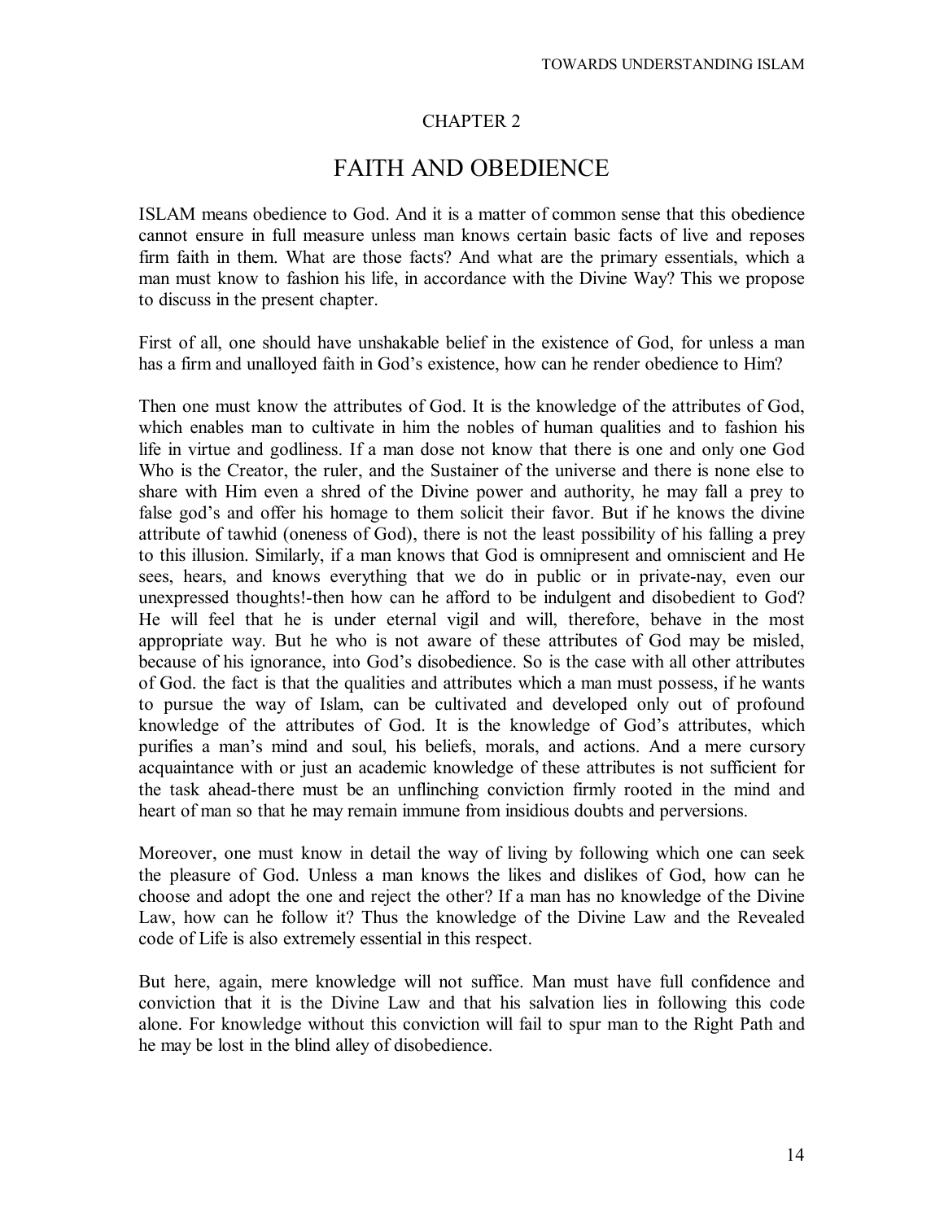## CHAPTER 2

# FAITH AND OBEDIENCE

ISLAM means obedience to God. And it is a matter of common sense that this obedience cannot ensure in full measure unless man knows certain basic facts of live and reposes firm faith in them. What are those facts? And what are the primary essentials, which a man must know to fashion his life, in accordance with the Divine Way? This we propose to discuss in the present chapter.

First of all, one should have unshakable belief in the existence of God, for unless a man has a firm and unalloyed faith in God's existence, how can he render obedience to Him?

Then one must know the attributes of God. It is the knowledge of the attributes of God, which enables man to cultivate in him the nobles of human qualities and to fashion his life in virtue and godliness. If a man dose not know that there is one and only one God Who is the Creator, the ruler, and the Sustainer of the universe and there is none else to share with Him even a shred of the Divine power and authority, he may fall a prey to false god's and offer his homage to them solicit their favor. But if he knows the divine attribute of tawhid (oneness of God), there is not the least possibility of his falling a prey to this illusion. Similarly, if a man knows that God is omnipresent and omniscient and He sees, hears, and knows everything that we do in public or in private-nay, even our unexpressed thoughts!-then how can he afford to be indulgent and disobedient to God? He will feel that he is under eternal vigil and will, therefore, behave in the most appropriate way. But he who is not aware of these attributes of God may be misled, because of his ignorance, into God's disobedience. So is the case with all other attributes of God. the fact is that the qualities and attributes which a man must possess, if he wants to pursue the way of Islam, can be cultivated and developed only out of profound knowledge of the attributes of God. It is the knowledge of God's attributes, which purifies a man's mind and soul, his beliefs, morals, and actions. And a mere cursory acquaintance with or just an academic knowledge of these attributes is not sufficient for the task ahead-there must be an unflinching conviction firmly rooted in the mind and heart of man so that he may remain immune from insidious doubts and perversions.

Moreover, one must know in detail the way of living by following which one can seek the pleasure of God. Unless a man knows the likes and dislikes of God, how can he choose and adopt the one and reject the other? If a man has no knowledge of the Divine Law, how can he follow it? Thus the knowledge of the Divine Law and the Revealed code of Life is also extremely essential in this respect.

But here, again, mere knowledge will not suffice. Man must have full confidence and conviction that it is the Divine Law and that his salvation lies in following this code alone. For knowledge without this conviction will fail to spur man to the Right Path and he may be lost in the blind alley of disobedience.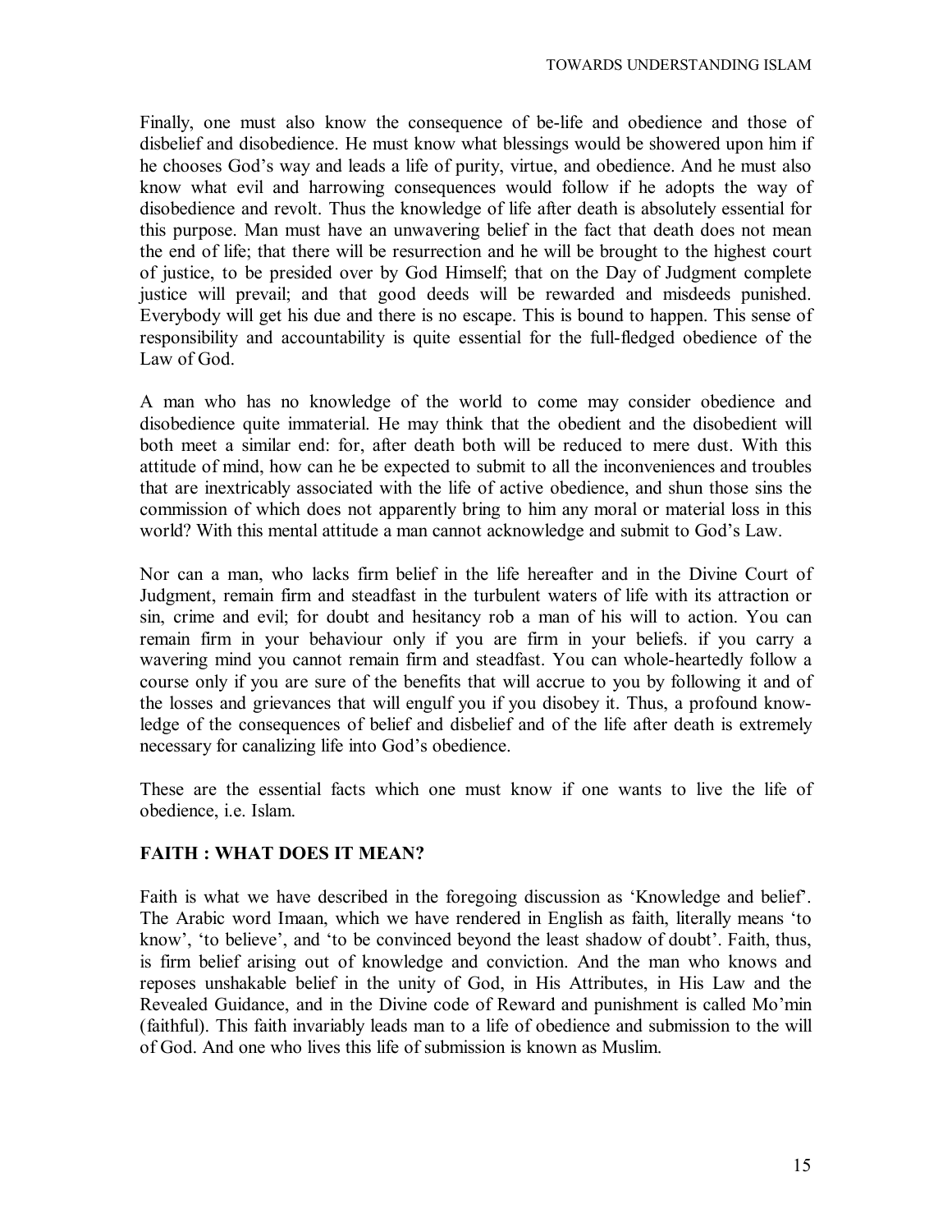Finally, one must also know the consequence of be-life and obedience and those of disbelief and disobedience. He must know what blessings would be showered upon him if he chooses God's way and leads a life of purity, virtue, and obedience. And he must also know what evil and harrowing consequences would follow if he adopts the way of disobedience and revolt. Thus the knowledge of life after death is absolutely essential for this purpose. Man must have an unwavering belief in the fact that death does not mean the end of life; that there will be resurrection and he will be brought to the highest court of justice, to be presided over by God Himself; that on the Day of Judgment complete justice will prevail; and that good deeds will be rewarded and misdeeds punished. Everybody will get his due and there is no escape. This is bound to happen. This sense of responsibility and accountability is quite essential for the full-fledged obedience of the Law of God.

A man who has no knowledge of the world to come may consider obedience and disobedience quite immaterial. He may think that the obedient and the disobedient will both meet a similar end: for, after death both will be reduced to mere dust. With this attitude of mind, how can he be expected to submit to all the inconveniences and troubles that are inextricably associated with the life of active obedience, and shun those sins the commission of which does not apparently bring to him any moral or material loss in this world? With this mental attitude a man cannot acknowledge and submit to God's Law.

Nor can a man, who lacks firm belief in the life hereafter and in the Divine Court of Judgment, remain firm and steadfast in the turbulent waters of life with its attraction or sin, crime and evil; for doubt and hesitancy rob a man of his will to action. You can remain firm in your behaviour only if you are firm in your beliefs. if you carry a wavering mind you cannot remain firm and steadfast. You can whole-heartedly follow a course only if you are sure of the benefits that will accrue to you by following it and of the losses and grievances that will engulf you if you disobey it. Thus, a profound know-ledge of the consequences of belief and disbelief and of the life after death is extremely necessary for canalizing life into God's obedience.

These are the essential facts which one must know if one wants to live the life of obedience, i.e. Islam.

## FAITH : WHAT DOES IT MEAN?

Faith is what we have described in the foregoing discussion as 'Knowledge and belief'. The Arabic word Imaan, which we have rendered in English as faith, literally means 'to know', 'to believe', and 'to be convinced beyond the least shadow of doubt'. Faith, thus, is firm belief arising out of knowledge and conviction. And the man who knows and reposes unshakable belief in the unity of God, in His Attributes, in His Law and the Revealed Guidance, and in the Divine code of Reward and punishment is called Mo'min (faithful). This faith invariably leads man to a life of obedience and submission to the will of God. And one who lives this life of submission is known as Muslim.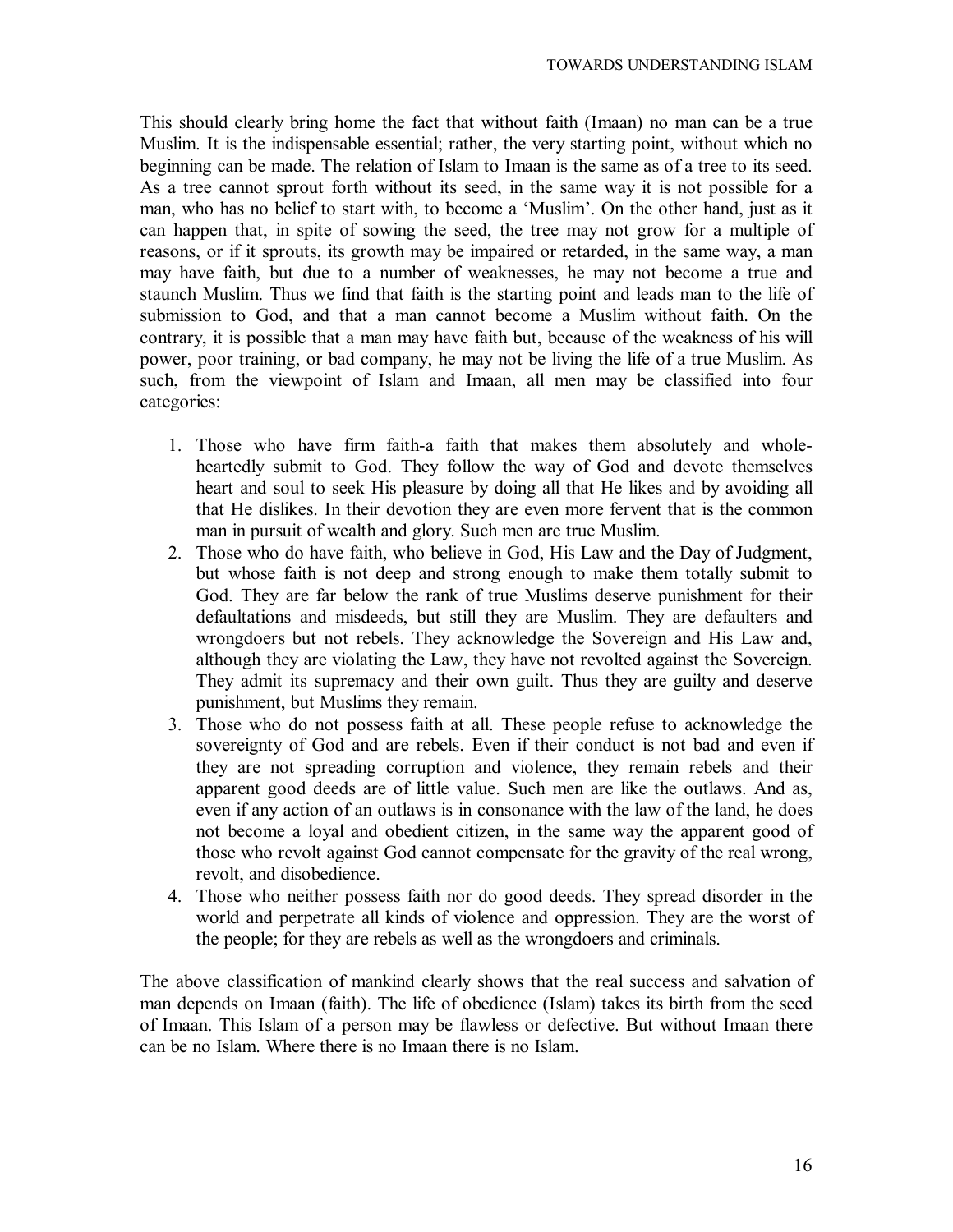This should clearly bring home the fact that without faith (Imaan) no man can be a true Muslim. It is the indispensable essential; rather, the very starting point, without which no beginning can be made. The relation of Islam to Imaan is the same as of a tree to its seed. As a tree cannot sprout forth without its seed, in the same way it is not possible for a man, who has no belief to start with, to become a 'Muslim'. On the other hand, just as it can happen that, in spite of sowing the seed, the tree may not grow for a multiple of reasons, or if it sprouts, its growth may be impaired or retarded, in the same way, a man may have faith, but due to a number of weaknesses, he may not become a true and staunch Muslim. Thus we find that faith is the starting point and leads man to the life of submission to God, and that a man cannot become a Muslim without faith. On the contrary, it is possible that a man may have faith but, because of the weakness of his will power, poor training, or bad company, he may not be living the life of a true Muslim. As such, from the viewpoint of Islam and Imaan, all men may be classified into four categories:

1. Those who have firm faith-a faith that makes them absolutely and whole-heartedly submit to God. They follow the way of God and devote themselves heart and soul to seek His pleasure by doing all that He likes and by avoiding all that He dislikes. In their devotion they are even more fervent that is the common man in pursuit of wealth and glory. Such men are true Muslim.
2. Those who do have faith, who believe in God, His Law and the Day of Judgment, but whose faith is not deep and strong enough to make them totally submit to God. They are far below the rank of true Muslims deserve punishment for their defaultations and misdeeds, but still they are Muslim. They are defaulters and wrongdoers but not rebels. They acknowledge the Sovereign and His Law and, although they are violating the Law, they have not revolted against the Sovereign. They admit its supremacy and their own guilt. Thus they are guilty and deserve punishment, but Muslims they remain.
3. Those who do not possess faith at all. These people refuse to acknowledge the sovereignty of God and are rebels. Even if their conduct is not bad and even if they are not spreading corruption and violence, they remain rebels and their apparent good deeds are of little value. Such men are like the outlaws. And as, even if any action of an outlaws is in consonance with the law of the land, he does not become a loyal and obedient citizen, in the same way the apparent good of those who revolt against God cannot compensate for the gravity of the real wrong, revolt, and disobedience.
4. Those who neither possess faith nor do good deeds. They spread disorder in the world and perpetrate all kinds of violence and oppression. They are the worst of the people; for they are rebels as well as the wrongdoers and criminals.

The above classification of mankind clearly shows that the real success and salvation of man depends on Imaan (faith). The life of obedience (Islam) takes its birth from the seed of Imaan. This Islam of a person may be flawless or defective. But without Imaan there can be no Islam. Where there is no Imaan there is no Islam.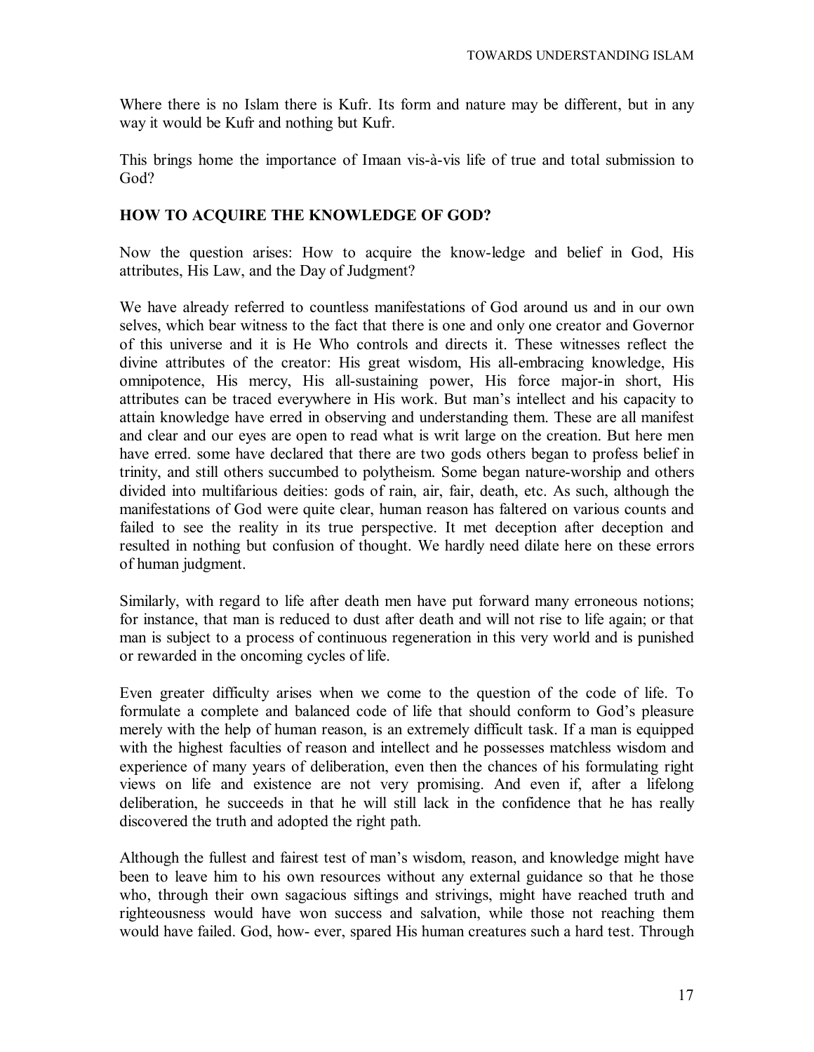Where there is no Islam there is Kufr. Its form and nature may be different, but in any way it would be Kufr and nothing but Kufr.

This brings home the importance of Imaan vis-à-vis life of true and total submission to God?

**HOW TO ACQUIRE THE KNOWLEDGE OF GOD?**

Now the question arises: How to acquire the know-ledge and belief in God, His attributes, His Law, and the Day of Judgment?

We have already referred to countless manifestations of God around us and in our own selves, which bear witness to the fact that there is one and only one creator and Governor of this universe and it is He Who controls and directs it. These witnesses reflect the divine attributes of the creator: His great wisdom, His all-embracing knowledge, His omnipotence, His mercy, His all-sustaining power, His force major-in short, His attributes can be traced everywhere in His work. But man's intellect and his capacity to attain knowledge have erred in observing and understanding them. These are all manifest and clear and our eyes are open to read what is writ large on the creation. But here men have erred. some have declared that there are two gods others began to profess belief in trinity, and still others succumbed to polytheism. Some began nature-worship and others divided into multifarious deities: gods of rain, air, fair, death, etc. As such, although the manifestations of God were quite clear, human reason has faltered on various counts and failed to see the reality in its true perspective. It met deception after deception and resulted in nothing but confusion of thought. We hardly need dilate here on these errors of human judgment.

Similarly, with regard to life after death men have put forward many erroneous notions; for instance, that man is reduced to dust after death and will not rise to life again; or that man is subject to a process of continuous regeneration in this very world and is punished or rewarded in the oncoming cycles of life.

Even greater difficulty arises when we come to the question of the code of life. To formulate a complete and balanced code of life that should conform to God's pleasure merely with the help of human reason, is an extremely difficult task. If a man is equipped with the highest faculties of reason and intellect and he possesses matchless wisdom and experience of many years of deliberation, even then the chances of his formulating right views on life and existence are not very promising. And even if, after a lifelong deliberation, he succeeds in that he will still lack in the confidence that he has really discovered the truth and adopted the right path.

Although the fullest and fairest test of man's wisdom, reason, and knowledge might have been to leave him to his own resources without any external guidance so that he those who, through their own sagacious siftings and strivings, might have reached truth and righteousness would have won success and salvation, while those not reaching them would have failed. God, how- ever, spared His human creatures such a hard test. Through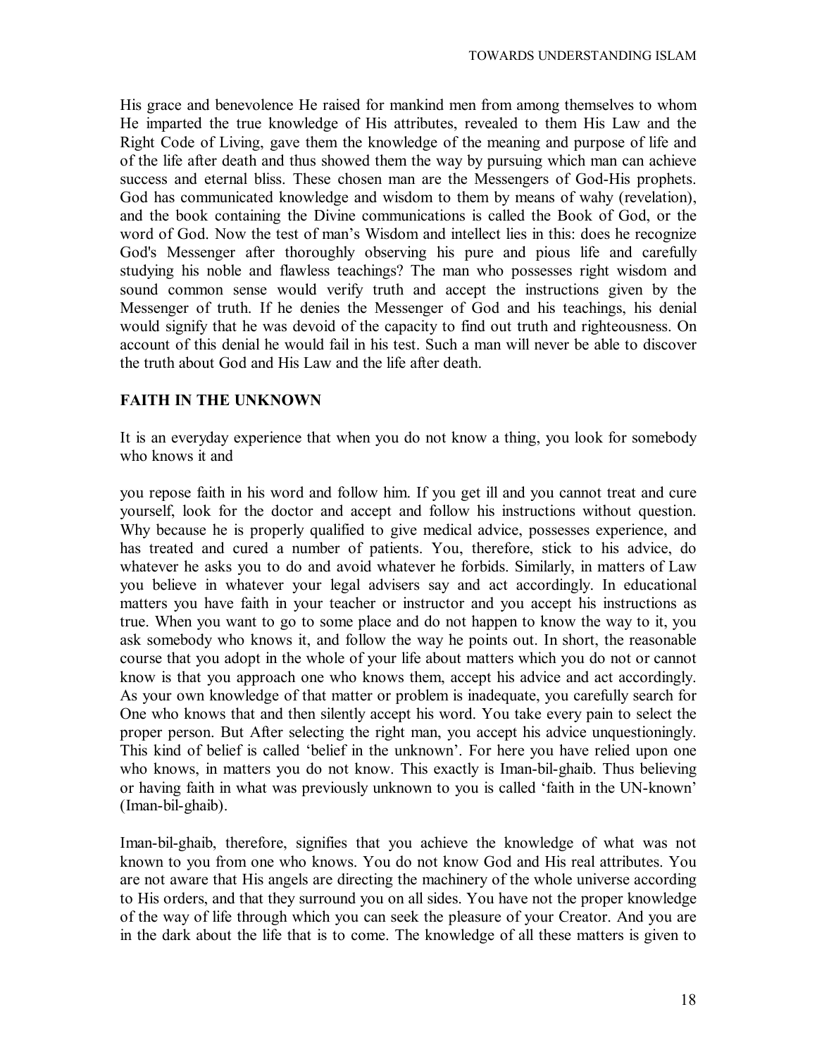His grace and benevolence He raised for mankind men from among themselves to whom He imparted the true knowledge of His attributes, revealed to them His Law and the Right Code of Living, gave them the knowledge of the meaning and purpose of life and of the life after death and thus showed them the way by pursuing which man can achieve success and eternal bliss. These chosen man are the Messengers of God-His prophets. God has communicated knowledge and wisdom to them by means of wahy (revelation), and the book containing the Divine communications is called the Book of God, or the word of God. Now the test of man's Wisdom and intellect lies in this: does he recognize God's Messenger after thoroughly observing his pure and pious life and carefully studying his noble and flawless teachings? The man who possesses right wisdom and sound common sense would verify truth and accept the instructions given by the Messenger of truth. If he denies the Messenger of God and his teachings, his denial would signify that he was devoid of the capacity to find out truth and righteousness. On account of this denial he would fail in his test. Such a man will never be able to discover the truth about God and His Law and the life after death.

## FAITH IN THE UNKNOWN

It is an everyday experience that when you do not know a thing, you look for somebody who knows it and you repose faith in his word and follow him. If you get ill and you cannot treat and cure yourself, look for the doctor and accept and follow his instructions without question. Why because he is properly qualified to give medical advice, possesses experience, and has treated and cured a number of patients. You, therefore, stick to his advice, do whatever he asks you to do and avoid whatever he forbids. Similarly, in matters of Law you believe in whatever your legal advisers say and act accordingly. In educational matters you have faith in your teacher or instructor and you accept his instructions as true. When you want to go to some place and do not happen to know the way to it, you ask somebody who knows it, and follow the way he points out. In short, the reasonable course that you adopt in the whole of your life about matters which you do not or cannot know is that you approach one who knows them, accept his advice and act accordingly. As your own knowledge of that matter or problem is inadequate, you carefully search for One who knows that and then silently accept his word. You take every pain to select the proper person. But After selecting the right man, you accept his advice unquestioningly. This kind of belief is called 'belief in the unknown'. For here you have relied upon one who knows, in matters you do not know. This exactly is Iman-bil-ghaib. Thus believing or having faith in what was previously unknown to you is called 'faith in the UN-known' (Iman-bil-ghaib).

Iman-bil-ghaib, therefore, signifies that you achieve the knowledge of what was not known to you from one who knows. You do not know God and His real attributes. You are not aware that His angels are directing the machinery of the whole universe according to His orders, and that they surround you on all sides. You have not the proper knowledge of the way of life through which you can seek the pleasure of your Creator. And you are in the dark about the life that is to come. The knowledge of all these matters is given to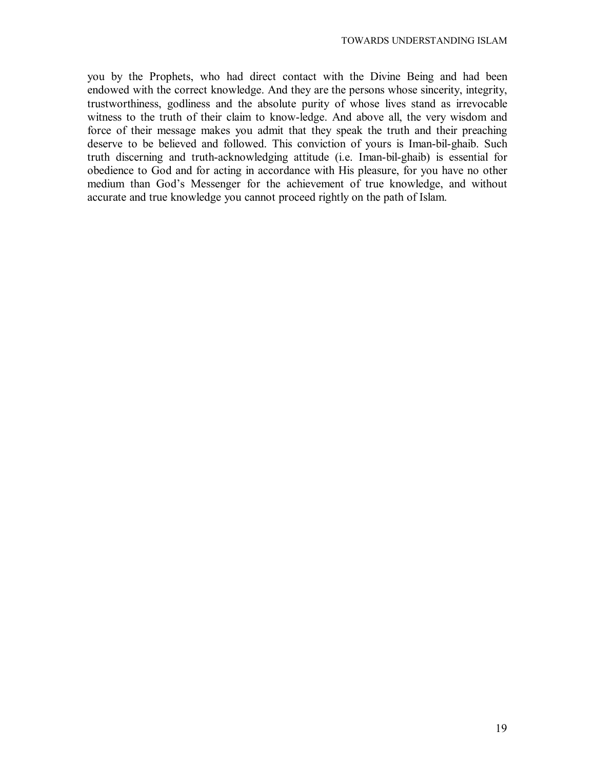you by the Prophets, who had direct contact with the Divine Being and had been endowed with the correct knowledge. And they are the persons whose sincerity, integrity, trustworthiness, godliness and the absolute purity of whose lives stand as irrevocable witness to the truth of their claim to know-ledge. And above all, the very wisdom and force of their message makes you admit that they speak the truth and their preaching deserve to be believed and followed. This conviction of yours is Iman-bil-ghaib. Such truth discerning and truth-acknowledging attitude (i.e. Iman-bil-ghaib) is essential for obedience to God and for acting in accordance with His pleasure, for you have no other medium than God's Messenger for the achievement of true knowledge, and without accurate and true knowledge you cannot proceed rightly on the path of Islam.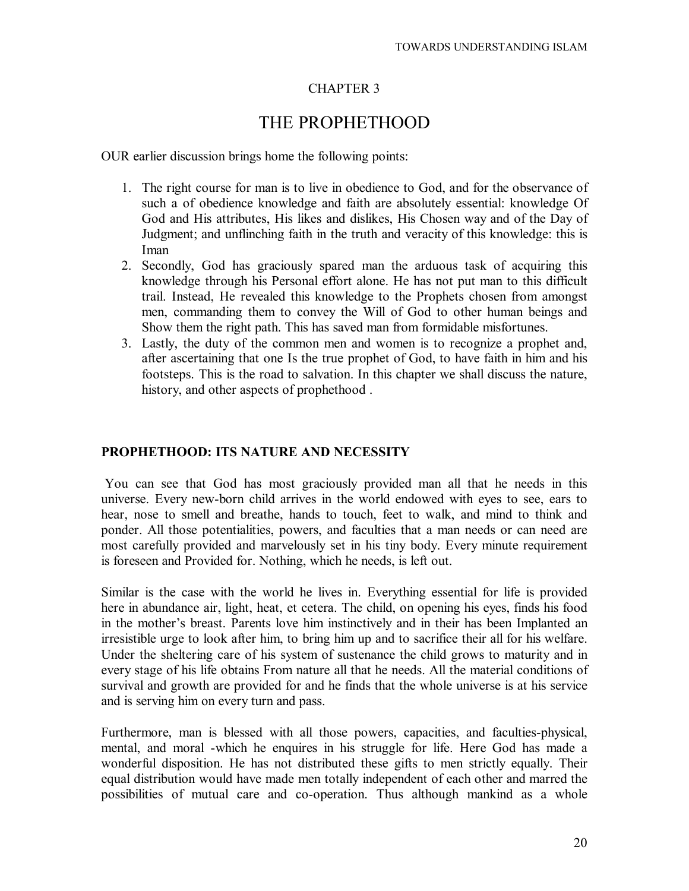CHAPTER 3

# THE PROPHETHOOD

OUR earlier discussion brings home the following points:

1. The right course for man is to live in obedience to God, and for the observance of such a of obedience knowledge and faith are absolutely essential: knowledge Of God and His attributes, His likes and dislikes, His Chosen way and of the Day of Judgment; and unflinching faith in the truth and veracity of this knowledge: this is Iman
2. Secondly, God has graciously spared man the arduous task of acquiring this knowledge through his Personal effort alone. He has not put man to this difficult trail. Instead, He revealed this knowledge to the Prophets chosen from amongst men, commanding them to convey the Will of God to other human beings and Show them the right path. This has saved man from formidable misfortunes.
3. Lastly, the duty of the common men and women is to recognize a prophet and, after ascertaining that one Is the true prophet of God, to have faith in him and his footsteps. This is the road to salvation. In this chapter we shall discuss the nature, history, and other aspects of prophethood .

## PROPHETHOOD: ITS NATURE AND NECESSITY

You can see that God has most graciously provided man all that he needs in this universe. Every new-born child arrives in the world endowed with eyes to see, ears to hear, nose to smell and breathe, hands to touch, feet to walk, and mind to think and ponder. All those potentialities, powers, and faculties that a man needs or can need are most carefully provided and marvelously set in his tiny body. Every minute requirement is foreseen and Provided for. Nothing, which he needs, is left out.

Similar is the case with the world he lives in. Everything essential for life is provided here in abundance air, light, heat, et cetera. The child, on opening his eyes, finds his food in the mother's breast. Parents love him instinctively and in their has been Implanted an irresistible urge to look after him, to bring him up and to sacrifice their all for his welfare. Under the sheltering care of his system of sustenance the child grows to maturity and in every stage of his life obtains From nature all that he needs. All the material conditions of survival and growth are provided for and he finds that the whole universe is at his service and is serving him on every turn and pass.

Furthermore, man is blessed with all those powers, capacities, and faculties-physical, mental, and moral -which he enquires in his struggle for life. Here God has made a wonderful disposition. He has not distributed these gifts to men strictly equally. Their equal distribution would have made men totally independent of each other and marred the possibilities of mutual care and co-operation. Thus although mankind as a whole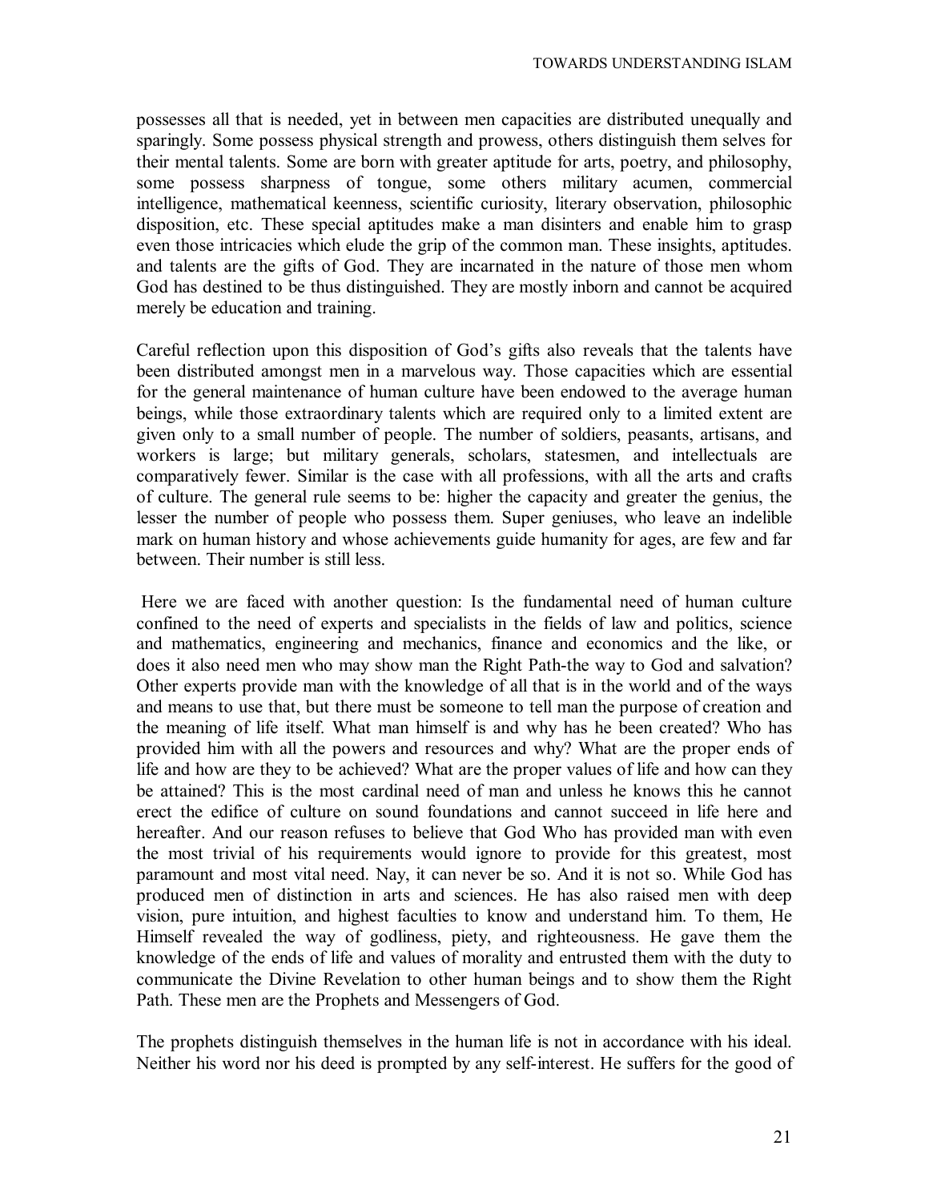possesses all that is needed, yet in between men capacities are distributed unequally and sparingly. Some possess physical strength and prowess, others distinguish them selves for their mental talents. Some are born with greater aptitude for arts, poetry, and philosophy, some possess sharpness of tongue, some others military acumen, commercial intelligence, mathematical keenness, scientific curiosity, literary observation, philosophic disposition, etc. These special aptitudes make a man disinters and enable him to grasp even those intricacies which elude the grip of the common man. These insights, aptitudes. and talents are the gifts of God. They are incarnated in the nature of those men whom God has destined to be thus distinguished. They are mostly inborn and cannot be acquired merely be education and training.

Careful reflection upon this disposition of God's gifts also reveals that the talents have been distributed amongst men in a marvelous way. Those capacities which are essential for the general maintenance of human culture have been endowed to the average human beings, while those extraordinary talents which are required only to a limited extent are given only to a small number of people. The number of soldiers, peasants, artisans, and workers is large; but military generals, scholars, statesmen, and intellectuals are comparatively fewer. Similar is the case with all professions, with all the arts and crafts of culture. The general rule seems to be: higher the capacity and greater the genius, the lesser the number of people who possess them. Super geniuses, who leave an indelible mark on human history and whose achievements guide humanity for ages, are few and far between. Their number is still less.

Here we are faced with another question: Is the fundamental need of human culture confined to the need of experts and specialists in the fields of law and politics, science and mathematics, engineering and mechanics, finance and economics and the like, or does it also need men who may show man the Right Path-the way to God and salvation? Other experts provide man with the knowledge of all that is in the world and of the ways and means to use that, but there must be someone to tell man the purpose of creation and the meaning of life itself. What man himself is and why has he been created? Who has provided him with all the powers and resources and why? What are the proper ends of life and how are they to be achieved? What are the proper values of life and how can they be attained? This is the most cardinal need of man and unless he knows this he cannot erect the edifice of culture on sound foundations and cannot succeed in life here and hereafter. And our reason refuses to believe that God Who has provided man with even the most trivial of his requirements would ignore to provide for this greatest, most paramount and most vital need. Nay, it can never be so. And it is not so. While God has produced men of distinction in arts and sciences. He has also raised men with deep vision, pure intuition, and highest faculties to know and understand him. To them, He Himself revealed the way of godliness, piety, and righteousness. He gave them the knowledge of the ends of life and values of morality and entrusted them with the duty to communicate the Divine Revelation to other human beings and to show them the Right Path. These men are the Prophets and Messengers of God.

The prophets distinguish themselves in the human life is not in accordance with his ideal. Neither his word nor his deed is prompted by any self-interest. He suffers for the good of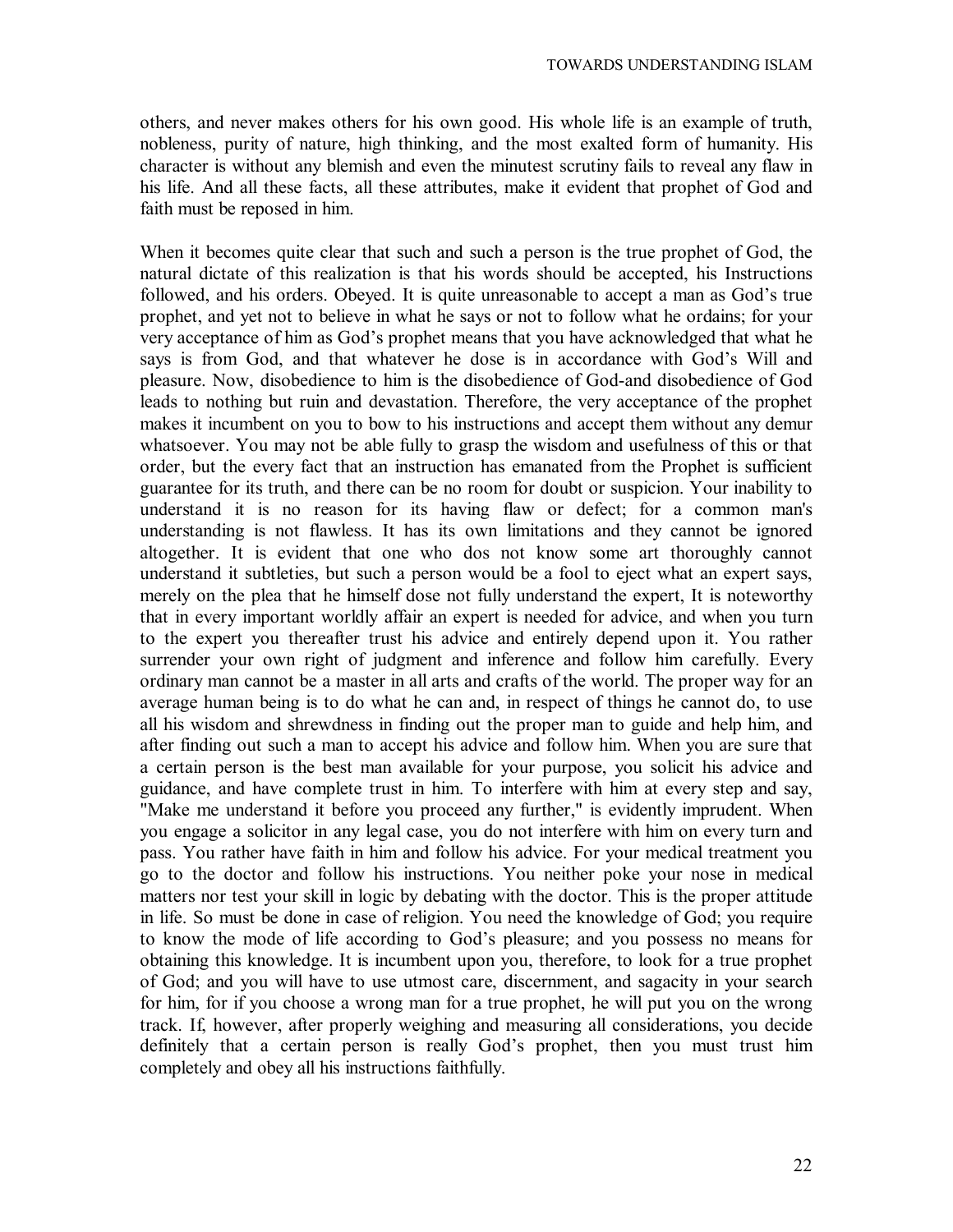others, and never makes others for his own good. His whole life is an example of truth, nobleness, purity of nature, high thinking, and the most exalted form of humanity. His character is without any blemish and even the minutest scrutiny fails to reveal any flaw in his life. And all these facts, all these attributes, make it evident that prophet of God and faith must be reposed in him.

When it becomes quite clear that such and such a person is the true prophet of God, the natural dictate of this realization is that his words should be accepted, his Instructions followed, and his orders. Obeyed. It is quite unreasonable to accept a man as God's true prophet, and yet not to believe in what he says or not to follow what he ordains; for your very acceptance of him as God's prophet means that you have acknowledged that what he says is from God, and that whatever he dose is in accordance with God's Will and pleasure. Now, disobedience to him is the disobedience of God-and disobedience of God leads to nothing but ruin and devastation. Therefore, the very acceptance of the prophet makes it incumbent on you to bow to his instructions and accept them without any demur whatsoever. You may not be able fully to grasp the wisdom and usefulness of this or that order, but the every fact that an instruction has emanated from the Prophet is sufficient guarantee for its truth, and there can be no room for doubt or suspicion. Your inability to understand it is no reason for its having flaw or defect; for a common man's understanding is not flawless. It has its own limitations and they cannot be ignored altogether. It is evident that one who dos not know some art thoroughly cannot understand it subtleties, but such a person would be a fool to eject what an expert says, merely on the plea that he himself dose not fully understand the expert, It is noteworthy that in every important worldly affair an expert is needed for advice, and when you turn to the expert you thereafter trust his advice and entirely depend upon it. You rather surrender your own right of judgment and inference and follow him carefully. Every ordinary man cannot be a master in all arts and crafts of the world. The proper way for an average human being is to do what he can and, in respect of things he cannot do, to use all his wisdom and shrewdness in finding out the proper man to guide and help him, and after finding out such a man to accept his advice and follow him. When you are sure that a certain person is the best man available for your purpose, you solicit his advice and guidance, and have complete trust in him. To interfere with him at every step and say, "Make me understand it before you proceed any further," is evidently imprudent. When you engage a solicitor in any legal case, you do not interfere with him on every turn and pass. You rather have faith in him and follow his advice. For your medical treatment you go to the doctor and follow his instructions. You neither poke your nose in medical matters nor test your skill in logic by debating with the doctor. This is the proper attitude in life. So must be done in case of religion. You need the knowledge of God; you require to know the mode of life according to God's pleasure; and you possess no means for obtaining this knowledge. It is incumbent upon you, therefore, to look for a true prophet of God; and you will have to use utmost care, discernment, and sagacity in your search for him, for if you choose a wrong man for a true prophet, he will put you on the wrong track. If, however, after properly weighing and measuring all considerations, you decide definitely that a certain person is really God's prophet, then you must trust him completely and obey all his instructions faithfully.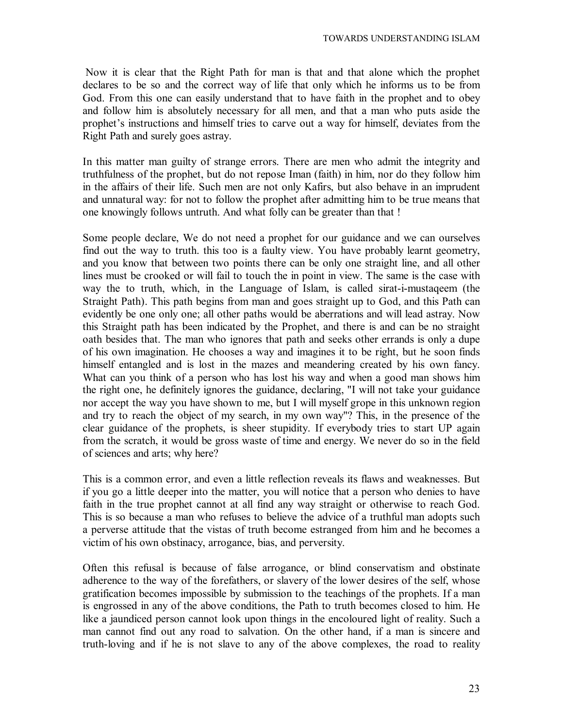Now it is clear that the Right Path for man is that and that alone which the prophet declares to be so and the correct way of life that only which he informs us to be from God. From this one can easily understand that to have faith in the prophet and to obey and follow him is absolutely necessary for all men, and that a man who puts aside the prophet's instructions and himself tries to carve out a way for himself, deviates from the Right Path and surely goes astray.

In this matter man guilty of strange errors. There are men who admit the integrity and truthfulness of the prophet, but do not repose Iman (faith) in him, nor do they follow him in the affairs of their life. Such men are not only Kafirs, but also behave in an imprudent and unnatural way: for not to follow the prophet after admitting him to be true means that one knowingly follows untruth. And what folly can be greater than that !

Some people declare, We do not need a prophet for our guidance and we can ourselves find out the way to truth. this too is a faulty view. You have probably learnt geometry, and you know that between two points there can be only one straight line, and all other lines must be crooked or will fail to touch the in point in view. The same is the case with way the to truth, which, in the Language of Islam, is called sirat-i-mustaqeem (the Straight Path). This path begins from man and goes straight up to God, and this Path can evidently be one only one; all other paths would be aberrations and will lead astray. Now this Straight path has been indicated by the Prophet, and there is and can be no straight oath besides that. The man who ignores that path and seeks other errands is only a dupe of his own imagination. He chooses a way and imagines it to be right, but he soon finds himself entangled and is lost in the mazes and meandering created by his own fancy. What can you think of a person who has lost his way and when a good man shows him the right one, he definitely ignores the guidance, declaring, "I will not take your guidance nor accept the way you have shown to me, but I will myself grope in this unknown region and try to reach the object of my search, in my own way"? This, in the presence of the clear guidance of the prophets, is sheer stupidity. If everybody tries to start UP again from the scratch, it would be gross waste of time and energy. We never do so in the field of sciences and arts; why here?

This is a common error, and even a little reflection reveals its flaws and weaknesses. But if you go a little deeper into the matter, you will notice that a person who denies to have faith in the true prophet cannot at all find any way straight or otherwise to reach God. This is so because a man who refuses to believe the advice of a truthful man adopts such a perverse attitude that the vistas of truth become estranged from him and he becomes a victim of his own obstinacy, arrogance, bias, and perversity.

Often this refusal is because of false arrogance, or blind conservatism and obstinate adherence to the way of the forefathers, or slavery of the lower desires of the self, whose gratification becomes impossible by submission to the teachings of the prophets. If a man is engrossed in any of the above conditions, the Path to truth becomes closed to him. He like a jaundiced person cannot look upon things in the encoloured light of reality. Such a man cannot find out any road to salvation. On the other hand, if a man is sincere and truth-loving and if he is not slave to any of the above complexes, the road to reality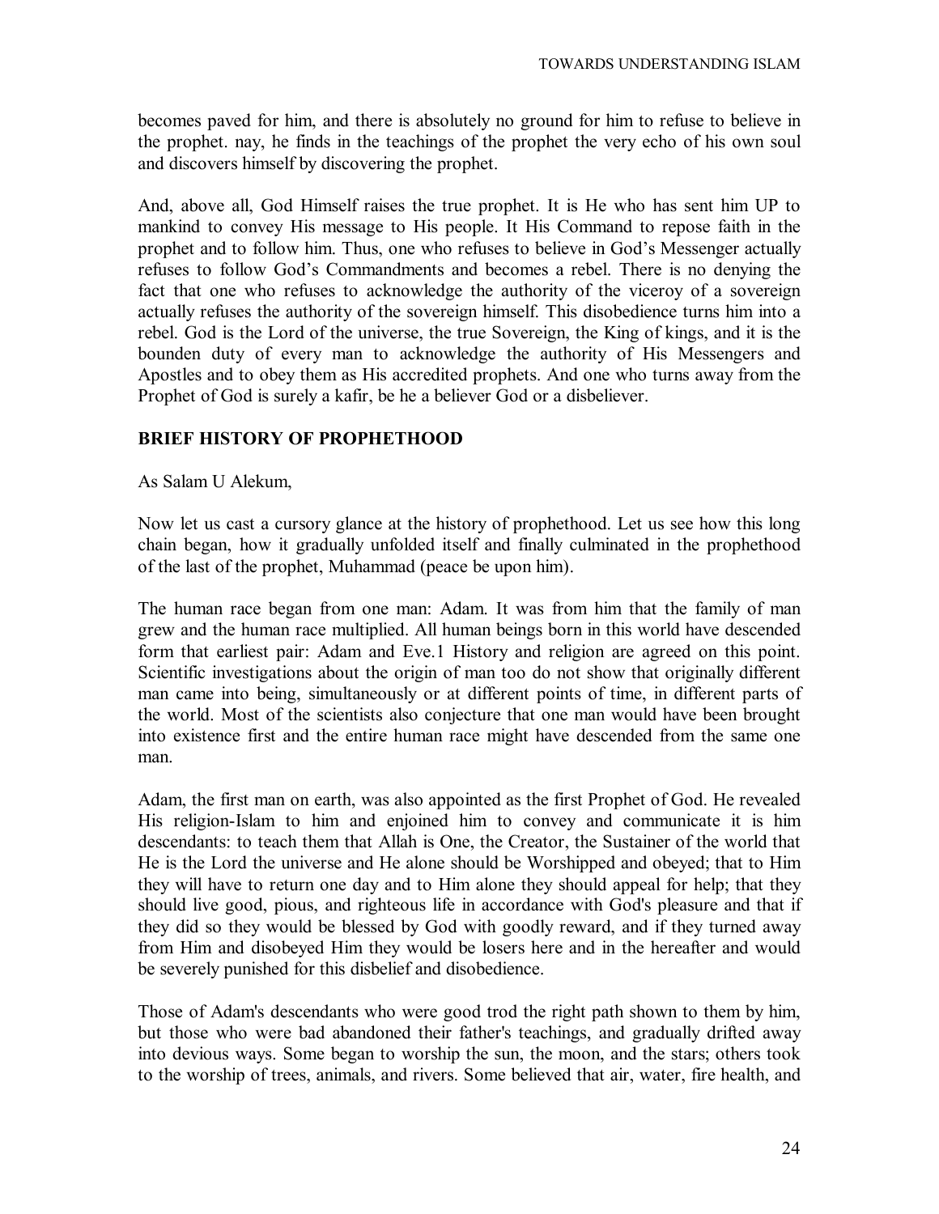becomes paved for him, and there is absolutely no ground for him to refuse to believe in the prophet. nay, he finds in the teachings of the prophet the very echo of his own soul and discovers himself by discovering the prophet.

And, above all, God Himself raises the true prophet. It is He who has sent him UP to mankind to convey His message to His people. It His Command to repose faith in the prophet and to follow him. Thus, one who refuses to believe in God's Messenger actually refuses to follow God's Commandments and becomes a rebel. There is no denying the fact that one who refuses to acknowledge the authority of the viceroy of a sovereign actually refuses the authority of the sovereign himself. This disobedience turns him into a rebel. God is the Lord of the universe, the true Sovereign, the King of kings, and it is the bounden duty of every man to acknowledge the authority of His Messengers and Apostles and to obey them as His accredited prophets. And one who turns away from the Prophet of God is surely a kafir, be he a believer God or a disbeliever.

## BRIEF HISTORY OF PROPHETHOOD

As Salam U Alekum,

Now let us cast a cursory glance at the history of prophethood. Let us see how this long chain began, how it gradually unfolded itself and finally culminated in the prophethood of the last of the prophet, Muhammad (peace be upon him).

The human race began from one man: Adam. It was from him that the family of man grew and the human race multiplied. All human beings born in this world have descended form that earliest pair: Adam and Eve.[1] History and religion are agreed on this point. Scientific investigations about the origin of man too do not show that originally different man came into being, simultaneously or at different points of time, in different parts of the world. Most of the scientists also conjecture that one man would have been brought into existence first and the entire human race might have descended from the same one man.

Adam, the first man on earth, was also appointed as the first Prophet of God. He revealed His religion-Islam to him and enjoined him to convey and communicate it is him descendants: to teach them that Allah is One, the Creator, the Sustainer of the world that He is the Lord the universe and He alone should be Worshipped and obeyed; that to Him they will have to return one day and to Him alone they should appeal for help; that they should live good, pious, and righteous life in accordance with God's pleasure and that if they did so they would be blessed by God with goodly reward, and if they turned away from Him and disobeyed Him they would be losers here and in the hereafter and would be severely punished for this disbelief and disobedience.

Those of Adam's descendants who were good trod the right path shown to them by him, but those who were bad abandoned their father's teachings, and gradually drifted away into devious ways. Some began to worship the sun, the moon, and the stars; others took to the worship of trees, animals, and rivers. Some believed that air, water, fire health, and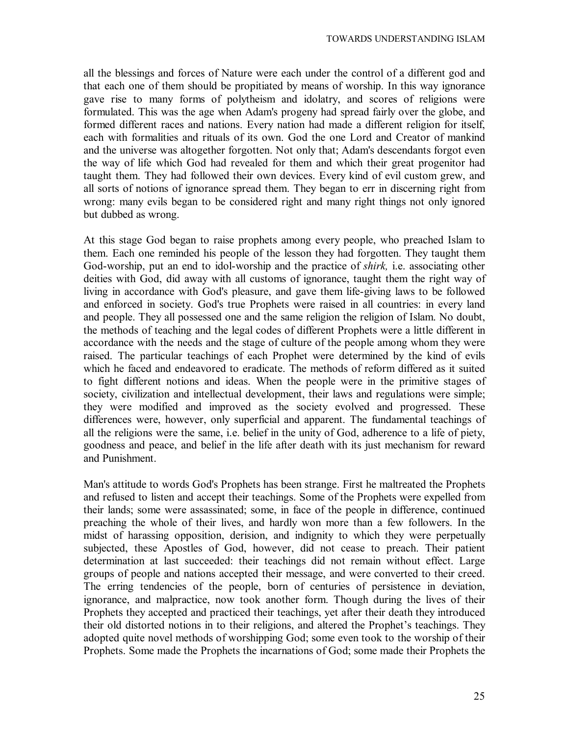all the blessings and forces of Nature were each under the control of a different god and that each one of them should be propitiated by means of worship. In this way ignorance gave rise to many forms of polytheism and idolatry, and scores of religions were formulated. This was the age when Adam's progeny had spread fairly over the globe, and formed different races and nations. Every nation had made a different religion for itself, each with formalities and rituals of its own. God the one Lord and Creator of mankind and the universe was altogether forgotten. Not only that; Adam's descendants forgot even the way of life which God had revealed for them and which their great progenitor had taught them. They had followed their own devices. Every kind of evil custom grew, and all sorts of notions of ignorance spread them. They began to err in discerning right from wrong: many evils began to be considered right and many right things not only ignored but dubbed as wrong.

At this stage God began to raise prophets among every people, who preached Islam to them. Each one reminded his people of the lesson they had forgotten. They taught them God-worship, put an end to idol-worship and the practice of *shirk,* i.e. associating other deities with God, did away with all customs of ignorance, taught them the right way of living in accordance with God's pleasure, and gave them life-giving laws to be followed and enforced in society. God's true Prophets were raised in all countries: in every land and people. They all possessed one and the same religion the religion of Islam. No doubt, the methods of teaching and the legal codes of different Prophets were a little different in accordance with the needs and the stage of culture of the people among whom they were raised. The particular teachings of each Prophet were determined by the kind of evils which he faced and endeavored to eradicate. The methods of reform differed as it suited to fight different notions and ideas. When the people were in the primitive stages of society, civilization and intellectual development, their laws and regulations were simple; they were modified and improved as the society evolved and progressed. These differences were, however, only superficial and apparent. The fundamental teachings of all the religions were the same, i.e. belief in the unity of God, adherence to a life of piety, goodness and peace, and belief in the life after death with its just mechanism for reward and Punishment.

Man's attitude to words God's Prophets has been strange. First he maltreated the Prophets and refused to listen and accept their teachings. Some of the Prophets were expelled from their lands; some were assassinated; some, in face of the people in difference, continued preaching the whole of their lives, and hardly won more than a few followers. In the midst of harassing opposition, derision, and indignity to which they were perpetually subjected, these Apostles of God, however, did not cease to preach. Their patient determination at last succeeded: their teachings did not remain without effect. Large groups of people and nations accepted their message, and were converted to their creed. The erring tendencies of the people, born of centuries of persistence in deviation, ignorance, and malpractice, now took another form. Though during the lives of their Prophets they accepted and practiced their teachings, yet after their death they introduced their old distorted notions in to their religions, and altered the Prophet's teachings. They adopted quite novel methods of worshipping God; some even took to the worship of their Prophets. Some made the Prophets the incarnations of God; some made their Prophets the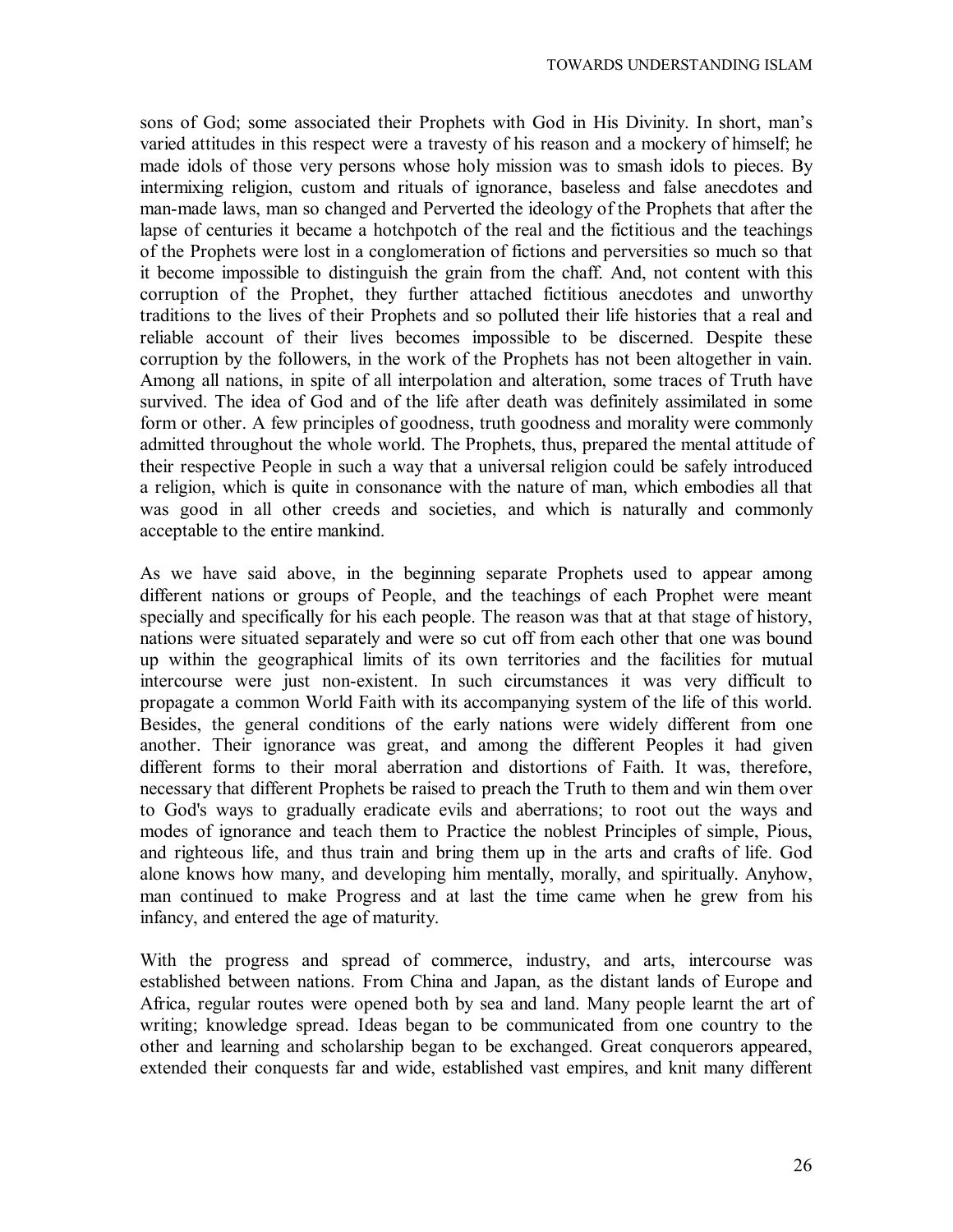sons of God; some associated their Prophets with God in His Divinity. In short, man's varied attitudes in this respect were a travesty of his reason and a mockery of himself; he made idols of those very persons whose holy mission was to smash idols to pieces. By intermixing religion, custom and rituals of ignorance, baseless and false anecdotes and man-made laws, man so changed and Perverted the ideology of the Prophets that after the lapse of centuries it became a hotchpotch of the real and the fictitious and the teachings of the Prophets were lost in a conglomeration of fictions and perversities so much so that it become impossible to distinguish the grain from the chaff. And, not content with this corruption of the Prophet, they further attached fictitious anecdotes and unworthy traditions to the lives of their Prophets and so polluted their life histories that a real and reliable account of their lives becomes impossible to be discerned. Despite these corruption by the followers, in the work of the Prophets has not been altogether in vain. Among all nations, in spite of all interpolation and alteration, some traces of Truth have survived. The idea of God and of the life after death was definitely assimilated in some form or other. A few principles of goodness, truth goodness and morality were commonly admitted throughout the whole world. The Prophets, thus, prepared the mental attitude of their respective People in such a way that a universal religion could be safely introduced a religion, which is quite in consonance with the nature of man, which embodies all that was good in all other creeds and societies, and which is naturally and commonly acceptable to the entire mankind.

As we have said above, in the beginning separate Prophets used to appear among different nations or groups of People, and the teachings of each Prophet were meant specially and specifically for his each people. The reason was that at that stage of history, nations were situated separately and were so cut off from each other that one was bound up within the geographical limits of its own territories and the facilities for mutual intercourse were just non-existent. In such circumstances it was very difficult to propagate a common World Faith with its accompanying system of the life of this world. Besides, the general conditions of the early nations were widely different from one another. Their ignorance was great, and among the different Peoples it had given different forms to their moral aberration and distortions of Faith. It was, therefore, necessary that different Prophets be raised to preach the Truth to them and win them over to God's ways to gradually eradicate evils and aberrations; to root out the ways and modes of ignorance and teach them to Practice the noblest Principles of simple, Pious, and righteous life, and thus train and bring them up in the arts and crafts of life. God alone knows how many, and developing him mentally, morally, and spiritually. Anyhow, man continued to make Progress and at last the time came when he grew from his infancy, and entered the age of maturity.

With the progress and spread of commerce, industry, and arts, intercourse was established between nations. From China and Japan, as the distant lands of Europe and Africa, regular routes were opened both by sea and land. Many people learnt the art of writing; knowledge spread. Ideas began to be communicated from one country to the other and learning and scholarship began to be exchanged. Great conquerors appeared, extended their conquests far and wide, established vast empires, and knit many different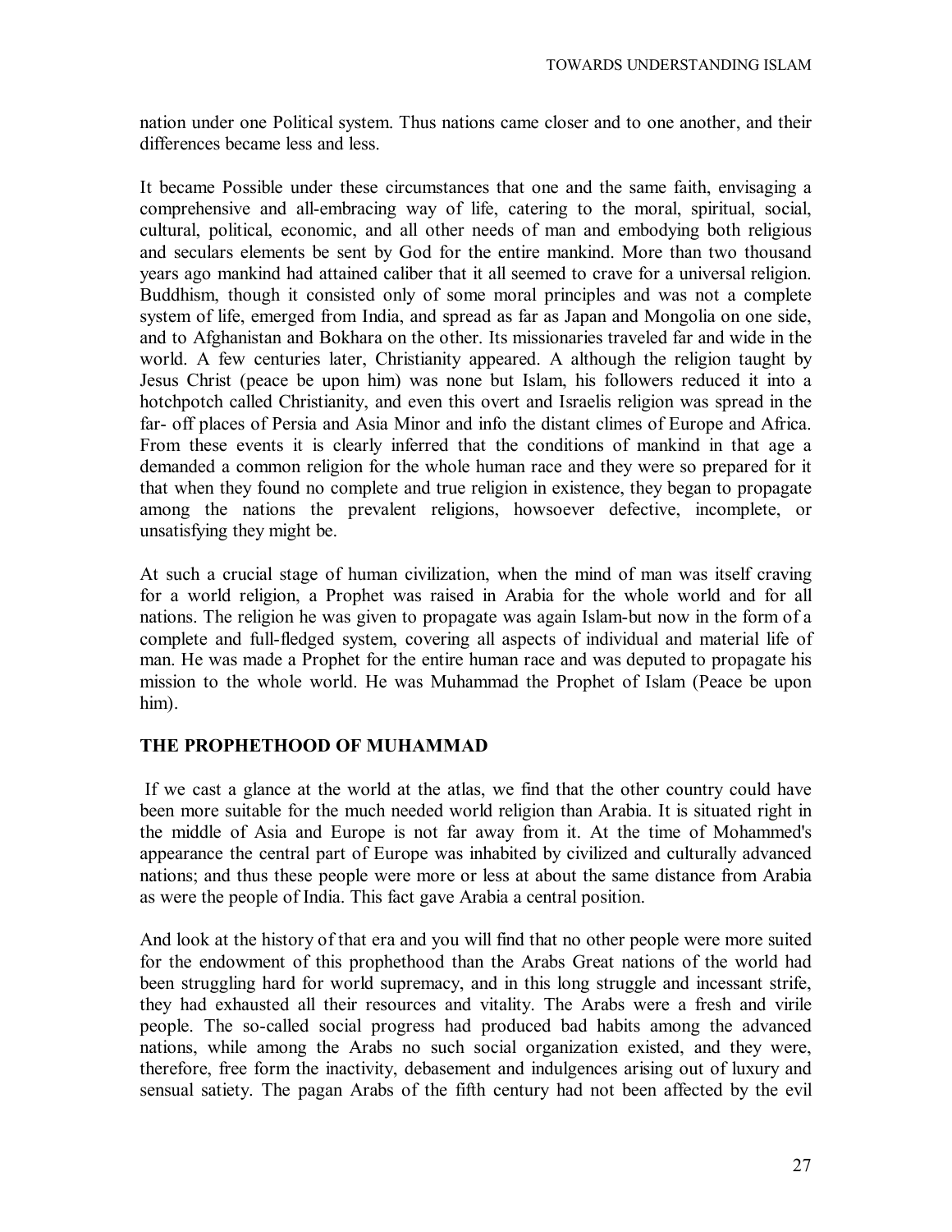nation under one Political system. Thus nations came closer and to one another, and their differences became less and less.

It became Possible under these circumstances that one and the same faith, envisaging a comprehensive and all-embracing way of life, catering to the moral, spiritual, social, cultural, political, economic, and all other needs of man and embodying both religious and seculars elements be sent by God for the entire mankind. More than two thousand years ago mankind had attained caliber that it all seemed to crave for a universal religion. Buddhism, though it consisted only of some moral principles and was not a complete system of life, emerged from India, and spread as far as Japan and Mongolia on one side, and to Afghanistan and Bokhara on the other. Its missionaries traveled far and wide in the world. A few centuries later, Christianity appeared. A although the religion taught by Jesus Christ (peace be upon him) was none but Islam, his followers reduced it into a hotchpotch called Christianity, and even this overt and Israelis religion was spread in the far- off places of Persia and Asia Minor and info the distant climes of Europe and Africa. From these events it is clearly inferred that the conditions of mankind in that age a demanded a common religion for the whole human race and they were so prepared for it that when they found no complete and true religion in existence, they began to propagate among the nations the prevalent religions, howsoever defective, incomplete, or unsatisfying they might be.

At such a crucial stage of human civilization, when the mind of man was itself craving for a world religion, a Prophet was raised in Arabia for the whole world and for all nations. The religion he was given to propagate was again Islam-but now in the form of a complete and full-fledged system, covering all aspects of individual and material life of man. He was made a Prophet for the entire human race and was deputed to propagate his mission to the whole world. He was Muhammad the Prophet of Islam (Peace be upon him).

## THE PROPHETHOOD OF MUHAMMAD

If we cast a glance at the world at the atlas, we find that the other country could have been more suitable for the much needed world religion than Arabia. It is situated right in the middle of Asia and Europe is not far away from it. At the time of Mohammed's appearance the central part of Europe was inhabited by civilized and culturally advanced nations; and thus these people were more or less at about the same distance from Arabia as were the people of India. This fact gave Arabia a central position.

And look at the history of that era and you will find that no other people were more suited for the endowment of this prophethood than the Arabs Great nations of the world had been struggling hard for world supremacy, and in this long struggle and incessant strife, they had exhausted all their resources and vitality. The Arabs were a fresh and virile people. The so-called social progress had produced bad habits among the advanced nations, while among the Arabs no such social organization existed, and they were, therefore, free form the inactivity, debasement and indulgences arising out of luxury and sensual satiety. The pagan Arabs of the fifth century had not been affected by the evil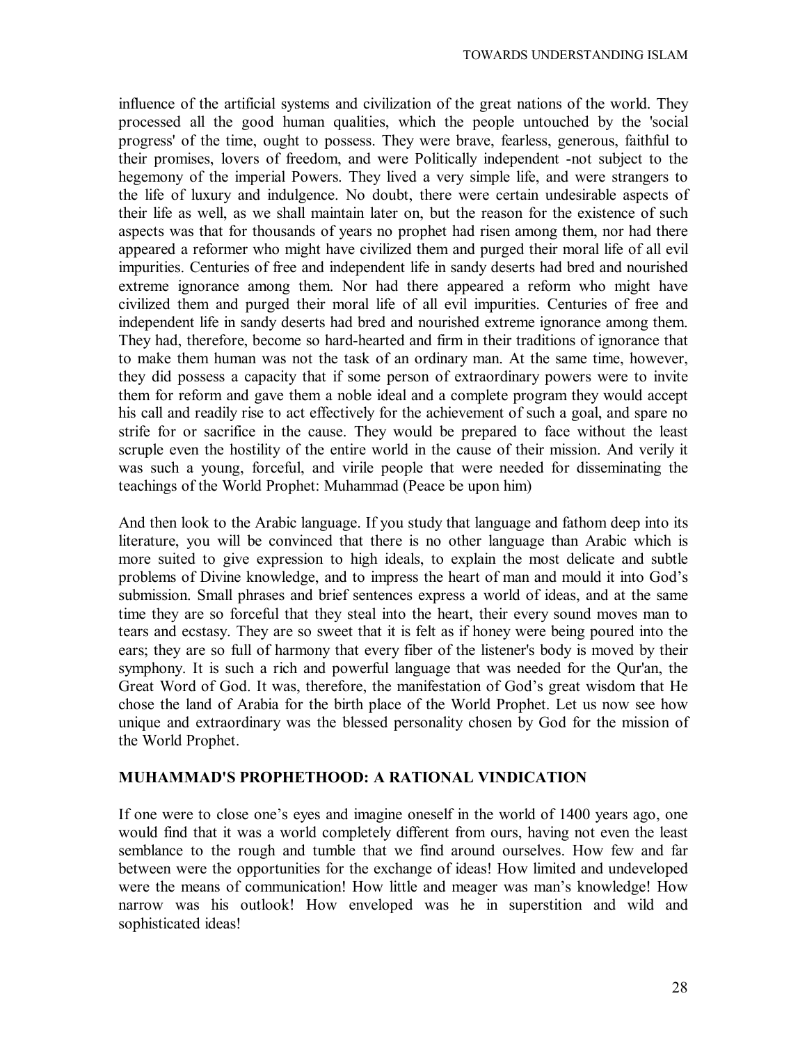influence of the artificial systems and civilization of the great nations of the world. They processed all the good human qualities, which the people untouched by the 'social progress' of the time, ought to possess. They were brave, fearless, generous, faithful to their promises, lovers of freedom, and were Politically independent -not subject to the hegemony of the imperial Powers. They lived a very simple life, and were strangers to the life of luxury and indulgence. No doubt, there were certain undesirable aspects of their life as well, as we shall maintain later on, but the reason for the existence of such aspects was that for thousands of years no prophet had risen among them, nor had there appeared a reformer who might have civilized them and purged their moral life of all evil impurities. Centuries of free and independent life in sandy deserts had bred and nourished extreme ignorance among them. Nor had there appeared a reform who might have civilized them and purged their moral life of all evil impurities. Centuries of free and independent life in sandy deserts had bred and nourished extreme ignorance among them. They had, therefore, become so hard-hearted and firm in their traditions of ignorance that to make them human was not the task of an ordinary man. At the same time, however, they did possess a capacity that if some person of extraordinary powers were to invite them for reform and gave them a noble ideal and a complete program they would accept his call and readily rise to act effectively for the achievement of such a goal, and spare no strife for or sacrifice in the cause. They would be prepared to face without the least scruple even the hostility of the entire world in the cause of their mission. And verily it was such a young, forceful, and virile people that were needed for disseminating the teachings of the World Prophet: Muhammad (Peace be upon him)

And then look to the Arabic language. If you study that language and fathom deep into its literature, you will be convinced that there is no other language than Arabic which is more suited to give expression to high ideals, to explain the most delicate and subtle problems of Divine knowledge, and to impress the heart of man and mould it into God's submission. Small phrases and brief sentences express a world of ideas, and at the same time they are so forceful that they steal into the heart, their every sound moves man to tears and ecstasy. They are so sweet that it is felt as if honey were being poured into the ears; they are so full of harmony that every fiber of the listener's body is moved by their symphony. It is such a rich and powerful language that was needed for the Qur'an, the Great Word of God. It was, therefore, the manifestation of God's great wisdom that He chose the land of Arabia for the birth place of the World Prophet. Let us now see how unique and extraordinary was the blessed personality chosen by God for the mission of the World Prophet.

## MUHAMMAD'S PROPHETHOOD: A RATIONAL VINDICATION

If one were to close one's eyes and imagine oneself in the world of 1400 years ago, one would find that it was a world completely different from ours, having not even the least semblance to the rough and tumble that we find around ourselves. How few and far between were the opportunities for the exchange of ideas! How limited and undeveloped were the means of communication! How little and meager was man's knowledge! How narrow was his outlook! How enveloped was he in superstition and wild and sophisticated ideas!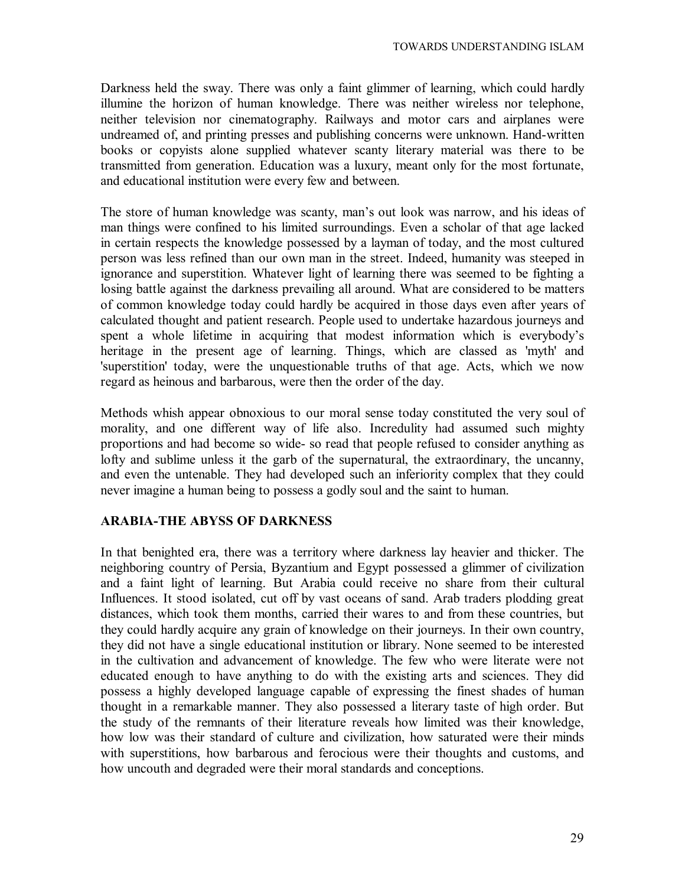Darkness held the sway. There was only a faint glimmer of learning, which could hardly illumine the horizon of human knowledge. There was neither wireless nor telephone, neither television nor cinematography. Railways and motor cars and airplanes were undreamed of, and printing presses and publishing concerns were unknown. Hand-written books or copyists alone supplied whatever scanty literary material was there to be transmitted from generation. Education was a luxury, meant only for the most fortunate, and educational institution were every few and between.

The store of human knowledge was scanty, man's out look was narrow, and his ideas of man things were confined to his limited surroundings. Even a scholar of that age lacked in certain respects the knowledge possessed by a layman of today, and the most cultured person was less refined than our own man in the street. Indeed, humanity was steeped in ignorance and superstition. Whatever light of learning there was seemed to be fighting a losing battle against the darkness prevailing all around. What are considered to be matters of common knowledge today could hardly be acquired in those days even after years of calculated thought and patient research. People used to undertake hazardous journeys and spent a whole lifetime in acquiring that modest information which is everybody's heritage in the present age of learning. Things, which are classed as 'myth' and 'superstition' today, were the unquestionable truths of that age. Acts, which we now regard as heinous and barbarous, were then the order of the day.

Methods whish appear obnoxious to our moral sense today constituted the very soul of morality, and one different way of life also. Incredulity had assumed such mighty proportions and had become so wide- so read that people refused to consider anything as lofty and sublime unless it the garb of the supernatural, the extraordinary, the uncanny, and even the untenable. They had developed such an inferiority complex that they could never imagine a human being to possess a godly soul and the saint to human.

## ARABIA-THE ABYSS OF DARKNESS

In that benighted era, there was a territory where darkness lay heavier and thicker. The neighboring country of Persia, Byzantium and Egypt possessed a glimmer of civilization and a faint light of learning. But Arabia could receive no share from their cultural Influences. It stood isolated, cut off by vast oceans of sand. Arab traders plodding great distances, which took them months, carried their wares to and from these countries, but they could hardly acquire any grain of knowledge on their journeys. In their own country, they did not have a single educational institution or library. None seemed to be interested in the cultivation and advancement of knowledge. The few who were literate were not educated enough to have anything to do with the existing arts and sciences. They did possess a highly developed language capable of expressing the finest shades of human thought in a remarkable manner. They also possessed a literary taste of high order. But the study of the remnants of their literature reveals how limited was their knowledge, how low was their standard of culture and civilization, how saturated were their minds with superstitions, how barbarous and ferocious were their thoughts and customs, and how uncouth and degraded were their moral standards and conceptions.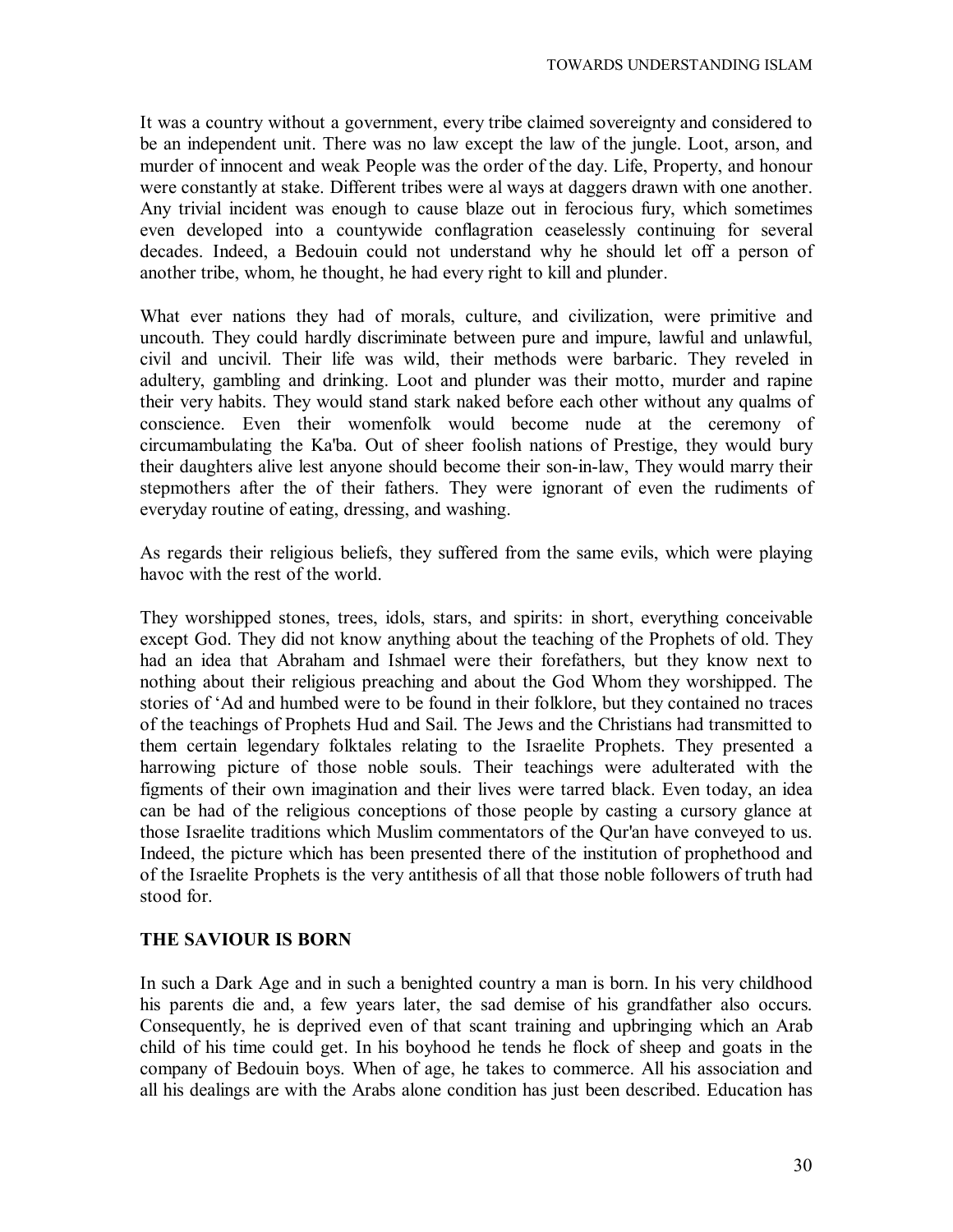It was a country without a government, every tribe claimed sovereignty and considered to be an independent unit. There was no law except the law of the jungle. Loot, arson, and murder of innocent and weak People was the order of the day. Life, Property, and honour were constantly at stake. Different tribes were al ways at daggers drawn with one another. Any trivial incident was enough to cause blaze out in ferocious fury, which sometimes even developed into a countywide conflagration ceaselessly continuing for several decades. Indeed, a Bedouin could not understand why he should let off a person of another tribe, whom, he thought, he had every right to kill and plunder.

What ever nations they had of morals, culture, and civilization, were primitive and uncouth. They could hardly discriminate between pure and impure, lawful and unlawful, civil and uncivil. Their life was wild, their methods were barbaric. They reveled in adultery, gambling and drinking. Loot and plunder was their motto, murder and rapine their very habits. They would stand stark naked before each other without any qualms of conscience. Even their womenfolk would become nude at the ceremony of circumambulating the Ka'ba. Out of sheer foolish nations of Prestige, they would bury their daughters alive lest anyone should become their son-in-law, They would marry their stepmothers after the of their fathers. They were ignorant of even the rudiments of everyday routine of eating, dressing, and washing.

As regards their religious beliefs, they suffered from the same evils, which were playing havoc with the rest of the world.

They worshipped stones, trees, idols, stars, and spirits: in short, everything conceivable except God. They did not know anything about the teaching of the Prophets of old. They had an idea that Abraham and Ishmael were their forefathers, but they know next to nothing about their religious preaching and about the God Whom they worshipped. The stories of 'Ad and humbed were to be found in their folklore, but they contained no traces of the teachings of Prophets Hud and Sail. The Jews and the Christians had transmitted to them certain legendary folktales relating to the Israelite Prophets. They presented a harrowing picture of those noble souls. Their teachings were adulterated with the figments of their own imagination and their lives were tarred black. Even today, an idea can be had of the religious conceptions of those people by casting a cursory glance at those Israelite traditions which Muslim commentators of the Qur'an have conveyed to us. Indeed, the picture which has been presented there of the institution of prophethood and of the Israelite Prophets is the very antithesis of all that those noble followers of truth had stood for.

## THE SAVIOUR IS BORN

In such a Dark Age and in such a benighted country a man is born. In his very childhood his parents die and, a few years later, the sad demise of his grandfather also occurs. Consequently, he is deprived even of that scant training and upbringing which an Arab child of his time could get. In his boyhood he tends he flock of sheep and goats in the company of Bedouin boys. When of age, he takes to commerce. All his association and all his dealings are with the Arabs alone condition has just been described. Education has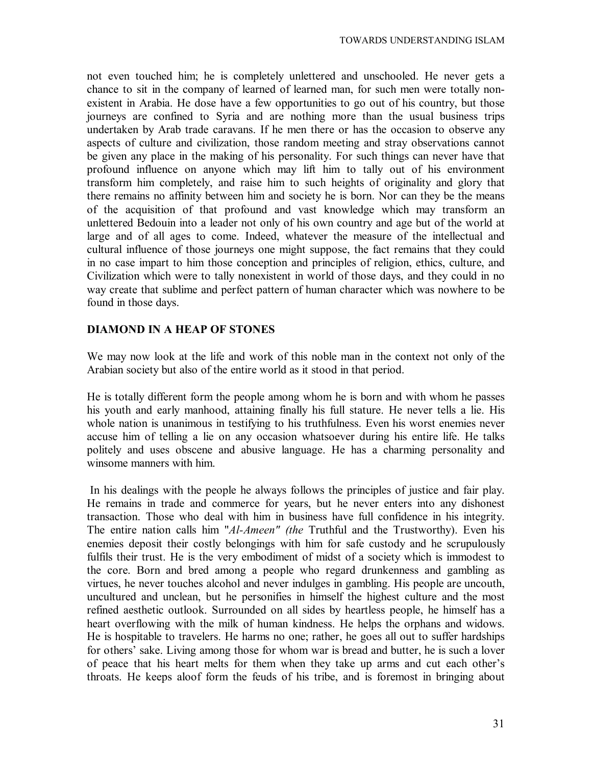not even touched him; he is completely unlettered and unschooled. He never gets a chance to sit in the company of learned of learned man, for such men were totally non-existent in Arabia. He dose have a few opportunities to go out of his country, but those journeys are confined to Syria and are nothing more than the usual business trips undertaken by Arab trade caravans. If he men there or has the occasion to observe any aspects of culture and civilization, those random meeting and stray observations cannot be given any place in the making of his personality. For such things can never have that profound influence on anyone which may lift him to tally out of his environment transform him completely, and raise him to such heights of originality and glory that there remains no affinity between him and society he is born. Nor can they be the means of the acquisition of that profound and vast knowledge which may transform an unlettered Bedouin into a leader not only of his own country and age but of the world at large and of all ages to come. Indeed, whatever the measure of the intellectual and cultural influence of those journeys one might suppose, the fact remains that they could in no case impart to him those conception and principles of religion, ethics, culture, and Civilization which were to tally nonexistent in world of those days, and they could in no way create that sublime and perfect pattern of human character which was nowhere to be found in those days.

## DIAMOND IN A HEAP OF STONES

We may now look at the life and work of this noble man in the context not only of the Arabian society but also of the entire world as it stood in that period.

He is totally different form the people among whom he is born and with whom he passes his youth and early manhood, attaining finally his full stature. He never tells a lie. His whole nation is unanimous in testifying to his truthfulness. Even his worst enemies never accuse him of telling a lie on any occasion whatsoever during his entire life. He talks politely and uses obscene and abusive language. He has a charming personality and winsome manners with him.

In his dealings with the people he always follows the principles of justice and fair play. He remains in trade and commerce for years, but he never enters into any dishonest transaction. Those who deal with him in business have full confidence in his integrity. The entire nation calls him "*Al-Ameen" (the* Truthful and the Trustworthy). Even his enemies deposit their costly belongings with him for safe custody and he scrupulously fulfils their trust. He is the very embodiment of midst of a society which is immodest to the core. Born and bred among a people who regard drunkenness and gambling as virtues, he never touches alcohol and never indulges in gambling. His people are uncouth, uncultured and unclean, but he personifies in himself the highest culture and the most refined aesthetic outlook. Surrounded on all sides by heartless people, he himself has a heart overflowing with the milk of human kindness. He helps the orphans and widows. He is hospitable to travelers. He harms no one; rather, he goes all out to suffer hardships for others' sake. Living among those for whom war is bread and butter, he is such a lover of peace that his heart melts for them when they take up arms and cut each other's throats. He keeps aloof form the feuds of his tribe, and is foremost in bringing about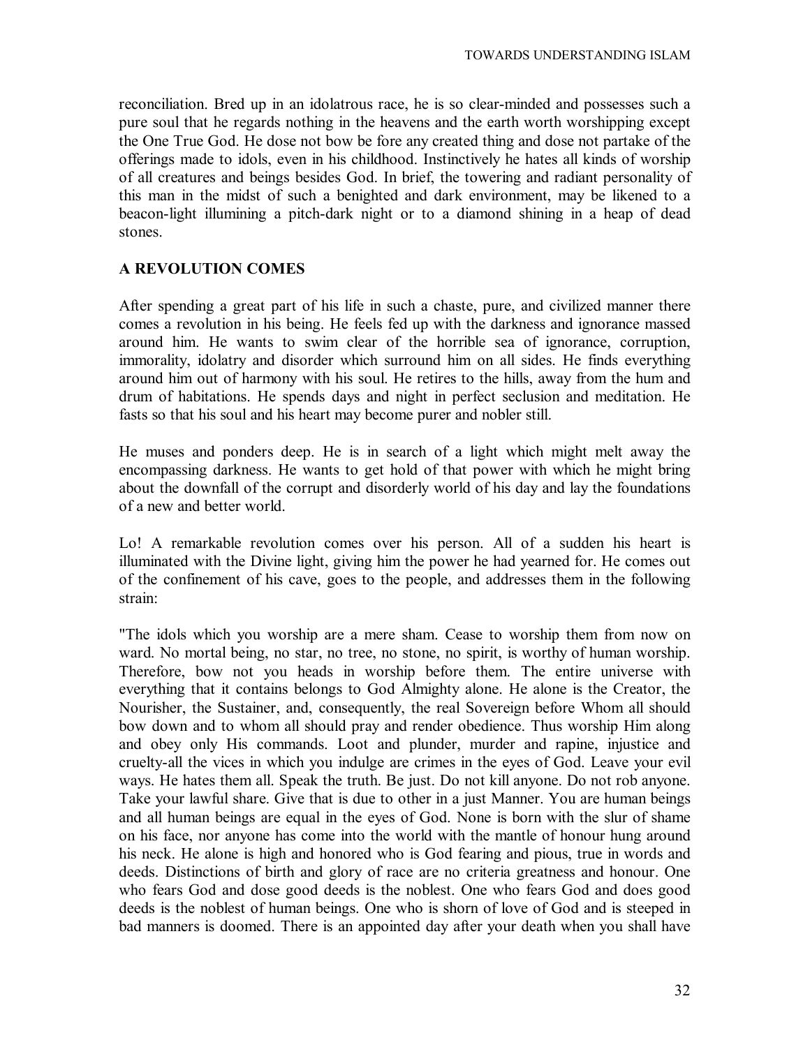reconciliation. Bred up in an idolatrous race, he is so clear-minded and possesses such a pure soul that he regards nothing in the heavens and the earth worth worshipping except the One True God. He dose not bow be fore any created thing and dose not partake of the offerings made to idols, even in his childhood. Instinctively he hates all kinds of worship of all creatures and beings besides God. In brief, the towering and radiant personality of this man in the midst of such a benighted and dark environment, may be likened to a beacon-light illumining a pitch-dark night or to a diamond shining in a heap of dead stones.

## A REVOLUTION COMES

After spending a great part of his life in such a chaste, pure, and civilized manner there comes a revolution in his being. He feels fed up with the darkness and ignorance massed around him. He wants to swim clear of the horrible sea of ignorance, corruption, immorality, idolatry and disorder which surround him on all sides. He finds everything around him out of harmony with his soul. He retires to the hills, away from the hum and drum of habitations. He spends days and night in perfect seclusion and meditation. He fasts so that his soul and his heart may become purer and nobler still.

He muses and ponders deep. He is in search of a light which might melt away the encompassing darkness. He wants to get hold of that power with which he might bring about the downfall of the corrupt and disorderly world of his day and lay the foundations of a new and better world.

Lo! A remarkable revolution comes over his person. All of a sudden his heart is illuminated with the Divine light, giving him the power he had yearned for. He comes out of the confinement of his cave, goes to the people, and addresses them in the following strain:

"The idols which you worship are a mere sham. Cease to worship them from now on ward. No mortal being, no star, no tree, no stone, no spirit, is worthy of human worship. Therefore, bow not you heads in worship before them. The entire universe with everything that it contains belongs to God Almighty alone. He alone is the Creator, the Nourisher, the Sustainer, and, consequently, the real Sovereign before Whom all should bow down and to whom all should pray and render obedience. Thus worship Him along and obey only His commands. Loot and plunder, murder and rapine, injustice and cruelty-all the vices in which you indulge are crimes in the eyes of God. Leave your evil ways. He hates them all. Speak the truth. Be just. Do not kill anyone. Do not rob anyone. Take your lawful share. Give that is due to other in a just Manner. You are human beings and all human beings are equal in the eyes of God. None is born with the slur of shame on his face, nor anyone has come into the world with the mantle of honour hung around his neck. He alone is high and honored who is God fearing and pious, true in words and deeds. Distinctions of birth and glory of race are no criteria greatness and honour. One who fears God and dose good deeds is the noblest. One who fears God and does good deeds is the noblest of human beings. One who is shorn of love of God and is steeped in bad manners is doomed. There is an appointed day after your death when you shall have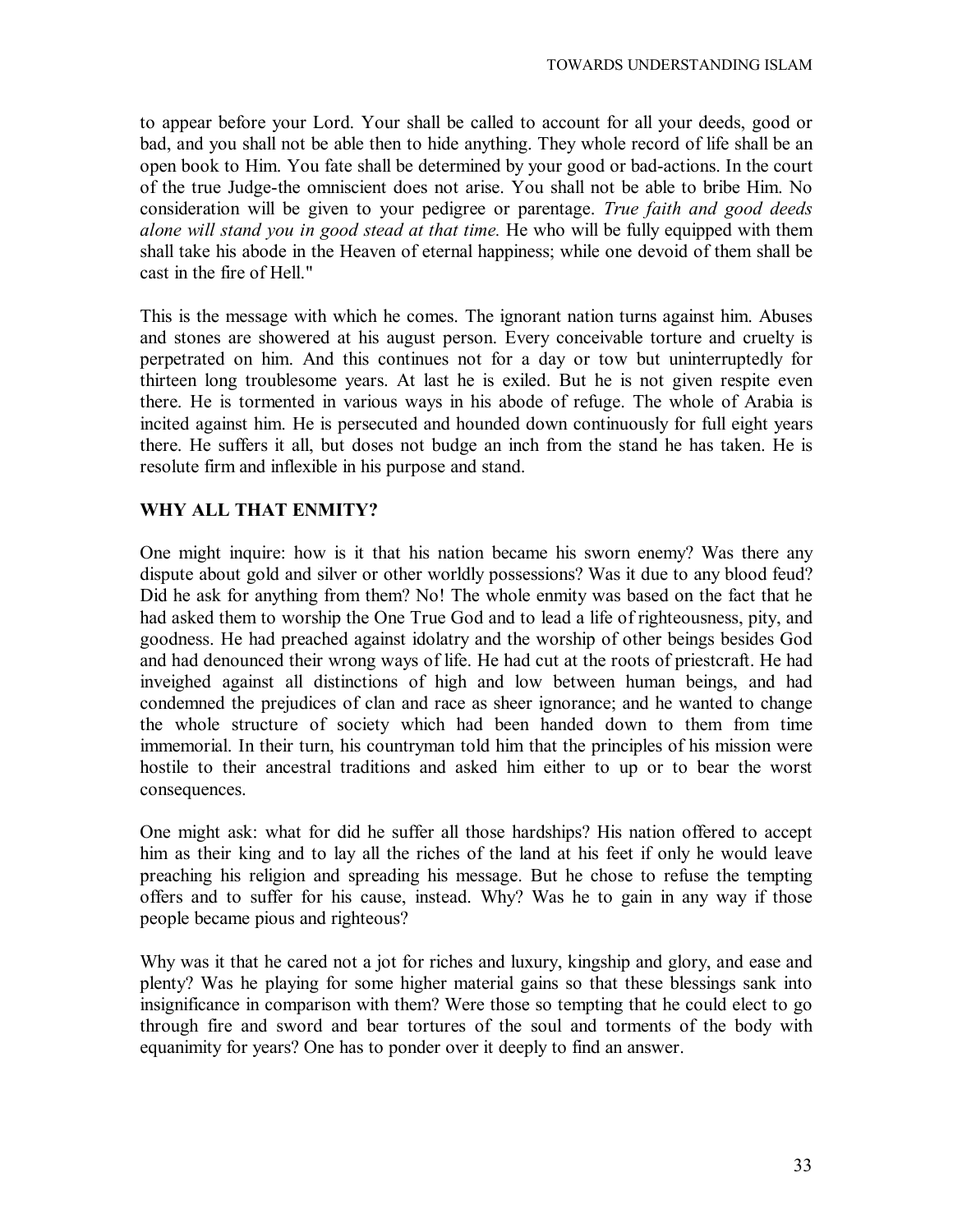to appear before your Lord. Your shall be called to account for all your deeds, good or bad, and you shall not be able then to hide anything. They whole record of life shall be an open book to Him. You fate shall be determined by your good or bad-actions. In the court of the true Judge-the omniscient does not arise. You shall not be able to bribe Him. No consideration will be given to your pedigree or parentage. *True faith and good deeds alone will stand you in good stead at that time.* He who will be fully equipped with them shall take his abode in the Heaven of eternal happiness; while one devoid of them shall be cast in the fire of Hell."

This is the message with which he comes. The ignorant nation turns against him. Abuses and stones are showered at his august person. Every conceivable torture and cruelty is perpetrated on him. And this continues not for a day or tow but uninterruptedly for thirteen long troublesome years. At last he is exiled. But he is not given respite even there. He is tormented in various ways in his abode of refuge. The whole of Arabia is incited against him. He is persecuted and hounded down continuously for full eight years there. He suffers it all, but doses not budge an inch from the stand he has taken. He is resolute firm and inflexible in his purpose and stand.

## WHY ALL THAT ENMITY?

One might inquire: how is it that his nation became his sworn enemy? Was there any dispute about gold and silver or other worldly possessions? Was it due to any blood feud? Did he ask for anything from them? No! The whole enmity was based on the fact that he had asked them to worship the One True God and to lead a life of righteousness, pity, and goodness. He had preached against idolatry and the worship of other beings besides God and had denounced their wrong ways of life. He had cut at the roots of priestcraft. He had inveighed against all distinctions of high and low between human beings, and had condemned the prejudices of clan and race as sheer ignorance; and he wanted to change the whole structure of society which had been handed down to them from time immemorial. In their turn, his countryman told him that the principles of his mission were hostile to their ancestral traditions and asked him either to up or to bear the worst consequences.

One might ask: what for did he suffer all those hardships? His nation offered to accept him as their king and to lay all the riches of the land at his feet if only he would leave preaching his religion and spreading his message. But he chose to refuse the tempting offers and to suffer for his cause, instead. Why? Was he to gain in any way if those people became pious and righteous?

Why was it that he cared not a jot for riches and luxury, kingship and glory, and ease and plenty? Was he playing for some higher material gains so that these blessings sank into insignificance in comparison with them? Were those so tempting that he could elect to go through fire and sword and bear tortures of the soul and torments of the body with equanimity for years? One has to ponder over it deeply to find an answer.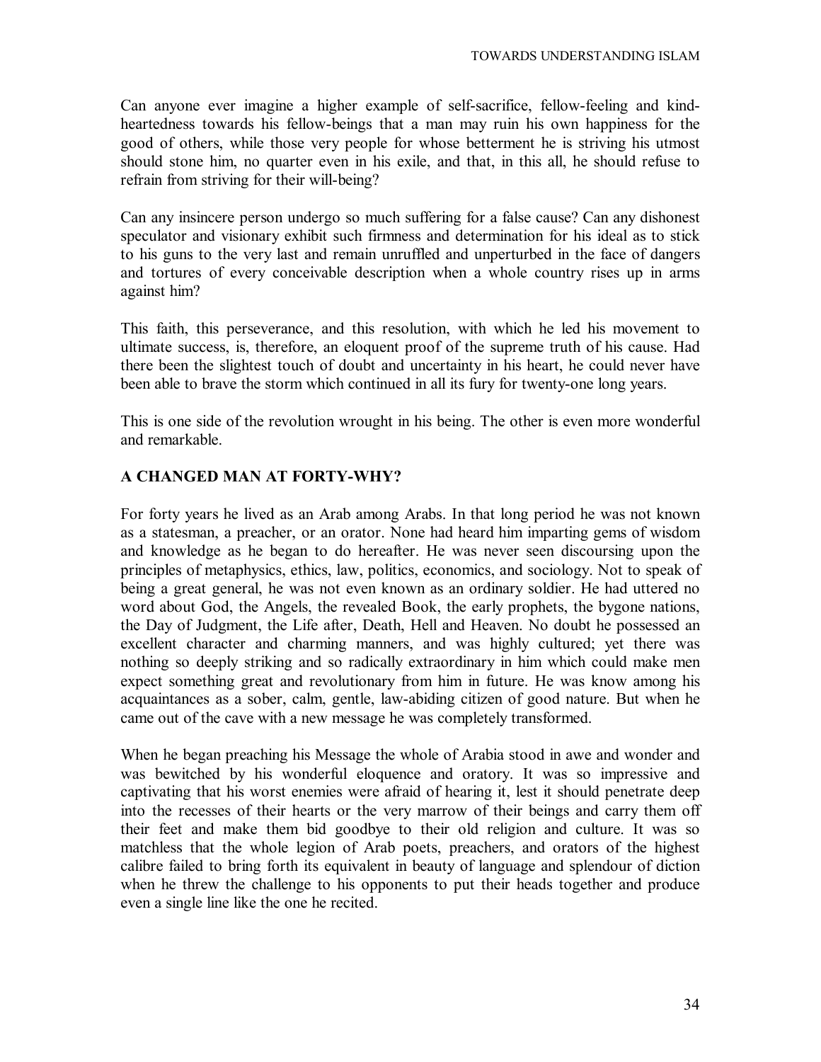Can anyone ever imagine a higher example of self-sacrifice, fellow-feeling and kind-heartedness towards his fellow-beings that a man may ruin his own happiness for the good of others, while those very people for whose betterment he is striving his utmost should stone him, no quarter even in his exile, and that, in this all, he should refuse to refrain from striving for their will-being?

Can any insincere person undergo so much suffering for a false cause? Can any dishonest speculator and visionary exhibit such firmness and determination for his ideal as to stick to his guns to the very last and remain unruffled and unperturbed in the face of dangers and tortures of every conceivable description when a whole country rises up in arms against him?

This faith, this perseverance, and this resolution, with which he led his movement to ultimate success, is, therefore, an eloquent proof of the supreme truth of his cause. Had there been the slightest touch of doubt and uncertainty in his heart, he could never have been able to brave the storm which continued in all its fury for twenty-one long years.

This is one side of the revolution wrought in his being. The other is even more wonderful and remarkable.

### A CHANGED MAN AT FORTY-WHY?

For forty years he lived as an Arab among Arabs. In that long period he was not known as a statesman, a preacher, or an orator. None had heard him imparting gems of wisdom and knowledge as he began to do hereafter. He was never seen discoursing upon the principles of metaphysics, ethics, law, politics, economics, and sociology. Not to speak of being a great general, he was not even known as an ordinary soldier. He had uttered no word about God, the Angels, the revealed Book, the early prophets, the bygone nations, the Day of Judgment, the Life after, Death, Hell and Heaven. No doubt he possessed an excellent character and charming manners, and was highly cultured; yet there was nothing so deeply striking and so radically extraordinary in him which could make men expect something great and revolutionary from him in future. He was know among his acquaintances as a sober, calm, gentle, law-abiding citizen of good nature. But when he came out of the cave with a new message he was completely transformed.

When he began preaching his Message the whole of Arabia stood in awe and wonder and was bewitched by his wonderful eloquence and oratory. It was so impressive and captivating that his worst enemies were afraid of hearing it, lest it should penetrate deep into the recesses of their hearts or the very marrow of their beings and carry them off their feet and make them bid goodbye to their old religion and culture. It was so matchless that the whole legion of Arab poets, preachers, and orators of the highest calibre failed to bring forth its equivalent in beauty of language and splendour of diction when he threw the challenge to his opponents to put their heads together and produce even a single line like the one he recited.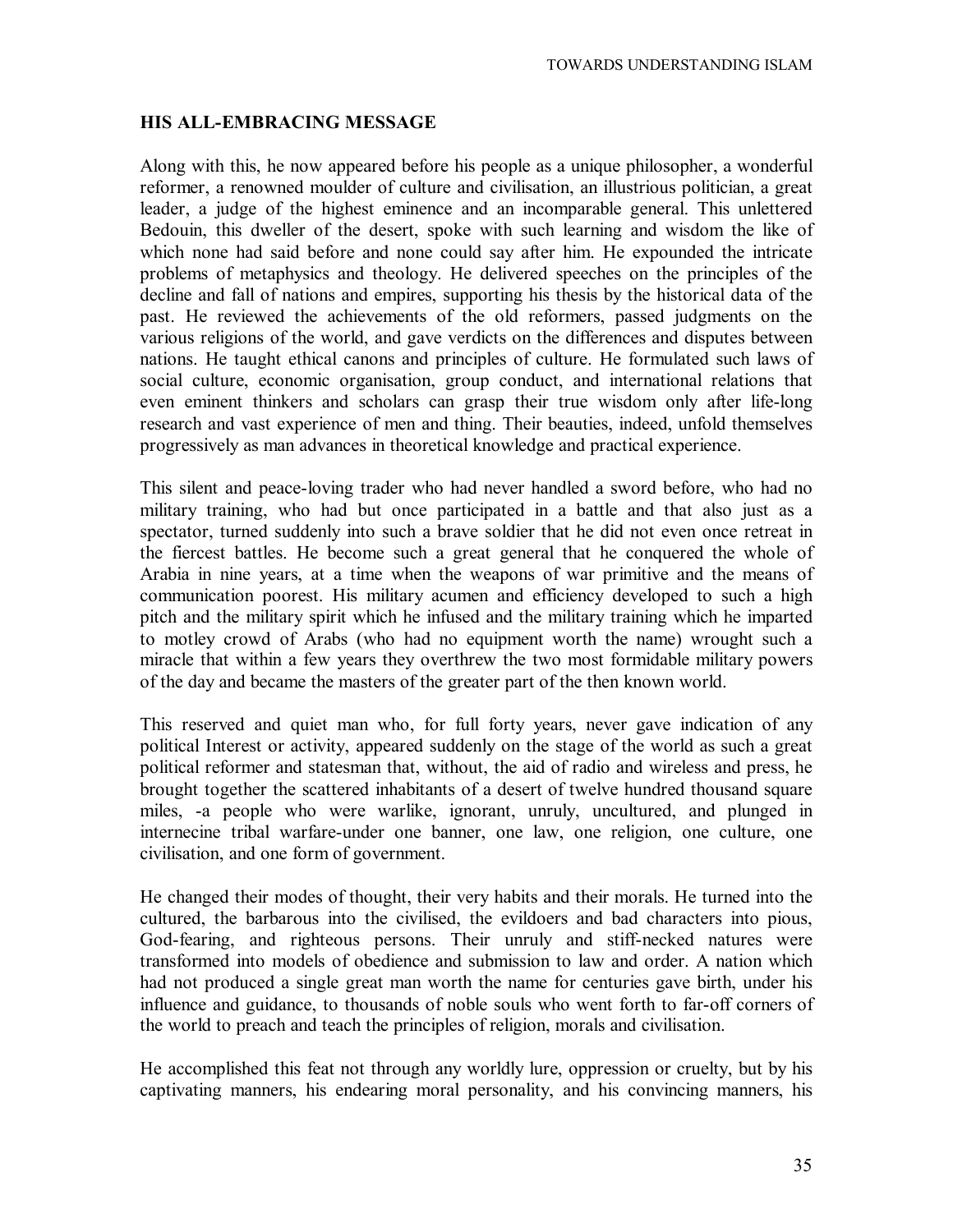## HIS ALL-EMBRACING MESSAGE

Along with this, he now appeared before his people as a unique philosopher, a wonderful reformer, a renowned moulder of culture and civilisation, an illustrious politician, a great leader, a judge of the highest eminence and an incomparable general. This unlettered Bedouin, this dweller of the desert, spoke with such learning and wisdom the like of which none had said before and none could say after him. He expounded the intricate problems of metaphysics and theology. He delivered speeches on the principles of the decline and fall of nations and empires, supporting his thesis by the historical data of the past. He reviewed the achievements of the old reformers, passed judgments on the various religions of the world, and gave verdicts on the differences and disputes between nations. He taught ethical canons and principles of culture. He formulated such laws of social culture, economic organisation, group conduct, and international relations that even eminent thinkers and scholars can grasp their true wisdom only after life-long research and vast experience of men and thing. Their beauties, indeed, unfold themselves progressively as man advances in theoretical knowledge and practical experience.

This silent and peace-loving trader who had never handled a sword before, who had no military training, who had but once participated in a battle and that also just as a spectator, turned suddenly into such a brave soldier that he did not even once retreat in the fiercest battles. He become such a great general that he conquered the whole of Arabia in nine years, at a time when the weapons of war primitive and the means of communication poorest. His military acumen and efficiency developed to such a high pitch and the military spirit which he infused and the military training which he imparted to motley crowd of Arabs (who had no equipment worth the name) wrought such a miracle that within a few years they overthrew the two most formidable military powers of the day and became the masters of the greater part of the then known world.

This reserved and quiet man who, for full forty years, never gave indication of any political Interest or activity, appeared suddenly on the stage of the world as such a great political reformer and statesman that, without, the aid of radio and wireless and press, he brought together the scattered inhabitants of a desert of twelve hundred thousand square miles, -a people who were warlike, ignorant, unruly, uncultured, and plunged in internecine tribal warfare-under one banner, one law, one religion, one culture, one civilisation, and one form of government.

He changed their modes of thought, their very habits and their morals. He turned into the cultured, the barbarous into the civilised, the evildoers and bad characters into pious, God-fearing, and righteous persons. Their unruly and stiff-necked natures were transformed into models of obedience and submission to law and order. A nation which had not produced a single great man worth the name for centuries gave birth, under his influence and guidance, to thousands of noble souls who went forth to far-off corners of the world to preach and teach the principles of religion, morals and civilisation.

He accomplished this feat not through any worldly lure, oppression or cruelty, but by his captivating manners, his endearing moral personality, and his convincing manners, his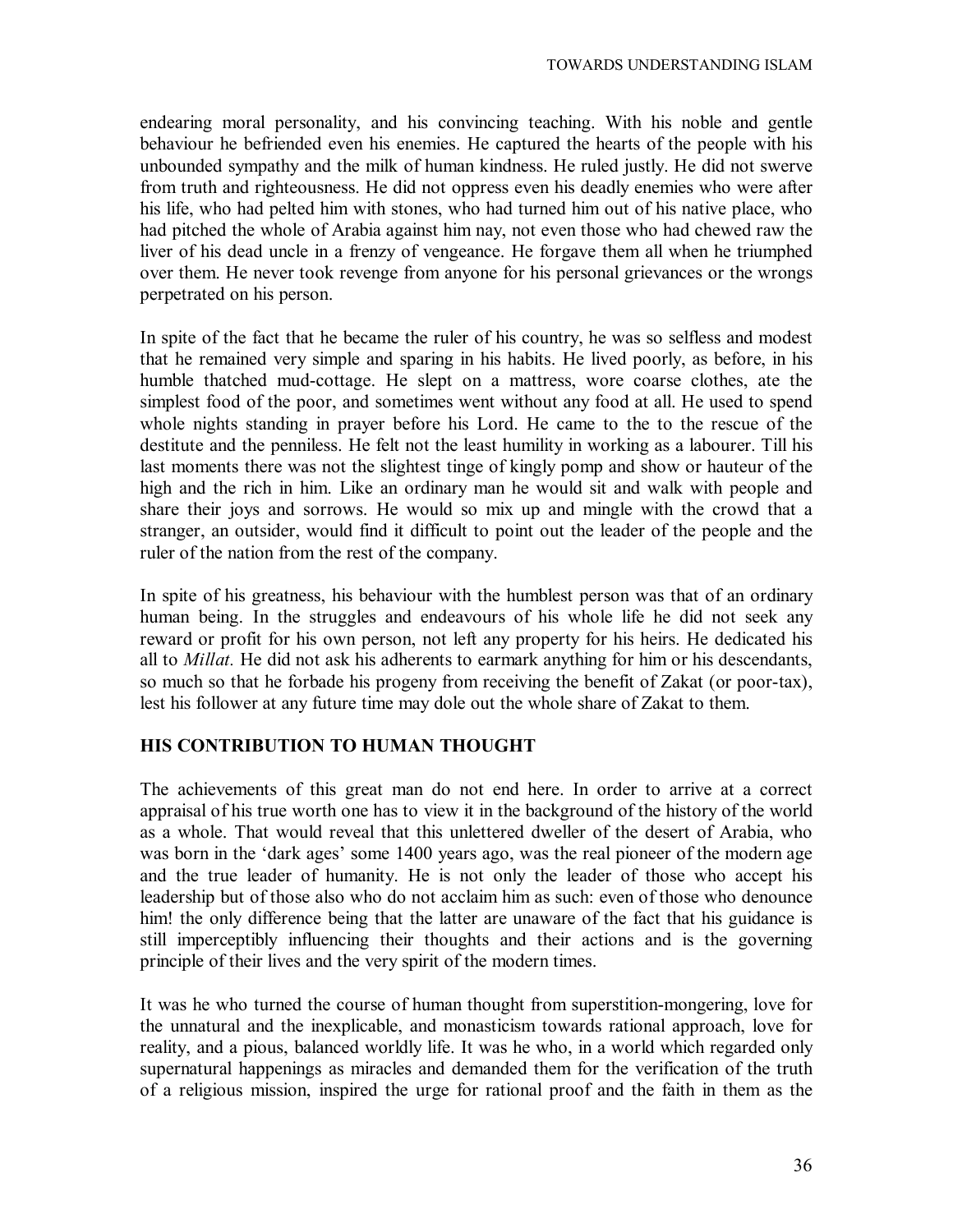endearing moral personality, and his convincing teaching. With his noble and gentle behaviour he befriended even his enemies. He captured the hearts of the people with his unbounded sympathy and the milk of human kindness. He ruled justly. He did not swerve from truth and righteousness. He did not oppress even his deadly enemies who were after his life, who had pelted him with stones, who had turned him out of his native place, who had pitched the whole of Arabia against him nay, not even those who had chewed raw the liver of his dead uncle in a frenzy of vengeance. He forgave them all when he triumphed over them. He never took revenge from anyone for his personal grievances or the wrongs perpetrated on his person.

In spite of the fact that he became the ruler of his country, he was so selfless and modest that he remained very simple and sparing in his habits. He lived poorly, as before, in his humble thatched mud-cottage. He slept on a mattress, wore coarse clothes, ate the simplest food of the poor, and sometimes went without any food at all. He used to spend whole nights standing in prayer before his Lord. He came to the to the rescue of the destitute and the penniless. He felt not the least humility in working as a labourer. Till his last moments there was not the slightest tinge of kingly pomp and show or hauteur of the high and the rich in him. Like an ordinary man he would sit and walk with people and share their joys and sorrows. He would so mix up and mingle with the crowd that a stranger, an outsider, would find it difficult to point out the leader of the people and the ruler of the nation from the rest of the company.

In spite of his greatness, his behaviour with the humblest person was that of an ordinary human being. In the struggles and endeavours of his whole life he did not seek any reward or profit for his own person, not left any property for his heirs. He dedicated his all to *Millat*. He did not ask his adherents to earmark anything for him or his descendants, so much so that he forbade his progeny from receiving the benefit of Zakat (or poor-tax), lest his follower at any future time may dole out the whole share of Zakat to them.

## HIS CONTRIBUTION TO HUMAN THOUGHT

The achievements of this great man do not end here. In order to arrive at a correct appraisal of his true worth one has to view it in the background of the history of the world as a whole. That would reveal that this unlettered dweller of the desert of Arabia, who was born in the 'dark ages' some 1400 years ago, was the real pioneer of the modern age and the true leader of humanity. He is not only the leader of those who accept his leadership but of those also who do not acclaim him as such: even of those who denounce him! the only difference being that the latter are unaware of the fact that his guidance is still imperceptibly influencing their thoughts and their actions and is the governing principle of their lives and the very spirit of the modern times.

It was he who turned the course of human thought from superstition-mongering, love for the unnatural and the inexplicable, and monasticism towards rational approach, love for reality, and a pious, balanced worldly life. It was he who, in a world which regarded only supernatural happenings as miracles and demanded them for the verification of the truth of a religious mission, inspired the urge for rational proof and the faith in them as the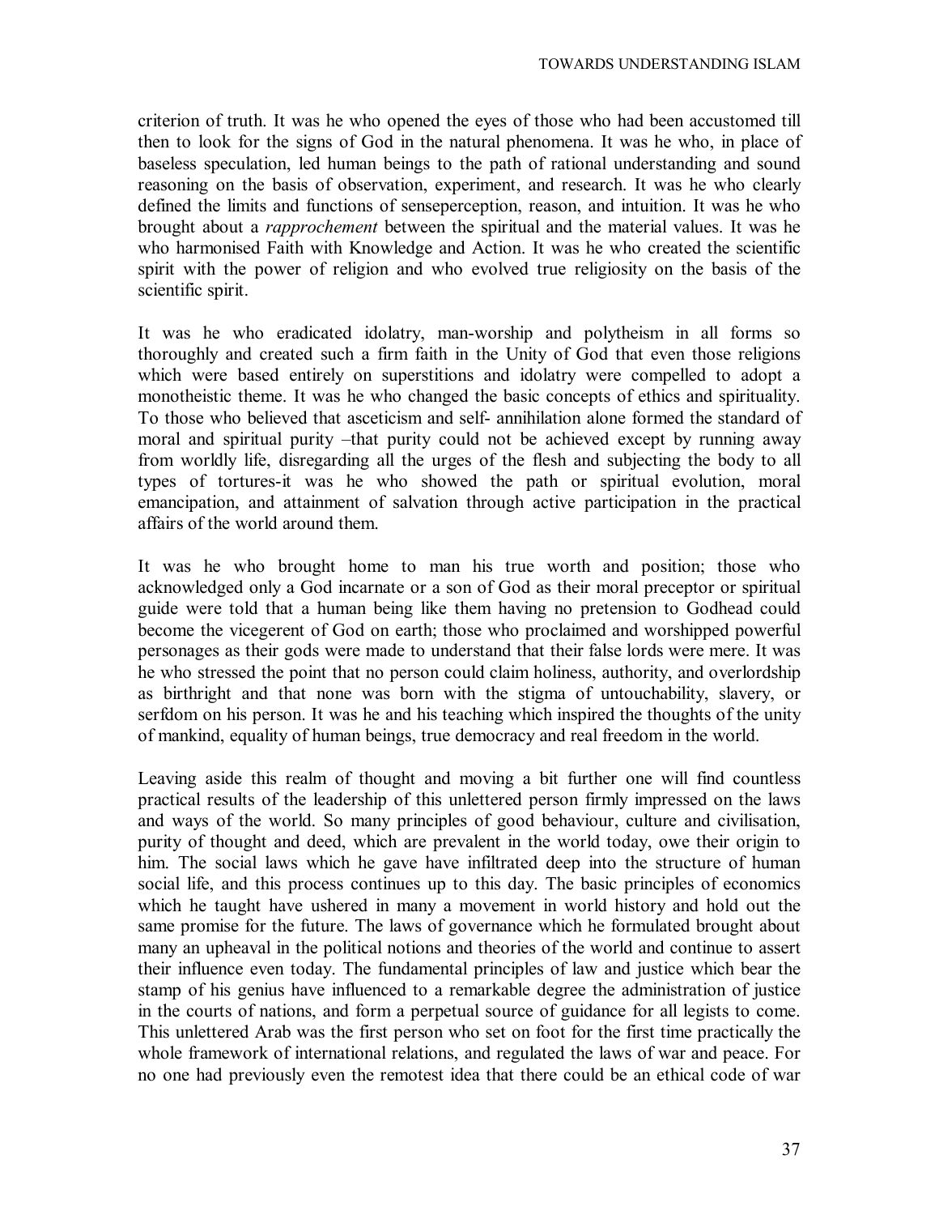criterion of truth. It was he who opened the eyes of those who had been accustomed till then to look for the signs of God in the natural phenomena. It was he who, in place of baseless speculation, led human beings to the path of rational understanding and sound reasoning on the basis of observation, experiment, and research. It was he who clearly defined the limits and functions of senseperception, reason, and intuition. It was he who brought about a *rapprochement* between the spiritual and the material values. It was he who harmonised Faith with Knowledge and Action. It was he who created the scientific spirit with the power of religion and who evolved true religiosity on the basis of the scientific spirit.

It was he who eradicated idolatry, man-worship and polytheism in all forms so thoroughly and created such a firm faith in the Unity of God that even those religions which were based entirely on superstitions and idolatry were compelled to adopt a monotheistic theme. It was he who changed the basic concepts of ethics and spirituality. To those who believed that asceticism and self- annihilation alone formed the standard of moral and spiritual purity –that purity could not be achieved except by running away from worldly life, disregarding all the urges of the flesh and subjecting the body to all types of tortures-it was he who showed the path or spiritual evolution, moral emancipation, and attainment of salvation through active participation in the practical affairs of the world around them.

It was he who brought home to man his true worth and position; those who acknowledged only a God incarnate or a son of God as their moral preceptor or spiritual guide were told that a human being like them having no pretension to Godhead could become the vicegerent of God on earth; those who proclaimed and worshipped powerful personages as their gods were made to understand that their false lords were mere. It was he who stressed the point that no person could claim holiness, authority, and overlordship as birthright and that none was born with the stigma of untouchability, slavery, or serfdom on his person. It was he and his teaching which inspired the thoughts of the unity of mankind, equality of human beings, true democracy and real freedom in the world.

Leaving aside this realm of thought and moving a bit further one will find countless practical results of the leadership of this unlettered person firmly impressed on the laws and ways of the world. So many principles of good behaviour, culture and civilisation, purity of thought and deed, which are prevalent in the world today, owe their origin to him. The social laws which he gave have infiltrated deep into the structure of human social life, and this process continues up to this day. The basic principles of economics which he taught have ushered in many a movement in world history and hold out the same promise for the future. The laws of governance which he formulated brought about many an upheaval in the political notions and theories of the world and continue to assert their influence even today. The fundamental principles of law and justice which bear the stamp of his genius have influenced to a remarkable degree the administration of justice in the courts of nations, and form a perpetual source of guidance for all legists to come. This unlettered Arab was the first person who set on foot for the first time practically the whole framework of international relations, and regulated the laws of war and peace. For no one had previously even the remotest idea that there could be an ethical code of war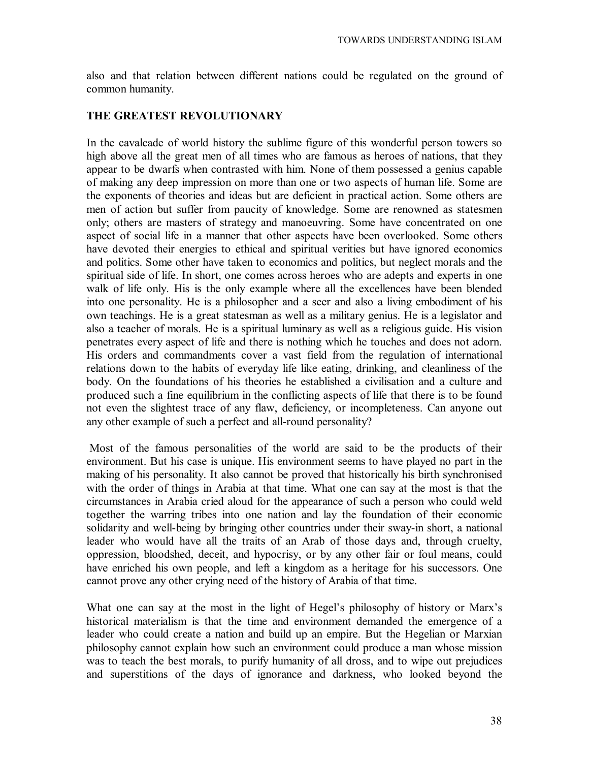also and that relation between different nations could be regulated on the ground of common humanity.

## THE GREATEST REVOLUTIONARY

In the cavalcade of world history the sublime figure of this wonderful person towers so high above all the great men of all times who are famous as heroes of nations, that they appear to be dwarfs when contrasted with him. None of them possessed a genius capable of making any deep impression on more than one or two aspects of human life. Some are the exponents of theories and ideas but are deficient in practical action. Some others are men of action but suffer from paucity of knowledge. Some are renowned as statesmen only; others are masters of strategy and manoeuvring. Some have concentrated on one aspect of social life in a manner that other aspects have been overlooked. Some others have devoted their energies to ethical and spiritual verities but have ignored economics and politics. Some other have taken to economics and politics, but neglect morals and the spiritual side of life. In short, one comes across heroes who are adepts and experts in one walk of life only. His is the only example where all the excellences have been blended into one personality. He is a philosopher and a seer and also a living embodiment of his own teachings. He is a great statesman as well as a military genius. He is a legislator and also a teacher of morals. He is a spiritual luminary as well as a religious guide. His vision penetrates every aspect of life and there is nothing which he touches and does not adorn. His orders and commandments cover a vast field from the regulation of international relations down to the habits of everyday life like eating, drinking, and cleanliness of the body. On the foundations of his theories he established a civilisation and a culture and produced such a fine equilibrium in the conflicting aspects of life that there is to be found not even the slightest trace of any flaw, deficiency, or incompleteness. Can anyone out any other example of such a perfect and all-round personality?

Most of the famous personalities of the world are said to be the products of their environment. But his case is unique. His environment seems to have played no part in the making of his personality. It also cannot be proved that historically his birth synchronised with the order of things in Arabia at that time. What one can say at the most is that the circumstances in Arabia cried aloud for the appearance of such a person who could weld together the warring tribes into one nation and lay the foundation of their economic solidarity and well-being by bringing other countries under their sway-in short, a national leader who would have all the traits of an Arab of those days and, through cruelty, oppression, bloodshed, deceit, and hypocrisy, or by any other fair or foul means, could have enriched his own people, and left a kingdom as a heritage for his successors. One cannot prove any other crying need of the history of Arabia of that time.

What one can say at the most in the light of Hegel's philosophy of history or Marx's historical materialism is that the time and environment demanded the emergence of a leader who could create a nation and build up an empire. But the Hegelian or Marxian philosophy cannot explain how such an environment could produce a man whose mission was to teach the best morals, to purify humanity of all dross, and to wipe out prejudices and superstitions of the days of ignorance and darkness, who looked beyond the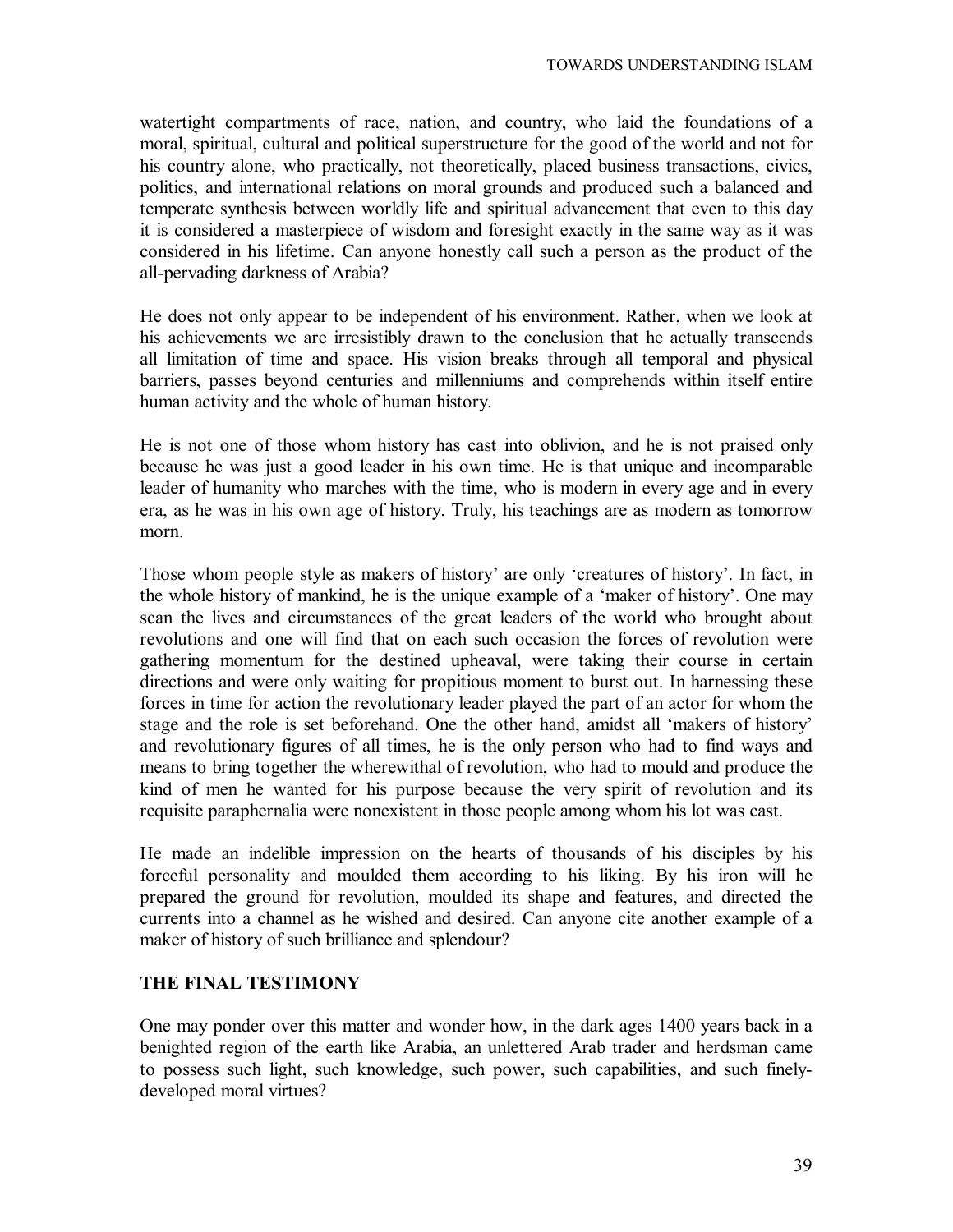watertight compartments of race, nation, and country, who laid the foundations of a moral, spiritual, cultural and political superstructure for the good of the world and not for his country alone, who practically, not theoretically, placed business transactions, civics, politics, and international relations on moral grounds and produced such a balanced and temperate synthesis between worldly life and spiritual advancement that even to this day it is considered a masterpiece of wisdom and foresight exactly in the same way as it was considered in his lifetime. Can anyone honestly call such a person as the product of the all-pervading darkness of Arabia?

He does not only appear to be independent of his environment. Rather, when we look at his achievements we are irresistibly drawn to the conclusion that he actually transcends all limitation of time and space. His vision breaks through all temporal and physical barriers, passes beyond centuries and millenniums and comprehends within itself entire human activity and the whole of human history.

He is not one of those whom history has cast into oblivion, and he is not praised only because he was just a good leader in his own time. He is that unique and incomparable leader of humanity who marches with the time, who is modern in every age and in every era, as he was in his own age of history. Truly, his teachings are as modern as tomorrow morn.

Those whom people style as makers of history' are only 'creatures of history'. In fact, in the whole history of mankind, he is the unique example of a 'maker of history'. One may scan the lives and circumstances of the great leaders of the world who brought about revolutions and one will find that on each such occasion the forces of revolution were gathering momentum for the destined upheaval, were taking their course in certain directions and were only waiting for propitious moment to burst out. In harnessing these forces in time for action the revolutionary leader played the part of an actor for whom the stage and the role is set beforehand. One the other hand, amidst all 'makers of history' and revolutionary figures of all times, he is the only person who had to find ways and means to bring together the wherewithal of revolution, who had to mould and produce the kind of men he wanted for his purpose because the very spirit of revolution and its requisite paraphernalia were nonexistent in those people among whom his lot was cast.

He made an indelible impression on the hearts of thousands of his disciples by his forceful personality and moulded them according to his liking. By his iron will he prepared the ground for revolution, moulded its shape and features, and directed the currents into a channel as he wished and desired. Can anyone cite another example of a maker of history of such brilliance and splendour?

## THE FINAL TESTIMONY

One may ponder over this matter and wonder how, in the dark ages 1400 years back in a benighted region of the earth like Arabia, an unlettered Arab trader and herdsman came to possess such light, such knowledge, such power, such capabilities, and such finely-developed moral virtues?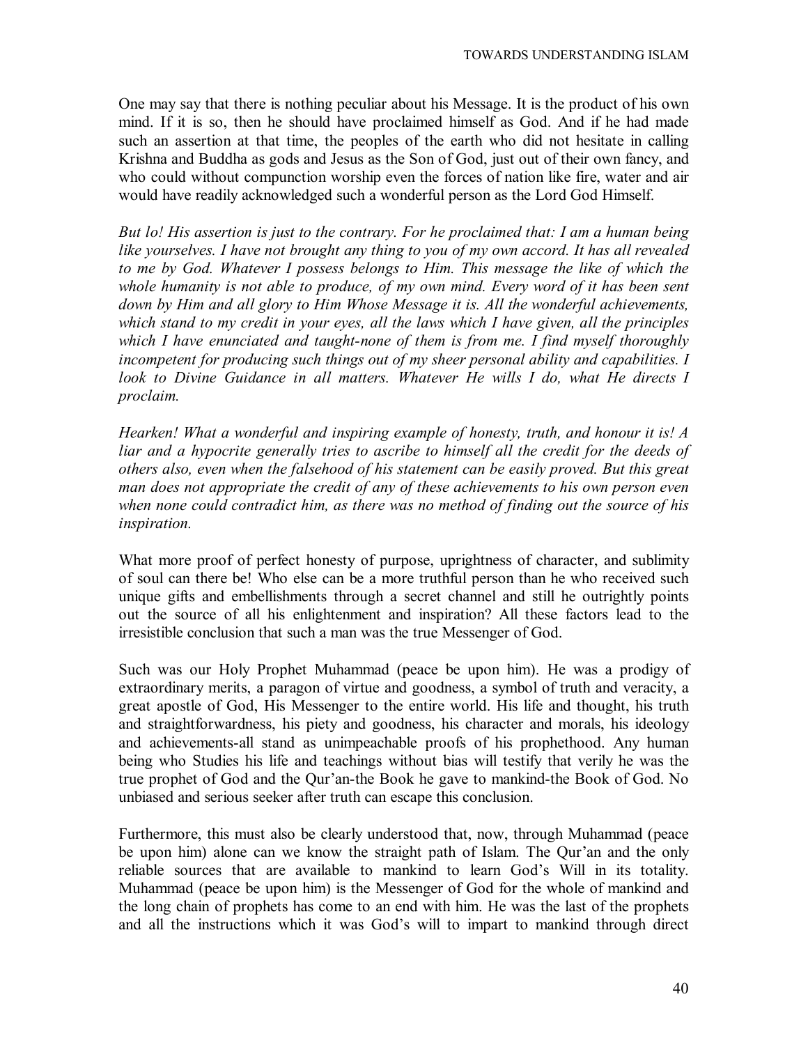One may say that there is nothing peculiar about his Message. It is the product of his own mind. If it is so, then he should have proclaimed himself as God. And if he had made such an assertion at that time, the peoples of the earth who did not hesitate in calling Krishna and Buddha as gods and Jesus as the Son of God, just out of their own fancy, and who could without compunction worship even the forces of nation like fire, water and air would have readily acknowledged such a wonderful person as the Lord God Himself.

*But lo! His assertion is just to the contrary. For he proclaimed that: I am a human being like yourselves. I have not brought any thing to you of my own accord. It has all revealed to me by God. Whatever I possess belongs to Him. This message the like of which the whole humanity is not able to produce, of my own mind. Every word of it has been sent down by Him and all glory to Him Whose Message it is. All the wonderful achievements, which stand to my credit in your eyes, all the laws which I have given, all the principles which I have enunciated and taught-none of them is from me. I find myself thoroughly incompetent for producing such things out of my sheer personal ability and capabilities. I look to Divine Guidance in all matters. Whatever He wills I do, what He directs I proclaim.*

*Hearken! What a wonderful and inspiring example of honesty, truth, and honour it is! A liar and a hypocrite generally tries to ascribe to himself all the credit for the deeds of others also, even when the falsehood of his statement can be easily proved. But this great man does not appropriate the credit of any of these achievements to his own person even when none could contradict him, as there was no method of finding out the source of his inspiration.*

What more proof of perfect honesty of purpose, uprightness of character, and sublimity of soul can there be! Who else can be a more truthful person than he who received such unique gifts and embellishments through a secret channel and still he outrightly points out the source of all his enlightenment and inspiration? All these factors lead to the irresistible conclusion that such a man was the true Messenger of God.

Such was our Holy Prophet Muhammad (peace be upon him). He was a prodigy of extraordinary merits, a paragon of virtue and goodness, a symbol of truth and veracity, a great apostle of God, His Messenger to the entire world. His life and thought, his truth and straightforwardness, his piety and goodness, his character and morals, his ideology and achievements-all stand as unimpeachable proofs of his prophethood. Any human being who Studies his life and teachings without bias will testify that verily he was the true prophet of God and the Qur'an-the Book he gave to mankind-the Book of God. No unbiased and serious seeker after truth can escape this conclusion.

Furthermore, this must also be clearly understood that, now, through Muhammad (peace be upon him) alone can we know the straight path of Islam. The Qur'an and the only reliable sources that are available to mankind to learn God's Will in its totality. Muhammad (peace be upon him) is the Messenger of God for the whole of mankind and the long chain of prophets has come to an end with him. He was the last of the prophets and all the instructions which it was God's will to impart to mankind through direct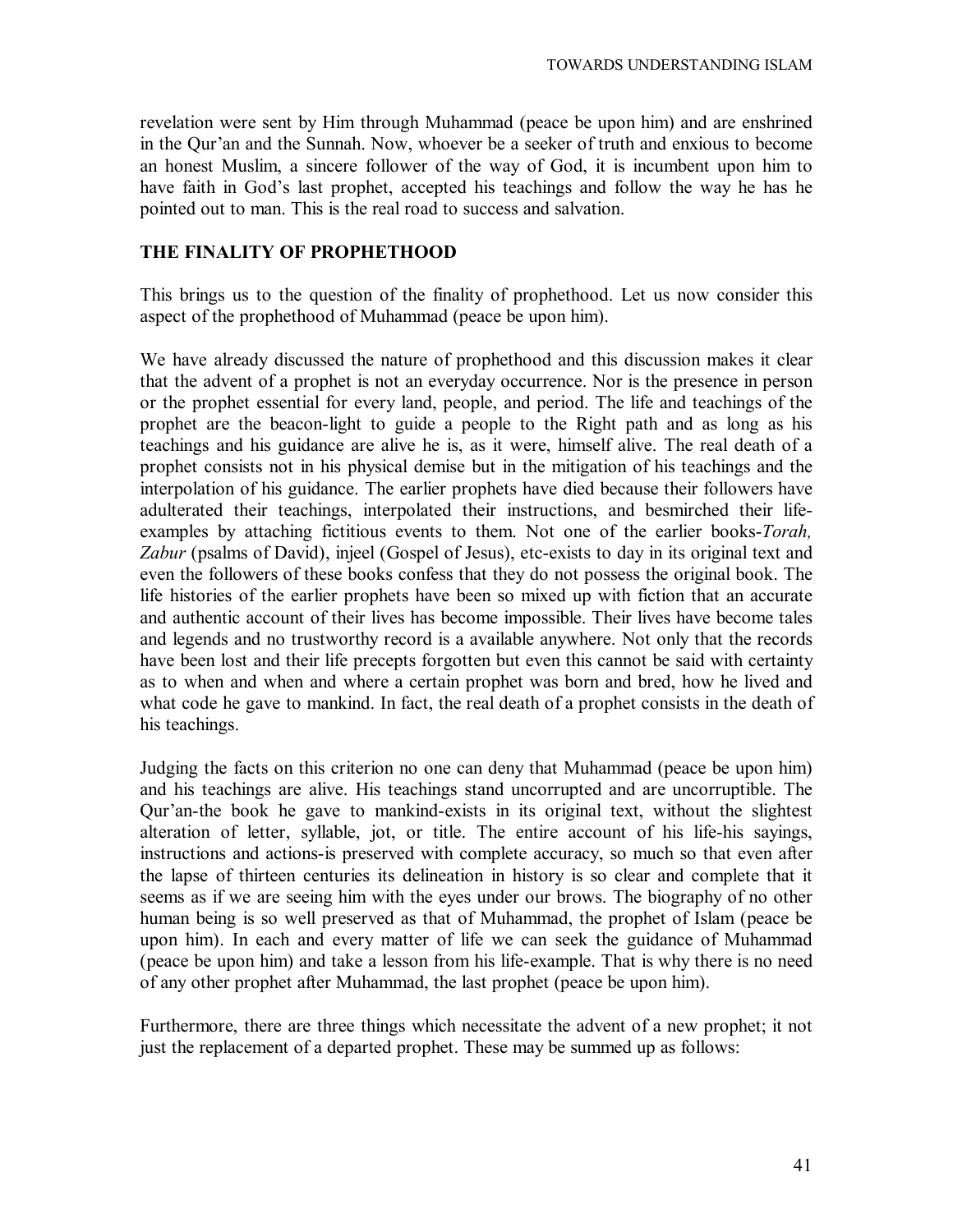revelation were sent by Him through Muhammad (peace be upon him) and are enshrined in the Qur'an and the Sunnah. Now, whoever be a seeker of truth and enxious to become an honest Muslim, a sincere follower of the way of God, it is incumbent upon him to have faith in God's last prophet, accepted his teachings and follow the way he has he pointed out to man. This is the real road to success and salvation.

## THE FINALITY OF PROPHETHOOD

This brings us to the question of the finality of prophethood. Let us now consider this aspect of the prophethood of Muhammad (peace be upon him).

We have already discussed the nature of prophethood and this discussion makes it clear that the advent of a prophet is not an everyday occurrence. Nor is the presence in person or the prophet essential for every land, people, and period. The life and teachings of the prophet are the beacon-light to guide a people to the Right path and as long as his teachings and his guidance are alive he is, as it were, himself alive. The real death of a prophet consists not in his physical demise but in the mitigation of his teachings and the interpolation of his guidance. The earlier prophets have died because their followers have adulterated their teachings, interpolated their instructions, and besmirched their life-examples by attaching fictitious events to them. Not one of the earlier books-*Torah, Zabur* (psalms of David), injeel (Gospel of Jesus), etc-exists to day in its original text and even the followers of these books confess that they do not possess the original book. The life histories of the earlier prophets have been so mixed up with fiction that an accurate and authentic account of their lives has become impossible. Their lives have become tales and legends and no trustworthy record is a available anywhere. Not only that the records have been lost and their life precepts forgotten but even this cannot be said with certainty as to when and when and where a certain prophet was born and bred, how he lived and what code he gave to mankind. In fact, the real death of a prophet consists in the death of his teachings.

Judging the facts on this criterion no one can deny that Muhammad (peace be upon him) and his teachings are alive. His teachings stand uncorrupted and are uncorruptible. The Qur'an-the book he gave to mankind-exists in its original text, without the slightest alteration of letter, syllable, jot, or title. The entire account of his life-his sayings, instructions and actions-is preserved with complete accuracy, so much so that even after the lapse of thirteen centuries its delineation in history is so clear and complete that it seems as if we are seeing him with the eyes under our brows. The biography of no other human being is so well preserved as that of Muhammad, the prophet of Islam (peace be upon him). In each and every matter of life we can seek the guidance of Muhammad (peace be upon him) and take a lesson from his life-example. That is why there is no need of any other prophet after Muhammad, the last prophet (peace be upon him).

Furthermore, there are three things which necessitate the advent of a new prophet; it not just the replacement of a departed prophet. These may be summed up as follows: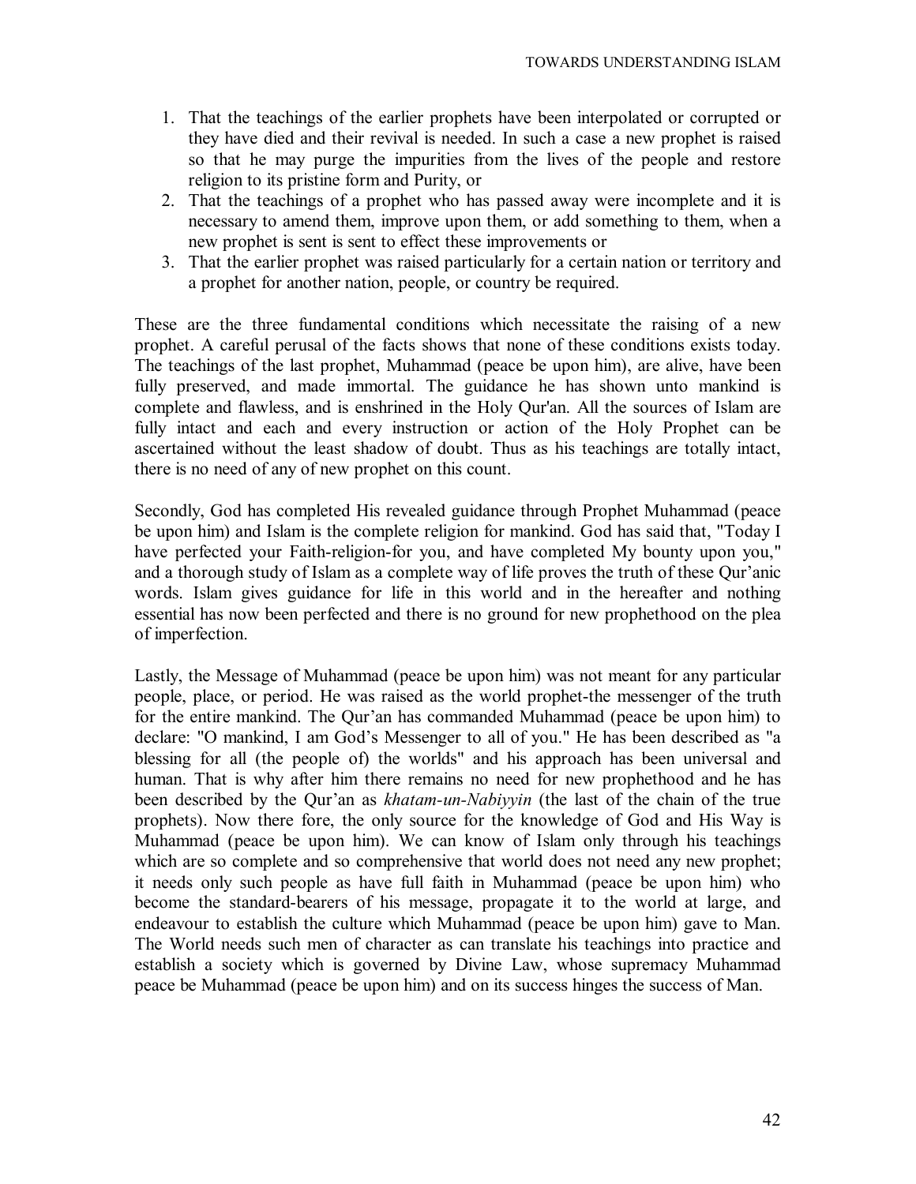1. That the teachings of the earlier prophets have been interpolated or corrupted or they have died and their revival is needed. In such a case a new prophet is raised so that he may purge the impurities from the lives of the people and restore religion to its pristine form and Purity, or
2. That the teachings of a prophet who has passed away were incomplete and it is necessary to amend them, improve upon them, or add something to them, when a new prophet is sent is sent to effect these improvements or
3. That the earlier prophet was raised particularly for a certain nation or territory and a prophet for another nation, people, or country be required.

These are the three fundamental conditions which necessitate the raising of a new prophet. A careful perusal of the facts shows that none of these conditions exists today. The teachings of the last prophet, Muhammad (peace be upon him), are alive, have been fully preserved, and made immortal. The guidance he has shown unto mankind is complete and flawless, and is enshrined in the Holy Qur'an. All the sources of Islam are fully intact and each and every instruction or action of the Holy Prophet can be ascertained without the least shadow of doubt. Thus as his teachings are totally intact, there is no need of any of new prophet on this count.

Secondly, God has completed His revealed guidance through Prophet Muhammad (peace be upon him) and Islam is the complete religion for mankind. God has said that, "Today I have perfected your Faith-religion-for you, and have completed My bounty upon you," and a thorough study of Islam as a complete way of life proves the truth of these Qur'anic words. Islam gives guidance for life in this world and in the hereafter and nothing essential has now been perfected and there is no ground for new prophethood on the plea of imperfection.

Lastly, the Message of Muhammad (peace be upon him) was not meant for any particular people, place, or period. He was raised as the world prophet-the messenger of the truth for the entire mankind. The Qur'an has commanded Muhammad (peace be upon him) to declare: "O mankind, I am God's Messenger to all of you." He has been described as "a blessing for all (the people of) the worlds" and his approach has been universal and human. That is why after him there remains no need for new prophethood and he has been described by the Qur'an as *khatam-un-Nabiyyin* (the last of the chain of the true prophets). Now there fore, the only source for the knowledge of God and His Way is Muhammad (peace be upon him). We can know of Islam only through his teachings which are so complete and so comprehensive that world does not need any new prophet; it needs only such people as have full faith in Muhammad (peace be upon him) who become the standard-bearers of his message, propagate it to the world at large, and endeavour to establish the culture which Muhammad (peace be upon him) gave to Man. The World needs such men of character as can translate his teachings into practice and establish a society which is governed by Divine Law, whose supremacy Muhammad peace be Muhammad (peace be upon him) and on its success hinges the success of Man.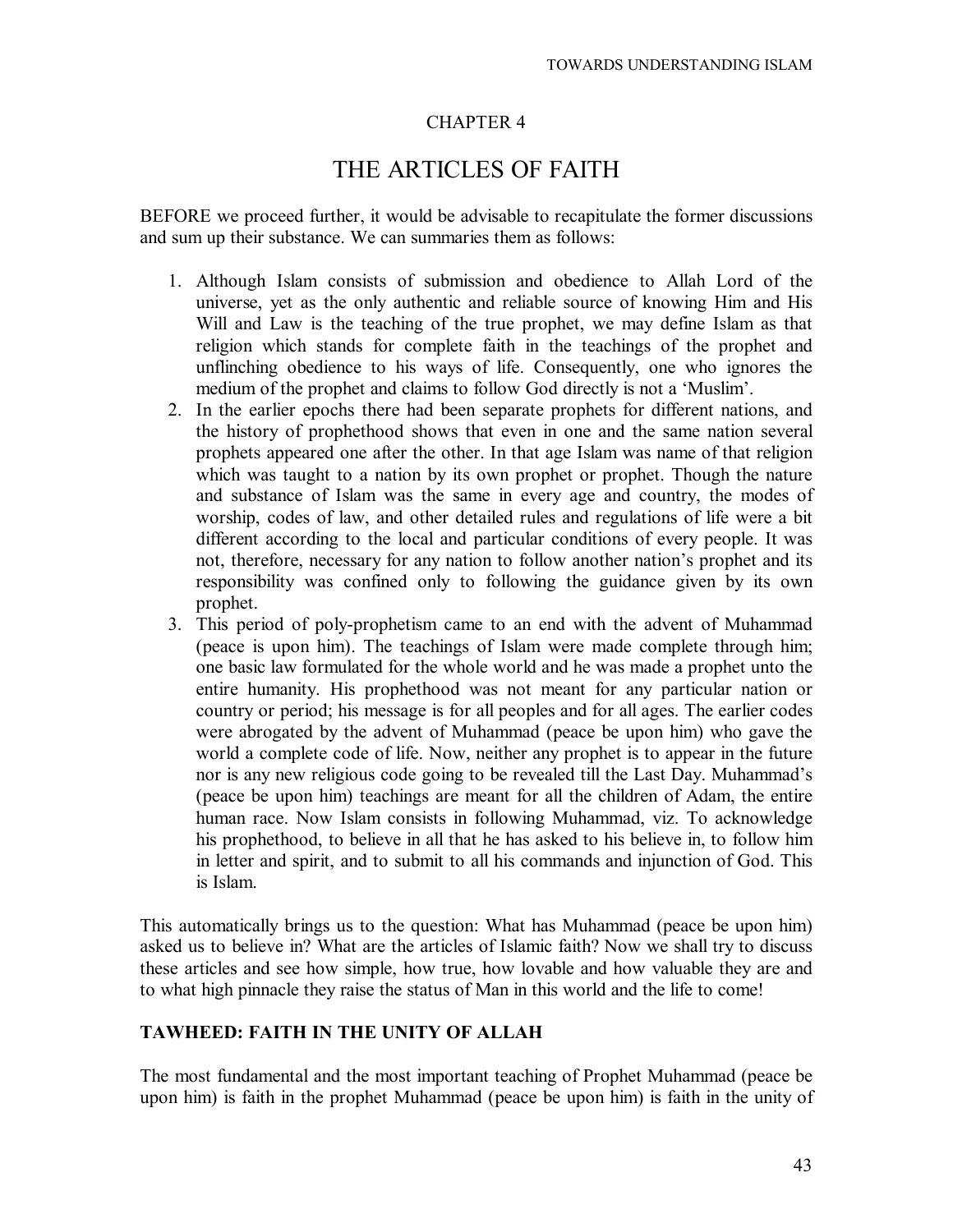## CHAPTER 4

# THE ARTICLES OF FAITH

BEFORE we proceed further, it would be advisable to recapitulate the former discussions and sum up their substance. We can summaries them as follows:

1. Although Islam consists of submission and obedience to Allah Lord of the universe, yet as the only authentic and reliable source of knowing Him and His Will and Law is the teaching of the true prophet, we may define Islam as that religion which stands for complete faith in the teachings of the prophet and unflinching obedience to his ways of life. Consequently, one who ignores the medium of the prophet and claims to follow God directly is not a 'Muslim'.
2. In the earlier epochs there had been separate prophets for different nations, and the history of prophethood shows that even in one and the same nation several prophets appeared one after the other. In that age Islam was name of that religion which was taught to a nation by its own prophet or prophet. Though the nature and substance of Islam was the same in every age and country, the modes of worship, codes of law, and other detailed rules and regulations of life were a bit different according to the local and particular conditions of every people. It was not, therefore, necessary for any nation to follow another nation's prophet and its responsibility was confined only to following the guidance given by its own prophet.
3. This period of poly-prophetism came to an end with the advent of Muhammad (peace is upon him). The teachings of Islam were made complete through him; one basic law formulated for the whole world and he was made a prophet unto the entire humanity. His prophethood was not meant for any particular nation or country or period; his message is for all peoples and for all ages. The earlier codes were abrogated by the advent of Muhammad (peace be upon him) who gave the world a complete code of life. Now, neither any prophet is to appear in the future nor is any new religious code going to be revealed till the Last Day. Muhammad's (peace be upon him) teachings are meant for all the children of Adam, the entire human race. Now Islam consists in following Muhammad, viz. To acknowledge his prophethood, to believe in all that he has asked to his believe in, to follow him in letter and spirit, and to submit to all his commands and injunction of God. This is Islam.

This automatically brings us to the question: What has Muhammad (peace be upon him) asked us to believe in? What are the articles of Islamic faith? Now we shall try to discuss these articles and see how simple, how true, how lovable and how valuable they are and to what high pinnacle they raise the status of Man in this world and the life to come!

### TAWHEED: FAITH IN THE UNITY OF ALLAH

The most fundamental and the most important teaching of Prophet Muhammad (peace be upon him) is faith in the prophet Muhammad (peace be upon him) is faith in the unity of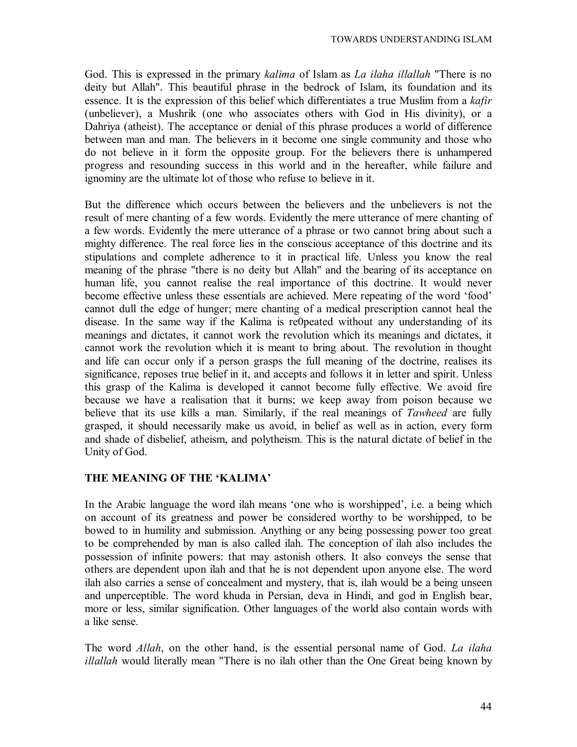God. This is expressed in the primary *kalima* of Islam as *La ilaha illallah* "There is no deity but Allah". This beautiful phrase in the bedrock of Islam, its foundation and its essence. It is the expression of this belief which differentiates a true Muslim from a *kafir* (unbeliever), a Mushrik (one who associates others with God in His divinity), or a Dahriya (atheist). The acceptance or denial of this phrase produces a world of difference between man and man. The believers in it become one single community and those who do not believe in it form the opposite group. For the believers there is unhampered progress and resounding success in this world and in the hereafter, while failure and ignominy are the ultimate lot of those who refuse to believe in it.

But the difference which occurs between the believers and the unbelievers is not the result of mere chanting of a few words. Evidently the mere utterance of mere chanting of a few words. Evidently the mere utterance of a phrase or two cannot bring about such a mighty difference. The real force lies in the conscious acceptance of this doctrine and its stipulations and complete adherence to it in practical life. Unless you know the real meaning of the phrase "there is no deity but Allah" and the bearing of its acceptance on human life, you cannot realise the real importance of this doctrine. It would never become effective unless these essentials are achieved. Mere repeating of the word 'food' cannot dull the edge of hunger; mere chanting of a medical prescription cannot heal the disease. In the same way if the Kalima is re0peated without any understanding of its meanings and dictates, it cannot work the revolution which its meanings and dictates, it cannot work the revolution which it is meant to bring about. The revolution in thought and life can occur only if a person grasps the full meaning of the doctrine, realises its significance, reposes true belief in it, and accepts and follows it in letter and spirit. Unless this grasp of the Kalima is developed it cannot become fully effective. We avoid fire because we have a realisation that it burns; we keep away from poison because we believe that its use kills a man. Similarly, if the real meanings of *Tawheed* are fully grasped, it should necessarily make us avoid, in belief as well as in action, every form and shade of disbelief, atheism, and polytheism. This is the natural dictate of belief in the Unity of God.

## THE MEANING OF THE 'KALIMA'

In the Arabic language the word ilah means 'one who is worshipped', i.e. a being which on account of its greatness and power be considered worthy to be worshipped, to be bowed to in humility and submission. Anything or any being possessing power too great to be comprehended by man is also called ilah. The conception of ilah also includes the possession of infinite powers: that may astonish others. It also conveys the sense that others are dependent upon ilah and that he is not dependent upon anyone else. The word ilah also carries a sense of concealment and mystery, that is, ilah would be a being unseen and unperceptible. The word khuda in Persian, deva in Hindi, and god in English bear, more or less, similar signification. Other languages of the world also contain words with a like sense.

The word *Allah*, on the other hand, is the essential personal name of God. *La ilaha illallah* would literally mean "There is no ilah other than the One Great being known by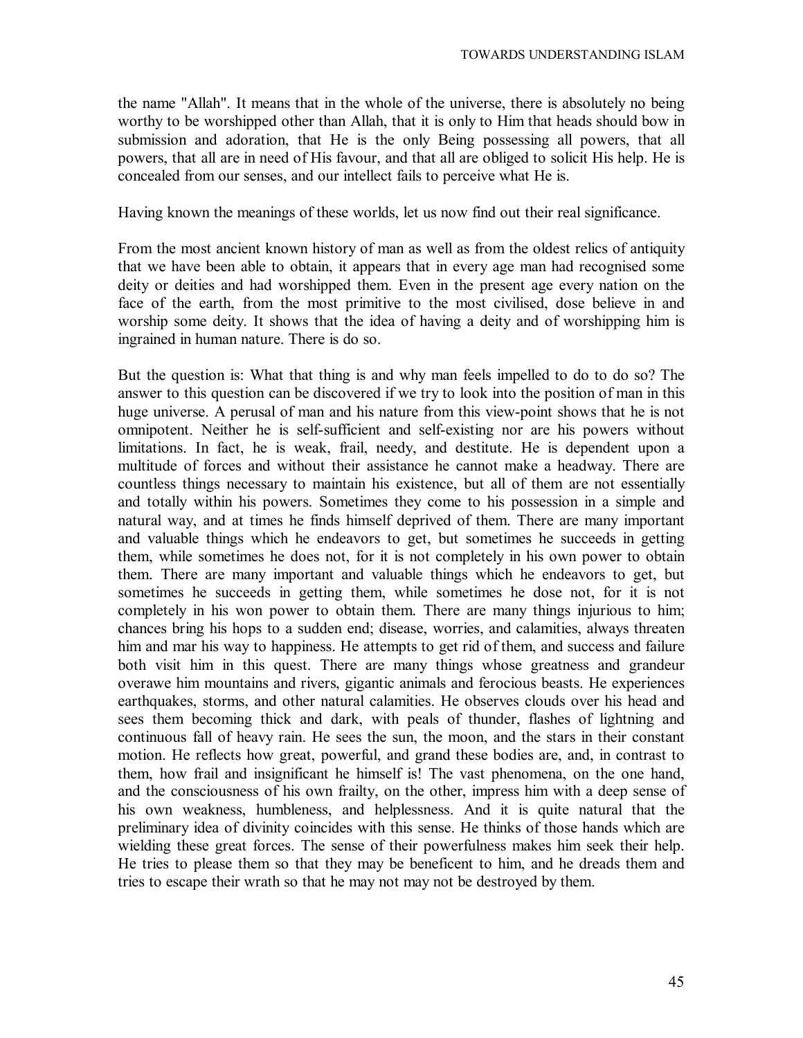the name "Allah". It means that in the whole of the universe, there is absolutely no being worthy to be worshipped other than Allah, that it is only to Him that heads should bow in submission and adoration, that He is the only Being possessing all powers, that all powers, that all are in need of His favour, and that all are obliged to solicit His help. He is concealed from our senses, and our intellect fails to perceive what He is.

Having known the meanings of these worlds, let us now find out their real significance.

From the most ancient known history of man as well as from the oldest relics of antiquity that we have been able to obtain, it appears that in every age man had recognised some deity or deities and had worshipped them. Even in the present age every nation on the face of the earth, from the most primitive to the most civilised, dose believe in and worship some deity. It shows that the idea of having a deity and of worshipping him is ingrained in human nature. There is do so.

But the question is: What that thing is and why man feels impelled to do to do so? The answer to this question can be discovered if we try to look into the position of man in this huge universe. A perusal of man and his nature from this view-point shows that he is not omnipotent. Neither he is self-sufficient and self-existing nor are his powers without limitations. In fact, he is weak, frail, needy, and destitute. He is dependent upon a multitude of forces and without their assistance he cannot make a headway. There are countless things necessary to maintain his existence, but all of them are not essentially and totally within his powers. Sometimes they come to his possession in a simple and natural way, and at times he finds himself deprived of them. There are many important and valuable things which he endeavors to get, but sometimes he succeeds in getting them, while sometimes he does not, for it is not completely in his own power to obtain them. There are many important and valuable things which he endeavors to get, but sometimes he succeeds in getting them, while sometimes he dose not, for it is not completely in his won power to obtain them. There are many things injurious to him; chances bring his hops to a sudden end; disease, worries, and calamities, always threaten him and mar his way to happiness. He attempts to get rid of them, and success and failure both visit him in this quest. There are many things whose greatness and grandeur overawe him mountains and rivers, gigantic animals and ferocious beasts. He experiences earthquakes, storms, and other natural calamities. He observes clouds over his head and sees them becoming thick and dark, with peals of thunder, flashes of lightning and continuous fall of heavy rain. He sees the sun, the moon, and the stars in their constant motion. He reflects how great, powerful, and grand these bodies are, and, in contrast to them, how frail and insignificant he himself is! The vast phenomena, on the one hand, and the consciousness of his own frailty, on the other, impress him with a deep sense of his own weakness, humbleness, and helplessness. And it is quite natural that the preliminary idea of divinity coincides with this sense. He thinks of those hands which are wielding these great forces. The sense of their powerfulness makes him seek their help. He tries to please them so that they may be beneficent to him, and he dreads them and tries to escape their wrath so that he may not may not be destroyed by them.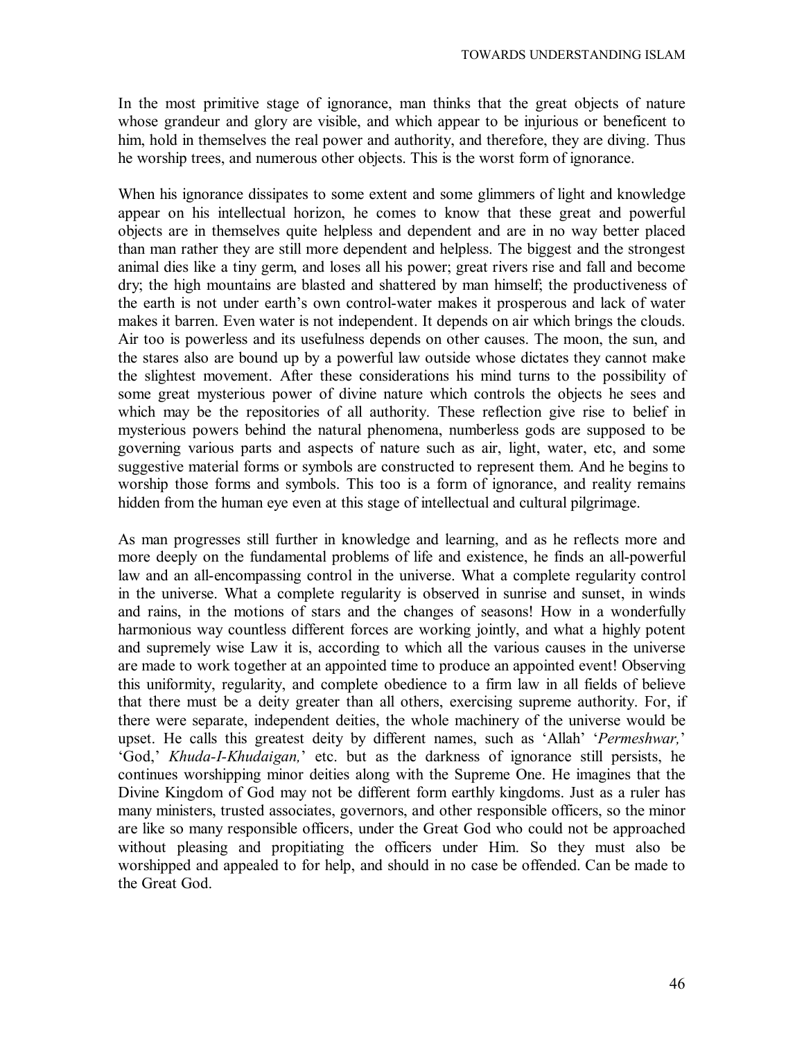In the most primitive stage of ignorance, man thinks that the great objects of nature whose grandeur and glory are visible, and which appear to be injurious or beneficent to him, hold in themselves the real power and authority, and therefore, they are diving. Thus he worship trees, and numerous other objects. This is the worst form of ignorance.

When his ignorance dissipates to some extent and some glimmers of light and knowledge appear on his intellectual horizon, he comes to know that these great and powerful objects are in themselves quite helpless and dependent and are in no way better placed than man rather they are still more dependent and helpless. The biggest and the strongest animal dies like a tiny germ, and loses all his power; great rivers rise and fall and become dry; the high mountains are blasted and shattered by man himself; the productiveness of the earth is not under earth's own control-water makes it prosperous and lack of water makes it barren. Even water is not independent. It depends on air which brings the clouds. Air too is powerless and its usefulness depends on other causes. The moon, the sun, and the stares also are bound up by a powerful law outside whose dictates they cannot make the slightest movement. After these considerations his mind turns to the possibility of some great mysterious power of divine nature which controls the objects he sees and which may be the repositories of all authority. These reflection give rise to belief in mysterious powers behind the natural phenomena, numberless gods are supposed to be governing various parts and aspects of nature such as air, light, water, etc, and some suggestive material forms or symbols are constructed to represent them. And he begins to worship those forms and symbols. This too is a form of ignorance, and reality remains hidden from the human eye even at this stage of intellectual and cultural pilgrimage.

As man progresses still further in knowledge and learning, and as he reflects more and more deeply on the fundamental problems of life and existence, he finds an all-powerful law and an all-encompassing control in the universe. What a complete regularity control in the universe. What a complete regularity is observed in sunrise and sunset, in winds and rains, in the motions of stars and the changes of seasons! How in a wonderfully harmonious way countless different forces are working jointly, and what a highly potent and supremely wise Law it is, according to which all the various causes in the universe are made to work together at an appointed time to produce an appointed event! Observing this uniformity, regularity, and complete obedience to a firm law in all fields of believe that there must be a deity greater than all others, exercising supreme authority. For, if there were separate, independent deities, the whole machinery of the universe would be upset. He calls this greatest deity by different names, such as 'Allah' '*Permeshwar,*' 'God,' *Khuda-I-Khudaigan,*' etc. but as the darkness of ignorance still persists, he continues worshipping minor deities along with the Supreme One. He imagines that the Divine Kingdom of God may not be different form earthly kingdoms. Just as a ruler has many ministers, trusted associates, governors, and other responsible officers, so the minor are like so many responsible officers, under the Great God who could not be approached without pleasing and propitiating the officers under Him. So they must also be worshipped and appealed to for help, and should in no case be offended. Can be made to the Great God.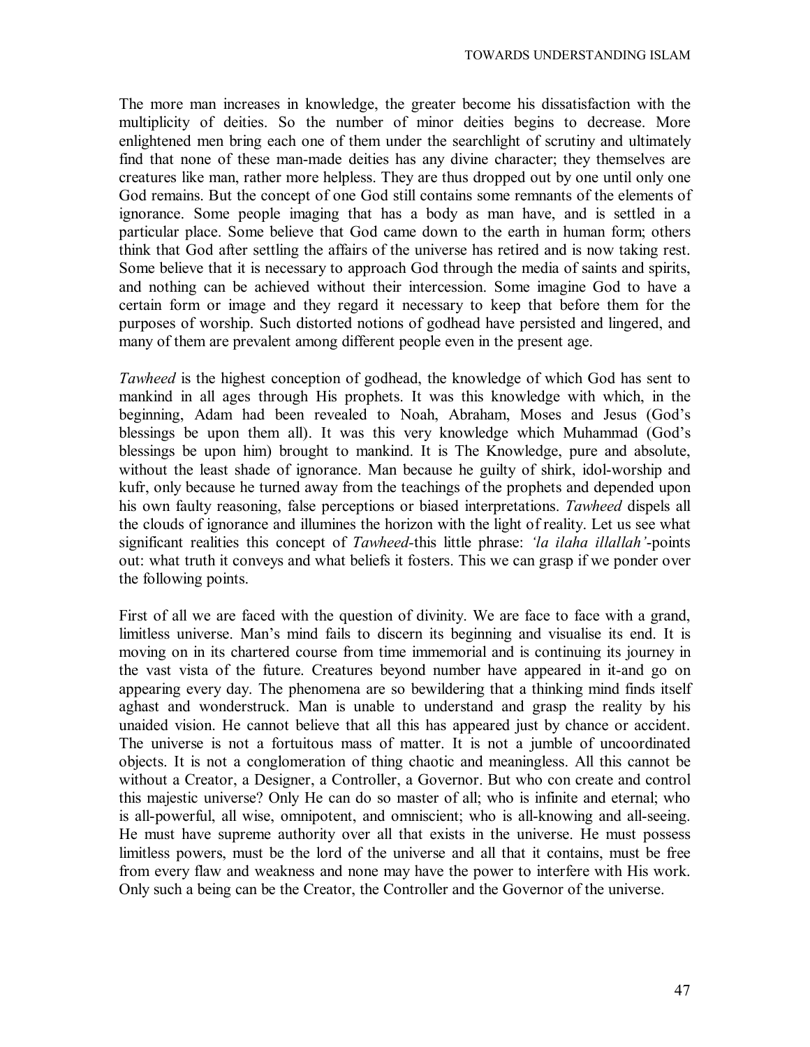The more man increases in knowledge, the greater become his dissatisfaction with the multiplicity of deities. So the number of minor deities begins to decrease. More enlightened men bring each one of them under the searchlight of scrutiny and ultimately find that none of these man-made deities has any divine character; they themselves are creatures like man, rather more helpless. They are thus dropped out by one until only one God remains. But the concept of one God still contains some remnants of the elements of ignorance. Some people imaging that has a body as man have, and is settled in a particular place. Some believe that God came down to the earth in human form; others think that God after settling the affairs of the universe has retired and is now taking rest. Some believe that it is necessary to approach God through the media of saints and spirits, and nothing can be achieved without their intercession. Some imagine God to have a certain form or image and they regard it necessary to keep that before them for the purposes of worship. Such distorted notions of godhead have persisted and lingered, and many of them are prevalent among different people even in the present age.

*Tawheed* is the highest conception of godhead, the knowledge of which God has sent to mankind in all ages through His prophets. It was this knowledge with which, in the beginning, Adam had been revealed to Noah, Abraham, Moses and Jesus (God's blessings be upon them all). It was this very knowledge which Muhammad (God's blessings be upon him) brought to mankind. It is The Knowledge, pure and absolute, without the least shade of ignorance. Man because he guilty of shirk, idol-worship and kufr, only because he turned away from the teachings of the prophets and depended upon his own faulty reasoning, false perceptions or biased interpretations. *Tawheed* dispels all the clouds of ignorance and illumines the horizon with the light of reality. Let us see what significant realities this concept of *Tawheed*-this little phrase: *'la ilaha illallah'*-points out: what truth it conveys and what beliefs it fosters. This we can grasp if we ponder over the following points.

First of all we are faced with the question of divinity. We are face to face with a grand, limitless universe. Man's mind fails to discern its beginning and visualise its end. It is moving on in its chartered course from time immemorial and is continuing its journey in the vast vista of the future. Creatures beyond number have appeared in it-and go on appearing every day. The phenomena are so bewildering that a thinking mind finds itself aghast and wonderstruck. Man is unable to understand and grasp the reality by his unaided vision. He cannot believe that all this has appeared just by chance or accident. The universe is not a fortuitous mass of matter. It is not a jumble of uncoordinated objects. It is not a conglomeration of thing chaotic and meaningless. All this cannot be without a Creator, a Designer, a Controller, a Governor. But who con create and control this majestic universe? Only He can do so master of all; who is infinite and eternal; who is all-powerful, all wise, omnipotent, and omniscient; who is all-knowing and all-seeing. He must have supreme authority over all that exists in the universe. He must possess limitless powers, must be the lord of the universe and all that it contains, must be free from every flaw and weakness and none may have the power to interfere with His work. Only such a being can be the Creator, the Controller and the Governor of the universe.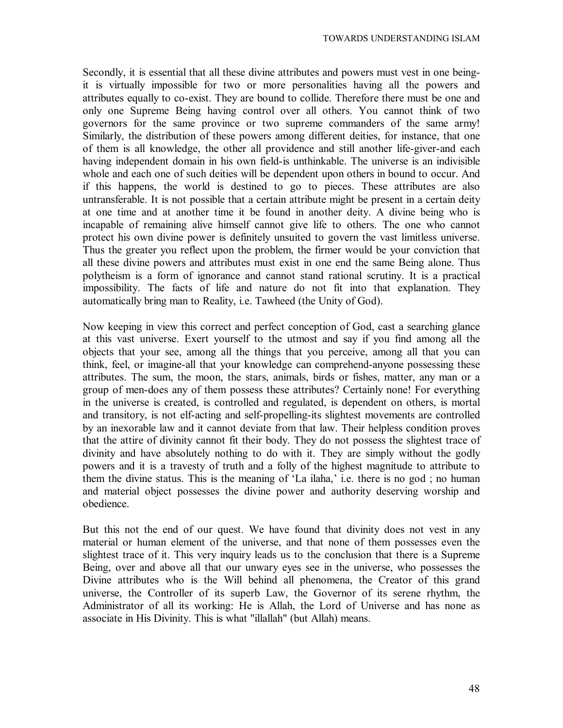Secondly, it is essential that all these divine attributes and powers must vest in one being- it is virtually impossible for two or more personalities having all the powers and attributes equally to co-exist. They are bound to collide. Therefore there must be one and only one Supreme Being having control over all others. You cannot think of two governors for the same province or two supreme commanders of the same army! Similarly, the distribution of these powers among different deities, for instance, that one of them is all knowledge, the other all providence and still another life-giver-and each having independent domain in his own field-is unthinkable. The universe is an indivisible whole and each one of such deities will be dependent upon others in bound to occur. And if this happens, the world is destined to go to pieces. These attributes are also untransferable. It is not possible that a certain attribute might be present in a certain deity at one time and at another time it be found in another deity. A divine being who is incapable of remaining alive himself cannot give life to others. The one who cannot protect his own divine power is definitely unsuited to govern the vast limitless universe. Thus the greater you reflect upon the problem, the firmer would be your conviction that all these divine powers and attributes must exist in one end the same Being alone. Thus polytheism is a form of ignorance and cannot stand rational scrutiny. It is a practical impossibility. The facts of life and nature do not fit into that explanation. They automatically bring man to Reality, i.e. Tawheed (the Unity of God).

Now keeping in view this correct and perfect conception of God, cast a searching glance at this vast universe. Exert yourself to the utmost and say if you find among all the objects that your see, among all the things that you perceive, among all that you can think, feel, or imagine-all that your knowledge can comprehend-anyone possessing these attributes. The sum, the moon, the stars, animals, birds or fishes, matter, any man or a group of men-does any of them possess these attributes? Certainly none! For everything in the universe is created, is controlled and regulated, is dependent on others, is mortal and transitory, is not elf-acting and self-propelling-its slightest movements are controlled by an inexorable law and it cannot deviate from that law. Their helpless condition proves that the attire of divinity cannot fit their body. They do not possess the slightest trace of divinity and have absolutely nothing to do with it. They are simply without the godly powers and it is a travesty of truth and a folly of the highest magnitude to attribute to them the divine status. This is the meaning of 'La ilaha,' i.e. there is no god ; no human and material object possesses the divine power and authority deserving worship and obedience.

But this not the end of our quest. We have found that divinity does not vest in any material or human element of the universe, and that none of them possesses even the slightest trace of it. This very inquiry leads us to the conclusion that there is a Supreme Being, over and above all that our unwary eyes see in the universe, who possesses the Divine attributes who is the Will behind all phenomena, the Creator of this grand universe, the Controller of its superb Law, the Governor of its serene rhythm, the Administrator of all its working: He is Allah, the Lord of Universe and has none as associate in His Divinity. This is what "illallah" (but Allah) means.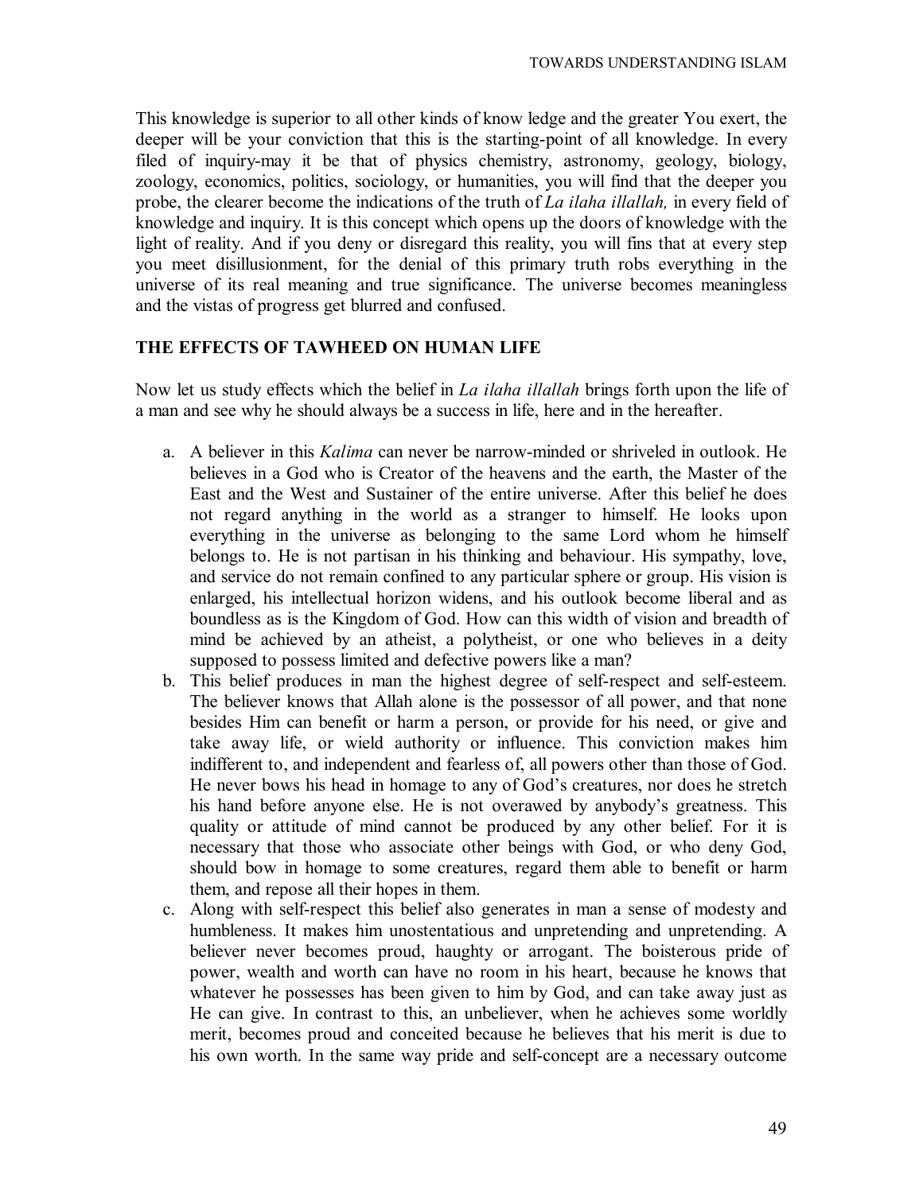This knowledge is superior to all other kinds of know ledge and the greater You exert, the deeper will be your conviction that this is the starting-point of all knowledge. In every filed of inquiry-may it be that of physics chemistry, astronomy, geology, biology, zoology, economics, politics, sociology, or humanities, you will find that the deeper you probe, the clearer become the indications of the truth of *La ilaha illallah,* in every field of knowledge and inquiry. It is this concept which opens up the doors of knowledge with the light of reality. And if you deny or disregard this reality, you will fins that at every step you meet disillusionment, for the denial of this primary truth robs everything in the universe of its real meaning and true significance. The universe becomes meaningless and the vistas of progress get blurred and confused.

**THE EFFECTS OF TAWHEED ON HUMAN LIFE**

Now let us study effects which the belief in *La ilaha illallah* brings forth upon the life of a man and see why he should always be a success in life, here and in the hereafter.

a. A believer in this *Kalima* can never be narrow-minded or shriveled in outlook. He believes in a God who is Creator of the heavens and the earth, the Master of the East and the West and Sustainer of the entire universe. After this belief he does not regard anything in the world as a stranger to himself. He looks upon everything in the universe as belonging to the same Lord whom he himself belongs to. He is not partisan in his thinking and behaviour. His sympathy, love, and service do not remain confined to any particular sphere or group. His vision is enlarged, his intellectual horizon widens, and his outlook become liberal and as boundless as is the Kingdom of God. How can this width of vision and breadth of mind be achieved by an atheist, a polytheist, or one who believes in a deity supposed to possess limited and defective powers like a man?
b. This belief produces in man the highest degree of self-respect and self-esteem. The believer knows that Allah alone is the possessor of all power, and that none besides Him can benefit or harm a person, or provide for his need, or give and take away life, or wield authority or influence. This conviction makes him indifferent to, and independent and fearless of, all powers other than those of God. He never bows his head in homage to any of God's creatures, nor does he stretch his hand before anyone else. He is not overawed by anybody's greatness. This quality or attitude of mind cannot be produced by any other belief. For it is necessary that those who associate other beings with God, or who deny God, should bow in homage to some creatures, regard them able to benefit or harm them, and repose all their hopes in them.
c. Along with self-respect this belief also generates in man a sense of modesty and humbleness. It makes him unostentatious and unpretending and unpretending. A believer never becomes proud, haughty or arrogant. The boisterous pride of power, wealth and worth can have no room in his heart, because he knows that whatever he possesses has been given to him by God, and can take away just as He can give. In contrast to this, an unbeliever, when he achieves some worldly merit, becomes proud and conceited because he believes that his merit is due to his own worth. In the same way pride and self-concept are a necessary outcome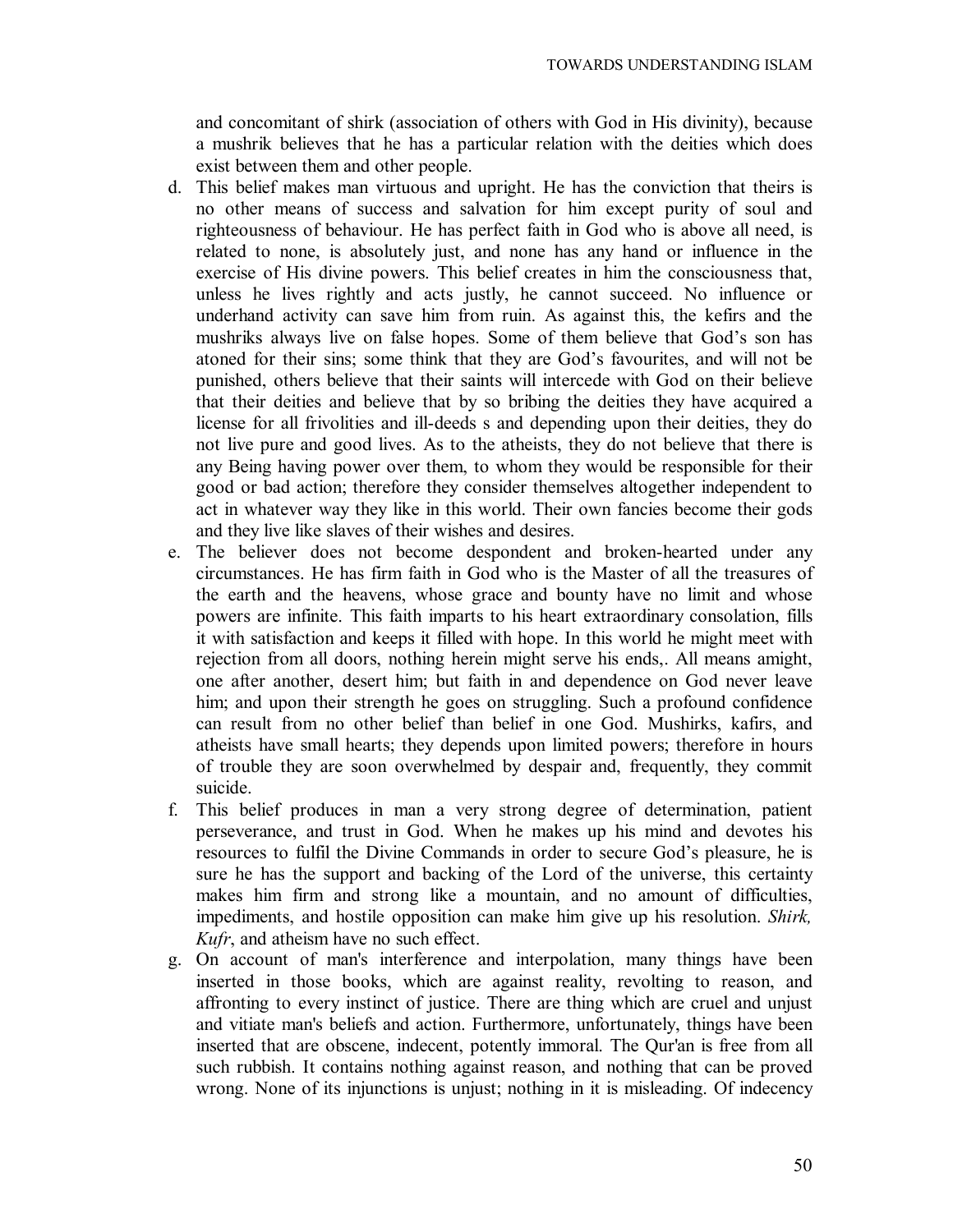and concomitant of shirk (association of others with God in His divinity), because a mushrik believes that he has a particular relation with the deities which does exist between them and other people.

d. This belief makes man virtuous and upright. He has the conviction that theirs is no other means of success and salvation for him except purity of soul and righteousness of behaviour. He has perfect faith in God who is above all need, is related to none, is absolutely just, and none has any hand or influence in the exercise of His divine powers. This belief creates in him the consciousness that, unless he lives rightly and acts justly, he cannot succeed. No influence or underhand activity can save him from ruin. As against this, the kefirs and the mushriks always live on false hopes. Some of them believe that God's son has atoned for their sins; some think that they are God's favourites, and will not be punished, others believe that their saints will intercede with God on their believe that their deities and believe that by so bribing the deities they have acquired a license for all frivolities and ill-deeds s and depending upon their deities, they do not live pure and good lives. As to the atheists, they do not believe that there is any Being having power over them, to whom they would be responsible for their good or bad action; therefore they consider themselves altogether independent to act in whatever way they like in this world. Their own fancies become their gods and they live like slaves of their wishes and desires.

e. The believer does not become despondent and broken-hearted under any circumstances. He has firm faith in God who is the Master of all the treasures of the earth and the heavens, whose grace and bounty have no limit and whose powers are infinite. This faith imparts to his heart extraordinary consolation, fills it with satisfaction and keeps it filled with hope. In this world he might meet with rejection from all doors, nothing herein might serve his ends,. All means amight, one after another, desert him; but faith in and dependence on God never leave him; and upon their strength he goes on struggling. Such a profound confidence can result from no other belief than belief in one God. Mushirks, kafirs, and atheists have small hearts; they depends upon limited powers; therefore in hours of trouble they are soon overwhelmed by despair and, frequently, they commit suicide.

f. This belief produces in man a very strong degree of determination, patient perseverance, and trust in God. When he makes up his mind and devotes his resources to fulfil the Divine Commands in order to secure God's pleasure, he is sure he has the support and backing of the Lord of the universe, this certainty makes him firm and strong like a mountain, and no amount of difficulties, impediments, and hostile opposition can make him give up his resolution. *Shirk, Kufr*, and atheism have no such effect.

g. On account of man's interference and interpolation, many things have been inserted in those books, which are against reality, revolting to reason, and affronting to every instinct of justice. There are thing which are cruel and unjust and vitiate man's beliefs and action. Furthermore, unfortunately, things have been inserted that are obscene, indecent, potently immoral. The Qur'an is free from all such rubbish. It contains nothing against reason, and nothing that can be proved wrong. None of its injunctions is unjust; nothing in it is misleading. Of indecency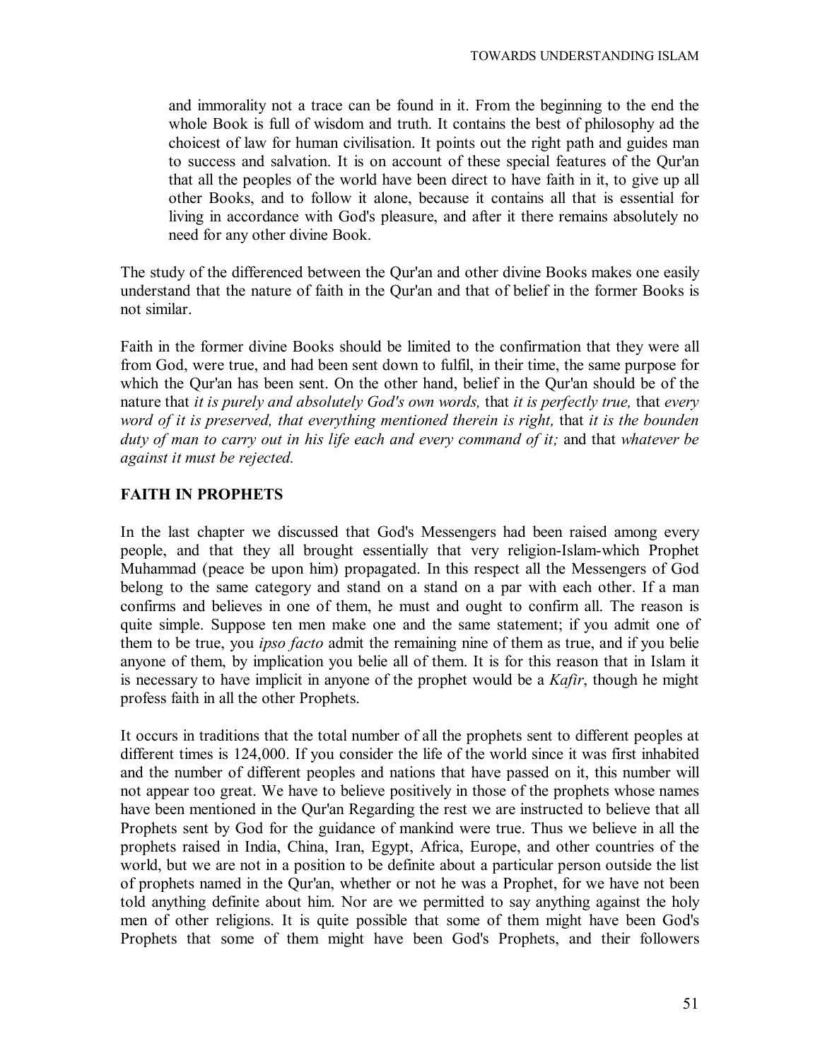and immorality not a trace can be found in it. From the beginning to the end the whole Book is full of wisdom and truth. It contains the best of philosophy ad the choicest of law for human civilisation. It points out the right path and guides man to success and salvation. It is on account of these special features of the Qur'an that all the peoples of the world have been direct to have faith in it, to give up all other Books, and to follow it alone, because it contains all that is essential for living in accordance with God's pleasure, and after it there remains absolutely no need for any other divine Book.

The study of the differenced between the Qur'an and other divine Books makes one easily understand that the nature of faith in the Qur'an and that of belief in the former Books is not similar.

Faith in the former divine Books should be limited to the confirmation that they were all from God, were true, and had been sent down to fulfil, in their time, the same purpose for which the Qur'an has been sent. On the other hand, belief in the Qur'an should be of the nature that *it is purely and absolutely God's own words,* that *it is perfectly true,* that *every word of it is preserved, that everything mentioned therein is right,* that *it is the bounden duty of man to carry out in his life each and every command of it;* and that *whatever be against it must be rejected.*

## FAITH IN PROPHETS

In the last chapter we discussed that God's Messengers had been raised among every people, and that they all brought essentially that very religion-Islam-which Prophet Muhammad (peace be upon him) propagated. In this respect all the Messengers of God belong to the same category and stand on a stand on a par with each other. If a man confirms and believes in one of them, he must and ought to confirm all. The reason is quite simple. Suppose ten men make one and the same statement; if you admit one of them to be true, you *ipso facto* admit the remaining nine of them as true, and if you belie anyone of them, by implication you belie all of them. It is for this reason that in Islam it is necessary to have implicit in anyone of the prophet would be a *Kafir*, though he might profess faith in all the other Prophets.

It occurs in traditions that the total number of all the prophets sent to different peoples at different times is 124,000. If you consider the life of the world since it was first inhabited and the number of different peoples and nations that have passed on it, this number will not appear too great. We have to believe positively in those of the prophets whose names have been mentioned in the Qur'an Regarding the rest we are instructed to believe that all Prophets sent by God for the guidance of mankind were true. Thus we believe in all the prophets raised in India, China, Iran, Egypt, Africa, Europe, and other countries of the world, but we are not in a position to be definite about a particular person outside the list of prophets named in the Qur'an, whether or not he was a Prophet, for we have not been told anything definite about him. Nor are we permitted to say anything against the holy men of other religions. It is quite possible that some of them might have been God's Prophets that some of them might have been God's Prophets, and their followers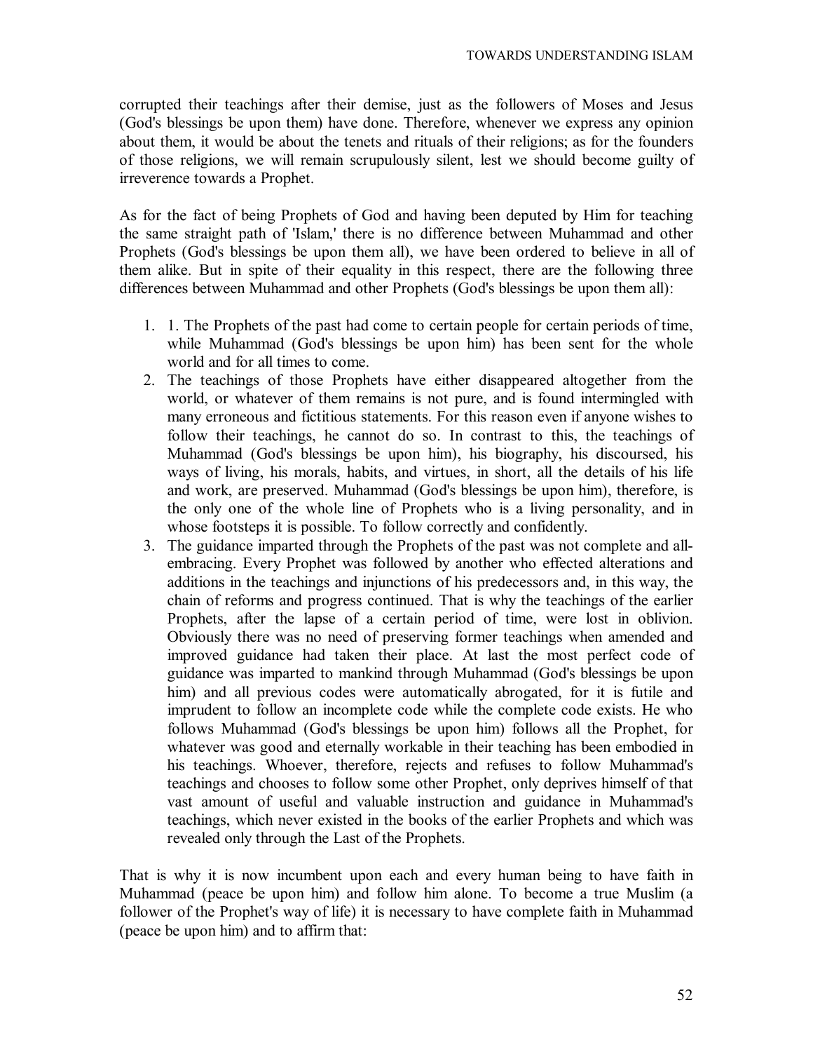corrupted their teachings after their demise, just as the followers of Moses and Jesus (God's blessings be upon them) have done. Therefore, whenever we express any opinion about them, it would be about the tenets and rituals of their religions; as for the founders of those religions, we will remain scrupulously silent, lest we should become guilty of irreverence towards a Prophet.

As for the fact of being Prophets of God and having been deputed by Him for teaching the same straight path of 'Islam,' there is no difference between Muhammad and other Prophets (God's blessings be upon them all), we have been ordered to believe in all of them alike. But in spite of their equality in this respect, there are the following three differences between Muhammad and other Prophets (God's blessings be upon them all):

1. 1. The Prophets of the past had come to certain people for certain periods of time, while Muhammad (God's blessings be upon him) has been sent for the whole world and for all times to come.
2. The teachings of those Prophets have either disappeared altogether from the world, or whatever of them remains is not pure, and is found intermingled with many erroneous and fictitious statements. For this reason even if anyone wishes to follow their teachings, he cannot do so. In contrast to this, the teachings of Muhammad (God's blessings be upon him), his biography, his discoursed, his ways of living, his morals, habits, and virtues, in short, all the details of his life and work, are preserved. Muhammad (God's blessings be upon him), therefore, is the only one of the whole line of Prophets who is a living personality, and in whose footsteps it is possible. To follow correctly and confidently.
3. The guidance imparted through the Prophets of the past was not complete and all-embracing. Every Prophet was followed by another who effected alterations and additions in the teachings and injunctions of his predecessors and, in this way, the chain of reforms and progress continued. That is why the teachings of the earlier Prophets, after the lapse of a certain period of time, were lost in oblivion. Obviously there was no need of preserving former teachings when amended and improved guidance had taken their place. At last the most perfect code of guidance was imparted to mankind through Muhammad (God's blessings be upon him) and all previous codes were automatically abrogated, for it is futile and imprudent to follow an incomplete code while the complete code exists. He who follows Muhammad (God's blessings be upon him) follows all the Prophet, for whatever was good and eternally workable in their teaching has been embodied in his teachings. Whoever, therefore, rejects and refuses to follow Muhammad's teachings and chooses to follow some other Prophet, only deprives himself of that vast amount of useful and valuable instruction and guidance in Muhammad's teachings, which never existed in the books of the earlier Prophets and which was revealed only through the Last of the Prophets.

That is why it is now incumbent upon each and every human being to have faith in Muhammad (peace be upon him) and follow him alone. To become a true Muslim (a follower of the Prophet's way of life) it is necessary to have complete faith in Muhammad (peace be upon him) and to affirm that: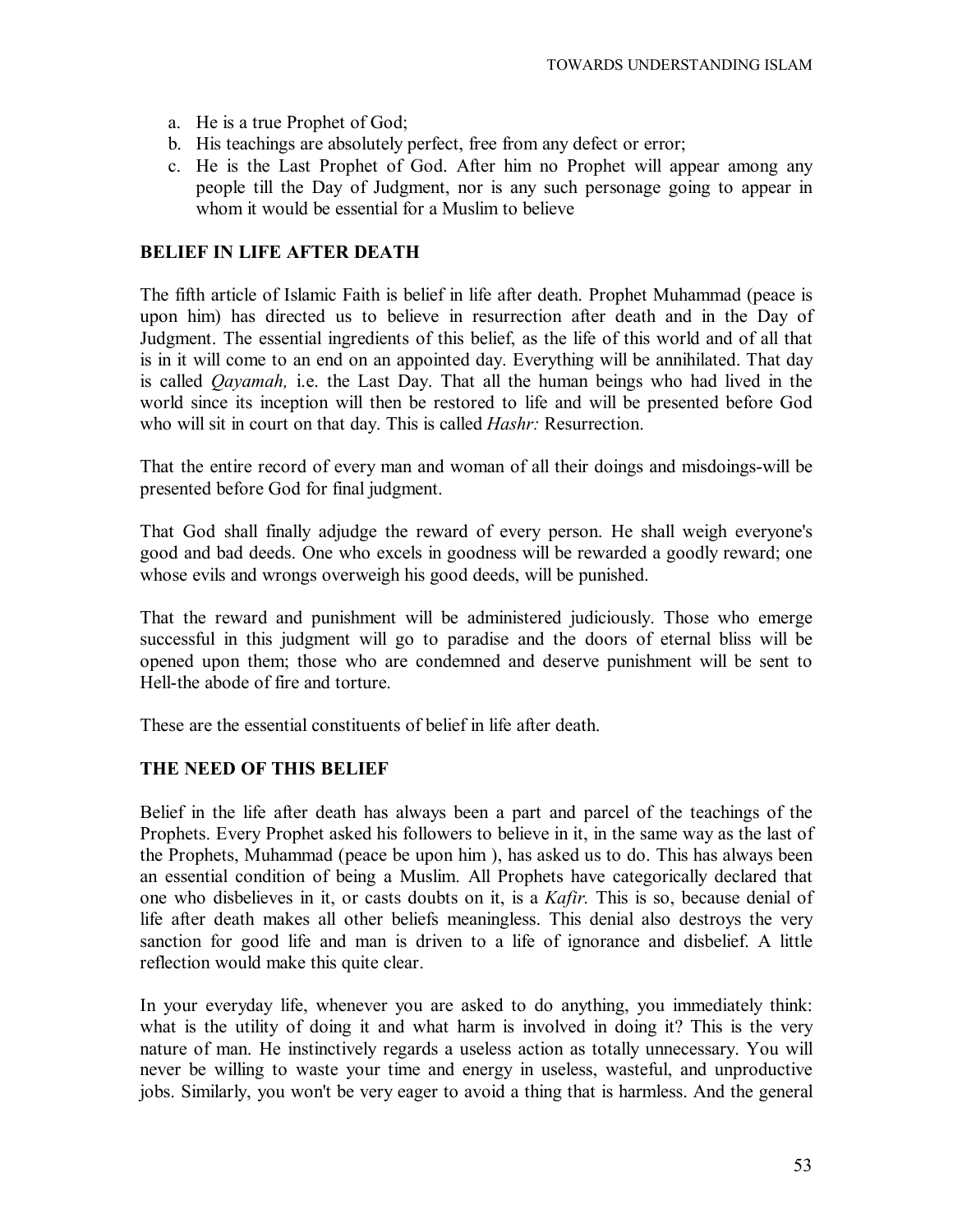a. He is a true Prophet of God;
b. His teachings are absolutely perfect, free from any defect or error;
c. He is the Last Prophet of God. After him no Prophet will appear among any people till the Day of Judgment, nor is any such personage going to appear in whom it would be essential for a Muslim to believe

## BELIEF IN LIFE AFTER DEATH

The fifth article of Islamic Faith is belief in life after death. Prophet Muhammad (peace is upon him) has directed us to believe in resurrection after death and in the Day of Judgment. The essential ingredients of this belief, as the life of this world and of all that is in it will come to an end on an appointed day. Everything will be annihilated. That day is called *Qayamah,* i.e. the Last Day. That all the human beings who had lived in the world since its inception will then be restored to life and will be presented before God who will sit in court on that day. This is called *Hashr:* Resurrection.

That the entire record of every man and woman of all their doings and misdoings-will be presented before God for final judgment.

That God shall finally adjudge the reward of every person. He shall weigh everyone's good and bad deeds. One who excels in goodness will be rewarded a goodly reward; one whose evils and wrongs overweigh his good deeds, will be punished.

That the reward and punishment will be administered judiciously. Those who emerge successful in this judgment will go to paradise and the doors of eternal bliss will be opened upon them; those who are condemned and deserve punishment will be sent to Hell-the abode of fire and torture.

These are the essential constituents of belief in life after death.

## THE NEED OF THIS BELIEF

Belief in the life after death has always been a part and parcel of the teachings of the Prophets. Every Prophet asked his followers to believe in it, in the same way as the last of the Prophets, Muhammad (peace be upon him ), has asked us to do. This has always been an essential condition of being a Muslim. All Prophets have categorically declared that one who disbelieves in it, or casts doubts on it, is a *Kafir.* This is so, because denial of life after death makes all other beliefs meaningless. This denial also destroys the very sanction for good life and man is driven to a life of ignorance and disbelief. A little reflection would make this quite clear.

In your everyday life, whenever you are asked to do anything, you immediately think: what is the utility of doing it and what harm is involved in doing it? This is the very nature of man. He instinctively regards a useless action as totally unnecessary. You will never be willing to waste your time and energy in useless, wasteful, and unproductive jobs. Similarly, you won't be very eager to avoid a thing that is harmless. And the general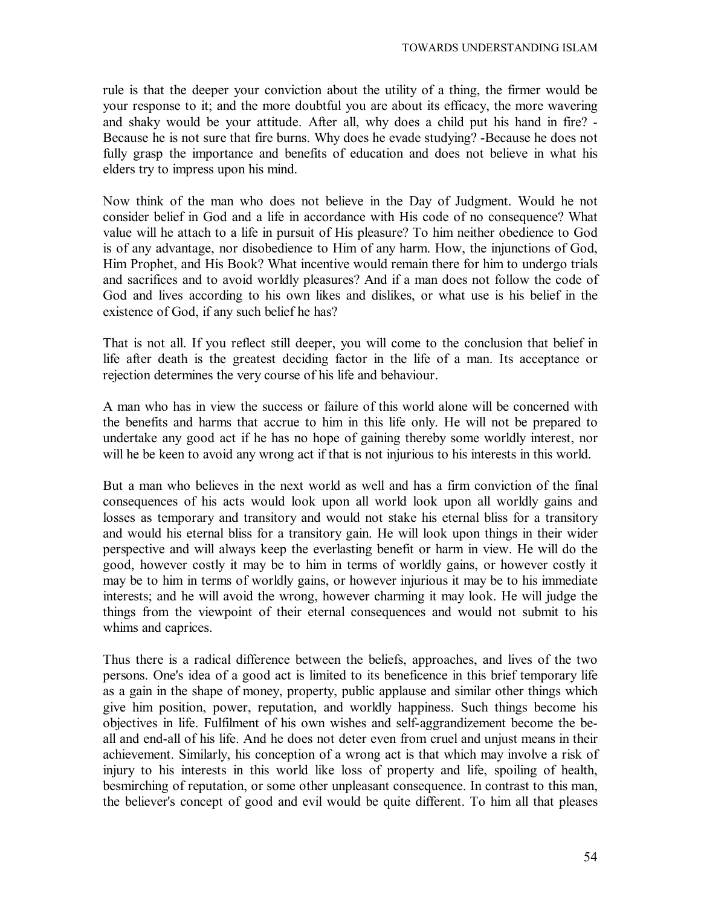rule is that the deeper your conviction about the utility of a thing, the firmer would be your response to it; and the more doubtful you are about its efficacy, the more wavering and shaky would be your attitude. After all, why does a child put his hand in fire? -Because he is not sure that fire burns. Why does he evade studying? -Because he does not fully grasp the importance and benefits of education and does not believe in what his elders try to impress upon his mind.

Now think of the man who does not believe in the Day of Judgment. Would he not consider belief in God and a life in accordance with His code of no consequence? What value will he attach to a life in pursuit of His pleasure? To him neither obedience to God is of any advantage, nor disobedience to Him of any harm. How, the injunctions of God, Him Prophet, and His Book? What incentive would remain there for him to undergo trials and sacrifices and to avoid worldly pleasures? And if a man does not follow the code of God and lives according to his own likes and dislikes, or what use is his belief in the existence of God, if any such belief he has?

That is not all. If you reflect still deeper, you will come to the conclusion that belief in life after death is the greatest deciding factor in the life of a man. Its acceptance or rejection determines the very course of his life and behaviour.

A man who has in view the success or failure of this world alone will be concerned with the benefits and harms that accrue to him in this life only. He will not be prepared to undertake any good act if he has no hope of gaining thereby some worldly interest, nor will he be keen to avoid any wrong act if that is not injurious to his interests in this world.

But a man who believes in the next world as well and has a firm conviction of the final consequences of his acts would look upon all world look upon all worldly gains and losses as temporary and transitory and would not stake his eternal bliss for a transitory and would his eternal bliss for a transitory gain. He will look upon things in their wider perspective and will always keep the everlasting benefit or harm in view. He will do the good, however costly it may be to him in terms of worldly gains, or however costly it may be to him in terms of worldly gains, or however injurious it may be to his immediate interests; and he will avoid the wrong, however charming it may look. He will judge the things from the viewpoint of their eternal consequences and would not submit to his whims and caprices.

Thus there is a radical difference between the beliefs, approaches, and lives of the two persons. One's idea of a good act is limited to its beneficence in this brief temporary life as a gain in the shape of money, property, public applause and similar other things which give him position, power, reputation, and worldly happiness. Such things become his objectives in life. Fulfilment of his own wishes and self-aggrandizement become the be-all and end-all of his life. And he does not deter even from cruel and unjust means in their achievement. Similarly, his conception of a wrong act is that which may involve a risk of injury to his interests in this world like loss of property and life, spoiling of health, besmirching of reputation, or some other unpleasant consequence. In contrast to this man, the believer's concept of good and evil would be quite different. To him all that pleases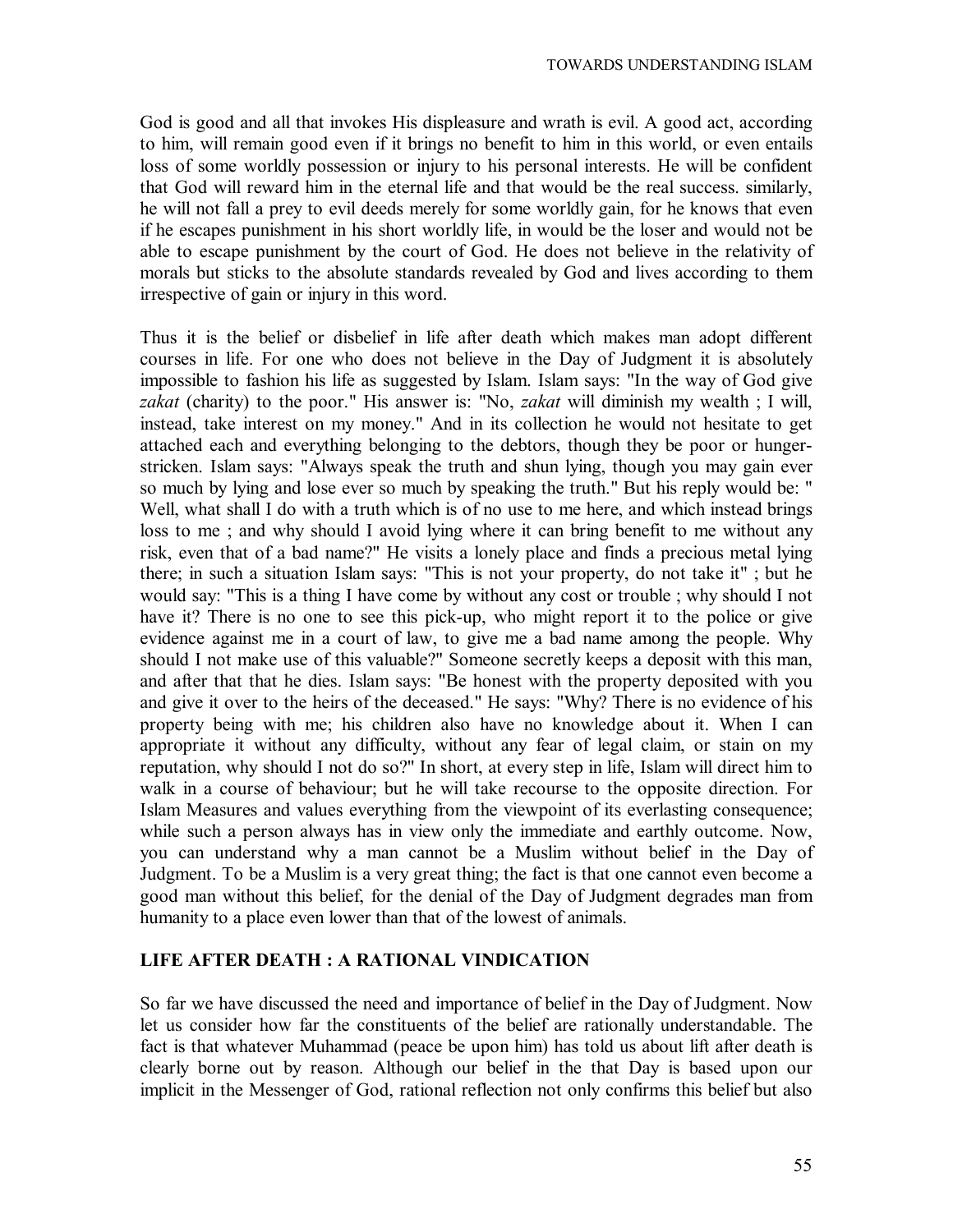God is good and all that invokes His displeasure and wrath is evil. A good act, according to him, will remain good even if it brings no benefit to him in this world, or even entails loss of some worldly possession or injury to his personal interests. He will be confident that God will reward him in the eternal life and that would be the real success. similarly, he will not fall a prey to evil deeds merely for some worldly gain, for he knows that even if he escapes punishment in his short worldly life, in would be the loser and would not be able to escape punishment by the court of God. He does not believe in the relativity of morals but sticks to the absolute standards revealed by God and lives according to them irrespective of gain or injury in this word.

Thus it is the belief or disbelief in life after death which makes man adopt different courses in life. For one who does not believe in the Day of Judgment it is absolutely impossible to fashion his life as suggested by Islam. Islam says: "In the way of God give *zakat* (charity) to the poor." His answer is: "No, *zakat* will diminish my wealth ; I will, instead, take interest on my money." And in its collection he would not hesitate to get attached each and everything belonging to the debtors, though they be poor or hunger-stricken. Islam says: "Always speak the truth and shun lying, though you may gain ever so much by lying and lose ever so much by speaking the truth." But his reply would be: " Well, what shall I do with a truth which is of no use to me here, and which instead brings loss to me ; and why should I avoid lying where it can bring benefit to me without any risk, even that of a bad name?" He visits a lonely place and finds a precious metal lying there; in such a situation Islam says: "This is not your property, do not take it" ; but he would say: "This is a thing I have come by without any cost or trouble ; why should I not have it? There is no one to see this pick-up, who might report it to the police or give evidence against me in a court of law, to give me a bad name among the people. Why should I not make use of this valuable?" Someone secretly keeps a deposit with this man, and after that that he dies. Islam says: "Be honest with the property deposited with you and give it over to the heirs of the deceased." He says: "Why? There is no evidence of his property being with me; his children also have no knowledge about it. When I can appropriate it without any difficulty, without any fear of legal claim, or stain on my reputation, why should I not do so?" In short, at every step in life, Islam will direct him to walk in a course of behaviour; but he will take recourse to the opposite direction. For Islam Measures and values everything from the viewpoint of its everlasting consequence; while such a person always has in view only the immediate and earthly outcome. Now, you can understand why a man cannot be a Muslim without belief in the Day of Judgment. To be a Muslim is a very great thing; the fact is that one cannot even become a good man without this belief, for the denial of the Day of Judgment degrades man from humanity to a place even lower than that of the lowest of animals.

## LIFE AFTER DEATH : A RATIONAL VINDICATION

So far we have discussed the need and importance of belief in the Day of Judgment. Now let us consider how far the constituents of the belief are rationally understandable. The fact is that whatever Muhammad (peace be upon him) has told us about lift after death is clearly borne out by reason. Although our belief in the that Day is based upon our implicit in the Messenger of God, rational reflection not only confirms this belief but also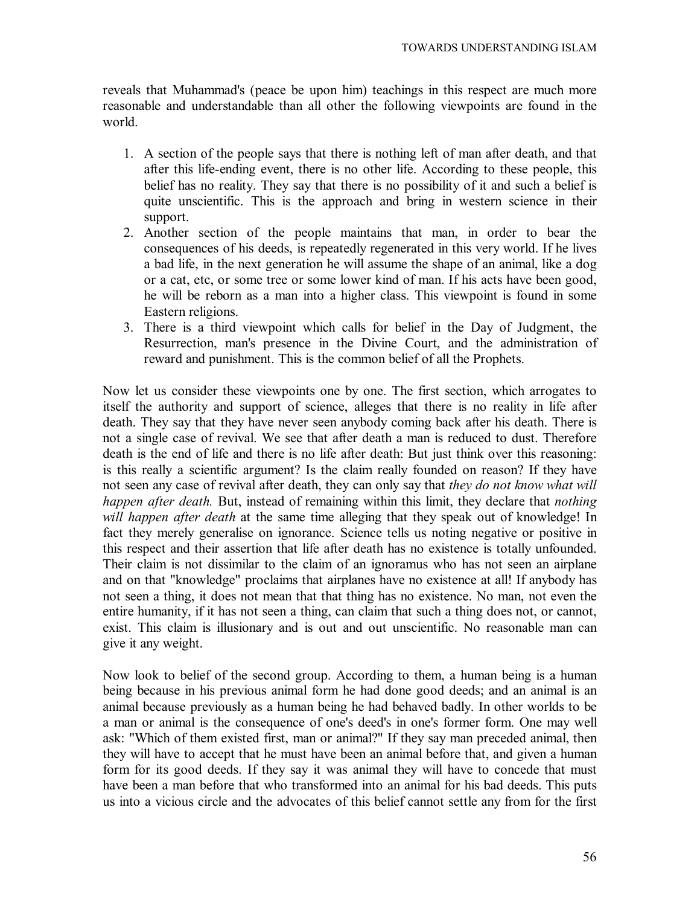reveals that Muhammad's (peace be upon him) teachings in this respect are much more reasonable and understandable than all other the following viewpoints are found in the world.

1. A section of the people says that there is nothing left of man after death, and that after this life-ending event, there is no other life. According to these people, this belief has no reality. They say that there is no possibility of it and such a belief is quite unscientific. This is the approach and bring in western science in their support.
2. Another section of the people maintains that man, in order to bear the consequences of his deeds, is repeatedly regenerated in this very world. If he lives a bad life, in the next generation he will assume the shape of an animal, like a dog or a cat, etc, or some tree or some lower kind of man. If his acts have been good, he will be reborn as a man into a higher class. This viewpoint is found in some Eastern religions.
3. There is a third viewpoint which calls for belief in the Day of Judgment, the Resurrection, man's presence in the Divine Court, and the administration of reward and punishment. This is the common belief of all the Prophets.

Now let us consider these viewpoints one by one. The first section, which arrogates to itself the authority and support of science, alleges that there is no reality in life after death. They say that they have never seen anybody coming back after his death. There is not a single case of revival. We see that after death a man is reduced to dust. Therefore death is the end of life and there is no life after death: But just think over this reasoning: is this really a scientific argument? Is the claim really founded on reason? If they have not seen any case of revival after death, they can only say that *they do not know what will happen after death.* But, instead of remaining within this limit, they declare that *nothing will happen after death* at the same time alleging that they speak out of knowledge! In fact they merely generalise on ignorance. Science tells us noting negative or positive in this respect and their assertion that life after death has no existence is totally unfounded. Their claim is not dissimilar to the claim of an ignoramus who has not seen an airplane and on that "knowledge" proclaims that airplanes have no existence at all! If anybody has not seen a thing, it does not mean that that thing has no existence. No man, not even the entire humanity, if it has not seen a thing, can claim that such a thing does not, or cannot, exist. This claim is illusionary and is out and out unscientific. No reasonable man can give it any weight.

Now look to belief of the second group. According to them, a human being is a human being because in his previous animal form he had done good deeds; and an animal is an animal because previously as a human being he had behaved badly. In other worlds to be a man or animal is the consequence of one's deed's in one's former form. One may well ask: "Which of them existed first, man or animal?" If they say man preceded animal, then they will have to accept that he must have been an animal before that, and given a human form for its good deeds. If they say it was animal they will have to concede that must have been a man before that who transformed into an animal for his bad deeds. This puts us into a vicious circle and the advocates of this belief cannot settle any from for the first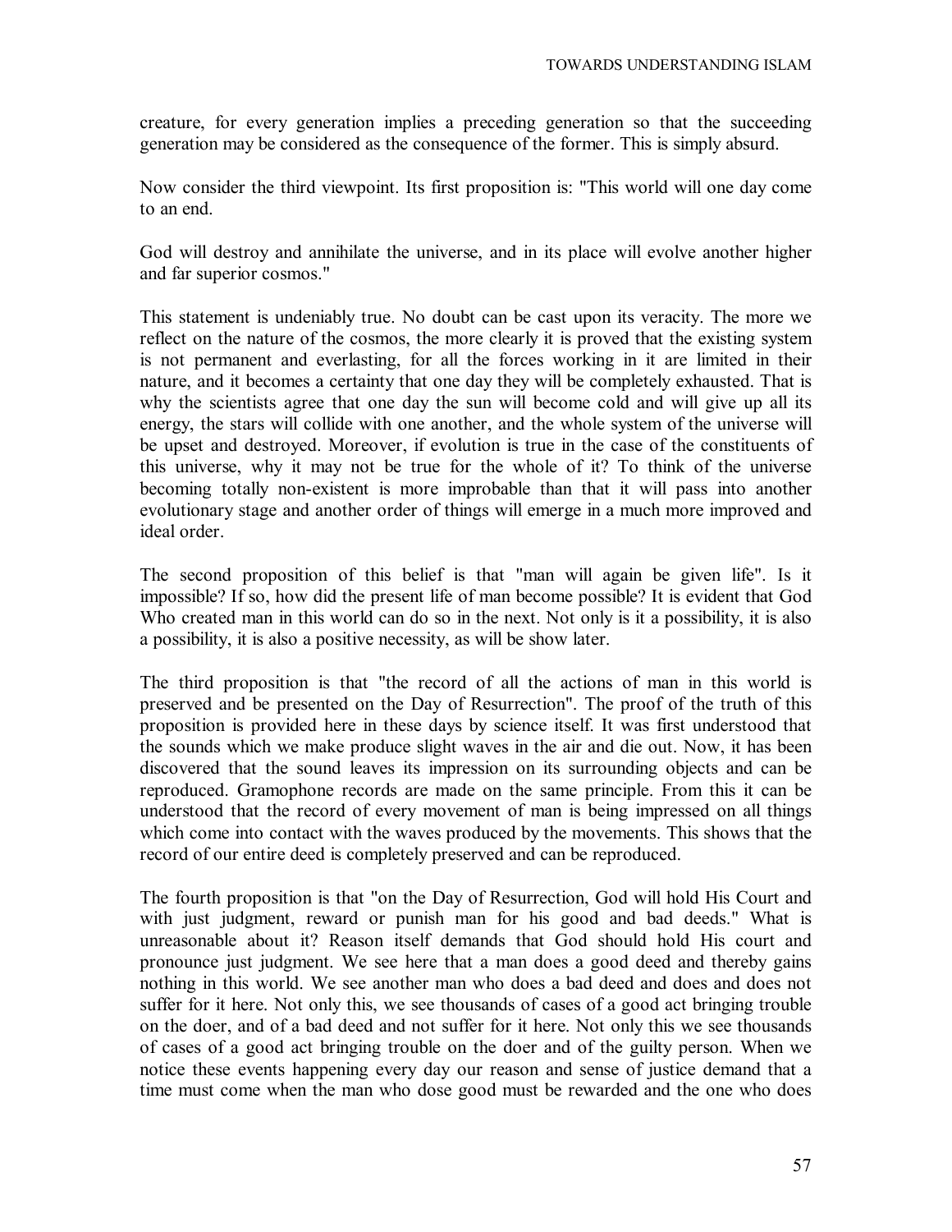creature, for every generation implies a preceding generation so that the succeeding generation may be considered as the consequence of the former. This is simply absurd.

Now consider the third viewpoint. Its first proposition is: "This world will one day come to an end.

God will destroy and annihilate the universe, and in its place will evolve another higher and far superior cosmos."

This statement is undeniably true. No doubt can be cast upon its veracity. The more we reflect on the nature of the cosmos, the more clearly it is proved that the existing system is not permanent and everlasting, for all the forces working in it are limited in their nature, and it becomes a certainty that one day they will be completely exhausted. That is why the scientists agree that one day the sun will become cold and will give up all its energy, the stars will collide with one another, and the whole system of the universe will be upset and destroyed. Moreover, if evolution is true in the case of the constituents of this universe, why it may not be true for the whole of it? To think of the universe becoming totally non-existent is more improbable than that it will pass into another evolutionary stage and another order of things will emerge in a much more improved and ideal order.

The second proposition of this belief is that "man will again be given life". Is it impossible? If so, how did the present life of man become possible? It is evident that God Who created man in this world can do so in the next. Not only is it a possibility, it is also a possibility, it is also a positive necessity, as will be show later.

The third proposition is that "the record of all the actions of man in this world is preserved and be presented on the Day of Resurrection". The proof of the truth of this proposition is provided here in these days by science itself. It was first understood that the sounds which we make produce slight waves in the air and die out. Now, it has been discovered that the sound leaves its impression on its surrounding objects and can be reproduced. Gramophone records are made on the same principle. From this it can be understood that the record of every movement of man is being impressed on all things which come into contact with the waves produced by the movements. This shows that the record of our entire deed is completely preserved and can be reproduced.

The fourth proposition is that "on the Day of Resurrection, God will hold His Court and with just judgment, reward or punish man for his good and bad deeds." What is unreasonable about it? Reason itself demands that God should hold His court and pronounce just judgment. We see here that a man does a good deed and thereby gains nothing in this world. We see another man who does a bad deed and does and does not suffer for it here. Not only this, we see thousands of cases of a good act bringing trouble on the doer, and of a bad deed and not suffer for it here. Not only this we see thousands of cases of a good act bringing trouble on the doer and of the guilty person. When we notice these events happening every day our reason and sense of justice demand that a time must come when the man who dose good must be rewarded and the one who does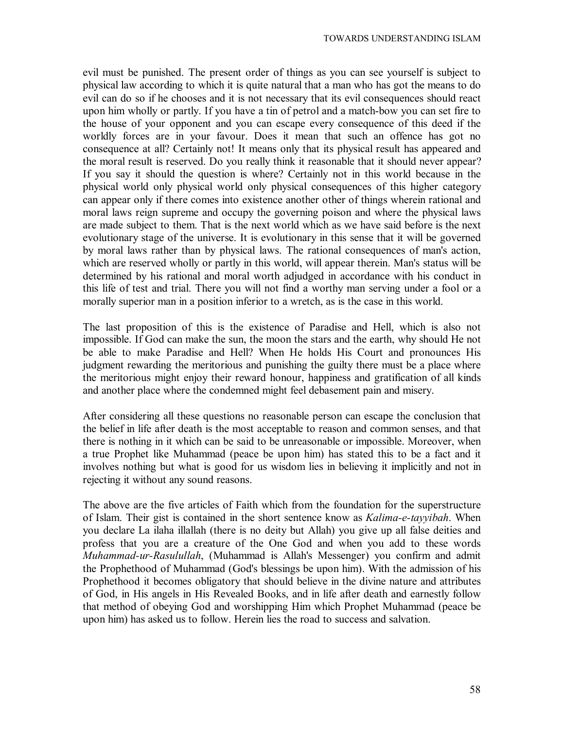evil must be punished. The present order of things as you can see yourself is subject to physical law according to which it is quite natural that a man who has got the means to do evil can do so if he chooses and it is not necessary that its evil consequences should react upon him wholly or partly. If you have a tin of petrol and a match-bow you can set fire to the house of your opponent and you can escape every consequence of this deed if the worldly forces are in your favour. Does it mean that such an offence has got no consequence at all? Certainly not! It means only that its physical result has appeared and the moral result is reserved. Do you really think it reasonable that it should never appear? If you say it should the question is where? Certainly not in this world because in the physical world only physical world only physical consequences of this higher category can appear only if there comes into existence another other of things wherein rational and moral laws reign supreme and occupy the governing poison and where the physical laws are made subject to them. That is the next world which as we have said before is the next evolutionary stage of the universe. It is evolutionary in this sense that it will be governed by moral laws rather than by physical laws. The rational consequences of man's action, which are reserved wholly or partly in this world, will appear therein. Man's status will be determined by his rational and moral worth adjudged in accordance with his conduct in this life of test and trial. There you will not find a worthy man serving under a fool or a morally superior man in a position inferior to a wretch, as is the case in this world.

The last proposition of this is the existence of Paradise and Hell, which is also not impossible. If God can make the sun, the moon the stars and the earth, why should He not be able to make Paradise and Hell? When He holds His Court and pronounces His judgment rewarding the meritorious and punishing the guilty there must be a place where the meritorious might enjoy their reward honour, happiness and gratification of all kinds and another place where the condemned might feel debasement pain and misery.

After considering all these questions no reasonable person can escape the conclusion that the belief in life after death is the most acceptable to reason and common senses, and that there is nothing in it which can be said to be unreasonable or impossible. Moreover, when a true Prophet like Muhammad (peace be upon him) has stated this to be a fact and it involves nothing but what is good for us wisdom lies in believing it implicitly and not in rejecting it without any sound reasons.

The above are the five articles of Faith which from the foundation for the superstructure of Islam. Their gist is contained in the short sentence know as *Kalima-e-tayyibah*. When you declare La ilaha illallah (there is no deity but Allah) you give up all false deities and profess that you are a creature of the One God and when you add to these words *Muhammad-ur-Rasulullah*, (Muhammad is Allah's Messenger) you confirm and admit the Prophethood of Muhammad (God's blessings be upon him). With the admission of his Prophethood it becomes obligatory that should believe in the divine nature and attributes of God, in His angels in His Revealed Books, and in life after death and earnestly follow that method of obeying God and worshipping Him which Prophet Muhammad (peace be upon him) has asked us to follow. Herein lies the road to success and salvation.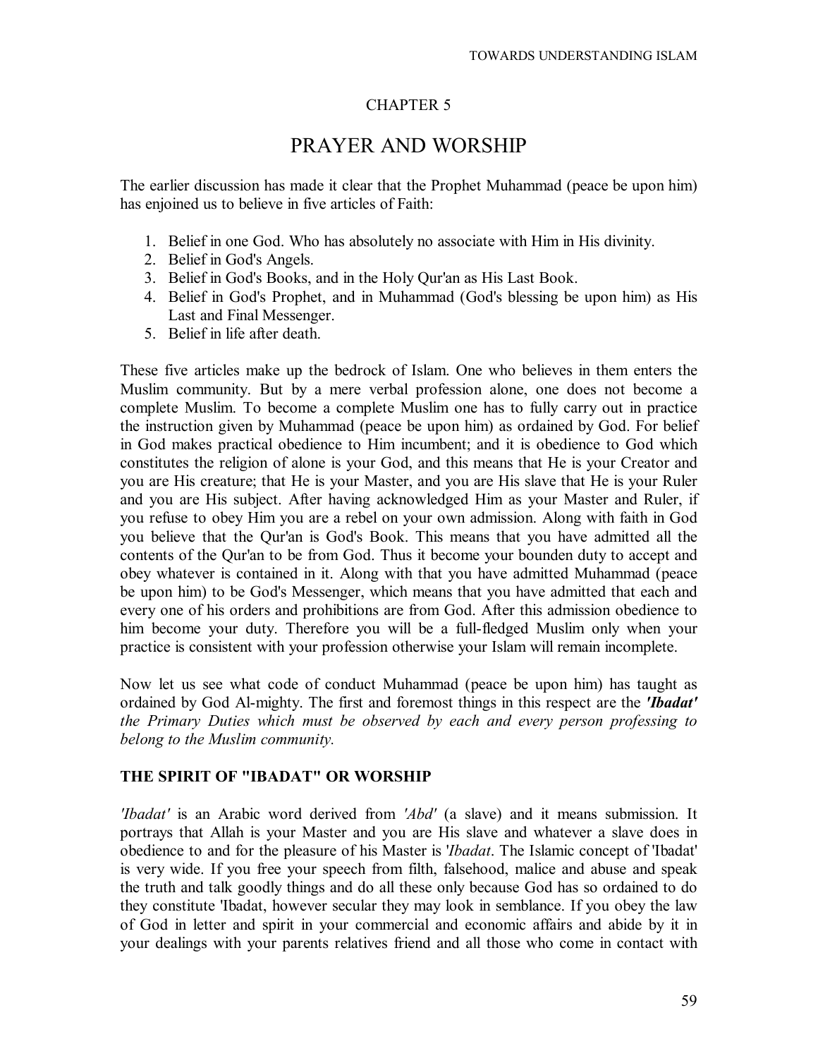# CHAPTER 5

## PRAYER AND WORSHIP

The earlier discussion has made it clear that the Prophet Muhammad (peace be upon him) has enjoined us to believe in five articles of Faith:

1. Belief in one God. Who has absolutely no associate with Him in His divinity.
2. Belief in God's Angels.
3. Belief in God's Books, and in the Holy Qur'an as His Last Book.
4. Belief in God's Prophet, and in Muhammad (God's blessing be upon him) as His Last and Final Messenger.
5. Belief in life after death.

These five articles make up the bedrock of Islam. One who believes in them enters the Muslim community. But by a mere verbal profession alone, one does not become a complete Muslim. To become a complete Muslim one has to fully carry out in practice the instruction given by Muhammad (peace be upon him) as ordained by God. For belief in God makes practical obedience to Him incumbent; and it is obedience to God which constitutes the religion of alone is your God, and this means that He is your Creator and you are His creature; that He is your Master, and you are His slave that He is your Ruler and you are His subject. After having acknowledged Him as your Master and Ruler, if you refuse to obey Him you are a rebel on your own admission. Along with faith in God you believe that the Qur'an is God's Book. This means that you have admitted all the contents of the Qur'an to be from God. Thus it become your bounden duty to accept and obey whatever is contained in it. Along with that you have admitted Muhammad (peace be upon him) to be God's Messenger, which means that you have admitted that each and every one of his orders and prohibitions are from God. After this admission obedience to him become your duty. Therefore you will be a full-fledged Muslim only when your practice is consistent with your profession otherwise your Islam will remain incomplete.

Now let us see what code of conduct Muhammad (peace be upon him) has taught as ordained by God Al-mighty. The first and foremost things in this respect are the ***'Ibadat'*** *the Primary Duties which must be observed by each and every person professing to belong to the Muslim community.*

### THE SPIRIT OF "IBADAT" OR WORSHIP

*'Ibadat'* is an Arabic word derived from *'Abd'* (a slave) and it means submission. It portrays that Allah is your Master and you are His slave and whatever a slave does in obedience to and for the pleasure of his Master is '*Ibadat*. The Islamic concept of 'Ibadat' is very wide. If you free your speech from filth, falsehood, malice and abuse and speak the truth and talk goodly things and do all these only because God has so ordained to do they constitute 'Ibadat, however secular they may look in semblance. If you obey the law of God in letter and spirit in your commercial and economic affairs and abide by it in your dealings with your parents relatives friend and all those who come in contact with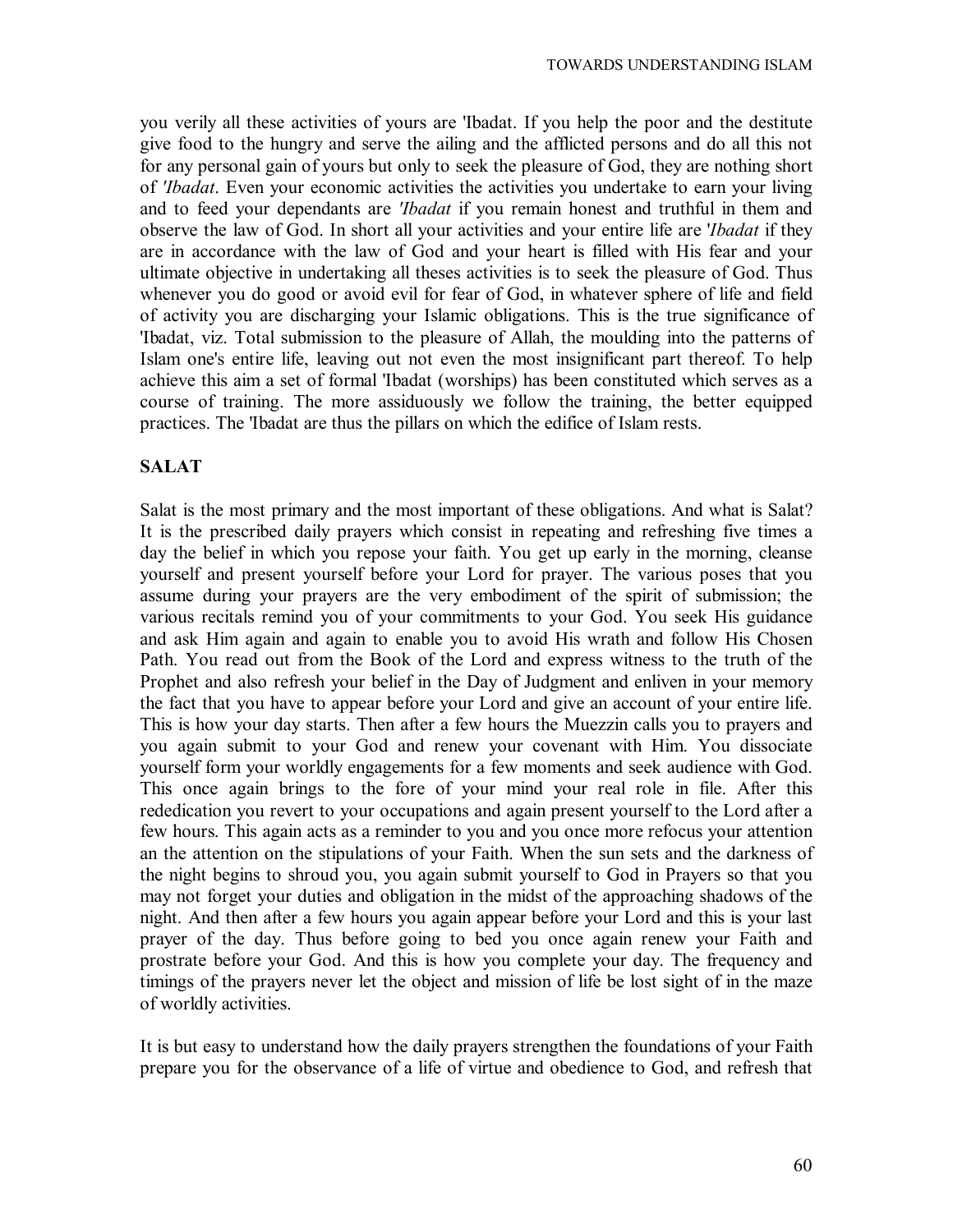you verily all these activities of yours are 'Ibadat. If you help the poor and the destitute give food to the hungry and serve the ailing and the afflicted persons and do all this not for any personal gain of yours but only to seek the pleasure of God, they are nothing short of *'Ibadat*. Even your economic activities the activities you undertake to earn your living and to feed your dependants are *'Ibadat* if you remain honest and truthful in them and observe the law of God. In short all your activities and your entire life are '*Ibadat* if they are in accordance with the law of God and your heart is filled with His fear and your ultimate objective in undertaking all theses activities is to seek the pleasure of God. Thus whenever you do good or avoid evil for fear of God, in whatever sphere of life and field of activity you are discharging your Islamic obligations. This is the true significance of 'Ibadat, viz. Total submission to the pleasure of Allah, the moulding into the patterns of Islam one's entire life, leaving out not even the most insignificant part thereof. To help achieve this aim a set of formal 'Ibadat (worships) has been constituted which serves as a course of training. The more assiduously we follow the training, the better equipped practices. The 'Ibadat are thus the pillars on which the edifice of Islam rests.

## SALAT

Salat is the most primary and the most important of these obligations. And what is Salat? It is the prescribed daily prayers which consist in repeating and refreshing five times a day the belief in which you repose your faith. You get up early in the morning, cleanse yourself and present yourself before your Lord for prayer. The various poses that you assume during your prayers are the very embodiment of the spirit of submission; the various recitals remind you of your commitments to your God. You seek His guidance and ask Him again and again to enable you to avoid His wrath and follow His Chosen Path. You read out from the Book of the Lord and express witness to the truth of the Prophet and also refresh your belief in the Day of Judgment and enliven in your memory the fact that you have to appear before your Lord and give an account of your entire life. This is how your day starts. Then after a few hours the Muezzin calls you to prayers and you again submit to your God and renew your covenant with Him. You dissociate yourself form your worldly engagements for a few moments and seek audience with God. This once again brings to the fore of your mind your real role in file. After this rededication you revert to your occupations and again present yourself to the Lord after a few hours. This again acts as a reminder to you and you once more refocus your attention an the attention on the stipulations of your Faith. When the sun sets and the darkness of the night begins to shroud you, you again submit yourself to God in Prayers so that you may not forget your duties and obligation in the midst of the approaching shadows of the night. And then after a few hours you again appear before your Lord and this is your last prayer of the day. Thus before going to bed you once again renew your Faith and prostrate before your God. And this is how you complete your day. The frequency and timings of the prayers never let the object and mission of life be lost sight of in the maze of worldly activities.

It is but easy to understand how the daily prayers strengthen the foundations of your Faith prepare you for the observance of a life of virtue and obedience to God, and refresh that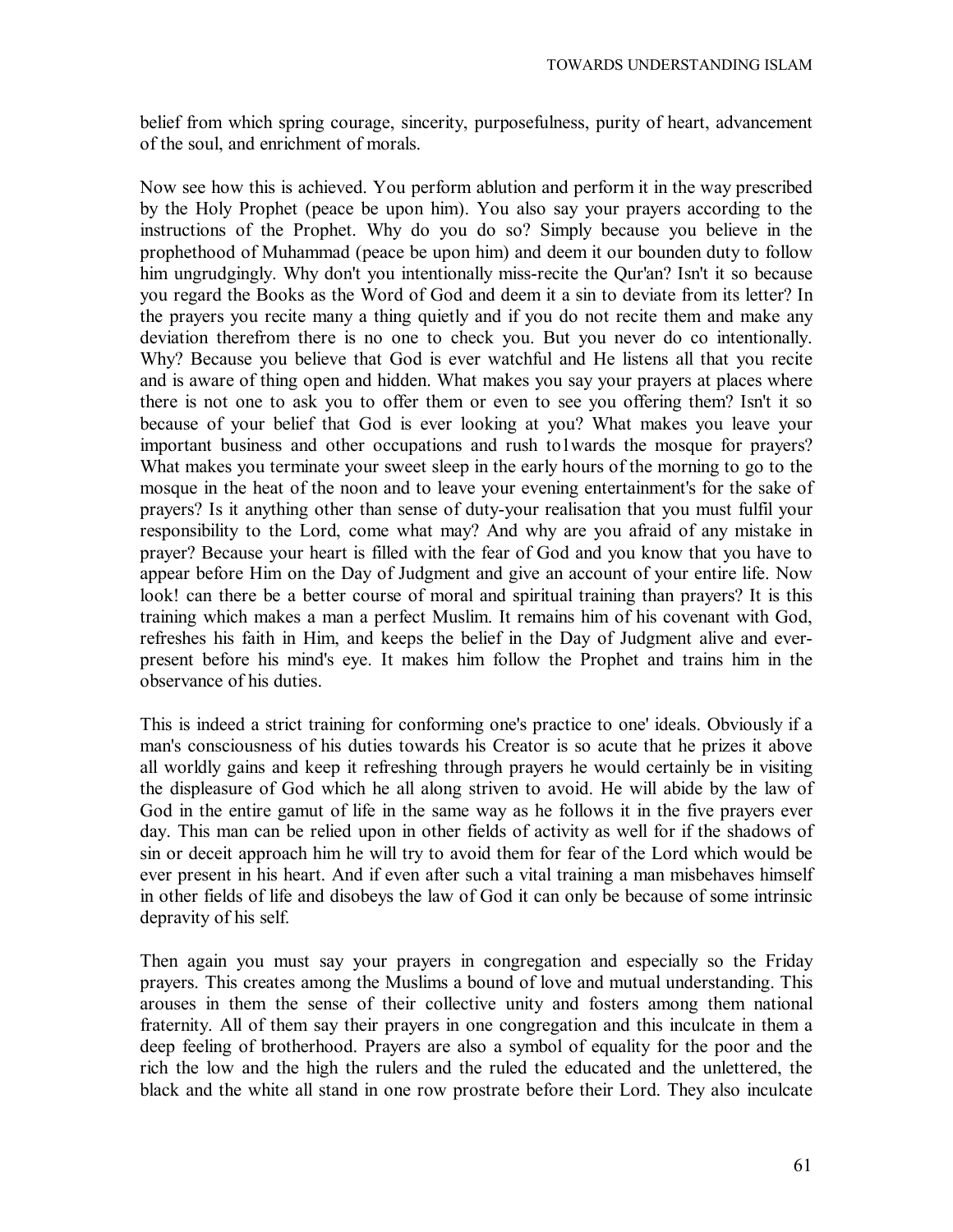belief from which spring courage, sincerity, purposefulness, purity of heart, advancement of the soul, and enrichment of morals.

Now see how this is achieved. You perform ablution and perform it in the way prescribed by the Holy Prophet (peace be upon him). You also say your prayers according to the instructions of the Prophet. Why do you do so? Simply because you believe in the prophethood of Muhammad (peace be upon him) and deem it our bounden duty to follow him ungrudgingly. Why don't you intentionally miss-recite the Qur'an? Isn't it so because you regard the Books as the Word of God and deem it a sin to deviate from its letter? In the prayers you recite many a thing quietly and if you do not recite them and make any deviation therefrom there is no one to check you. But you never do co intentionally. Why? Because you believe that God is ever watchful and He listens all that you recite and is aware of thing open and hidden. What makes you say your prayers at places where there is not one to ask you to offer them or even to see you offering them? Isn't it so because of your belief that God is ever looking at you? What makes you leave your important business and other occupations and rush to1wards the mosque for prayers? What makes you terminate your sweet sleep in the early hours of the morning to go to the mosque in the heat of the noon and to leave your evening entertainment's for the sake of prayers? Is it anything other than sense of duty-your realisation that you must fulfil your responsibility to the Lord, come what may? And why are you afraid of any mistake in prayer? Because your heart is filled with the fear of God and you know that you have to appear before Him on the Day of Judgment and give an account of your entire life. Now look! can there be a better course of moral and spiritual training than prayers? It is this training which makes a man a perfect Muslim. It remains him of his covenant with God, refreshes his faith in Him, and keeps the belief in the Day of Judgment alive and ever-present before his mind's eye. It makes him follow the Prophet and trains him in the observance of his duties.

This is indeed a strict training for conforming one's practice to one' ideals. Obviously if a man's consciousness of his duties towards his Creator is so acute that he prizes it above all worldly gains and keep it refreshing through prayers he would certainly be in visiting the displeasure of God which he all along striven to avoid. He will abide by the law of God in the entire gamut of life in the same way as he follows it in the five prayers ever day. This man can be relied upon in other fields of activity as well for if the shadows of sin or deceit approach him he will try to avoid them for fear of the Lord which would be ever present in his heart. And if even after such a vital training a man misbehaves himself in other fields of life and disobeys the law of God it can only be because of some intrinsic depravity of his self.

Then again you must say your prayers in congregation and especially so the Friday prayers. This creates among the Muslims a bound of love and mutual understanding. This arouses in them the sense of their collective unity and fosters among them national fraternity. All of them say their prayers in one congregation and this inculcate in them a deep feeling of brotherhood. Prayers are also a symbol of equality for the poor and the rich the low and the high the rulers and the ruled the educated and the unlettered, the black and the white all stand in one row prostrate before their Lord. They also inculcate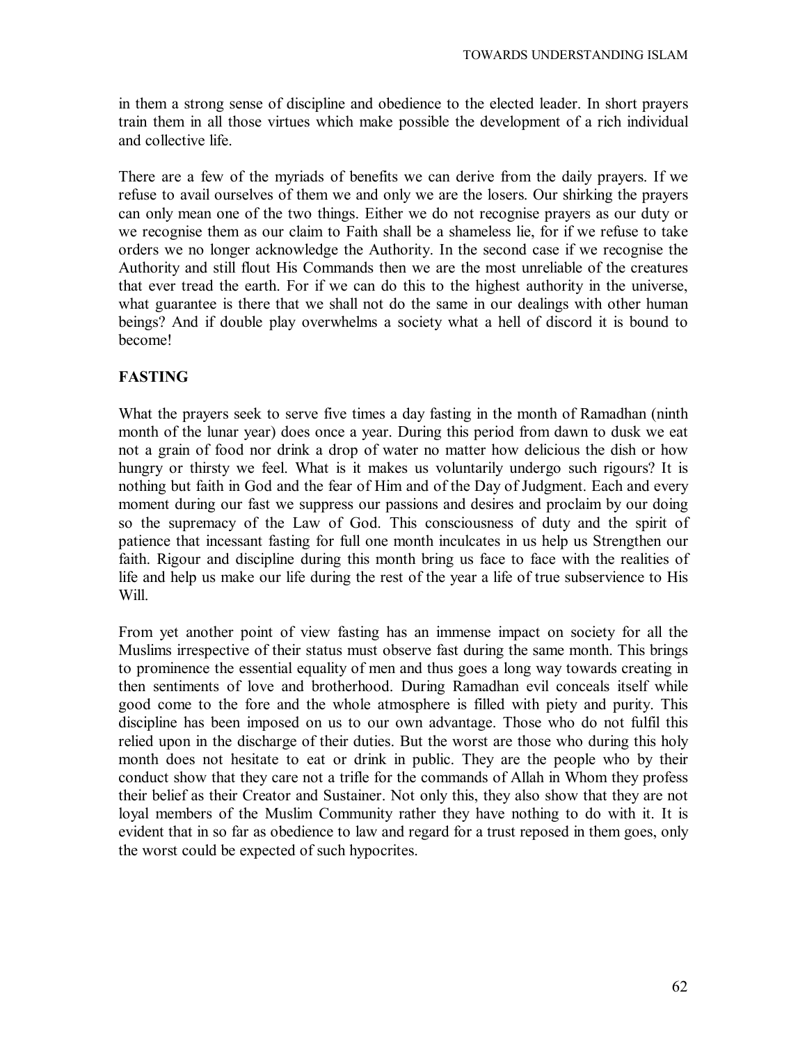in them a strong sense of discipline and obedience to the elected leader. In short prayers train them in all those virtues which make possible the development of a rich individual and collective life.

There are a few of the myriads of benefits we can derive from the daily prayers. If we refuse to avail ourselves of them we and only we are the losers. Our shirking the prayers can only mean one of the two things. Either we do not recognise prayers as our duty or we recognise them as our claim to Faith shall be a shameless lie, for if we refuse to take orders we no longer acknowledge the Authority. In the second case if we recognise the Authority and still flout His Commands then we are the most unreliable of the creatures that ever tread the earth. For if we can do this to the highest authority in the universe, what guarantee is there that we shall not do the same in our dealings with other human beings? And if double play overwhelms a society what a hell of discord it is bound to become!

## FASTING

What the prayers seek to serve five times a day fasting in the month of Ramadhan (ninth month of the lunar year) does once a year. During this period from dawn to dusk we eat not a grain of food nor drink a drop of water no matter how delicious the dish or how hungry or thirsty we feel. What is it makes us voluntarily undergo such rigours? It is nothing but faith in God and the fear of Him and of the Day of Judgment. Each and every moment during our fast we suppress our passions and desires and proclaim by our doing so the supremacy of the Law of God. This consciousness of duty and the spirit of patience that incessant fasting for full one month inculcates in us help us Strengthen our faith. Rigour and discipline during this month bring us face to face with the realities of life and help us make our life during the rest of the year a life of true subservience to His Will.

From yet another point of view fasting has an immense impact on society for all the Muslims irrespective of their status must observe fast during the same month. This brings to prominence the essential equality of men and thus goes a long way towards creating in then sentiments of love and brotherhood. During Ramadhan evil conceals itself while good come to the fore and the whole atmosphere is filled with piety and purity. This discipline has been imposed on us to our own advantage. Those who do not fulfil this relied upon in the discharge of their duties. But the worst are those who during this holy month does not hesitate to eat or drink in public. They are the people who by their conduct show that they care not a trifle for the commands of Allah in Whom they profess their belief as their Creator and Sustainer. Not only this, they also show that they are not loyal members of the Muslim Community rather they have nothing to do with it. It is evident that in so far as obedience to law and regard for a trust reposed in them goes, only the worst could be expected of such hypocrites.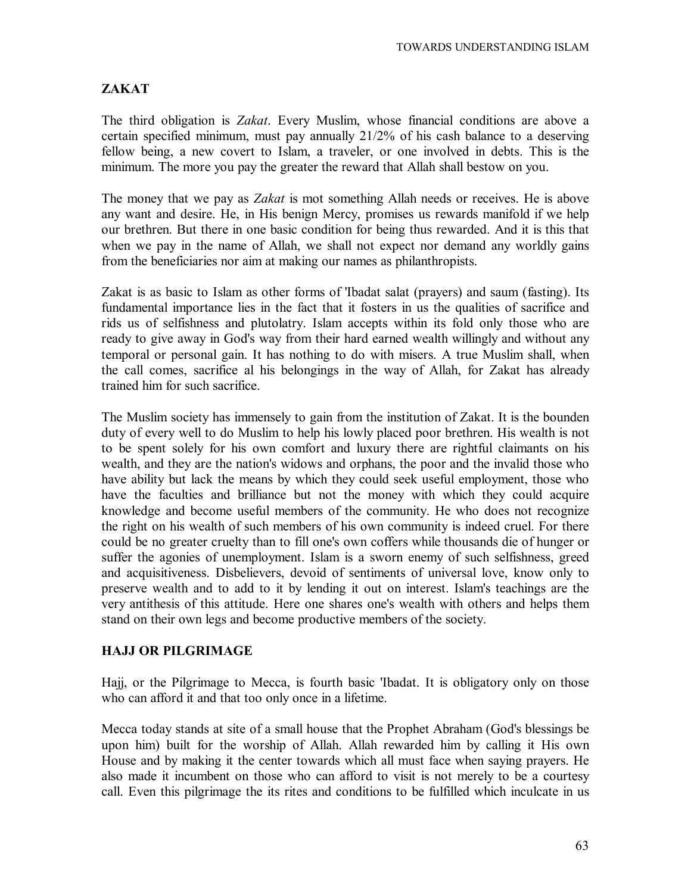## ZAKAT

The third obligation is *Zakat*. Every Muslim, whose financial conditions are above a certain specified minimum, must pay annually 21/2% of his cash balance to a deserving fellow being, a new covert to Islam, a traveler, or one involved in debts. This is the minimum. The more you pay the greater the reward that Allah shall bestow on you.

The money that we pay as *Zakat* is mot something Allah needs or receives. He is above any want and desire. He, in His benign Mercy, promises us rewards manifold if we help our brethren. But there in one basic condition for being thus rewarded. And it is this that when we pay in the name of Allah, we shall not expect nor demand any worldly gains from the beneficiaries nor aim at making our names as philanthropists.

Zakat is as basic to Islam as other forms of 'Ibadat salat (prayers) and saum (fasting). Its fundamental importance lies in the fact that it fosters in us the qualities of sacrifice and rids us of selfishness and plutolatry. Islam accepts within its fold only those who are ready to give away in God's way from their hard earned wealth willingly and without any temporal or personal gain. It has nothing to do with misers. A true Muslim shall, when the call comes, sacrifice al his belongings in the way of Allah, for Zakat has already trained him for such sacrifice.

The Muslim society has immensely to gain from the institution of Zakat. It is the bounden duty of every well to do Muslim to help his lowly placed poor brethren. His wealth is not to be spent solely for his own comfort and luxury there are rightful claimants on his wealth, and they are the nation's widows and orphans, the poor and the invalid those who have ability but lack the means by which they could seek useful employment, those who have the faculties and brilliance but not the money with which they could acquire knowledge and become useful members of the community. He who does not recognize the right on his wealth of such members of his own community is indeed cruel. For there could be no greater cruelty than to fill one's own coffers while thousands die of hunger or suffer the agonies of unemployment. Islam is a sworn enemy of such selfishness, greed and acquisitiveness. Disbelievers, devoid of sentiments of universal love, know only to preserve wealth and to add to it by lending it out on interest. Islam's teachings are the very antithesis of this attitude. Here one shares one's wealth with others and helps them stand on their own legs and become productive members of the society.

## HAJJ OR PILGRIMAGE

Hajj, or the Pilgrimage to Mecca, is fourth basic 'Ibadat. It is obligatory only on those who can afford it and that too only once in a lifetime.

Mecca today stands at site of a small house that the Prophet Abraham (God's blessings be upon him) built for the worship of Allah. Allah rewarded him by calling it His own House and by making it the center towards which all must face when saying prayers. He also made it incumbent on those who can afford to visit is not merely to be a courtesy call. Even this pilgrimage the its rites and conditions to be fulfilled which inculcate in us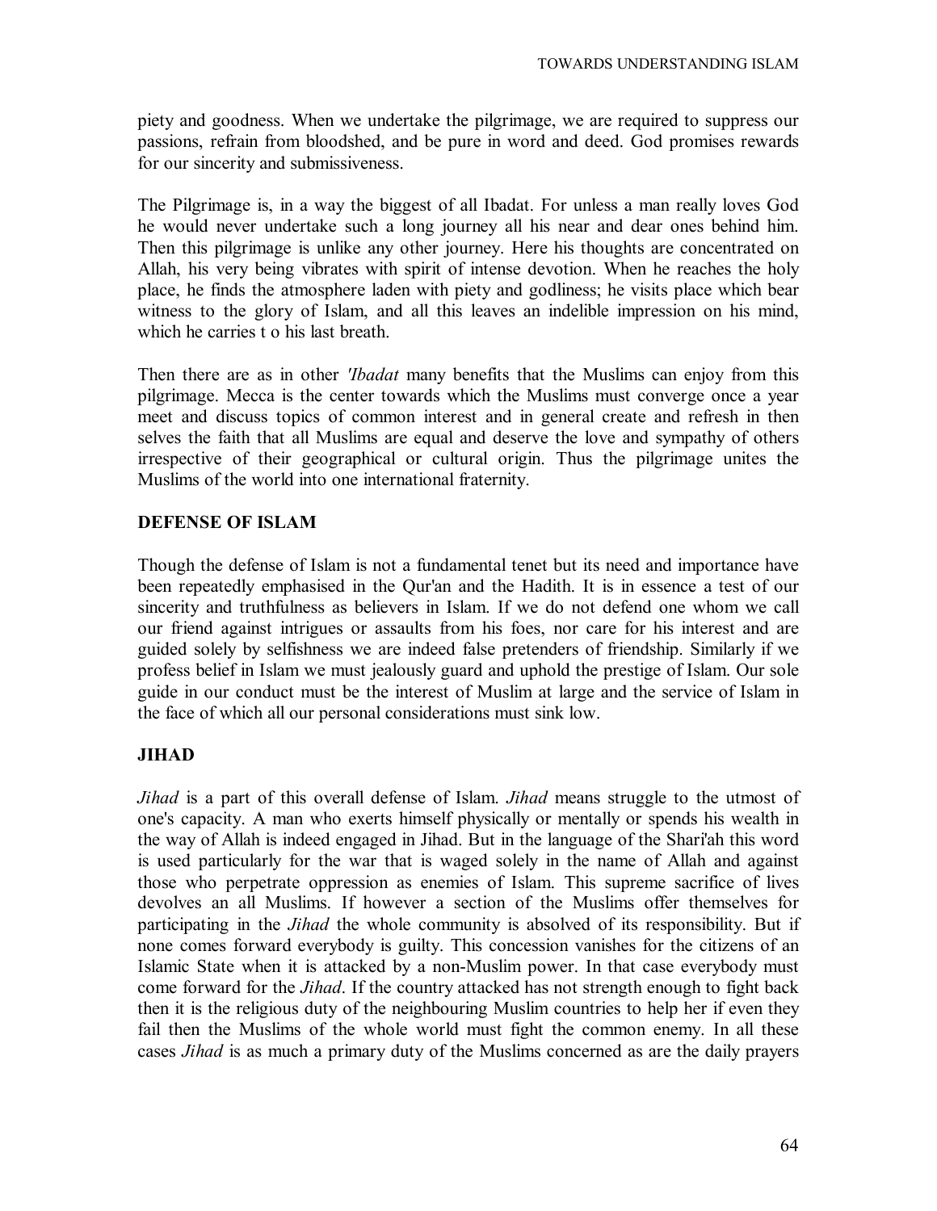piety and goodness. When we undertake the pilgrimage, we are required to suppress our passions, refrain from bloodshed, and be pure in word and deed. God promises rewards for our sincerity and submissiveness.

The Pilgrimage is, in a way the biggest of all Ibadat. For unless a man really loves God he would never undertake such a long journey all his near and dear ones behind him. Then this pilgrimage is unlike any other journey. Here his thoughts are concentrated on Allah, his very being vibrates with spirit of intense devotion. When he reaches the holy place, he finds the atmosphere laden with piety and godliness; he visits place which bear witness to the glory of Islam, and all this leaves an indelible impression on his mind, which he carries t o his last breath.

Then there are as in other *'Ibadat* many benefits that the Muslims can enjoy from this pilgrimage. Mecca is the center towards which the Muslims must converge once a year meet and discuss topics of common interest and in general create and refresh in then selves the faith that all Muslims are equal and deserve the love and sympathy of others irrespective of their geographical or cultural origin. Thus the pilgrimage unites the Muslims of the world into one international fraternity.

## DEFENSE OF ISLAM

Though the defense of Islam is not a fundamental tenet but its need and importance have been repeatedly emphasised in the Qur'an and the Hadith. It is in essence a test of our sincerity and truthfulness as believers in Islam. If we do not defend one whom we call our friend against intrigues or assaults from his foes, nor care for his interest and are guided solely by selfishness we are indeed false pretenders of friendship. Similarly if we profess belief in Islam we must jealously guard and uphold the prestige of Islam. Our sole guide in our conduct must be the interest of Muslim at large and the service of Islam in the face of which all our personal considerations must sink low.

## JIHAD

*Jihad* is a part of this overall defense of Islam. *Jihad* means struggle to the utmost of one's capacity. A man who exerts himself physically or mentally or spends his wealth in the way of Allah is indeed engaged in Jihad. But in the language of the Shari'ah this word is used particularly for the war that is waged solely in the name of Allah and against those who perpetrate oppression as enemies of Islam. This supreme sacrifice of lives devolves an all Muslims. If however a section of the Muslims offer themselves for participating in the *Jihad* the whole community is absolved of its responsibility. But if none comes forward everybody is guilty. This concession vanishes for the citizens of an Islamic State when it is attacked by a non-Muslim power. In that case everybody must come forward for the *Jihad*. If the country attacked has not strength enough to fight back then it is the religious duty of the neighbouring Muslim countries to help her if even they fail then the Muslims of the whole world must fight the common enemy. In all these cases *Jihad* is as much a primary duty of the Muslims concerned as are the daily prayers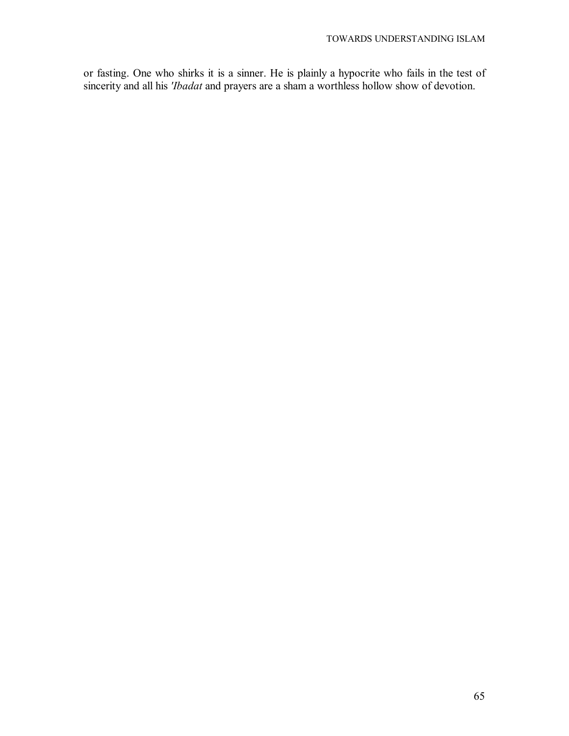or fasting. One who shirks it is a sinner. He is plainly a hypocrite who fails in the test of sincerity and all his *'Ibadat* and prayers are a sham a worthless hollow show of devotion.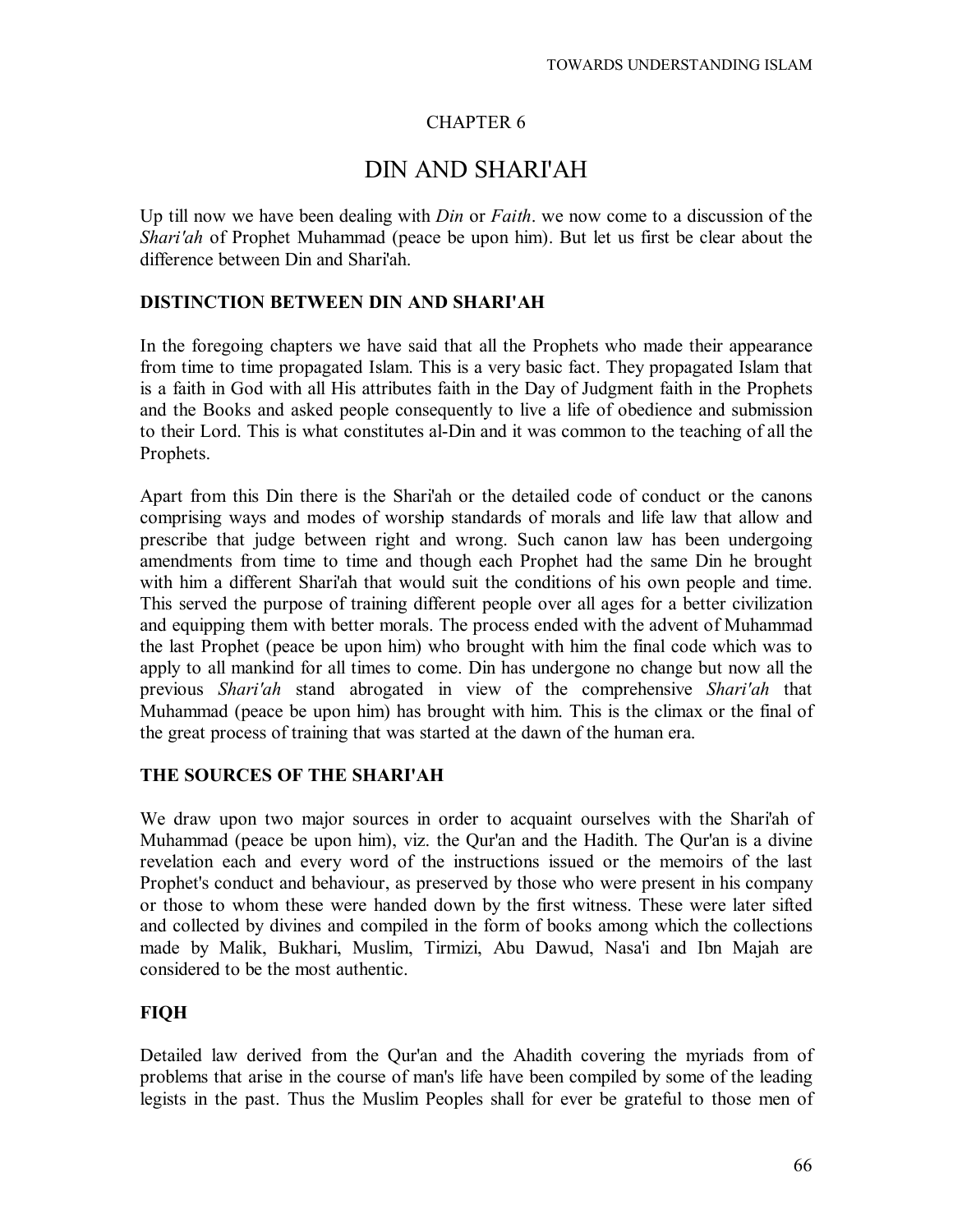CHAPTER 6

# DIN AND SHARI'AH

Up till now we have been dealing with *Din* or *Faith*. we now come to a discussion of the *Shari'ah* of Prophet Muhammad (peace be upon him). But let us first be clear about the difference between Din and Shari'ah.

## DISTINCTION BETWEEN DIN AND SHARI'AH

In the foregoing chapters we have said that all the Prophets who made their appearance from time to time propagated Islam. This is a very basic fact. They propagated Islam that is a faith in God with all His attributes faith in the Day of Judgment faith in the Prophets and the Books and asked people consequently to live a life of obedience and submission to their Lord. This is what constitutes al-Din and it was common to the teaching of all the Prophets.

Apart from this Din there is the Shari'ah or the detailed code of conduct or the canons comprising ways and modes of worship standards of morals and life law that allow and prescribe that judge between right and wrong. Such canon law has been undergoing amendments from time to time and though each Prophet had the same Din he brought with him a different Shari'ah that would suit the conditions of his own people and time. This served the purpose of training different people over all ages for a better civilization and equipping them with better morals. The process ended with the advent of Muhammad the last Prophet (peace be upon him) who brought with him the final code which was to apply to all mankind for all times to come. Din has undergone no change but now all the previous *Shari'ah* stand abrogated in view of the comprehensive *Shari'ah* that Muhammad (peace be upon him) has brought with him. This is the climax or the final of the great process of training that was started at the dawn of the human era.

## THE SOURCES OF THE SHARI'AH

We draw upon two major sources in order to acquaint ourselves with the Shari'ah of Muhammad (peace be upon him), viz. the Qur'an and the Hadith. The Qur'an is a divine revelation each and every word of the instructions issued or the memoirs of the last Prophet's conduct and behaviour, as preserved by those who were present in his company or those to whom these were handed down by the first witness. These were later sifted and collected by divines and compiled in the form of books among which the collections made by Malik, Bukhari, Muslim, Tirmizi, Abu Dawud, Nasa'i and Ibn Majah are considered to be the most authentic.

## FIQH

Detailed law derived from the Qur'an and the Ahadith covering the myriads from of problems that arise in the course of man's life have been compiled by some of the leading legists in the past. Thus the Muslim Peoples shall for ever be grateful to those men of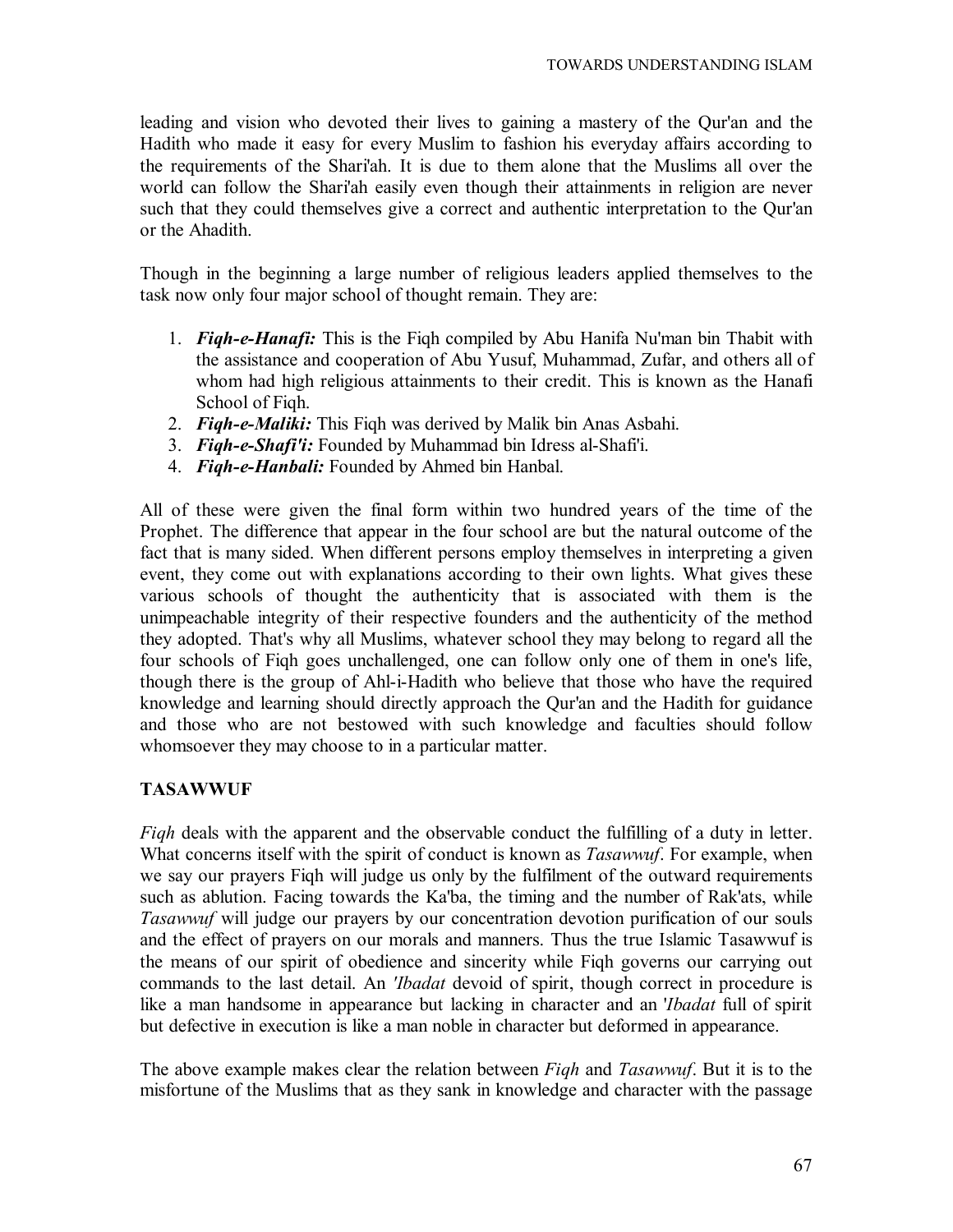leading and vision who devoted their lives to gaining a mastery of the Qur'an and the Hadith who made it easy for every Muslim to fashion his everyday affairs according to the requirements of the Shari'ah. It is due to them alone that the Muslims all over the world can follow the Shari'ah easily even though their attainments in religion are never such that they could themselves give a correct and authentic interpretation to the Qur'an or the Ahadith.

Though in the beginning a large number of religious leaders applied themselves to the task now only four major school of thought remain. They are:

1. ***Fiqh-e-Hanafi:*** This is the Fiqh compiled by Abu Hanifa Nu'man bin Thabit with the assistance and cooperation of Abu Yusuf, Muhammad, Zufar, and others all of whom had high religious attainments to their credit. This is known as the Hanafi School of Fiqh.
2. ***Fiqh-e-Maliki:*** This Fiqh was derived by Malik bin Anas Asbahi.
3. ***Fiqh-e-Shafi'i:*** Founded by Muhammad bin Idress al-Shafi'i.
4. ***Fiqh-e-Hanbali:*** Founded by Ahmed bin Hanbal.

All of these were given the final form within two hundred years of the time of the Prophet. The difference that appear in the four school are but the natural outcome of the fact that is many sided. When different persons employ themselves in interpreting a given event, they come out with explanations according to their own lights. What gives these various schools of thought the authenticity that is associated with them is the unimpeachable integrity of their respective founders and the authenticity of the method they adopted. That's why all Muslims, whatever school they may belong to regard all the four schools of Fiqh goes unchallenged, one can follow only one of them in one's life, though there is the group of Ahl-i-Hadith who believe that those who have the required knowledge and learning should directly approach the Qur'an and the Hadith for guidance and those who are not bestowed with such knowledge and faculties should follow whomsoever they may choose to in a particular matter.

## TASAWWUF

*Fiqh* deals with the apparent and the observable conduct the fulfilling of a duty in letter. What concerns itself with the spirit of conduct is known as *Tasawwuf*. For example, when we say our prayers Fiqh will judge us only by the fulfilment of the outward requirements such as ablution. Facing towards the Ka'ba, the timing and the number of Rak'ats, while *Tasawwuf* will judge our prayers by our concentration devotion purification of our souls and the effect of prayers on our morals and manners. Thus the true Islamic Tasawwuf is the means of our spirit of obedience and sincerity while Fiqh governs our carrying out commands to the last detail. An *'Ibadat* devoid of spirit, though correct in procedure is like a man handsome in appearance but lacking in character and an '*Ibadat* full of spirit but defective in execution is like a man noble in character but deformed in appearance.

The above example makes clear the relation between *Fiqh* and *Tasawwuf*. But it is to the misfortune of the Muslims that as they sank in knowledge and character with the passage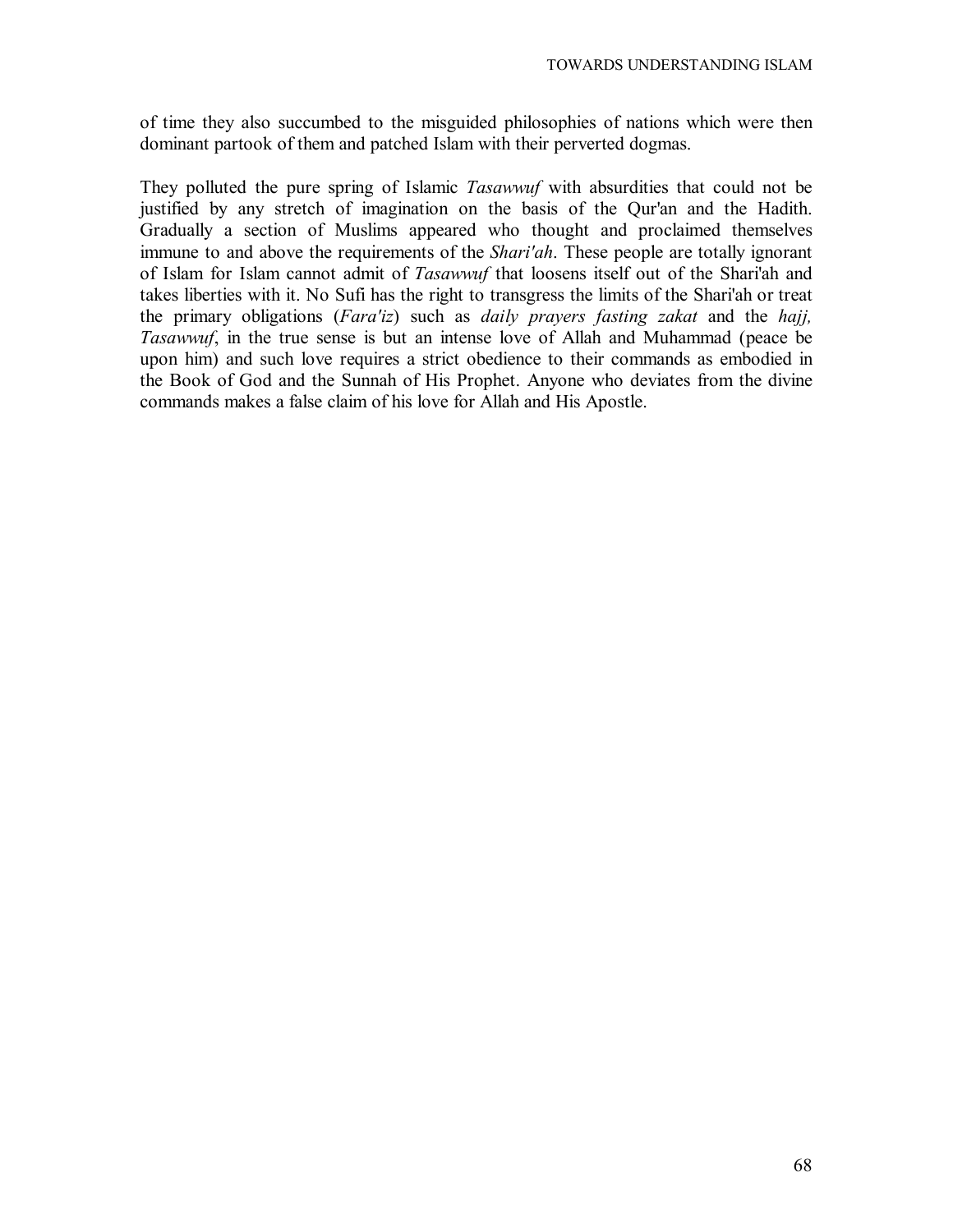of time they also succumbed to the misguided philosophies of nations which were then dominant partook of them and patched Islam with their perverted dogmas.

They polluted the pure spring of Islamic *Tasawwuf* with absurdities that could not be justified by any stretch of imagination on the basis of the Qur'an and the Hadith. Gradually a section of Muslims appeared who thought and proclaimed themselves immune to and above the requirements of the *Shari'ah*. These people are totally ignorant of Islam for Islam cannot admit of *Tasawwuf* that loosens itself out of the Shari'ah and takes liberties with it. No Sufi has the right to transgress the limits of the Shari'ah or treat the primary obligations (*Fara'iz*) such as *daily prayers fasting zakat* and the *hajj, Tasawwuf*, in the true sense is but an intense love of Allah and Muhammad (peace be upon him) and such love requires a strict obedience to their commands as embodied in the Book of God and the Sunnah of His Prophet. Anyone who deviates from the divine commands makes a false claim of his love for Allah and His Apostle.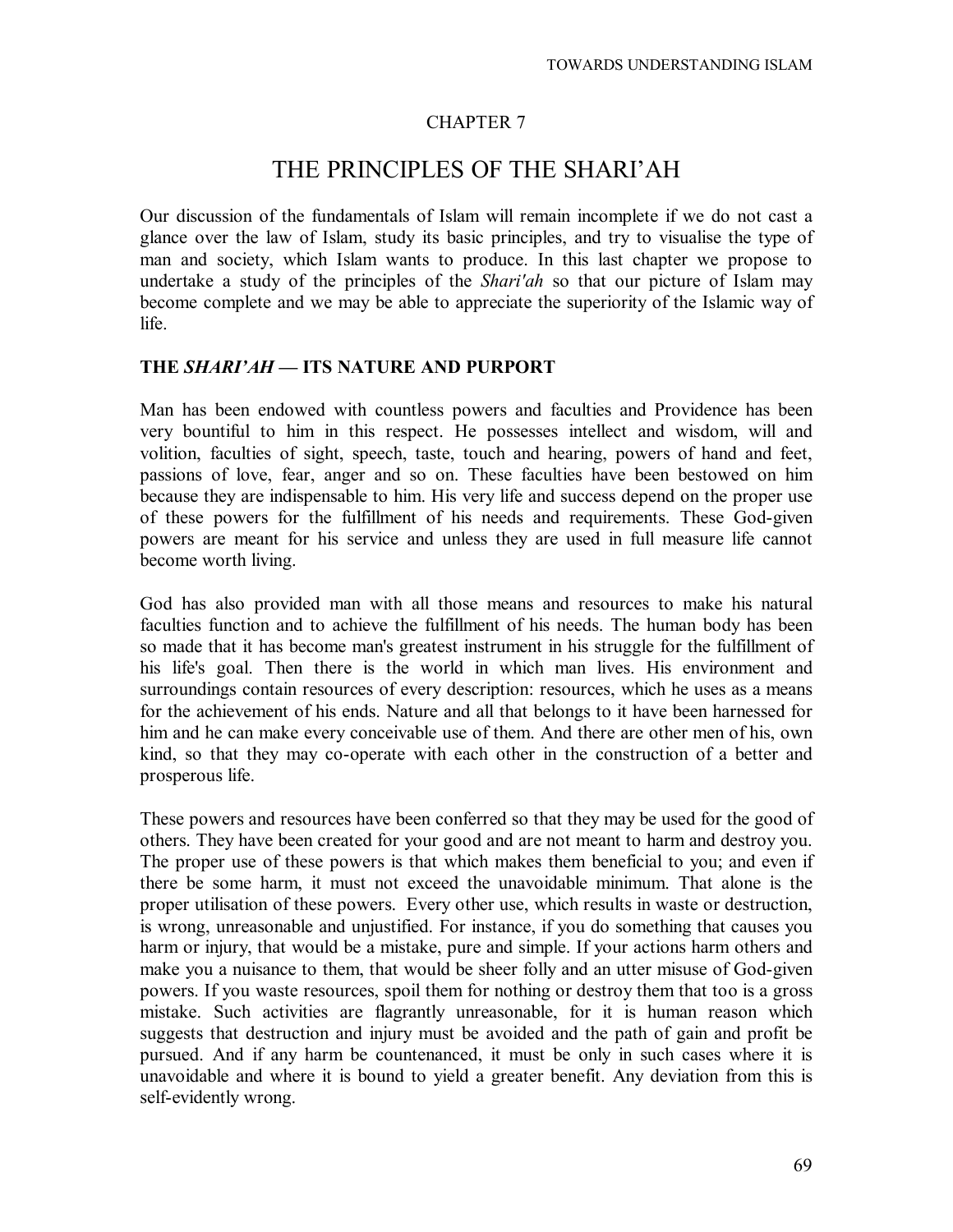## CHAPTER 7

# THE PRINCIPLES OF THE SHARI'AH

Our discussion of the fundamentals of Islam will remain incomplete if we do not cast a glance over the law of Islam, study its basic principles, and try to visualise the type of man and society, which Islam wants to produce. In this last chapter we propose to undertake a study of the principles of the *Shari'ah* so that our picture of Islam may become complete and we may be able to appreciate the superiority of the Islamic way of life.

### THE *SHARI'AH* — ITS NATURE AND PURPORT

Man has been endowed with countless powers and faculties and Providence has been very bountiful to him in this respect. He possesses intellect and wisdom, will and volition, faculties of sight, speech, taste, touch and hearing, powers of hand and feet, passions of love, fear, anger and so on. These faculties have been bestowed on him because they are indispensable to him. His very life and success depend on the proper use of these powers for the fulfillment of his needs and requirements. These God-given powers are meant for his service and unless they are used in full measure life cannot become worth living.

God has also provided man with all those means and resources to make his natural faculties function and to achieve the fulfillment of his needs. The human body has been so made that it has become man's greatest instrument in his struggle for the fulfillment of his life's goal. Then there is the world in which man lives. His environment and surroundings contain resources of every description: resources, which he uses as a means for the achievement of his ends. Nature and all that belongs to it have been harnessed for him and he can make every conceivable use of them. And there are other men of his, own kind, so that they may co-operate with each other in the construction of a better and prosperous life.

These powers and resources have been conferred so that they may be used for the good of others. They have been created for your good and are not meant to harm and destroy you. The proper use of these powers is that which makes them beneficial to you; and even if there be some harm, it must not exceed the unavoidable minimum. That alone is the proper utilisation of these powers. Every other use, which results in waste or destruction, is wrong, unreasonable and unjustified. For instance, if you do something that causes you harm or injury, that would be a mistake, pure and simple. If your actions harm others and make you a nuisance to them, that would be sheer folly and an utter misuse of God-given powers. If you waste resources, spoil them for nothing or destroy them that too is a gross mistake. Such activities are flagrantly unreasonable, for it is human reason which suggests that destruction and injury must be avoided and the path of gain and profit be pursued. And if any harm be countenanced, it must be only in such cases where it is unavoidable and where it is bound to yield a greater benefit. Any deviation from this is self-evidently wrong.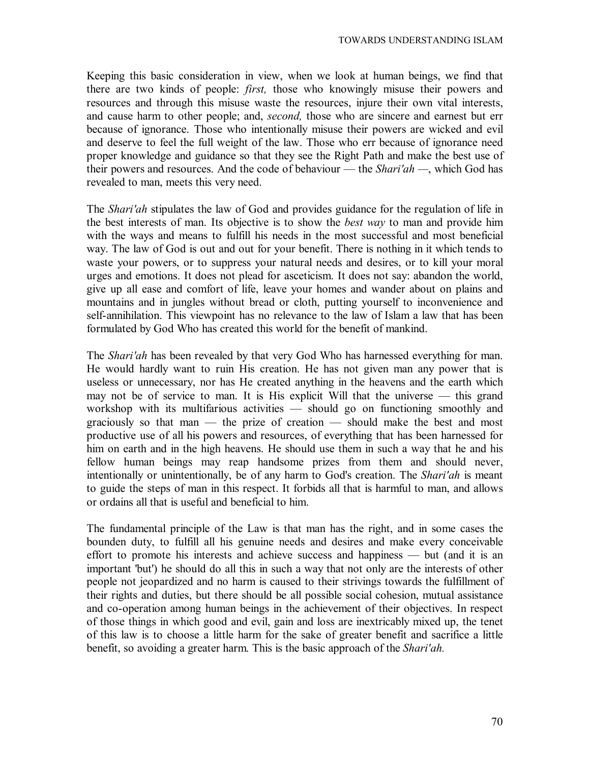Keeping this basic consideration in view, when we look at human beings, we find that there are two kinds of people: *first,* those who knowingly misuse their powers and resources and through this misuse waste the resources, injure their own vital interests, and cause harm to other people; and, *second,* those who are sincere and earnest but err because of ignorance. Those who intentionally misuse their powers are wicked and evil and deserve to feel the full weight of the law. Those who err because of ignorance need proper knowledge and guidance so that they see the Right Path and make the best use of their powers and resources. And the code of behaviour — the *Shari'ah* —, which God has revealed to man, meets this very need.

The *Shari'ah* stipulates the law of God and provides guidance for the regulation of life in the best interests of man. Its objective is to show the *best way* to man and provide him with the ways and means to fulfill his needs in the most successful and most beneficial way. The law of God is out and out for your benefit. There is nothing in it which tends to waste your powers, or to suppress your natural needs and desires, or to kill your moral urges and emotions. It does not plead for asceticism. It does not say: abandon the world, give up all ease and comfort of life, leave your homes and wander about on plains and mountains and in jungles without bread or cloth, putting yourself to inconvenience and self-annihilation. This viewpoint has no relevance to the law of Islam a law that has been formulated by God Who has created this world for the benefit of mankind.

The *Shari'ah* has been revealed by that very God Who has harnessed everything for man. He would hardly want to ruin His creation. He has not given man any power that is useless or unnecessary, nor has He created anything in the heavens and the earth which may not be of service to man. It is His explicit Will that the universe — this grand workshop with its multifarious activities — should go on functioning smoothly and graciously so that man — the prize of creation — should make the best and most productive use of all his powers and resources, of everything that has been harnessed for him on earth and in the high heavens. He should use them in such a way that he and his fellow human beings may reap handsome prizes from them and should never, intentionally or unintentionally, be of any harm to God's creation. The *Shari'ah* is meant to guide the steps of man in this respect. It forbids all that is harmful to man, and allows or ordains all that is useful and beneficial to him.

The fundamental principle of the Law is that man has the right, and in some cases the bounden duty, to fulfill all his genuine needs and desires and make every conceivable effort to promote his interests and achieve success and happiness — but (and it is an important 'but') he should do all this in such a way that not only are the interests of other people not jeopardized and no harm is caused to their strivings towards the fulfillment of their rights and duties, but there should be all possible social cohesion, mutual assistance and co-operation among human beings in the achievement of their objectives. In respect of those things in which good and evil, gain and loss are inextricably mixed up, the tenet of this law is to choose a little harm for the sake of greater benefit and sacrifice a little benefit, so avoiding a greater harm. This is the basic approach of the *Shari'ah.*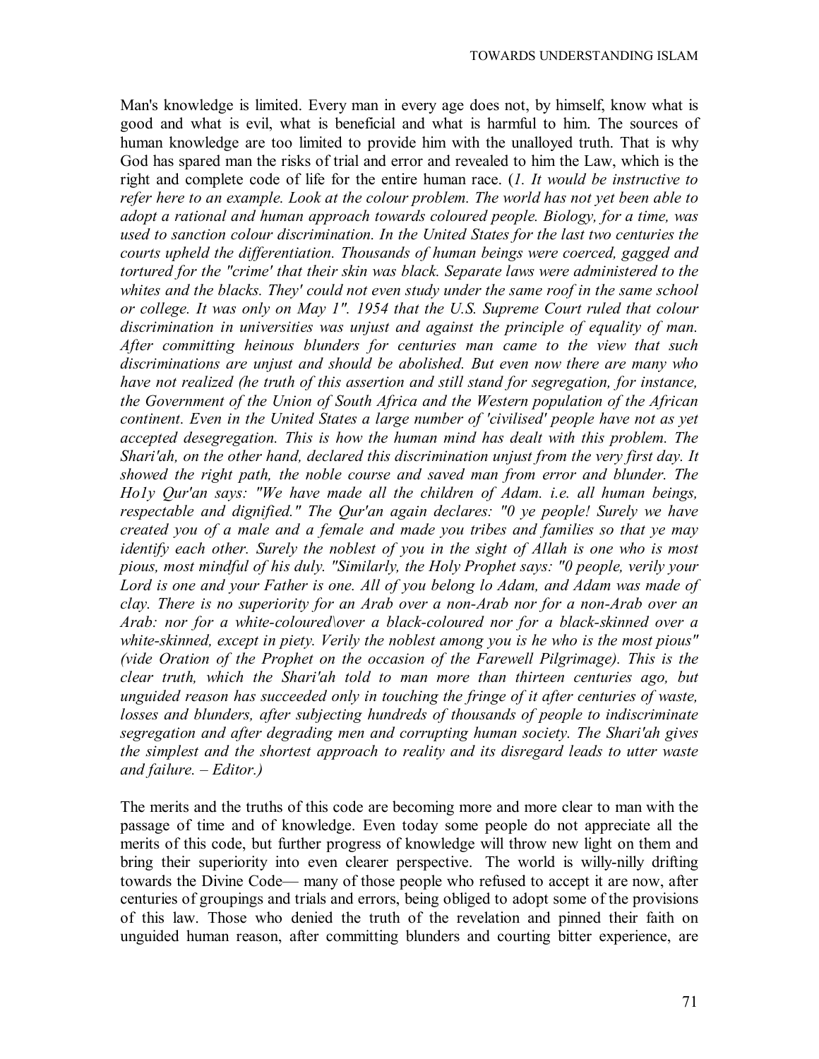Man's knowledge is limited. Every man in every age does not, by himself, know what is good and what is evil, what is beneficial and what is harmful to him. The sources of human knowledge are too limited to provide him with the unalloyed truth. That is why God has spared man the risks of trial and error and revealed to him the Law, which is the right and complete code of life for the entire human race. (*1. It would be instructive to refer here to an example. Look at the colour problem. The world has not yet been able to adopt a rational and human approach towards coloured people. Biology, for a time, was used to sanction colour discrimination. In the United States for the last two centuries the courts upheld the differentiation. Thousands of human beings were coerced, gagged and tortured for the "crime' that their skin was black. Separate laws were administered to the whites and the blacks. They' could not even study under the same roof in the same school or college. It was only on May 1". 1954 that the U.S. Supreme Court ruled that colour discrimination in universities was unjust and against the principle of equality of man. After committing heinous blunders for centuries man came to the view that such discriminations are unjust and should be abolished. But even now there are many who have not realized (he truth of this assertion and still stand for segregation, for instance, the Government of the Union of South Africa and the Western population of the African continent. Even in the United States a large number of 'civilised' people have not as yet accepted desegregation. This is how the human mind has dealt with this problem. The Shari'ah, on the other hand, declared this discrimination unjust from the very first day. It showed the right path, the noble course and saved man from error and blunder. The Ho1y Qur'an says: "We have made all the children of Adam. i.e. all human beings, respectable and dignified." The Qur'an again declares: "0 ye people! Surely we have created you of a male and a female and made you tribes and families so that ye may identify each other. Surely the noblest of you in the sight of Allah is one who is most pious, most mindful of his duly. "Similarly, the Holy Prophet says: "0 people, verily your Lord is one and your Father is one. All of you belong lo Adam, and Adam was made of clay. There is no superiority for an Arab over a non-Arab nor for a non-Arab over an Arab: nor for a white-coloured\over a black-coloured nor for a black-skinned over a white-skinned, except in piety. Verily the noblest among you is he who is the most pious" (vide Oration of the Prophet on the occasion of the Farewell Pilgrimage). This is the clear truth, which the Shari'ah told to man more than thirteen centuries ago, but unguided reason has succeeded only in touching the fringe of it after centuries of waste, losses and blunders, after subjecting hundreds of thousands of people to indiscriminate segregation and after degrading men and corrupting human society. The Shari'ah gives the simplest and the shortest approach to reality and its disregard leads to utter waste and failure. – Editor.*)

The merits and the truths of this code are becoming more and more clear to man with the passage of time and of knowledge. Even today some people do not appreciate all the merits of this code, but further progress of knowledge will throw new light on them and bring their superiority into even clearer perspective. The world is willy-nilly drifting towards the Divine Code— many of those people who refused to accept it are now, after centuries of groupings and trials and errors, being obliged to adopt some of the provisions of this law. Those who denied the truth of the revelation and pinned their faith on unguided human reason, after committing blunders and courting bitter experience, are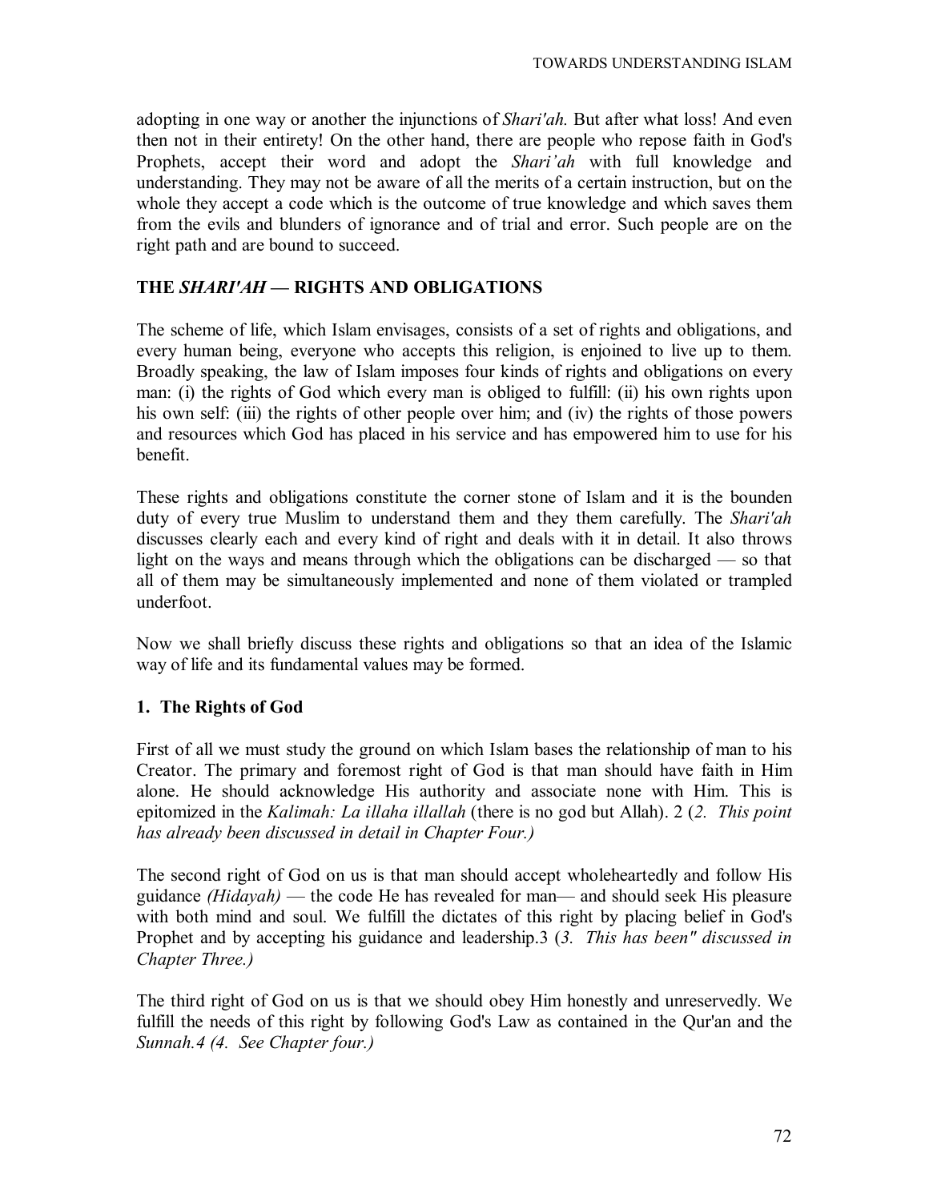adopting in one way or another the injunctions of *Shari'ah.* But after what loss! And even then not in their entirety! On the other hand, there are people who repose faith in God's Prophets, accept their word and adopt the *Shari'ah* with full knowledge and understanding. They may not be aware of all the merits of a certain instruction, but on the whole they accept a code which is the outcome of true knowledge and which saves them from the evils and blunders of ignorance and of trial and error. Such people are on the right path and are bound to succeed.

## THE *SHARI'AH* — RIGHTS AND OBLIGATIONS

The scheme of life, which Islam envisages, consists of a set of rights and obligations, and every human being, everyone who accepts this religion, is enjoined to live up to them. Broadly speaking, the law of Islam imposes four kinds of rights and obligations on every man: (i) the rights of God which every man is obliged to fulfill: (ii) his own rights upon his own self: (iii) the rights of other people over him; and (iv) the rights of those powers and resources which God has placed in his service and has empowered him to use for his benefit.

These rights and obligations constitute the corner stone of Islam and it is the bounden duty of every true Muslim to understand them and they them carefully. The *Shari'ah* discusses clearly each and every kind of right and deals with it in detail. It also throws light on the ways and means through which the obligations can be discharged — so that all of them may be simultaneously implemented and none of them violated or trampled underfoot.

Now we shall briefly discuss these rights and obligations so that an idea of the Islamic way of life and its fundamental values may be formed.

### 1. The Rights of God

First of all we must study the ground on which Islam bases the relationship of man to his Creator. The primary and foremost right of God is that man should have faith in Him alone. He should acknowledge His authority and associate none with Him. This is epitomized in the *Kalimah: La illaha illallah* (there is no god but Allah). 2 (*2. This point has already been discussed in detail in Chapter Four.)*

The second right of God on us is that man should accept wholeheartedly and follow His guidance *(Hidayah)* — the code He has revealed for man— and should seek His pleasure with both mind and soul. We fulfill the dictates of this right by placing belief in God's Prophet and by accepting his guidance and leadership.3 (*3. This has been" discussed in Chapter Three.)*

The third right of God on us is that we should obey Him honestly and unreservedly. We fulfill the needs of this right by following God's Law as contained in the Qur'an and the *Sunnah.4 (4. See Chapter four.)*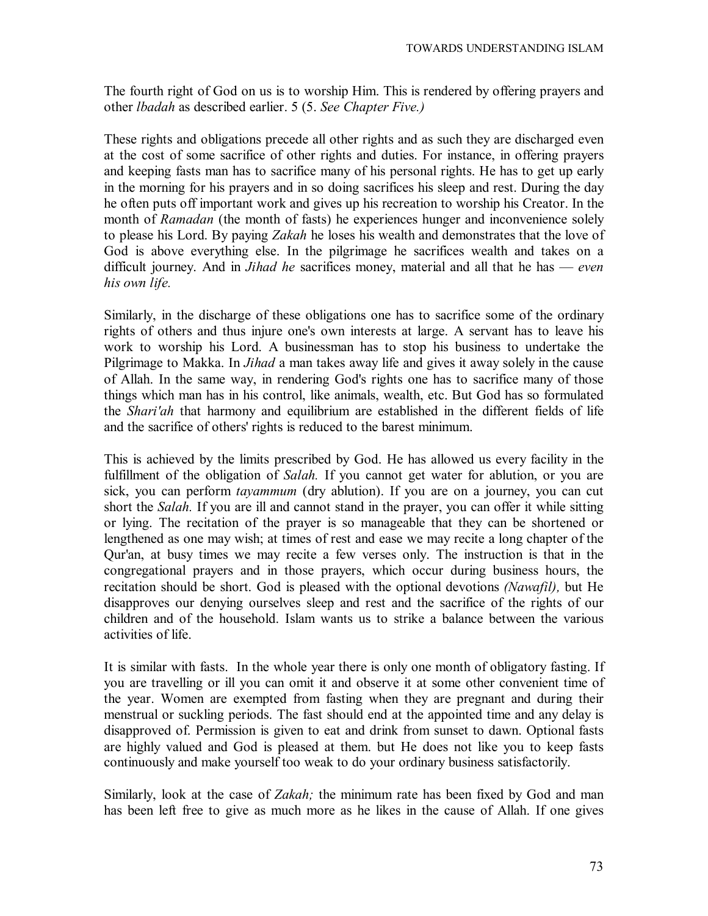The fourth right of God on us is to worship Him. This is rendered by offering prayers and other *lbadah* as described earlier. 5 (5. *See Chapter Five.)*

These rights and obligations precede all other rights and as such they are discharged even at the cost of some sacrifice of other rights and duties. For instance, in offering prayers and keeping fasts man has to sacrifice many of his personal rights. He has to get up early in the morning for his prayers and in so doing sacrifices his sleep and rest. During the day he often puts off important work and gives up his recreation to worship his Creator. In the month of *Ramadan* (the month of fasts) he experiences hunger and inconvenience solely to please his Lord. By paying *Zakah* he loses his wealth and demonstrates that the love of God is above everything else. In the pilgrimage he sacrifices wealth and takes on a difficult journey. And in *Jihad he* sacrifices money, material and all that he has — *even his own life.*

Similarly, in the discharge of these obligations one has to sacrifice some of the ordinary rights of others and thus injure one's own interests at large. A servant has to leave his work to worship his Lord. A businessman has to stop his business to undertake the Pilgrimage to Makka. In *Jihad* a man takes away life and gives it away solely in the cause of Allah. In the same way, in rendering God's rights one has to sacrifice many of those things which man has in his control, like animals, wealth, etc. But God has so formulated the *Shari'ah* that harmony and equilibrium are established in the different fields of life and the sacrifice of others' rights is reduced to the barest minimum.

This is achieved by the limits prescribed by God. He has allowed us every facility in the fulfillment of the obligation of *Salah.* If you cannot get water for ablution, or you are sick, you can perform *tayammum* (dry ablution). If you are on a journey, you can cut short the *Salah.* If you are ill and cannot stand in the prayer, you can offer it while sitting or lying. The recitation of the prayer is so manageable that they can be shortened or lengthened as one may wish; at times of rest and ease we may recite a long chapter of the Qur'an, at busy times we may recite a few verses only. The instruction is that in the congregational prayers and in those prayers, which occur during business hours, the recitation should be short. God is pleased with the optional devotions *(Nawafil),* but He disapproves our denying ourselves sleep and rest and the sacrifice of the rights of our children and of the household. Islam wants us to strike a balance between the various activities of life.

It is similar with fasts. In the whole year there is only one month of obligatory fasting. If you are travelling or ill you can omit it and observe it at some other convenient time of the year. Women are exempted from fasting when they are pregnant and during their menstrual or suckling periods. The fast should end at the appointed time and any delay is disapproved of. Permission is given to eat and drink from sunset to dawn. Optional fasts are highly valued and God is pleased at them. but He does not like you to keep fasts continuously and make yourself too weak to do your ordinary business satisfactorily.

Similarly, look at the case of *Zakah;* the minimum rate has been fixed by God and man has been left free to give as much more as he likes in the cause of Allah. If one gives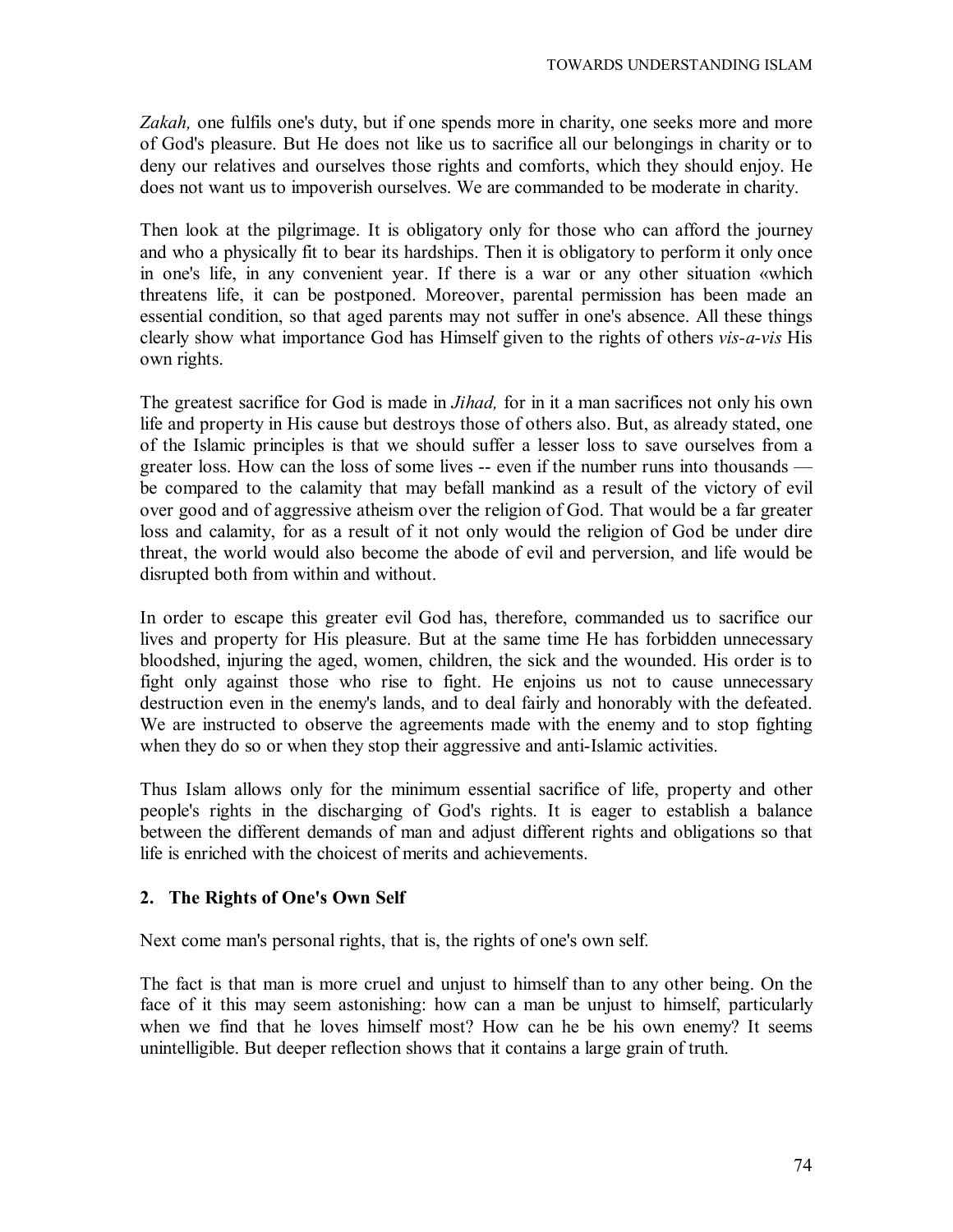*Zakah,* one fulfils one's duty, but if one spends more in charity, one seeks more and more of God's pleasure. But He does not like us to sacrifice all our belongings in charity or to deny our relatives and ourselves those rights and comforts, which they should enjoy. He does not want us to impoverish ourselves. We are commanded to be moderate in charity.

Then look at the pilgrimage. It is obligatory only for those who can afford the journey and who a physically fit to bear its hardships. Then it is obligatory to perform it only once in one's life, in any convenient year. If there is a war or any other situation «which threatens life, it can be postponed. Moreover, parental permission has been made an essential condition, so that aged parents may not suffer in one's absence. All these things clearly show what importance God has Himself given to the rights of others *vis-a-vis* His own rights.

The greatest sacrifice for God is made in *Jihad,* for in it a man sacrifices not only his own life and property in His cause but destroys those of others also. But, as already stated, one of the Islamic principles is that we should suffer a lesser loss to save ourselves from a greater loss. How can the loss of some lives -- even if the number runs into thousands — be compared to the calamity that may befall mankind as a result of the victory of evil over good and of aggressive atheism over the religion of God. That would be a far greater loss and calamity, for as a result of it not only would the religion of God be under dire threat, the world would also become the abode of evil and perversion, and life would be disrupted both from within and without.

In order to escape this greater evil God has, therefore, commanded us to sacrifice our lives and property for His pleasure. But at the same time He has forbidden unnecessary bloodshed, injuring the aged, women, children, the sick and the wounded. His order is to fight only against those who rise to fight. He enjoins us not to cause unnecessary destruction even in the enemy's lands, and to deal fairly and honorably with the defeated. We are instructed to observe the agreements made with the enemy and to stop fighting when they do so or when they stop their aggressive and anti-Islamic activities.

Thus Islam allows only for the minimum essential sacrifice of life, property and other people's rights in the discharging of God's rights. It is eager to establish a balance between the different demands of man and adjust different rights and obligations so that life is enriched with the choicest of merits and achievements.

### 2. The Rights of One's Own Self

Next come man's personal rights, that is, the rights of one's own self.

The fact is that man is more cruel and unjust to himself than to any other being. On the face of it this may seem astonishing: how can a man be unjust to himself, particularly when we find that he loves himself most? How can he be his own enemy? It seems unintelligible. But deeper reflection shows that it contains a large grain of truth.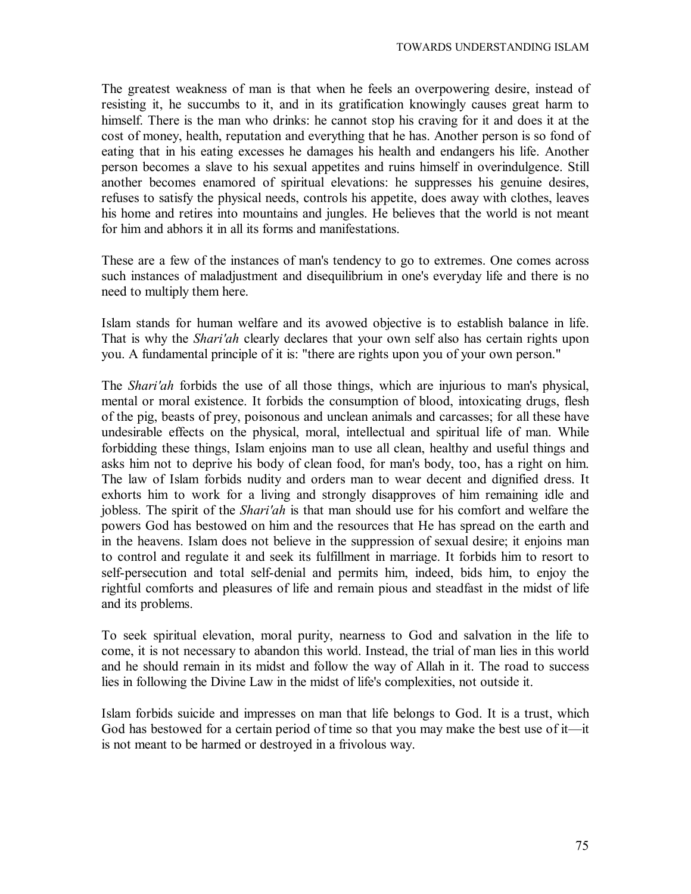The greatest weakness of man is that when he feels an overpowering desire, instead of resisting it, he succumbs to it, and in its gratification knowingly causes great harm to himself. There is the man who drinks: he cannot stop his craving for it and does it at the cost of money, health, reputation and everything that he has. Another person is so fond of eating that in his eating excesses he damages his health and endangers his life. Another person becomes a slave to his sexual appetites and ruins himself in overindulgence. Still another becomes enamored of spiritual elevations: he suppresses his genuine desires, refuses to satisfy the physical needs, controls his appetite, does away with clothes, leaves his home and retires into mountains and jungles. He believes that the world is not meant for him and abhors it in all its forms and manifestations.

These are a few of the instances of man's tendency to go to extremes. One comes across such instances of maladjustment and disequilibrium in one's everyday life and there is no need to multiply them here.

Islam stands for human welfare and its avowed objective is to establish balance in life. That is why the *Shari'ah* clearly declares that your own self also has certain rights upon you. A fundamental principle of it is: "there are rights upon you of your own person."

The *Shari'ah* forbids the use of all those things, which are injurious to man's physical, mental or moral existence. It forbids the consumption of blood, intoxicating drugs, flesh of the pig, beasts of prey, poisonous and unclean animals and carcasses; for all these have undesirable effects on the physical, moral, intellectual and spiritual life of man. While forbidding these things, Islam enjoins man to use all clean, healthy and useful things and asks him not to deprive his body of clean food, for man's body, too, has a right on him. The law of Islam forbids nudity and orders man to wear decent and dignified dress. It exhorts him to work for a living and strongly disapproves of him remaining idle and jobless. The spirit of the *Shari'ah* is that man should use for his comfort and welfare the powers God has bestowed on him and the resources that He has spread on the earth and in the heavens. Islam does not believe in the suppression of sexual desire; it enjoins man to control and regulate it and seek its fulfillment in marriage. It forbids him to resort to self-persecution and total self-denial and permits him, indeed, bids him, to enjoy the rightful comforts and pleasures of life and remain pious and steadfast in the midst of life and its problems.

To seek spiritual elevation, moral purity, nearness to God and salvation in the life to come, it is not necessary to abandon this world. Instead, the trial of man lies in this world and he should remain in its midst and follow the way of Allah in it. The road to success lies in following the Divine Law in the midst of life's complexities, not outside it.

Islam forbids suicide and impresses on man that life belongs to God. It is a trust, which God has bestowed for a certain period of time so that you may make the best use of it—it is not meant to be harmed or destroyed in a frivolous way.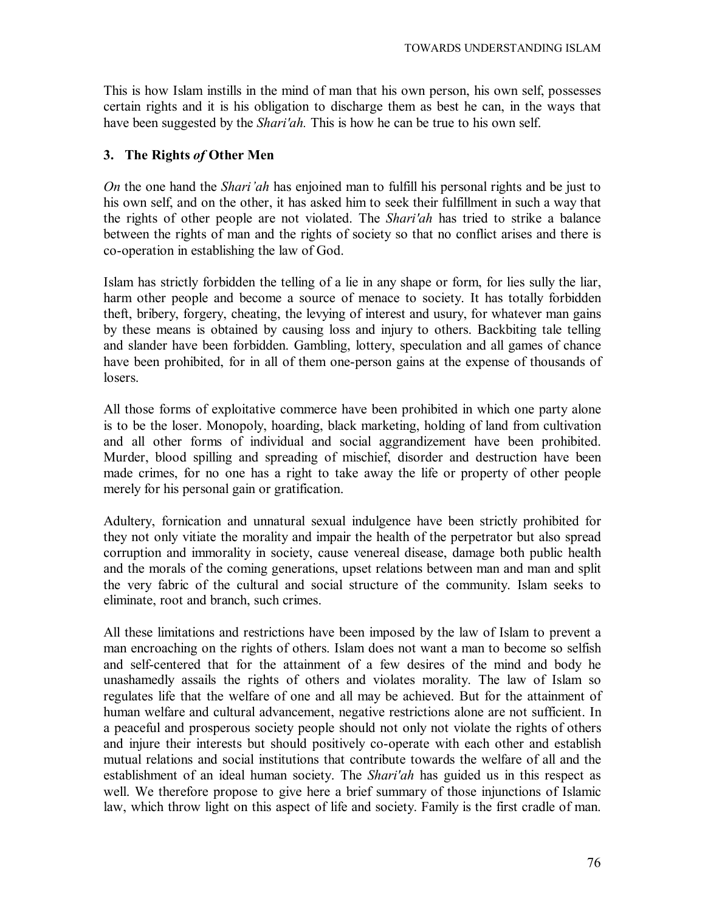This is how Islam instills in the mind of man that his own person, his own self, possesses certain rights and it is his obligation to discharge them as best he can, in the ways that have been suggested by the *Shari'ah.* This is how he can be true to his own self.

### 3. The Rights *of* Other Men

*On* the one hand the *Shari'ah* has enjoined man to fulfill his personal rights and be just to his own self, and on the other, it has asked him to seek their fulfillment in such a way that the rights of other people are not violated. The *Shari'ah* has tried to strike a balance between the rights of man and the rights of society so that no conflict arises and there is co-operation in establishing the law of God.

Islam has strictly forbidden the telling of a lie in any shape or form, for lies sully the liar, harm other people and become a source of menace to society. It has totally forbidden theft, bribery, forgery, cheating, the levying of interest and usury, for whatever man gains by these means is obtained by causing loss and injury to others. Backbiting tale telling and slander have been forbidden. Gambling, lottery, speculation and all games of chance have been prohibited, for in all of them one-person gains at the expense of thousands of losers.

All those forms of exploitative commerce have been prohibited in which one party alone is to be the loser. Monopoly, hoarding, black marketing, holding of land from cultivation and all other forms of individual and social aggrandizement have been prohibited. Murder, blood spilling and spreading of mischief, disorder and destruction have been made crimes, for no one has a right to take away the life or property of other people merely for his personal gain or gratification.

Adultery, fornication and unnatural sexual indulgence have been strictly prohibited for they not only vitiate the morality and impair the health of the perpetrator but also spread corruption and immorality in society, cause venereal disease, damage both public health and the morals of the coming generations, upset relations between man and man and split the very fabric of the cultural and social structure of the community. Islam seeks to eliminate, root and branch, such crimes.

All these limitations and restrictions have been imposed by the law of Islam to prevent a man encroaching on the rights of others. Islam does not want a man to become so selfish and self-centered that for the attainment of a few desires of the mind and body he unashamedly assails the rights of others and violates morality. The law of Islam so regulates life that the welfare of one and all may be achieved. But for the attainment of human welfare and cultural advancement, negative restrictions alone are not sufficient. In a peaceful and prosperous society people should not only not violate the rights of others and injure their interests but should positively co-operate with each other and establish mutual relations and social institutions that contribute towards the welfare of all and the establishment of an ideal human society. The *Shari'ah* has guided us in this respect as well. We therefore propose to give here a brief summary of those injunctions of Islamic law, which throw light on this aspect of life and society. Family is the first cradle of man.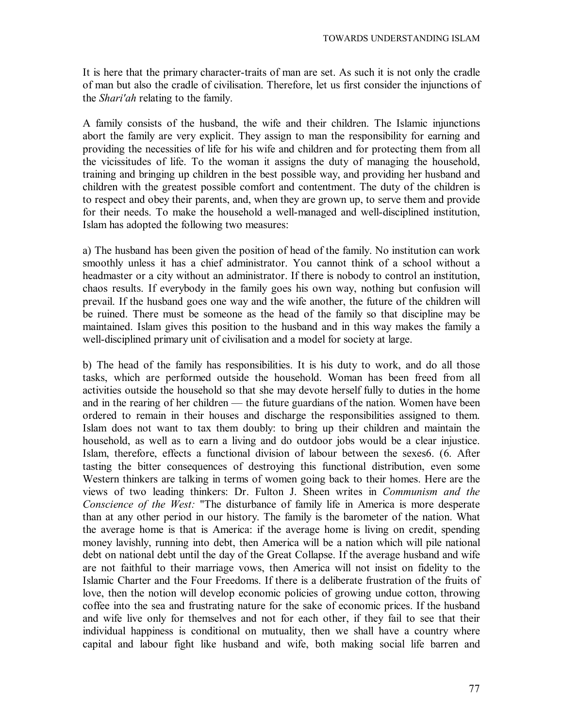It is here that the primary character-traits of man are set. As such it is not only the cradle of man but also the cradle of civilisation. Therefore, let us first consider the injunctions of the *Shari'ah* relating to the family.

A family consists of the husband, the wife and their children. The Islamic injunctions abort the family are very explicit. They assign to man the responsibility for earning and providing the necessities of life for his wife and children and for protecting them from all the vicissitudes of life. To the woman it assigns the duty of managing the household, training and bringing up children in the best possible way, and providing her husband and children with the greatest possible comfort and contentment. The duty of the children is to respect and obey their parents, and, when they are grown up, to serve them and provide for their needs. To make the household a well-managed and well-disciplined institution, Islam has adopted the following two measures:

a) The husband has been given the position of head of the family. No institution can work smoothly unless it has a chief administrator. You cannot think of a school without a headmaster or a city without an administrator. If there is nobody to control an institution, chaos results. If everybody in the family goes his own way, nothing but confusion will prevail. If the husband goes one way and the wife another, the future of the children will be ruined. There must be someone as the head of the family so that discipline may be maintained. Islam gives this position to the husband and in this way makes the family a well-disciplined primary unit of civilisation and a model for society at large.

b) The head of the family has responsibilities. It is his duty to work, and do all those tasks, which are performed outside the household. Woman has been freed from all activities outside the household so that she may devote herself fully to duties in the home and in the rearing of her children — the future guardians of the nation. Women have been ordered to remain in their houses and discharge the responsibilities assigned to them. Islam does not want to tax them doubly: to bring up their children and maintain the household, as well as to earn a living and do outdoor jobs would be a clear injustice. Islam, therefore, effects a functional division of labour between the sexes6. (6. After tasting the bitter consequences of destroying this functional distribution, even some Western thinkers are talking in terms of women going back to their homes. Here are the views of two leading thinkers: Dr. Fulton J. Sheen writes in *Communism and the Conscience of the West:* "The disturbance of family life in America is more desperate than at any other period in our history. The family is the barometer of the nation. What the average home is that is America: if the average home is living on credit, spending money lavishly, running into debt, then America will be a nation which will pile national debt on national debt until the day of the Great Collapse. If the average husband and wife are not faithful to their marriage vows, then America will not insist on fidelity to the Islamic Charter and the Four Freedoms. If there is a deliberate frustration of the fruits of love, then the notion will develop economic policies of growing undue cotton, throwing coffee into the sea and frustrating nature for the sake of economic prices. If the husband and wife live only for themselves and not for each other, if they fail to see that their individual happiness is conditional on mutuality, then we shall have a country where capital and labour fight like husband and wife, both making social life barren and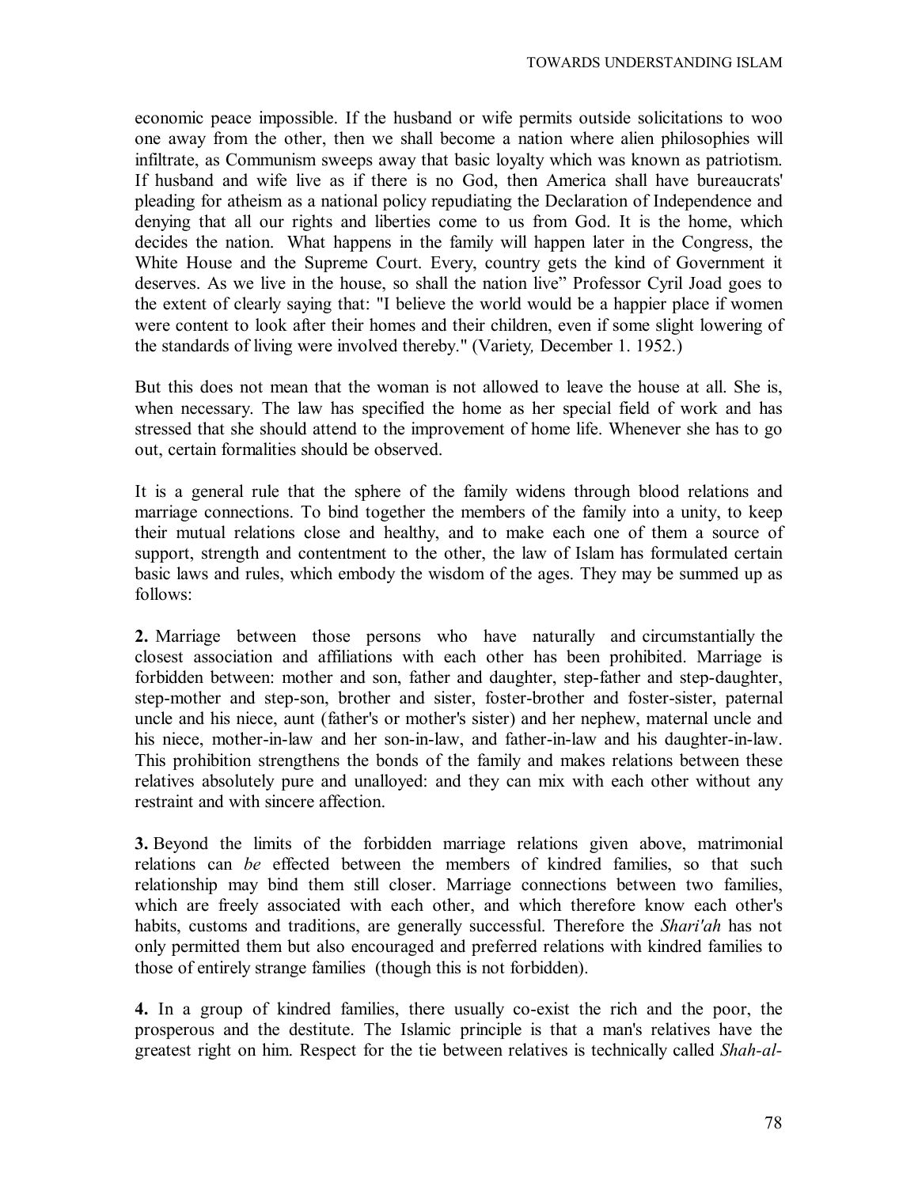economic peace impossible. If the husband or wife permits outside solicitations to woo one away from the other, then we shall become a nation where alien philosophies will infiltrate, as Communism sweeps away that basic loyalty which was known as patriotism. If husband and wife live as if there is no God, then America shall have bureaucrats' pleading for atheism as a national policy repudiating the Declaration of Independence and denying that all our rights and liberties come to us from God. It is the home, which decides the nation. What happens in the family will happen later in the Congress, the White House and the Supreme Court. Every, country gets the kind of Government it deserves. As we live in the house, so shall the nation live" Professor Cyril Joad goes to the extent of clearly saying that: "I believe the world would be a happier place if women were content to look after their homes and their children, even if some slight lowering of the standards of living were involved thereby." (Variety*,* December 1. 1952.)

But this does not mean that the woman is not allowed to leave the house at all. She is, when necessary. The law has specified the home as her special field of work and has stressed that she should attend to the improvement of home life. Whenever she has to go out, certain formalities should be observed.

It is a general rule that the sphere of the family widens through blood relations and marriage connections. To bind together the members of the family into a unity, to keep their mutual relations close and healthy, and to make each one of them a source of support, strength and contentment to the other, the law of Islam has formulated certain basic laws and rules, which embody the wisdom of the ages. They may be summed up as follows:

**2.** Marriage between those persons who have naturally and circumstantially the closest association and affiliations with each other has been prohibited. Marriage is forbidden between: mother and son, father and daughter, step-father and step-daughter, step-mother and step-son, brother and sister, foster-brother and foster-sister, paternal uncle and his niece, aunt (father's or mother's sister) and her nephew, maternal uncle and his niece, mother-in-law and her son-in-law, and father-in-law and his daughter-in-law. This prohibition strengthens the bonds of the family and makes relations between these relatives absolutely pure and unalloyed: and they can mix with each other without any restraint and with sincere affection.

**3.** Beyond the limits of the forbidden marriage relations given above, matrimonial relations can *be* effected between the members of kindred families, so that such relationship may bind them still closer. Marriage connections between two families, which are freely associated with each other, and which therefore know each other's habits, customs and traditions, are generally successful. Therefore the *Shari'ah* has not only permitted them but also encouraged and preferred relations with kindred families to those of entirely strange families (though this is not forbidden).

**4.** In a group of kindred families, there usually co-exist the rich and the poor, the prosperous and the destitute. The Islamic principle is that a man's relatives have the greatest right on him. Respect for the tie between relatives is technically called *Shah-al-*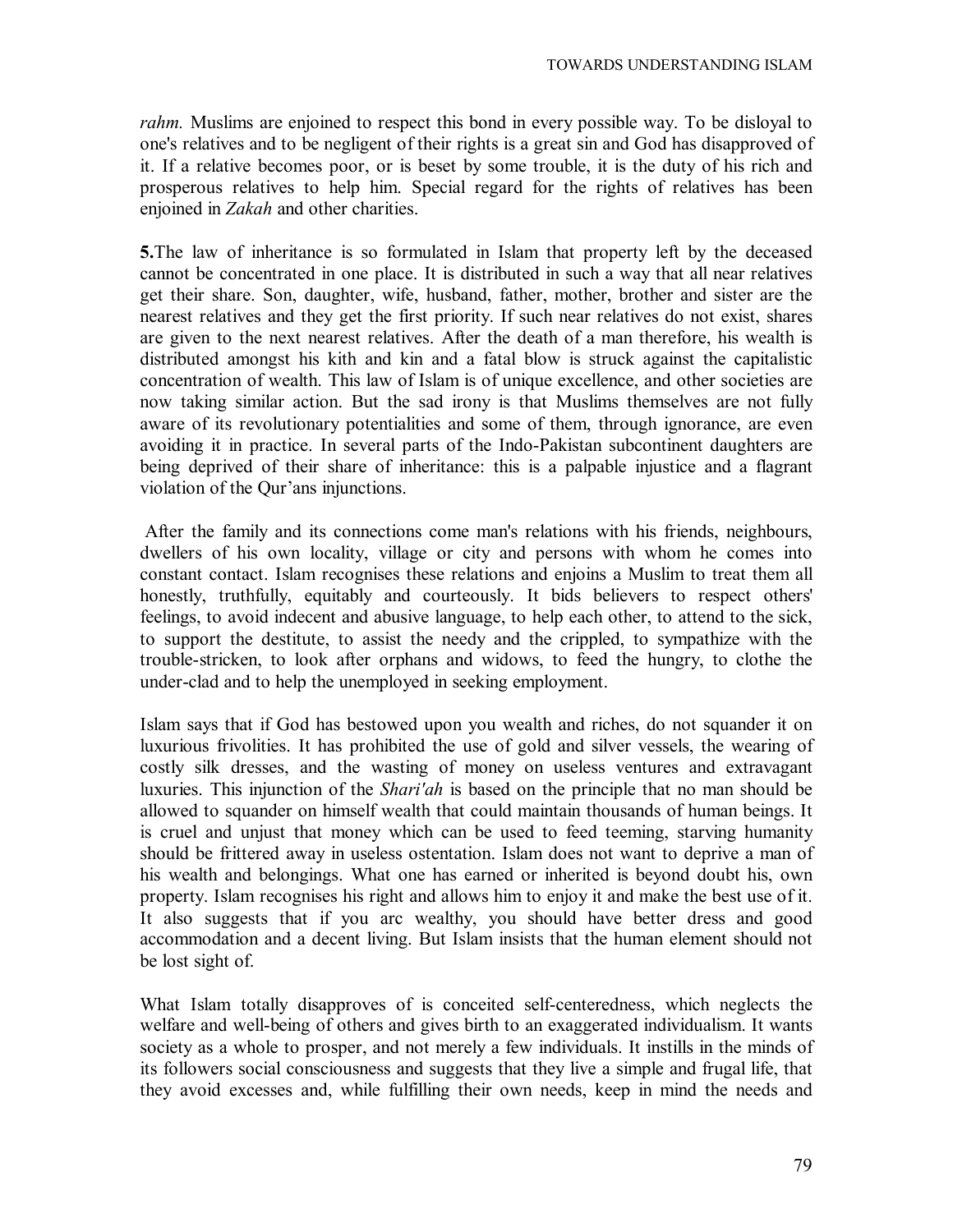*rahm.* Muslims are enjoined to respect this bond in every possible way. To be disloyal to one's relatives and to be negligent of their rights is a great sin and God has disapproved of it. If a relative becomes poor, or is beset by some trouble, it is the duty of his rich and prosperous relatives to help him. Special regard for the rights of relatives has been enjoined in *Zakah* and other charities.

**5.**The law of inheritance is so formulated in Islam that property left by the deceased cannot be concentrated in one place. It is distributed in such a way that all near relatives get their share. Son, daughter, wife, husband, father, mother, brother and sister are the nearest relatives and they get the first priority. If such near relatives do not exist, shares are given to the next nearest relatives. After the death of a man therefore, his wealth is distributed amongst his kith and kin and a fatal blow is struck against the capitalistic concentration of wealth. This law of Islam is of unique excellence, and other societies are now taking similar action. But the sad irony is that Muslims themselves are not fully aware of its revolutionary potentialities and some of them, through ignorance, are even avoiding it in practice. In several parts of the Indo-Pakistan subcontinent daughters are being deprived of their share of inheritance: this is a palpable injustice and a flagrant violation of the Qur'ans injunctions.

After the family and its connections come man's relations with his friends, neighbours, dwellers of his own locality, village or city and persons with whom he comes into constant contact. Islam recognises these relations and enjoins a Muslim to treat them all honestly, truthfully, equitably and courteously. It bids believers to respect others' feelings, to avoid indecent and abusive language, to help each other, to attend to the sick, to support the destitute, to assist the needy and the crippled, to sympathize with the trouble-stricken, to look after orphans and widows, to feed the hungry, to clothe the under-clad and to help the unemployed in seeking employment.

Islam says that if God has bestowed upon you wealth and riches, do not squander it on luxurious frivolities. It has prohibited the use of gold and silver vessels, the wearing of costly silk dresses, and the wasting of money on useless ventures and extravagant luxuries. This injunction of the *Shari'ah* is based on the principle that no man should be allowed to squander on himself wealth that could maintain thousands of human beings. It is cruel and unjust that money which can be used to feed teeming, starving humanity should be frittered away in useless ostentation. Islam does not want to deprive a man of his wealth and belongings. What one has earned or inherited is beyond doubt his, own property. Islam recognises his right and allows him to enjoy it and make the best use of it. It also suggests that if you arc wealthy, you should have better dress and good accommodation and a decent living. But Islam insists that the human element should not be lost sight of.

What Islam totally disapproves of is conceited self-centeredness, which neglects the welfare and well-being of others and gives birth to an exaggerated individualism. It wants society as a whole to prosper, and not merely a few individuals. It instills in the minds of its followers social consciousness and suggests that they live a simple and frugal life, that they avoid excesses and, while fulfilling their own needs, keep in mind the needs and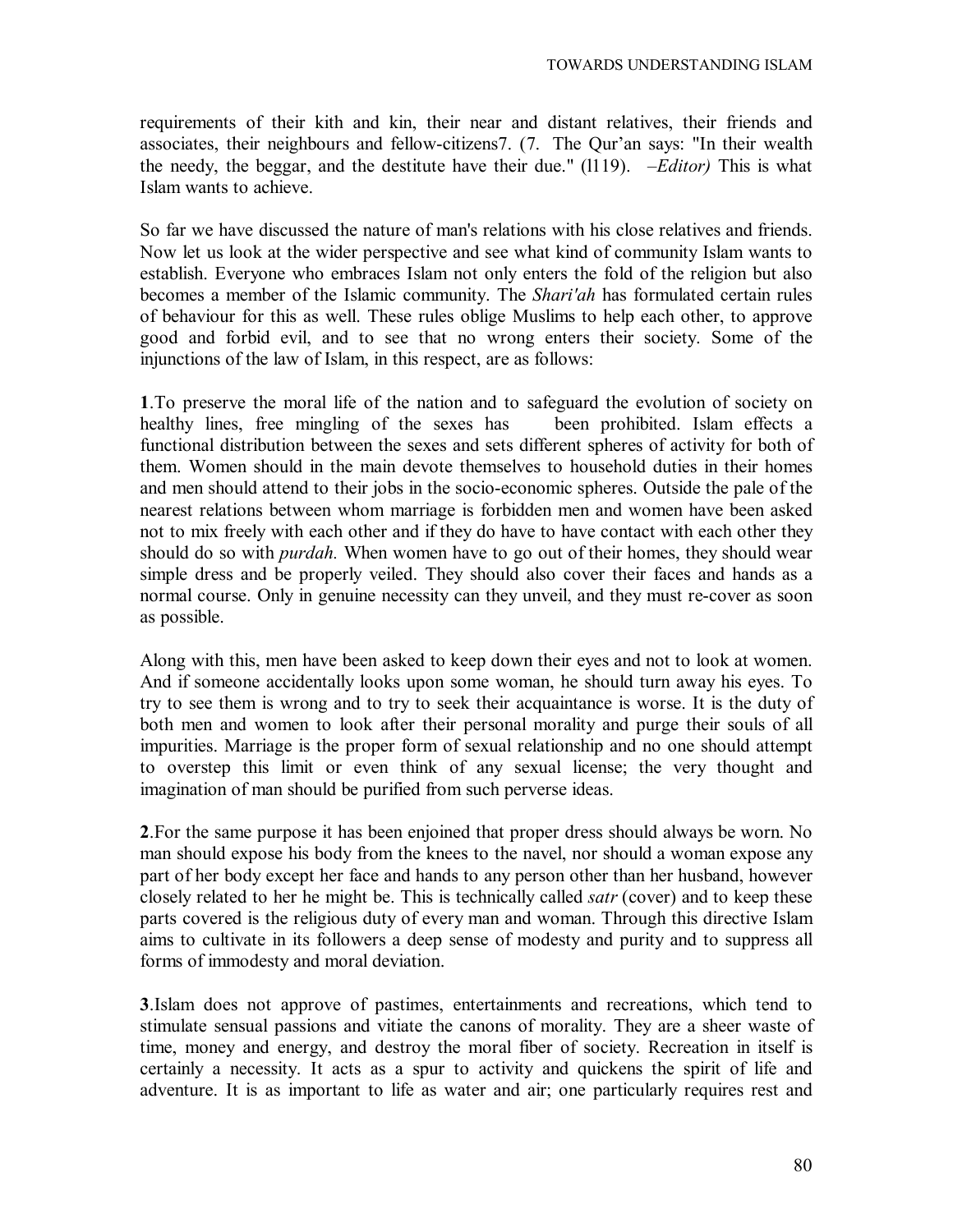requirements of their kith and kin, their near and distant relatives, their friends and associates, their neighbours and fellow-citizens7. (7. The Qur'an says: "In their wealth the needy, the beggar, and the destitute have their due." (l119). *–Editor)* This is what Islam wants to achieve.

So far we have discussed the nature of man's relations with his close relatives and friends. Now let us look at the wider perspective and see what kind of community Islam wants to establish. Everyone who embraces Islam not only enters the fold of the religion but also becomes a member of the Islamic community. The *Shari'ah* has formulated certain rules of behaviour for this as well. These rules oblige Muslims to help each other, to approve good and forbid evil, and to see that no wrong enters their society. Some of the injunctions of the law of Islam, in this respect, are as follows:

**1**.To preserve the moral life of the nation and to safeguard the evolution of society on healthy lines, free mingling of the sexes has been prohibited. Islam effects a functional distribution between the sexes and sets different spheres of activity for both of them. Women should in the main devote themselves to household duties in their homes and men should attend to their jobs in the socio-economic spheres. Outside the pale of the nearest relations between whom marriage is forbidden men and women have been asked not to mix freely with each other and if they do have to have contact with each other they should do so with *purdah.* When women have to go out of their homes, they should wear simple dress and be properly veiled. They should also cover their faces and hands as a normal course. Only in genuine necessity can they unveil, and they must re-cover as soon as possible.

Along with this, men have been asked to keep down their eyes and not to look at women. And if someone accidentally looks upon some woman, he should turn away his eyes. To try to see them is wrong and to try to seek their acquaintance is worse. It is the duty of both men and women to look after their personal morality and purge their souls of all impurities. Marriage is the proper form of sexual relationship and no one should attempt to overstep this limit or even think of any sexual license; the very thought and imagination of man should be purified from such perverse ideas.

**2**.For the same purpose it has been enjoined that proper dress should always be worn. No man should expose his body from the knees to the navel, nor should a woman expose any part of her body except her face and hands to any person other than her husband, however closely related to her he might be. This is technically called *satr* (cover) and to keep these parts covered is the religious duty of every man and woman. Through this directive Islam aims to cultivate in its followers a deep sense of modesty and purity and to suppress all forms of immodesty and moral deviation.

**3**.Islam does not approve of pastimes, entertainments and recreations, which tend to stimulate sensual passions and vitiate the canons of morality. They are a sheer waste of time, money and energy, and destroy the moral fiber of society. Recreation in itself is certainly a necessity. It acts as a spur to activity and quickens the spirit of life and adventure. It is as important to life as water and air; one particularly requires rest and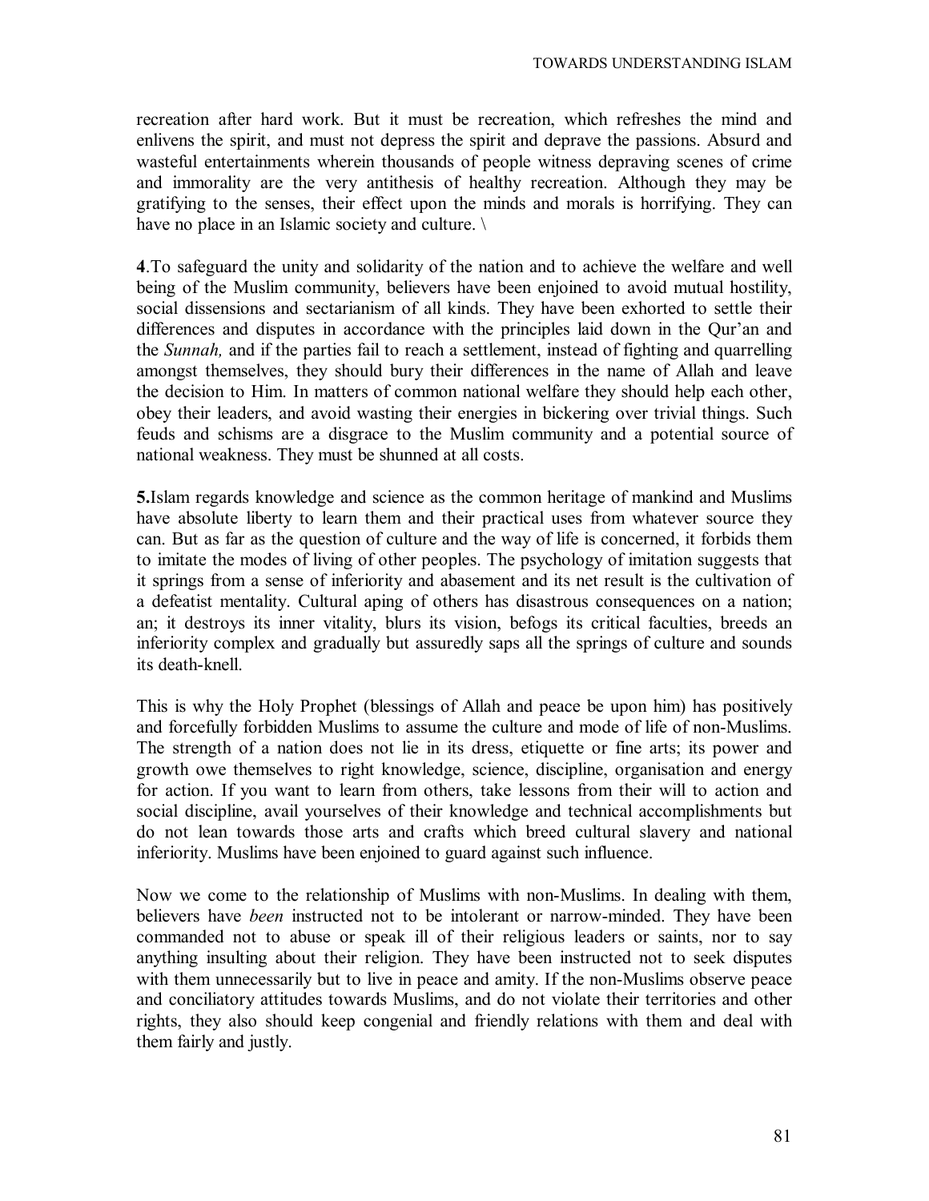recreation after hard work. But it must be recreation, which refreshes the mind and enlivens the spirit, and must not depress the spirit and deprave the passions. Absurd and wasteful entertainments wherein thousands of people witness depraving scenes of crime and immorality are the very antithesis of healthy recreation. Although they may be gratifying to the senses, their effect upon the minds and morals is horrifying. They can have no place in an Islamic society and culture. \

**4**.To safeguard the unity and solidarity of the nation and to achieve the welfare and well being of the Muslim community, believers have been enjoined to avoid mutual hostility, social dissensions and sectarianism of all kinds. They have been exhorted to settle their differences and disputes in accordance with the principles laid down in the Qur'an and the *Sunnah,* and if the parties fail to reach a settlement, instead of fighting and quarrelling amongst themselves, they should bury their differences in the name of Allah and leave the decision to Him. In matters of common national welfare they should help each other, obey their leaders, and avoid wasting their energies in bickering over trivial things. Such feuds and schisms are a disgrace to the Muslim community and a potential source of national weakness. They must be shunned at all costs.

**5.**Islam regards knowledge and science as the common heritage of mankind and Muslims have absolute liberty to learn them and their practical uses from whatever source they can. But as far as the question of culture and the way of life is concerned, it forbids them to imitate the modes of living of other peoples. The psychology of imitation suggests that it springs from a sense of inferiority and abasement and its net result is the cultivation of a defeatist mentality. Cultural aping of others has disastrous consequences on a nation; an; it destroys its inner vitality, blurs its vision, befogs its critical faculties, breeds an inferiority complex and gradually but assuredly saps all the springs of culture and sounds its death-knell.

This is why the Holy Prophet (blessings of Allah and peace be upon him) has positively and forcefully forbidden Muslims to assume the culture and mode of life of non-Muslims. The strength of a nation does not lie in its dress, etiquette or fine arts; its power and growth owe themselves to right knowledge, science, discipline, organisation and energy for action. If you want to learn from others, take lessons from their will to action and social discipline, avail yourselves of their knowledge and technical accomplishments but do not lean towards those arts and crafts which breed cultural slavery and national inferiority. Muslims have been enjoined to guard against such influence.

Now we come to the relationship of Muslims with non-Muslims. In dealing with them, believers have *been* instructed not to be intolerant or narrow-minded. They have been commanded not to abuse or speak ill of their religious leaders or saints, nor to say anything insulting about their religion. They have been instructed not to seek disputes with them unnecessarily but to live in peace and amity. If the non-Muslims observe peace and conciliatory attitudes towards Muslims, and do not violate their territories and other rights, they also should keep congenial and friendly relations with them and deal with them fairly and justly.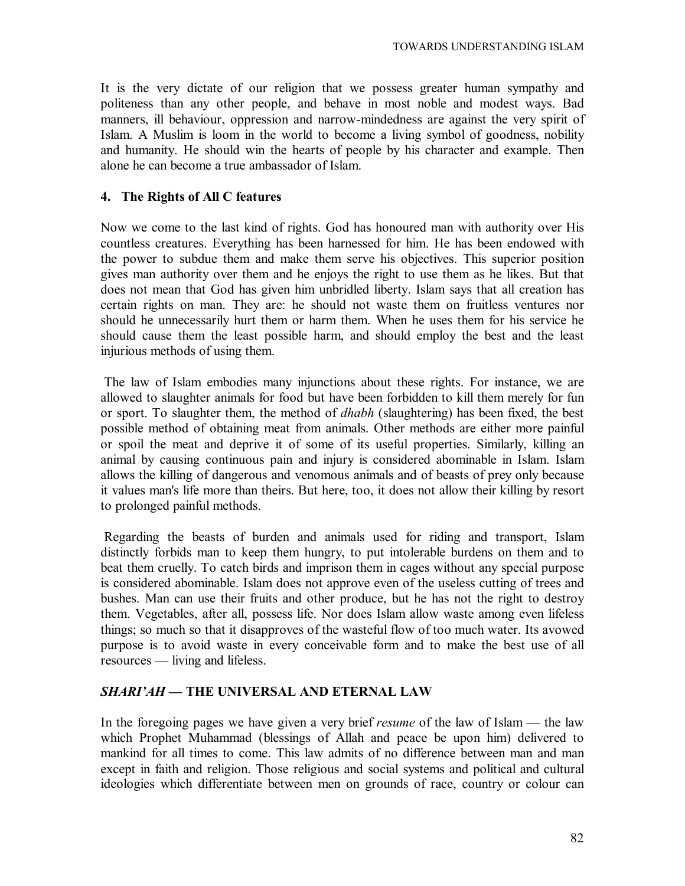It is the very dictate of our religion that we possess greater human sympathy and politeness than any other people, and behave in most noble and modest ways. Bad manners, ill behaviour, oppression and narrow-mindedness are against the very spirit of Islam. A Muslim is loom in the world to become a living symbol of goodness, nobility and humanity. He should win the hearts of people by his character and example. Then alone he can become a true ambassador of Islam.

### 4. The Rights of All C features

Now we come to the last kind of rights. God has honoured man with authority over His countless creatures. Everything has been harnessed for him. He has been endowed with the power to subdue them and make them serve his objectives. This superior position gives man authority over them and he enjoys the right to use them as he likes. But that does not mean that God has given him unbridled liberty. Islam says that all creation has certain rights on man. They are: he should not waste them on fruitless ventures nor should he unnecessarily hurt them or harm them. When he uses them for his service he should cause them the least possible harm, and should employ the best and the least injurious methods of using them.

The law of Islam embodies many injunctions about these rights. For instance, we are allowed to slaughter animals for food but have been forbidden to kill them merely for fun or sport. To slaughter them, the method of *dhabh* (slaughtering) has been fixed, the best possible method of obtaining meat from animals. Other methods are either more painful or spoil the meat and deprive it of some of its useful properties. Similarly, killing an animal by causing continuous pain and injury is considered abominable in Islam. Islam allows the killing of dangerous and venomous animals and of beasts of prey only because it values man's life more than theirs. But here, too, it does not allow their killing by resort to prolonged painful methods.

Regarding the beasts of burden and animals used for riding and transport, Islam distinctly forbids man to keep them hungry, to put intolerable burdens on them and to beat them cruelly. To catch birds and imprison them in cages without any special purpose is considered abominable. Islam does not approve even of the useless cutting of trees and bushes. Man can use their fruits and other produce, but he has not the right to destroy them. Vegetables, after all, possess life. Nor does Islam allow waste among even lifeless things; so much so that it disapproves of the wasteful flow of too much water. Its avowed purpose is to avoid waste in every conceivable form and to make the best use of all resources — living and lifeless.

## *SHARI'AH* — THE UNIVERSAL AND ETERNAL LAW

In the foregoing pages we have given a very brief *resume* of the law of Islam — the law which Prophet Muhammad (blessings of Allah and peace be upon him) delivered to mankind for all times to come. This law admits of no difference between man and man except in faith and religion. Those religious and social systems and political and cultural ideologies which differentiate between men on grounds of race, country or colour can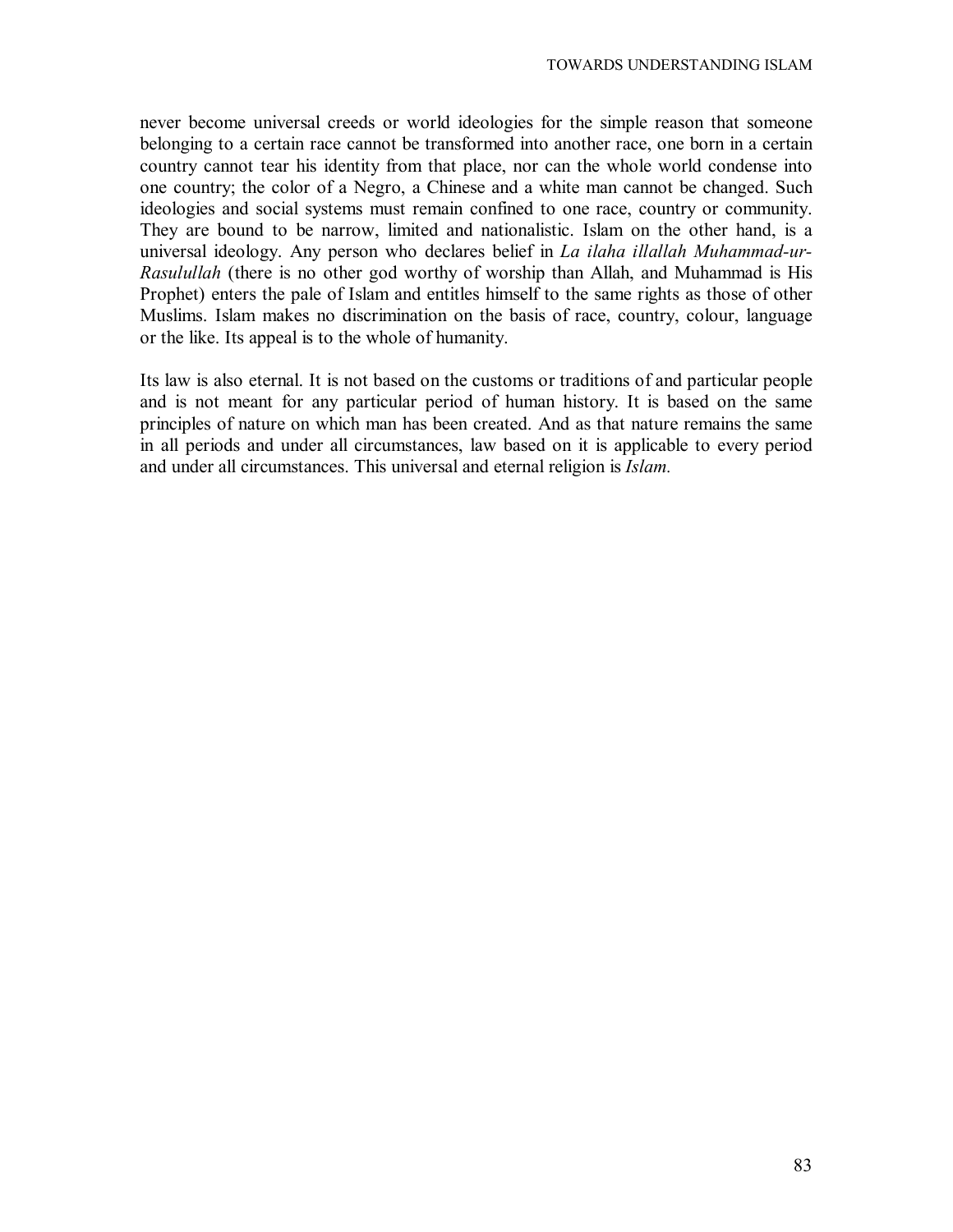never become universal creeds or world ideologies for the simple reason that someone belonging to a certain race cannot be transformed into another race, one born in a certain country cannot tear his identity from that place, nor can the whole world condense into one country; the color of a Negro, a Chinese and a white man cannot be changed. Such ideologies and social systems must remain confined to one race, country or community. They are bound to be narrow, limited and nationalistic. Islam on the other hand, is a universal ideology. Any person who declares belief in *La ilaha illallah Muhammad-ur-Rasulullah* (there is no other god worthy of worship than Allah, and Muhammad is His Prophet) enters the pale of Islam and entitles himself to the same rights as those of other Muslims. Islam makes no discrimination on the basis of race, country, colour, language or the like. Its appeal is to the whole of humanity.

Its law is also eternal. It is not based on the customs or traditions of and particular people and is not meant for any particular period of human history. It is based on the same principles of nature on which man has been created. And as that nature remains the same in all periods and under all circumstances, law based on it is applicable to every period and under all circumstances. This universal and eternal religion is *Islam.*